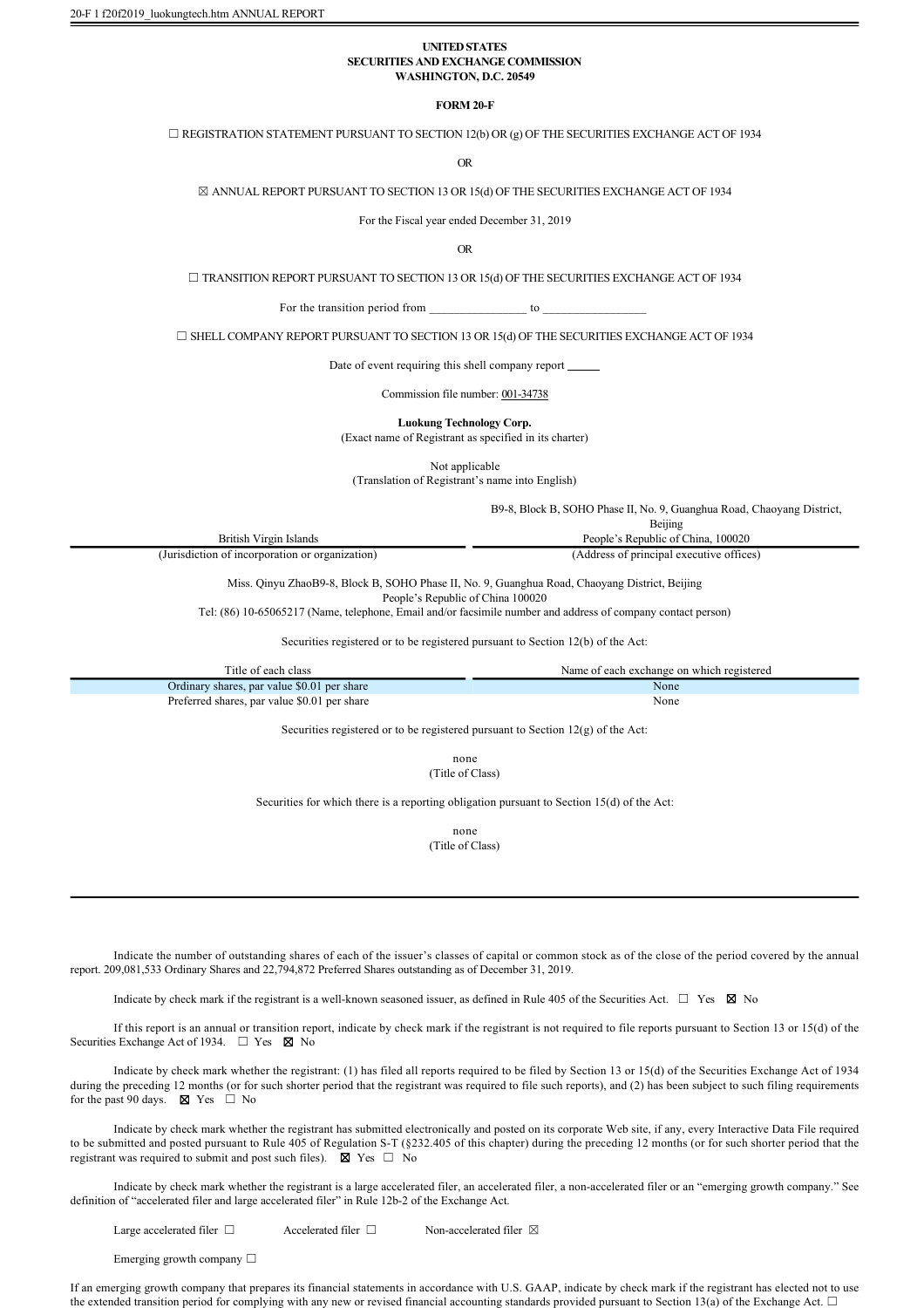20-F 1 f20f2019_luokungtech.htm ANNUAL REPORT

**UNITED STATES**
**SECURITIES AND EXCHANGE COMMISSION**
**WASHINGTON, D.C. 20549**

**FORM 20-F**

☐ REGISTRATION STATEMENT PURSUANT TO SECTION 12(b) OR (g) OF THE SECURITIES EXCHANGE ACT OF 1934

OR

☒ ANNUAL REPORT PURSUANT TO SECTION 13 OR 15(d) OF THE SECURITIES EXCHANGE ACT OF 1934

For the Fiscal year ended December 31, 2019

OR

☐ TRANSITION REPORT PURSUANT TO SECTION 13 OR 15(d) OF THE SECURITIES EXCHANGE ACT OF 1934

For the transition period from ________________ to _________________

☐ SHELL COMPANY REPORT PURSUANT TO SECTION 13 OR 15(d) OF THE SECURITIES EXCHANGE ACT OF 1934

Date of event requiring this shell company report ______

Commission file number: 001-34738

**Luokung Technology Corp.**
(Exact name of Registrant as specified in its charter)

Not applicable
(Translation of Registrant's name into English)

| British Virgin Islands | B9-8, Block B, SOHO Phase II, No. 9, Guanghua Road, Chaoyang District, Beijing People's Republic of China, 100020 |
|---|---|
| (Jurisdiction of incorporation or organization) | (Address of principal executive offices) |

Miss. Qinyu ZhaoB9-8, Block B, SOHO Phase II, No. 9, Guanghua Road, Chaoyang District, Beijing
People's Republic of China 100020
Tel: (86) 10-65065217 (Name, telephone, Email and/or facsimile number and address of company contact person)

Securities registered or to be registered pursuant to Section 12(b) of the Act:

| Title of each class | Name of each exchange on which registered |
|---|---|
| Ordinary shares, par value $0.01 per share | None |
| Preferred shares, par value $0.01 per share | None |

Securities registered or to be registered pursuant to Section 12(g) of the Act:

none
(Title of Class)

Securities for which there is a reporting obligation pursuant to Section 15(d) of the Act:

none
(Title of Class)

Indicate the number of outstanding shares of each of the issuer's classes of capital or common stock as of the close of the period covered by the annual report. 209,081,533 Ordinary Shares and 22,794,872 Preferred Shares outstanding as of December 31, 2019.

Indicate by check mark if the registrant is a well-known seasoned issuer, as defined in Rule 405 of the Securities Act. ☐ Yes ☒ No

If this report is an annual or transition report, indicate by check mark if the registrant is not required to file reports pursuant to Section 13 or 15(d) of the Securities Exchange Act of 1934. ☐ Yes ☒ No

Indicate by check mark whether the registrant: (1) has filed all reports required to be filed by Section 13 or 15(d) of the Securities Exchange Act of 1934 during the preceding 12 months (or for such shorter period that the registrant was required to file such reports), and (2) has been subject to such filing requirements for the past 90 days. ☒ Yes ☐ No

Indicate by check mark whether the registrant has submitted electronically and posted on its corporate Web site, if any, every Interactive Data File required to be submitted and posted pursuant to Rule 405 of Regulation S-T (§232.405 of this chapter) during the preceding 12 months (or for such shorter period that the registrant was required to submit and post such files). ☒ Yes ☐ No

Indicate by check mark whether the registrant is a large accelerated filer, an accelerated filer, a non-accelerated filer or an "emerging growth company." See definition of "accelerated filer and large accelerated filer" in Rule 12b-2 of the Exchange Act.

Large accelerated filer ☐ Accelerated filer ☐ Non-accelerated filer ☒

Emerging growth company ☐

If an emerging growth company that prepares its financial statements in accordance with U.S. GAAP, indicate by check mark if the registrant has elected not to use the extended transition period for complying with any new or revised financial accounting standards provided pursuant to Section 13(a) of the Exchange Act. ☐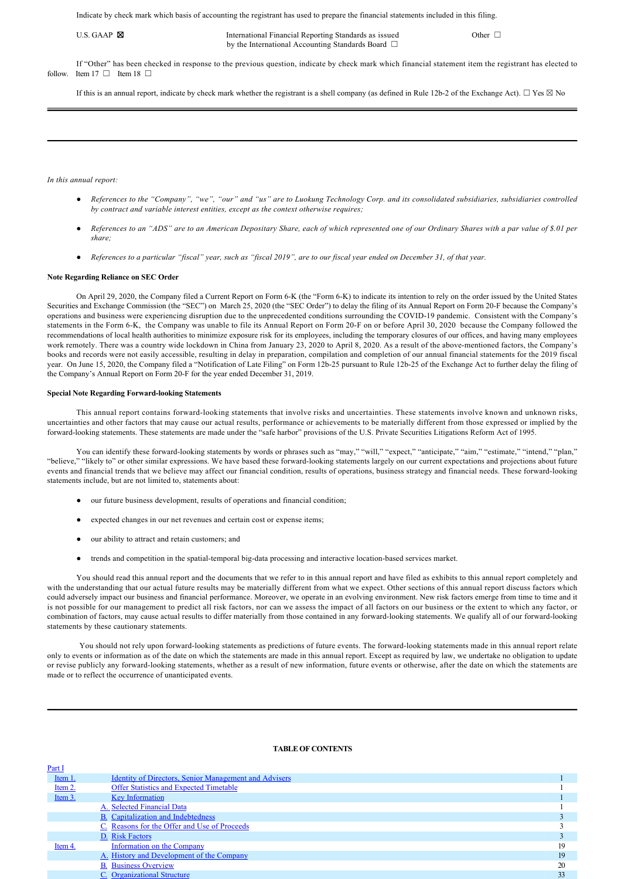Indicate by check mark which basis of accounting the registrant has used to prepare the financial statements included in this filing.

U.S. GAAP ☒ International Financial Reporting Standards as issued by the International Accounting Standards Board ☐ Other ☐

If "Other" has been checked in response to the previous question, indicate by check mark which financial statement item the registrant has elected to follow. Item 17 ☐ Item 18 ☐

If this is an annual report, indicate by check mark whether the registrant is a shell company (as defined in Rule 12b-2 of the Exchange Act). ☐ Yes ☒ No

---

---

*In this annual report:*

- *References to the "Company", "we", "our" and "us" are to Luokung Technology Corp. and its consolidated subsidiaries, subsidiaries controlled by contract and variable interest entities, except as the context otherwise requires;*
- *References to an "ADS" are to an American Depositary Share, each of which represented one of our Ordinary Shares with a par value of $.01 per share;*
- *References to a particular "fiscal" year, such as "fiscal 2019", are to our fiscal year ended on December 31, of that year.*

**Note Regarding Reliance on SEC Order**

On April 29, 2020, the Company filed a Current Report on Form 6-K (the "Form 6-K) to indicate its intention to rely on the order issued by the United States Securities and Exchange Commission (the "SEC") on March 25, 2020 (the "SEC Order") to delay the filing of its Annual Report on Form 20-F because the Company's operations and business were experiencing disruption due to the unprecedented conditions surrounding the COVID-19 pandemic. Consistent with the Company's statements in the Form 6-K, the Company was unable to file its Annual Report on Form 20-F on or before April 30, 2020 because the Company followed the recommendations of local health authorities to minimize exposure risk for its employees, including the temporary closures of our offices, and having many employees work remotely. There was a country wide lockdown in China from January 23, 2020 to April 8, 2020. As a result of the above-mentioned factors, the Company's books and records were not easily accessible, resulting in delay in preparation, compilation and completion of our annual financial statements for the 2019 fiscal year. On June 15, 2020, the Company filed a "Notification of Late Filing" on Form 12b-25 pursuant to Rule 12b-25 of the Exchange Act to further delay the filing of the Company's Annual Report on Form 20-F for the year ended December 31, 2019.

**Special Note Regarding Forward-looking Statements**

This annual report contains forward-looking statements that involve risks and uncertainties. These statements involve known and unknown risks, uncertainties and other factors that may cause our actual results, performance or achievements to be materially different from those expressed or implied by the forward-looking statements. These statements are made under the "safe harbor" provisions of the U.S. Private Securities Litigations Reform Act of 1995.

You can identify these forward-looking statements by words or phrases such as "may," "will," "expect," "anticipate," "aim," "estimate," "intend," "plan," "believe," "likely to" or other similar expressions. We have based these forward-looking statements largely on our current expectations and projections about future events and financial trends that we believe may affect our financial condition, results of operations, business strategy and financial needs. These forward-looking statements include, but are not limited to, statements about:

- our future business development, results of operations and financial condition;
- expected changes in our net revenues and certain cost or expense items;
- our ability to attract and retain customers; and
- trends and competition in the spatial-temporal big-data processing and interactive location-based services market.

You should read this annual report and the documents that we refer to in this annual report and have filed as exhibits to this annual report completely and with the understanding that our actual future results may be materially different from what we expect. Other sections of this annual report discuss factors which could adversely impact our business and financial performance. Moreover, we operate in an evolving environment. New risk factors emerge from time to time and it is not possible for our management to predict all risk factors, nor can we assess the impact of all factors on our business or the extent to which any factor, or combination of factors, may cause actual results to differ materially from those contained in any forward-looking statements. We qualify all of our forward-looking statements by these cautionary statements.

You should not rely upon forward-looking statements as predictions of future events. The forward-looking statements made in this annual report relate only to events or information as of the date on which the statements are made in this annual report. Except as required by law, we undertake no obligation to update or revise publicly any forward-looking statements, whether as a result of new information, future events or otherwise, after the date on which the statements are made or to reflect the occurrence of unanticipated events.

---

**TABLE OF CONTENTS**

| | | | |
|---|---|---|---|
| Part I | | | |
| Item 1. | | Identity of Directors, Senior Management and Advisers | 1 |
| Item 2. | | Offer Statistics and Expected Timetable | 1 |
| Item 3. | | Key Information | 1 |
| | A. | Selected Financial Data | 1 |
| | B. | Capitalization and Indebtedness | 3 |
| | C. | Reasons for the Offer and Use of Proceeds | 3 |
| | D. | Risk Factors | 3 |
| Item 4. | | Information on the Company | 19 |
| | A. | History and Development of the Company | 19 |
| | B. | Business Overview | 20 |
| | C. | Organizational Structure | 33 |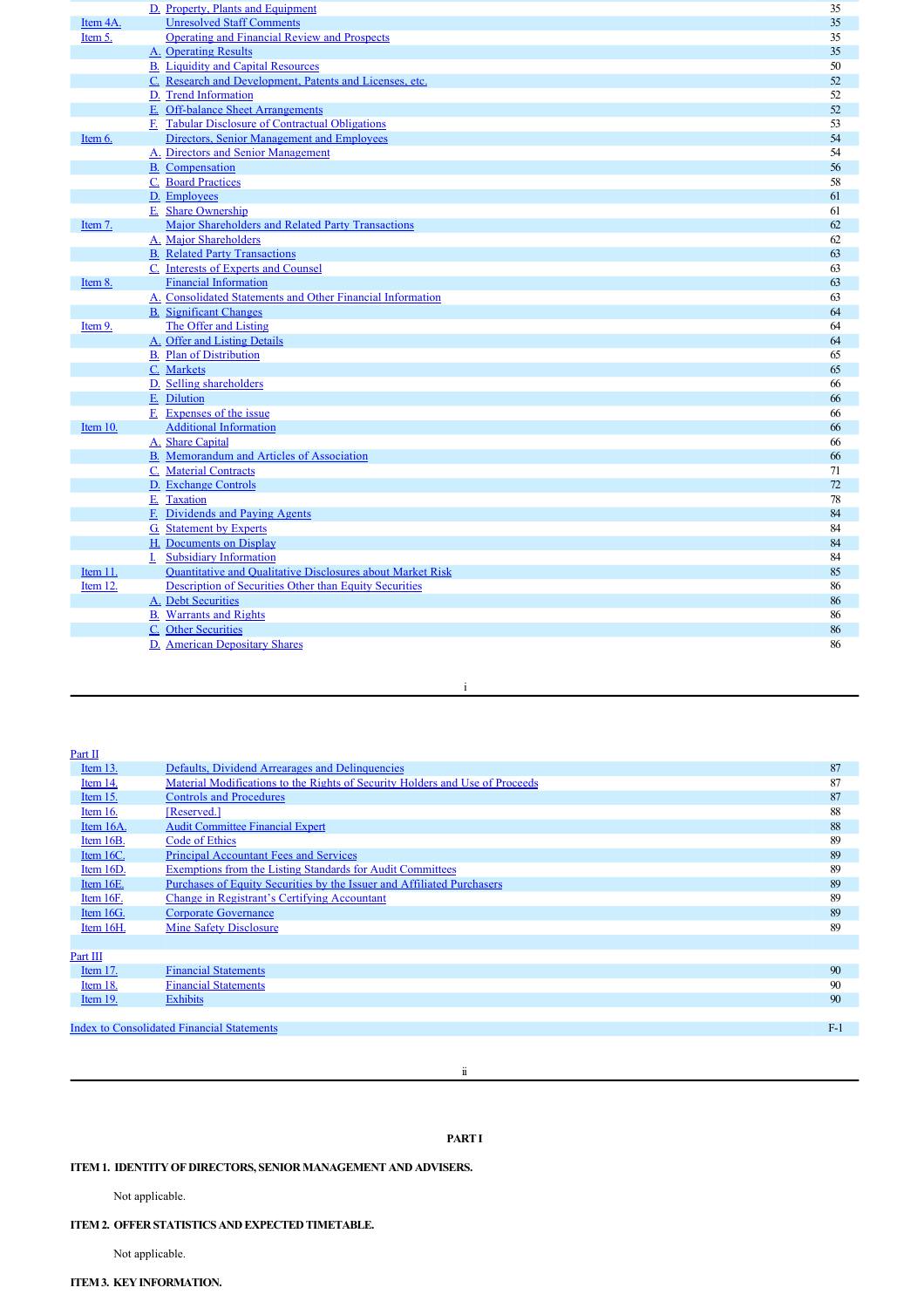| | | | |
|---|---|---|---|
| | D. | Property, Plants and Equipment | 35 |
| Item 4A. | | Unresolved Staff Comments | 35 |
| Item 5. | | Operating and Financial Review and Prospects | 35 |
| | A. | Operating Results | 35 |
| | B. | Liquidity and Capital Resources | 50 |
| | C. | Research and Development, Patents and Licenses, etc. | 52 |
| | D. | Trend Information | 52 |
| | E. | Off-balance Sheet Arrangements | 52 |
| | F. | Tabular Disclosure of Contractual Obligations | 53 |
| Item 6. | | Directors, Senior Management and Employees | 54 |
| | A. | Directors and Senior Management | 54 |
| | B. | Compensation | 56 |
| | C. | Board Practices | 58 |
| | D. | Employees | 61 |
| | E. | Share Ownership | 61 |
| Item 7. | | Major Shareholders and Related Party Transactions | 62 |
| | A. | Major Shareholders | 62 |
| | B. | Related Party Transactions | 63 |
| | C. | Interests of Experts and Counsel | 63 |
| Item 8. | | Financial Information | 63 |
| | A. | Consolidated Statements and Other Financial Information | 63 |
| | B. | Significant Changes | 64 |
| Item 9. | | The Offer and Listing | 64 |
| | A. | Offer and Listing Details | 64 |
| | B. | Plan of Distribution | 65 |
| | C. | Markets | 65 |
| | D. | Selling shareholders | 66 |
| | E. | Dilution | 66 |
| | F. | Expenses of the issue | 66 |
| Item 10. | | Additional Information | 66 |
| | A. | Share Capital | 66 |
| | B. | Memorandum and Articles of Association | 66 |
| | C. | Material Contracts | 71 |
| | D. | Exchange Controls | 72 |
| | E. | Taxation | 78 |
| | F. | Dividends and Paying Agents | 84 |
| | G. | Statement by Experts | 84 |
| | H. | Documents on Display | 84 |
| | I. | Subsidiary Information | 84 |
| Item 11. | | Quantitative and Qualitative Disclosures about Market Risk | 85 |
| Item 12. | | Description of Securities Other than Equity Securities | 86 |
| | A. | Debt Securities | 86 |
| | B. | Warrants and Rights | 86 |
| | C. | Other Securities | 86 |
| | D. | American Depositary Shares | 86 |

| | | |
|---|---|---|
| Part II | | |
| Item 13. | Defaults, Dividend Arrearages and Delinquencies | 87 |
| Item 14. | Material Modifications to the Rights of Security Holders and Use of Proceeds | 87 |
| Item 15. | Controls and Procedures | 87 |
| Item 16. | [Reserved.] | 88 |
| Item 16A. | Audit Committee Financial Expert | 88 |
| Item 16B. | Code of Ethics | 89 |
| Item 16C. | Principal Accountant Fees and Services | 89 |
| Item 16D. | Exemptions from the Listing Standards for Audit Committees | 89 |
| Item 16E. | Purchases of Equity Securities by the Issuer and Affiliated Purchasers | 89 |
| Item 16F. | Change in Registrant's Certifying Accountant | 89 |
| Item 16G. | Corporate Governance | 89 |
| Item 16H. | Mine Safety Disclosure | 89 |
| Part III | | |
| Item 17. | Financial Statements | 90 |
| Item 18. | Financial Statements | 90 |
| Item 19. | Exhibits | 90 |
| Index to Consolidated Financial Statements | | F-1 |

# PART I

## ITEM 1. IDENTITY OF DIRECTORS, SENIOR MANAGEMENT AND ADVISERS.

Not applicable.

## ITEM 2. OFFER STATISTICS AND EXPECTED TIMETABLE.

Not applicable.

## ITEM 3. KEY INFORMATION.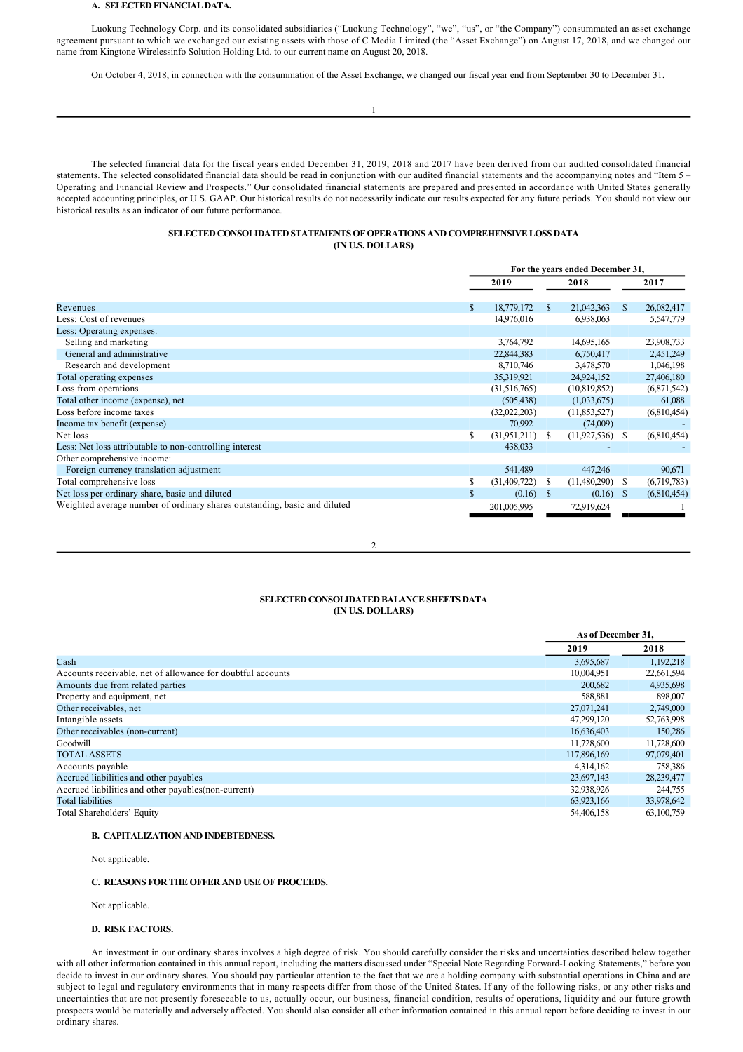### A. SELECTED FINANCIAL DATA.

Luokung Technology Corp. and its consolidated subsidiaries ("Luokung Technology", "we", "us", or "the Company") consummated an asset exchange agreement pursuant to which we exchanged our existing assets with those of C Media Limited (the "Asset Exchange") on August 17, 2018, and we changed our name from Kingtone Wirelessinfo Solution Holding Ltd. to our current name on August 20, 2018.

On October 4, 2018, in connection with the consummation of the Asset Exchange, we changed our fiscal year end from September 30 to December 31.

The selected financial data for the fiscal years ended December 31, 2019, 2018 and 2017 have been derived from our audited consolidated financial statements. The selected consolidated financial data should be read in conjunction with our audited financial statements and the accompanying notes and "Item 5 – Operating and Financial Review and Prospects." Our consolidated financial statements are prepared and presented in accordance with United States generally accepted accounting principles, or U.S. GAAP. Our historical results do not necessarily indicate our results expected for any future periods. You should not view our historical results as an indicator of our future performance.

**SELECTED CONSOLIDATED STATEMENTS OF OPERATIONS AND COMPREHENSIVE LOSS DATA**
**(IN U.S. DOLLARS)**

| | For the years ended December 31, | | |
|---|---|---|---|
| | 2019 | 2018 | 2017 |
| Revenues | $ 18,779,172 | $ 21,042,363 | $ 26,082,417 |
| Less: Cost of revenues | 14,976,016 | 6,938,063 | 5,547,779 |
| Less: Operating expenses: | | | |
| Selling and marketing | 3,764,792 | 14,695,165 | 23,908,733 |
| General and administrative | 22,844,383 | 6,750,417 | 2,451,249 |
| Research and development | 8,710,746 | 3,478,570 | 1,046,198 |
| Total operating expenses | 35,319,921 | 24,924,152 | 27,406,180 |
| Loss from operations | (31,516,765) | (10,819,852) | (6,871,542) |
| Total other income (expense), net | (505,438) | (1,033,675) | 61,088 |
| Loss before income taxes | (32,022,203) | (11,853,527) | (6,810,454) |
| Income tax benefit (expense) | 70,992 | (74,009) | - |
| Net loss | $ (31,951,211) | $ (11,927,536) | $ (6,810,454) |
| Less: Net loss attributable to non-controlling interest | 438,033 | - | - |
| Other comprehensive income: | | | |
| Foreign currency translation adjustment | 541,489 | 447,246 | 90,671 |
| Total comprehensive loss | $ (31,409,722) | $ (11,480,290) | $ (6,719,783) |
| Net loss per ordinary share, basic and diluted | $ (0.16) | $ (0.16) | $ (6,810,454) |
| Weighted average number of ordinary shares outstanding, basic and diluted | 201,005,995 | 72,919,624 | 1 |

**SELECTED CONSOLIDATED BALANCE SHEETS DATA**
**(IN U.S. DOLLARS)**

| | As of December 31, | |
|---|---|---|
| | 2019 | 2018 |
| Cash | 3,695,687 | 1,192,218 |
| Accounts receivable, net of allowance for doubtful accounts | 10,004,951 | 22,661,594 |
| Amounts due from related parties | 200,682 | 4,935,698 |
| Property and equipment, net | 588,881 | 898,007 |
| Other receivables, net | 27,071,241 | 2,749,000 |
| Intangible assets | 47,299,120 | 52,763,998 |
| Other receivables (non-current) | 16,636,403 | 150,286 |
| Goodwill | 11,728,600 | 11,728,600 |
| TOTAL ASSETS | 117,896,169 | 97,079,401 |
| Accounts payable | 4,314,162 | 758,386 |
| Accrued liabilities and other payables | 23,697,143 | 28,239,477 |
| Accrued liabilities and other payables(non-current) | 32,938,926 | 244,755 |
| Total liabilities | 63,923,166 | 33,978,642 |
| Total Shareholders' Equity | 54,406,158 | 63,100,759 |

### B. CAPITALIZATION AND INDEBTEDNESS.

Not applicable.

### C. REASONS FOR THE OFFER AND USE OF PROCEEDS.

Not applicable.

### D. RISK FACTORS.

An investment in our ordinary shares involves a high degree of risk. You should carefully consider the risks and uncertainties described below together with all other information contained in this annual report, including the matters discussed under "Special Note Regarding Forward-Looking Statements," before you decide to invest in our ordinary shares. You should pay particular attention to the fact that we are a holding company with substantial operations in China and are subject to legal and regulatory environments that in many respects differ from those of the United States. If any of the following risks, or any other risks and uncertainties that are not presently foreseeable to us, actually occur, our business, financial condition, results of operations, liquidity and our future growth prospects would be materially and adversely affected. You should also consider all other information contained in this annual report before deciding to invest in our ordinary shares.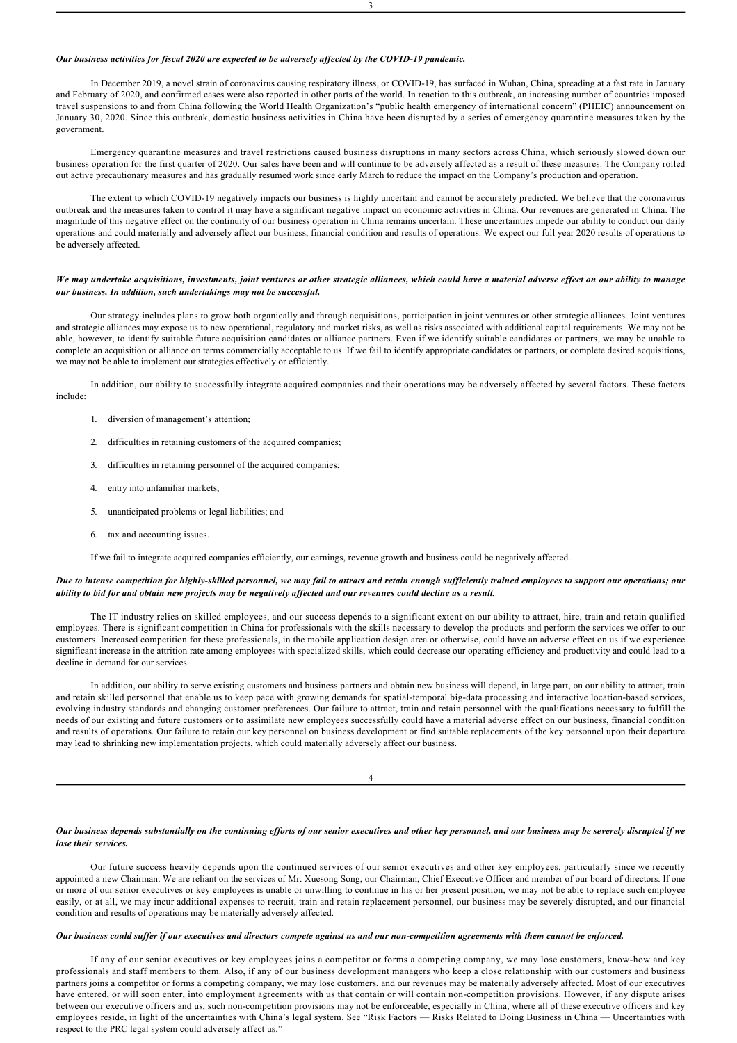***Our business activities for fiscal 2020 are expected to be adversely affected by the COVID-19 pandemic.***

In December 2019, a novel strain of coronavirus causing respiratory illness, or COVID-19, has surfaced in Wuhan, China, spreading at a fast rate in January and February of 2020, and confirmed cases were also reported in other parts of the world. In reaction to this outbreak, an increasing number of countries imposed travel suspensions to and from China following the World Health Organization's "public health emergency of international concern" (PHEIC) announcement on January 30, 2020. Since this outbreak, domestic business activities in China have been disrupted by a series of emergency quarantine measures taken by the government.

Emergency quarantine measures and travel restrictions caused business disruptions in many sectors across China, which seriously slowed down our business operation for the first quarter of 2020. Our sales have been and will continue to be adversely affected as a result of these measures. The Company rolled out active precautionary measures and has gradually resumed work since early March to reduce the impact on the Company's production and operation.

The extent to which COVID-19 negatively impacts our business is highly uncertain and cannot be accurately predicted. We believe that the coronavirus outbreak and the measures taken to control it may have a significant negative impact on economic activities in China. Our revenues are generated in China. The magnitude of this negative effect on the continuity of our business operation in China remains uncertain. These uncertainties impede our ability to conduct our daily operations and could materially and adversely affect our business, financial condition and results of operations. We expect our full year 2020 results of operations to be adversely affected.

***We may undertake acquisitions, investments, joint ventures or other strategic alliances, which could have a material adverse effect on our ability to manage our business. In addition, such undertakings may not be successful.***

Our strategy includes plans to grow both organically and through acquisitions, participation in joint ventures or other strategic alliances. Joint ventures and strategic alliances may expose us to new operational, regulatory and market risks, as well as risks associated with additional capital requirements. We may not be able, however, to identify suitable future acquisition candidates or alliance partners. Even if we identify suitable candidates or partners, we may be unable to complete an acquisition or alliance on terms commercially acceptable to us. If we fail to identify appropriate candidates or partners, or complete desired acquisitions, we may not be able to implement our strategies effectively or efficiently.

In addition, our ability to successfully integrate acquired companies and their operations may be adversely affected by several factors. These factors include:

1. diversion of management's attention;
2. difficulties in retaining customers of the acquired companies;
3. difficulties in retaining personnel of the acquired companies;
4. entry into unfamiliar markets;
5. unanticipated problems or legal liabilities; and
6. tax and accounting issues.

If we fail to integrate acquired companies efficiently, our earnings, revenue growth and business could be negatively affected.

***Due to intense competition for highly-skilled personnel, we may fail to attract and retain enough sufficiently trained employees to support our operations; our ability to bid for and obtain new projects may be negatively affected and our revenues could decline as a result.***

The IT industry relies on skilled employees, and our success depends to a significant extent on our ability to attract, hire, train and retain qualified employees. There is significant competition in China for professionals with the skills necessary to develop the products and perform the services we offer to our customers. Increased competition for these professionals, in the mobile application design area or otherwise, could have an adverse effect on us if we experience significant increase in the attrition rate among employees with specialized skills, which could decrease our operating efficiency and productivity and could lead to a decline in demand for our services.

In addition, our ability to serve existing customers and business partners and obtain new business will depend, in large part, on our ability to attract, train and retain skilled personnel that enable us to keep pace with growing demands for spatial-temporal big-data processing and interactive location-based services, evolving industry standards and changing customer preferences. Our failure to attract, train and retain personnel with the qualifications necessary to fulfill the needs of our existing and future customers or to assimilate new employees successfully could have a material adverse effect on our business, financial condition and results of operations. Our failure to retain our key personnel on business development or find suitable replacements of the key personnel upon their departure may lead to shrinking new implementation projects, which could materially adversely affect our business.

***Our business depends substantially on the continuing efforts of our senior executives and other key personnel, and our business may be severely disrupted if we lose their services.***

Our future success heavily depends upon the continued services of our senior executives and other key employees, particularly since we recently appointed a new Chairman. We are reliant on the services of Mr. Xuesong Song, our Chairman, Chief Executive Officer and member of our board of directors. If one or more of our senior executives or key employees is unable or unwilling to continue in his or her present position, we may not be able to replace such employee easily, or at all, we may incur additional expenses to recruit, train and retain replacement personnel, our business may be severely disrupted, and our financial condition and results of operations may be materially adversely affected.

***Our business could suffer if our executives and directors compete against us and our non-competition agreements with them cannot be enforced.***

If any of our senior executives or key employees joins a competitor or forms a competing company, we may lose customers, know-how and key professionals and staff members to them. Also, if any of our business development managers who keep a close relationship with our customers and business partners joins a competitor or forms a competing company, we may lose customers, and our revenues may be materially adversely affected. Most of our executives have entered, or will soon enter, into employment agreements with us that contain or will contain non-competition provisions. However, if any dispute arises between our executive officers and us, such non-competition provisions may not be enforceable, especially in China, where all of these executive officers and key employees reside, in light of the uncertainties with China's legal system. See "Risk Factors — Risks Related to Doing Business in China — Uncertainties with respect to the PRC legal system could adversely affect us."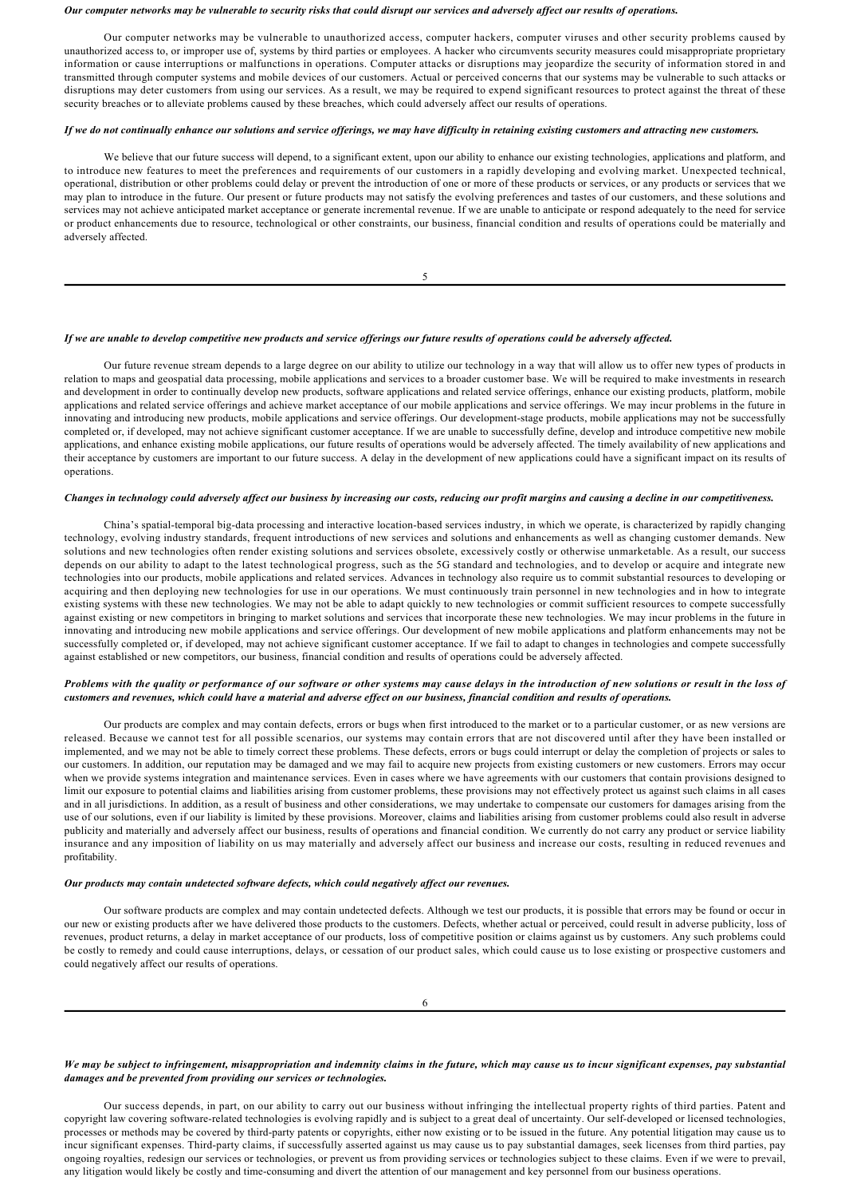***Our computer networks may be vulnerable to security risks that could disrupt our services and adversely affect our results of operations.***

Our computer networks may be vulnerable to unauthorized access, computer hackers, computer viruses and other security problems caused by unauthorized access to, or improper use of, systems by third parties or employees. A hacker who circumvents security measures could misappropriate proprietary information or cause interruptions or malfunctions in operations. Computer attacks or disruptions may jeopardize the security of information stored in and transmitted through computer systems and mobile devices of our customers. Actual or perceived concerns that our systems may be vulnerable to such attacks or disruptions may deter customers from using our services. As a result, we may be required to expend significant resources to protect against the threat of these security breaches or to alleviate problems caused by these breaches, which could adversely affect our results of operations.

***If we do not continually enhance our solutions and service offerings, we may have difficulty in retaining existing customers and attracting new customers.***

We believe that our future success will depend, to a significant extent, upon our ability to enhance our existing technologies, applications and platform, and to introduce new features to meet the preferences and requirements of our customers in a rapidly developing and evolving market. Unexpected technical, operational, distribution or other problems could delay or prevent the introduction of one or more of these products or services, or any products or services that we may plan to introduce in the future. Our present or future products may not satisfy the evolving preferences and tastes of our customers, and these solutions and services may not achieve anticipated market acceptance or generate incremental revenue. If we are unable to anticipate or respond adequately to the need for service or product enhancements due to resource, technological or other constraints, our business, financial condition and results of operations could be materially and adversely affected.

***If we are unable to develop competitive new products and service offerings our future results of operations could be adversely affected.***

Our future revenue stream depends to a large degree on our ability to utilize our technology in a way that will allow us to offer new types of products in relation to maps and geospatial data processing, mobile applications and services to a broader customer base. We will be required to make investments in research and development in order to continually develop new products, software applications and related service offerings, enhance our existing products, platform, mobile applications and related service offerings and achieve market acceptance of our mobile applications and service offerings. We may incur problems in the future in innovating and introducing new products, mobile applications and service offerings. Our development-stage products, mobile applications may not be successfully completed or, if developed, may not achieve significant customer acceptance. If we are unable to successfully define, develop and introduce competitive new mobile applications, and enhance existing mobile applications, our future results of operations would be adversely affected. The timely availability of new applications and their acceptance by customers are important to our future success. A delay in the development of new applications could have a significant impact on its results of operations.

***Changes in technology could adversely affect our business by increasing our costs, reducing our profit margins and causing a decline in our competitiveness.***

China's spatial-temporal big-data processing and interactive location-based services industry, in which we operate, is characterized by rapidly changing technology, evolving industry standards, frequent introductions of new services and solutions and enhancements as well as changing customer demands. New solutions and new technologies often render existing solutions and services obsolete, excessively costly or otherwise unmarketable. As a result, our success depends on our ability to adapt to the latest technological progress, such as the 5G standard and technologies, and to develop or acquire and integrate new technologies into our products, mobile applications and related services. Advances in technology also require us to commit substantial resources to developing or acquiring and then deploying new technologies for use in our operations. We must continuously train personnel in new technologies and in how to integrate existing systems with these new technologies. We may not be able to adapt quickly to new technologies or commit sufficient resources to compete successfully against existing or new competitors in bringing to market solutions and services that incorporate these new technologies. We may incur problems in the future in innovating and introducing new mobile applications and service offerings. Our development of new mobile applications and platform enhancements may not be successfully completed or, if developed, may not achieve significant customer acceptance. If we fail to adapt to changes in technologies and compete successfully against established or new competitors, our business, financial condition and results of operations could be adversely affected.

***Problems with the quality or performance of our software or other systems may cause delays in the introduction of new solutions or result in the loss of customers and revenues, which could have a material and adverse effect on our business, financial condition and results of operations.***

Our products are complex and may contain defects, errors or bugs when first introduced to the market or to a particular customer, or as new versions are released. Because we cannot test for all possible scenarios, our systems may contain errors that are not discovered until after they have been installed or implemented, and we may not be able to timely correct these problems. These defects, errors or bugs could interrupt or delay the completion of projects or sales to our customers. In addition, our reputation may be damaged and we may fail to acquire new projects from existing customers or new customers. Errors may occur when we provide systems integration and maintenance services. Even in cases where we have agreements with our customers that contain provisions designed to limit our exposure to potential claims and liabilities arising from customer problems, these provisions may not effectively protect us against such claims in all cases and in all jurisdictions. In addition, as a result of business and other considerations, we may undertake to compensate our customers for damages arising from the use of our solutions, even if our liability is limited by these provisions. Moreover, claims and liabilities arising from customer problems could also result in adverse publicity and materially and adversely affect our business, results of operations and financial condition. We currently do not carry any product or service liability insurance and any imposition of liability on us may materially and adversely affect our business and increase our costs, resulting in reduced revenues and profitability.

***Our products may contain undetected software defects, which could negatively affect our revenues.***

Our software products are complex and may contain undetected defects. Although we test our products, it is possible that errors may be found or occur in our new or existing products after we have delivered those products to the customers. Defects, whether actual or perceived, could result in adverse publicity, loss of revenues, product returns, a delay in market acceptance of our products, loss of competitive position or claims against us by customers. Any such problems could be costly to remedy and could cause interruptions, delays, or cessation of our product sales, which could cause us to lose existing or prospective customers and could negatively affect our results of operations.

***We may be subject to infringement, misappropriation and indemnity claims in the future, which may cause us to incur significant expenses, pay substantial damages and be prevented from providing our services or technologies.***

Our success depends, in part, on our ability to carry out our business without infringing the intellectual property rights of third parties. Patent and copyright law covering software-related technologies is evolving rapidly and is subject to a great deal of uncertainty. Our self-developed or licensed technologies, processes or methods may be covered by third-party patents or copyrights, either now existing or to be issued in the future. Any potential litigation may cause us to incur significant expenses. Third-party claims, if successfully asserted against us may cause us to pay substantial damages, seek licenses from third parties, pay ongoing royalties, redesign our services or technologies, or prevent us from providing services or technologies subject to these claims. Even if we were to prevail, any litigation would likely be costly and time-consuming and divert the attention of our management and key personnel from our business operations.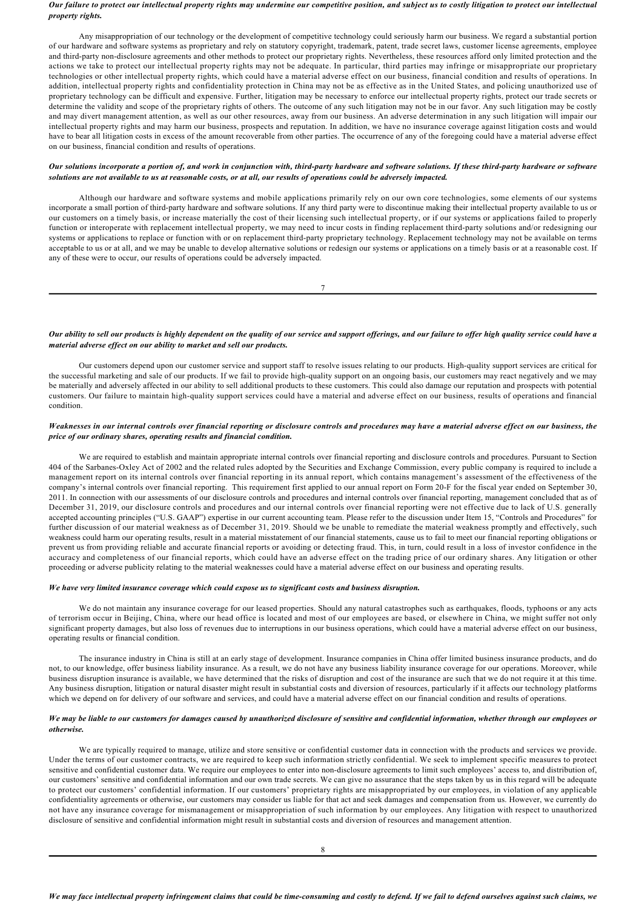***Our failure to protect our intellectual property rights may undermine our competitive position, and subject us to costly litigation to protect our intellectual property rights.***

Any misappropriation of our technology or the development of competitive technology could seriously harm our business. We regard a substantial portion of our hardware and software systems as proprietary and rely on statutory copyright, trademark, patent, trade secret laws, customer license agreements, employee and third-party non-disclosure agreements and other methods to protect our proprietary rights. Nevertheless, these resources afford only limited protection and the actions we take to protect our intellectual property rights may not be adequate. In particular, third parties may infringe or misappropriate our proprietary technologies or other intellectual property rights, which could have a material adverse effect on our business, financial condition and results of operations. In addition, intellectual property rights and confidentiality protection in China may not be as effective as in the United States, and policing unauthorized use of proprietary technology can be difficult and expensive. Further, litigation may be necessary to enforce our intellectual property rights, protect our trade secrets or determine the validity and scope of the proprietary rights of others. The outcome of any such litigation may not be in our favor. Any such litigation may be costly and may divert management attention, as well as our other resources, away from our business. An adverse determination in any such litigation will impair our intellectual property rights and may harm our business, prospects and reputation. In addition, we have no insurance coverage against litigation costs and would have to bear all litigation costs in excess of the amount recoverable from other parties. The occurrence of any of the foregoing could have a material adverse effect on our business, financial condition and results of operations.

***Our solutions incorporate a portion of, and work in conjunction with, third-party hardware and software solutions. If these third-party hardware or software solutions are not available to us at reasonable costs, or at all, our results of operations could be adversely impacted.***

Although our hardware and software systems and mobile applications primarily rely on our own core technologies, some elements of our systems incorporate a small portion of third-party hardware and software solutions. If any third party were to discontinue making their intellectual property available to us or our customers on a timely basis, or increase materially the cost of their licensing such intellectual property, or if our systems or applications failed to properly function or interoperate with replacement intellectual property, we may need to incur costs in finding replacement third-party solutions and/or redesigning our systems or applications to replace or function with or on replacement third-party proprietary technology. Replacement technology may not be available on terms acceptable to us or at all, and we may be unable to develop alternative solutions or redesign our systems or applications on a timely basis or at a reasonable cost. If any of these were to occur, our results of operations could be adversely impacted.

***Our ability to sell our products is highly dependent on the quality of our service and support offerings, and our failure to offer high quality service could have a material adverse effect on our ability to market and sell our products.***

Our customers depend upon our customer service and support staff to resolve issues relating to our products. High-quality support services are critical for the successful marketing and sale of our products. If we fail to provide high-quality support on an ongoing basis, our customers may react negatively and we may be materially and adversely affected in our ability to sell additional products to these customers. This could also damage our reputation and prospects with potential customers. Our failure to maintain high-quality support services could have a material and adverse effect on our business, results of operations and financial condition.

***Weaknesses in our internal controls over financial reporting or disclosure controls and procedures may have a material adverse effect on our business, the price of our ordinary shares, operating results and financial condition.***

We are required to establish and maintain appropriate internal controls over financial reporting and disclosure controls and procedures. Pursuant to Section 404 of the Sarbanes-Oxley Act of 2002 and the related rules adopted by the Securities and Exchange Commission, every public company is required to include a management report on its internal controls over financial reporting in its annual report, which contains management's assessment of the effectiveness of the company's internal controls over financial reporting. This requirement first applied to our annual report on Form 20-F for the fiscal year ended on September 30, 2011. In connection with our assessments of our disclosure controls and procedures and internal controls over financial reporting, management concluded that as of December 31, 2019, our disclosure controls and procedures and our internal controls over financial reporting were not effective due to lack of U.S. generally accepted accounting principles ("U.S. GAAP") expertise in our current accounting team. Please refer to the discussion under Item 15, "Controls and Procedures" for further discussion of our material weakness as of December 31, 2019. Should we be unable to remediate the material weakness promptly and effectively, such weakness could harm our operating results, result in a material misstatement of our financial statements, cause us to fail to meet our financial reporting obligations or prevent us from providing reliable and accurate financial reports or avoiding or detecting fraud. This, in turn, could result in a loss of investor confidence in the accuracy and completeness of our financial reports, which could have an adverse effect on the trading price of our ordinary shares. Any litigation or other proceeding or adverse publicity relating to the material weaknesses could have a material adverse effect on our business and operating results.

***We have very limited insurance coverage which could expose us to significant costs and business disruption.***

We do not maintain any insurance coverage for our leased properties. Should any natural catastrophes such as earthquakes, floods, typhoons or any acts of terrorism occur in Beijing, China, where our head office is located and most of our employees are based, or elsewhere in China, we might suffer not only significant property damages, but also loss of revenues due to interruptions in our business operations, which could have a material adverse effect on our business, operating results or financial condition.

The insurance industry in China is still at an early stage of development. Insurance companies in China offer limited business insurance products, and do not, to our knowledge, offer business liability insurance. As a result, we do not have any business liability insurance coverage for our operations. Moreover, while business disruption insurance is available, we have determined that the risks of disruption and cost of the insurance are such that we do not require it at this time. Any business disruption, litigation or natural disaster might result in substantial costs and diversion of resources, particularly if it affects our technology platforms which we depend on for delivery of our software and services, and could have a material adverse effect on our financial condition and results of operations.

***We may be liable to our customers for damages caused by unauthorized disclosure of sensitive and confidential information, whether through our employees or otherwise.***

We are typically required to manage, utilize and store sensitive or confidential customer data in connection with the products and services we provide. Under the terms of our customer contracts, we are required to keep such information strictly confidential. We seek to implement specific measures to protect sensitive and confidential customer data. We require our employees to enter into non-disclosure agreements to limit such employees' access to, and distribution of, our customers' sensitive and confidential information and our own trade secrets. We can give no assurance that the steps taken by us in this regard will be adequate to protect our customers' confidential information. If our customers' proprietary rights are misappropriated by our employees, in violation of any applicable confidentiality agreements or otherwise, our customers may consider us liable for that act and seek damages and compensation from us. However, we currently do not have any insurance coverage for mismanagement or misappropriation of such information by our employees. Any litigation with respect to unauthorized disclosure of sensitive and confidential information might result in substantial costs and diversion of resources and management attention.

***We may face intellectual property infringement claims that could be time-consuming and costly to defend. If we fail to defend ourselves against such claims, we***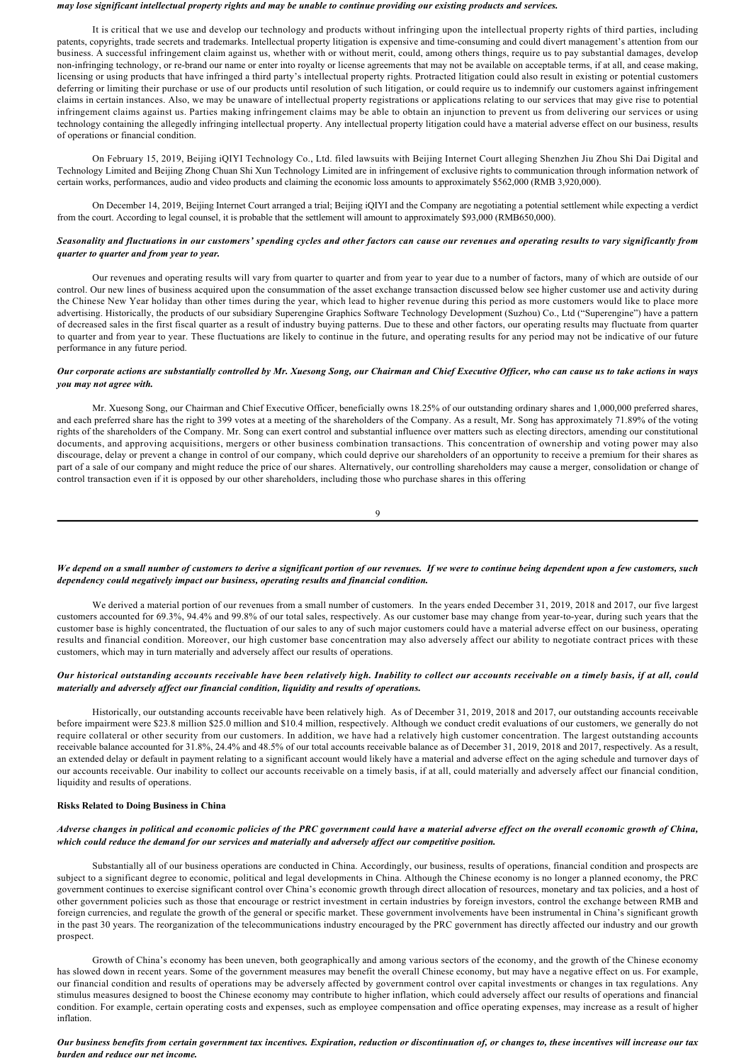*may lose significant intellectual property rights and may be unable to continue providing our existing products and services.*

It is critical that we use and develop our technology and products without infringing upon the intellectual property rights of third parties, including patents, copyrights, trade secrets and trademarks. Intellectual property litigation is expensive and time-consuming and could divert management's attention from our business. A successful infringement claim against us, whether with or without merit, could, among others things, require us to pay substantial damages, develop non-infringing technology, or re-brand our name or enter into royalty or license agreements that may not be available on acceptable terms, if at all, and cease making, licensing or using products that have infringed a third party's intellectual property rights. Protracted litigation could also result in existing or potential customers deferring or limiting their purchase or use of our products until resolution of such litigation, or could require us to indemnify our customers against infringement claims in certain instances. Also, we may be unaware of intellectual property registrations or applications relating to our services that may give rise to potential infringement claims against us. Parties making infringement claims may be able to obtain an injunction to prevent us from delivering our services or using technology containing the allegedly infringing intellectual property. Any intellectual property litigation could have a material adverse effect on our business, results of operations or financial condition.

On February 15, 2019, Beijing iQIYI Technology Co., Ltd. filed lawsuits with Beijing Internet Court alleging Shenzhen Jiu Zhou Shi Dai Digital and Technology Limited and Beijing Zhong Chuan Shi Xun Technology Limited are in infringement of exclusive rights to communication through information network of certain works, performances, audio and video products and claiming the economic loss amounts to approximately $562,000 (RMB 3,920,000).

On December 14, 2019, Beijing Internet Court arranged a trial; Beijing iQIYI and the Company are negotiating a potential settlement while expecting a verdict from the court. According to legal counsel, it is probable that the settlement will amount to approximately $93,000 (RMB650,000).

***Seasonality and fluctuations in our customers' spending cycles and other factors can cause our revenues and operating results to vary significantly from quarter to quarter and from year to year.***

Our revenues and operating results will vary from quarter to quarter and from year to year due to a number of factors, many of which are outside of our control. Our new lines of business acquired upon the consummation of the asset exchange transaction discussed below see higher customer use and activity during the Chinese New Year holiday than other times during the year, which lead to higher revenue during this period as more customers would like to place more advertising. Historically, the products of our subsidiary Superengine Graphics Software Technology Development (Suzhou) Co., Ltd ("Superengine") have a pattern of decreased sales in the first fiscal quarter as a result of industry buying patterns. Due to these and other factors, our operating results may fluctuate from quarter to quarter and from year to year. These fluctuations are likely to continue in the future, and operating results for any period may not be indicative of our future performance in any future period.

***Our corporate actions are substantially controlled by Mr. Xuesong Song, our Chairman and Chief Executive Officer, who can cause us to take actions in ways you may not agree with.***

Mr. Xuesong Song, our Chairman and Chief Executive Officer, beneficially owns 18.25% of our outstanding ordinary shares and 1,000,000 preferred shares, and each preferred share has the right to 399 votes at a meeting of the shareholders of the Company. As a result, Mr. Song has approximately 71.89% of the voting rights of the shareholders of the Company. Mr. Song can exert control and substantial influence over matters such as electing directors, amending our constitutional documents, and approving acquisitions, mergers or other business combination transactions. This concentration of ownership and voting power may also discourage, delay or prevent a change in control of our company, which could deprive our shareholders of an opportunity to receive a premium for their shares as part of a sale of our company and might reduce the price of our shares. Alternatively, our controlling shareholders may cause a merger, consolidation or change of control transaction even if it is opposed by our other shareholders, including those who purchase shares in this offering

***We depend on a small number of customers to derive a significant portion of our revenues. If we were to continue being dependent upon a few customers, such dependency could negatively impact our business, operating results and financial condition.***

We derived a material portion of our revenues from a small number of customers. In the years ended December 31, 2019, 2018 and 2017, our five largest customers accounted for 69.3%, 94.4% and 99.8% of our total sales, respectively. As our customer base may change from year-to-year, during such years that the customer base is highly concentrated, the fluctuation of our sales to any of such major customers could have a material adverse effect on our business, operating results and financial condition. Moreover, our high customer base concentration may also adversely affect our ability to negotiate contract prices with these customers, which may in turn materially and adversely affect our results of operations.

***Our historical outstanding accounts receivable have been relatively high. Inability to collect our accounts receivable on a timely basis, if at all, could materially and adversely affect our financial condition, liquidity and results of operations.***

Historically, our outstanding accounts receivable have been relatively high. As of December 31, 2019, 2018 and 2017, our outstanding accounts receivable before impairment were $23.8 million $25.0 million and $10.4 million, respectively. Although we conduct credit evaluations of our customers, we generally do not require collateral or other security from our customers. In addition, we have had a relatively high customer concentration. The largest outstanding accounts receivable balance accounted for 31.8%, 24.4% and 48.5% of our total accounts receivable balance as of December 31, 2019, 2018 and 2017, respectively. As a result, an extended delay or default in payment relating to a significant account would likely have a material and adverse effect on the aging schedule and turnover days of our accounts receivable. Our inability to collect our accounts receivable on a timely basis, if at all, could materially and adversely affect our financial condition, liquidity and results of operations.

**Risks Related to Doing Business in China**

***Adverse changes in political and economic policies of the PRC government could have a material adverse effect on the overall economic growth of China, which could reduce the demand for our services and materially and adversely affect our competitive position.***

Substantially all of our business operations are conducted in China. Accordingly, our business, results of operations, financial condition and prospects are subject to a significant degree to economic, political and legal developments in China. Although the Chinese economy is no longer a planned economy, the PRC government continues to exercise significant control over China's economic growth through direct allocation of resources, monetary and tax policies, and a host of other government policies such as those that encourage or restrict investment in certain industries by foreign investors, control the exchange between RMB and foreign currencies, and regulate the growth of the general or specific market. These government involvements have been instrumental in China's significant growth in the past 30 years. The reorganization of the telecommunications industry encouraged by the PRC government has directly affected our industry and our growth prospect.

Growth of China's economy has been uneven, both geographically and among various sectors of the economy, and the growth of the Chinese economy has slowed down in recent years. Some of the government measures may benefit the overall Chinese economy, but may have a negative effect on us. For example, our financial condition and results of operations may be adversely affected by government control over capital investments or changes in tax regulations. Any stimulus measures designed to boost the Chinese economy may contribute to higher inflation, which could adversely affect our results of operations and financial condition. For example, certain operating costs and expenses, such as employee compensation and office operating expenses, may increase as a result of higher inflation.

***Our business benefits from certain government tax incentives. Expiration, reduction or discontinuation of, or changes to, these incentives will increase our tax burden and reduce our net income.***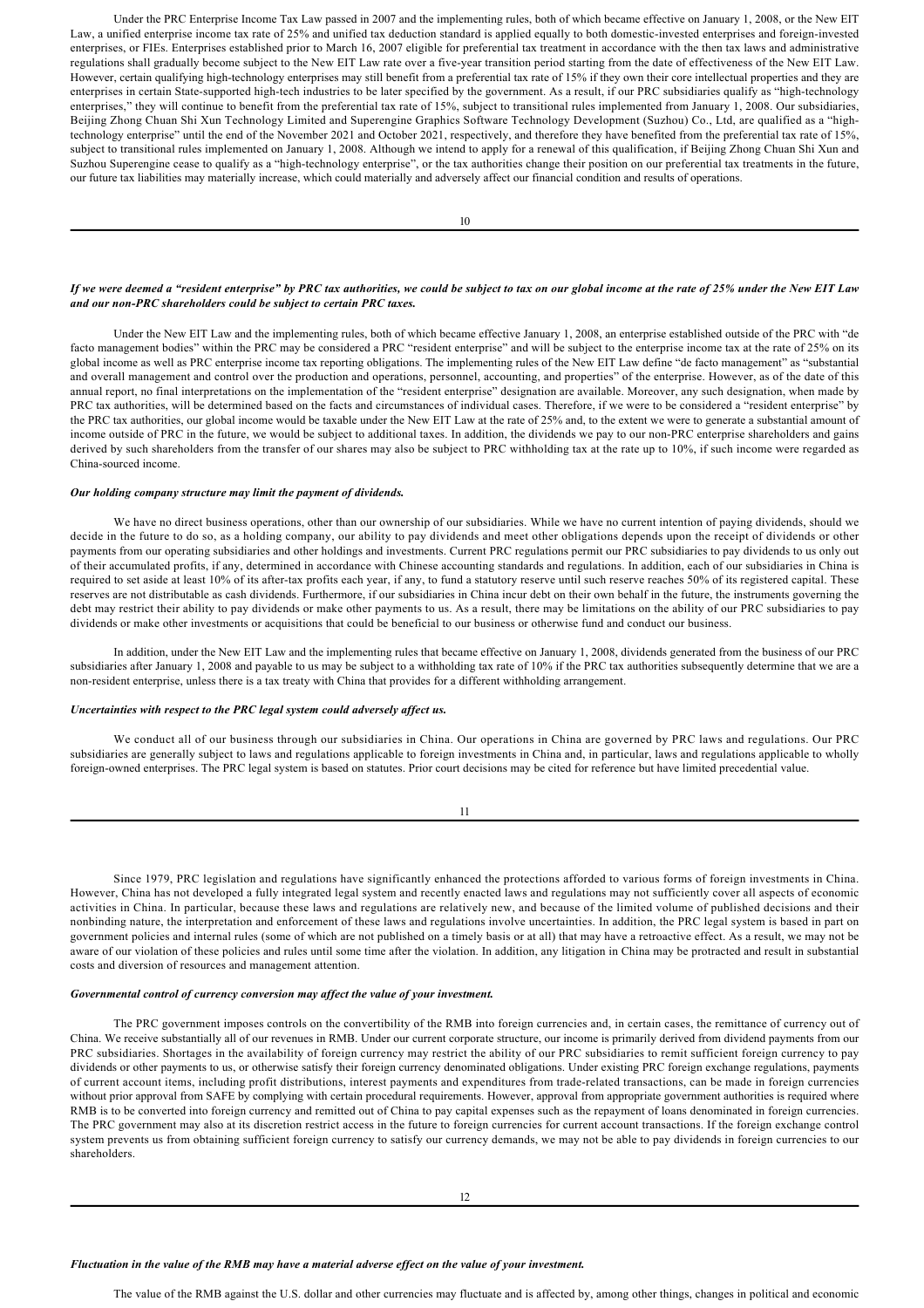Under the PRC Enterprise Income Tax Law passed in 2007 and the implementing rules, both of which became effective on January 1, 2008, or the New EIT Law, a unified enterprise income tax rate of 25% and unified tax deduction standard is applied equally to both domestic-invested enterprises and foreign-invested enterprises, or FIEs. Enterprises established prior to March 16, 2007 eligible for preferential tax treatment in accordance with the then tax laws and administrative regulations shall gradually become subject to the New EIT Law rate over a five-year transition period starting from the date of effectiveness of the New EIT Law. However, certain qualifying high-technology enterprises may still benefit from a preferential tax rate of 15% if they own their core intellectual properties and they are enterprises in certain State-supported high-tech industries to be later specified by the government. As a result, if our PRC subsidiaries qualify as "high-technology enterprises," they will continue to benefit from the preferential tax rate of 15%, subject to transitional rules implemented from January 1, 2008. Our subsidiaries, Beijing Zhong Chuan Shi Xun Technology Limited and Superengine Graphics Software Technology Development (Suzhou) Co., Ltd, are qualified as a "high-technology enterprise" until the end of the November 2021 and October 2021, respectively, and therefore they have benefited from the preferential tax rate of 15%, subject to transitional rules implemented on January 1, 2008. Although we intend to apply for a renewal of this qualification, if Beijing Zhong Chuan Shi Xun and Suzhou Superengine cease to qualify as a "high-technology enterprise", or the tax authorities change their position on our preferential tax treatments in the future, our future tax liabilities may materially increase, which could materially and adversely affect our financial condition and results of operations.

***If we were deemed a "resident enterprise" by PRC tax authorities, we could be subject to tax on our global income at the rate of 25% under the New EIT Law and our non-PRC shareholders could be subject to certain PRC taxes.***

Under the New EIT Law and the implementing rules, both of which became effective January 1, 2008, an enterprise established outside of the PRC with "de facto management bodies" within the PRC may be considered a PRC "resident enterprise" and will be subject to the enterprise income tax at the rate of 25% on its global income as well as PRC enterprise income tax reporting obligations. The implementing rules of the New EIT Law define "de facto management" as "substantial and overall management and control over the production and operations, personnel, accounting, and properties" of the enterprise. However, as of the date of this annual report, no final interpretations on the implementation of the "resident enterprise" designation are available. Moreover, any such designation, when made by PRC tax authorities, will be determined based on the facts and circumstances of individual cases. Therefore, if we were to be considered a "resident enterprise" by the PRC tax authorities, our global income would be taxable under the New EIT Law at the rate of 25% and, to the extent we were to generate a substantial amount of income outside of PRC in the future, we would be subject to additional taxes. In addition, the dividends we pay to our non-PRC enterprise shareholders and gains derived by such shareholders from the transfer of our shares may also be subject to PRC withholding tax at the rate up to 10%, if such income were regarded as China-sourced income.

***Our holding company structure may limit the payment of dividends.***

We have no direct business operations, other than our ownership of our subsidiaries. While we have no current intention of paying dividends, should we decide in the future to do so, as a holding company, our ability to pay dividends and meet other obligations depends upon the receipt of dividends or other payments from our operating subsidiaries and other holdings and investments. Current PRC regulations permit our PRC subsidiaries to pay dividends to us only out of their accumulated profits, if any, determined in accordance with Chinese accounting standards and regulations. In addition, each of our subsidiaries in China is required to set aside at least 10% of its after-tax profits each year, if any, to fund a statutory reserve until such reserve reaches 50% of its registered capital. These reserves are not distributable as cash dividends. Furthermore, if our subsidiaries in China incur debt on their own behalf in the future, the instruments governing the debt may restrict their ability to pay dividends or make other payments to us. As a result, there may be limitations on the ability of our PRC subsidiaries to pay dividends or make other investments or acquisitions that could be beneficial to our business or otherwise fund and conduct our business.

In addition, under the New EIT Law and the implementing rules that became effective on January 1, 2008, dividends generated from the business of our PRC subsidiaries after January 1, 2008 and payable to us may be subject to a withholding tax rate of 10% if the PRC tax authorities subsequently determine that we are a non-resident enterprise, unless there is a tax treaty with China that provides for a different withholding arrangement.

***Uncertainties with respect to the PRC legal system could adversely affect us.***

We conduct all of our business through our subsidiaries in China. Our operations in China are governed by PRC laws and regulations. Our PRC subsidiaries are generally subject to laws and regulations applicable to foreign investments in China and, in particular, laws and regulations applicable to wholly foreign-owned enterprises. The PRC legal system is based on statutes. Prior court decisions may be cited for reference but have limited precedential value.

Since 1979, PRC legislation and regulations have significantly enhanced the protections afforded to various forms of foreign investments in China. However, China has not developed a fully integrated legal system and recently enacted laws and regulations may not sufficiently cover all aspects of economic activities in China. In particular, because these laws and regulations are relatively new, and because of the limited volume of published decisions and their nonbinding nature, the interpretation and enforcement of these laws and regulations involve uncertainties. In addition, the PRC legal system is based in part on government policies and internal rules (some of which are not published on a timely basis or at all) that may have a retroactive effect. As a result, we may not be aware of our violation of these policies and rules until some time after the violation. In addition, any litigation in China may be protracted and result in substantial costs and diversion of resources and management attention.

***Governmental control of currency conversion may affect the value of your investment.***

The PRC government imposes controls on the convertibility of the RMB into foreign currencies and, in certain cases, the remittance of currency out of China. We receive substantially all of our revenues in RMB. Under our current corporate structure, our income is primarily derived from dividend payments from our PRC subsidiaries. Shortages in the availability of foreign currency may restrict the ability of our PRC subsidiaries to remit sufficient foreign currency to pay dividends or other payments to us, or otherwise satisfy their foreign currency denominated obligations. Under existing PRC foreign exchange regulations, payments of current account items, including profit distributions, interest payments and expenditures from trade-related transactions, can be made in foreign currencies without prior approval from SAFE by complying with certain procedural requirements. However, approval from appropriate government authorities is required where RMB is to be converted into foreign currency and remitted out of China to pay capital expenses such as the repayment of loans denominated in foreign currencies. The PRC government may also at its discretion restrict access in the future to foreign currencies for current account transactions. If the foreign exchange control system prevents us from obtaining sufficient foreign currency to satisfy our currency demands, we may not be able to pay dividends in foreign currencies to our shareholders.

***Fluctuation in the value of the RMB may have a material adverse effect on the value of your investment.***

The value of the RMB against the U.S. dollar and other currencies may fluctuate and is affected by, among other things, changes in political and economic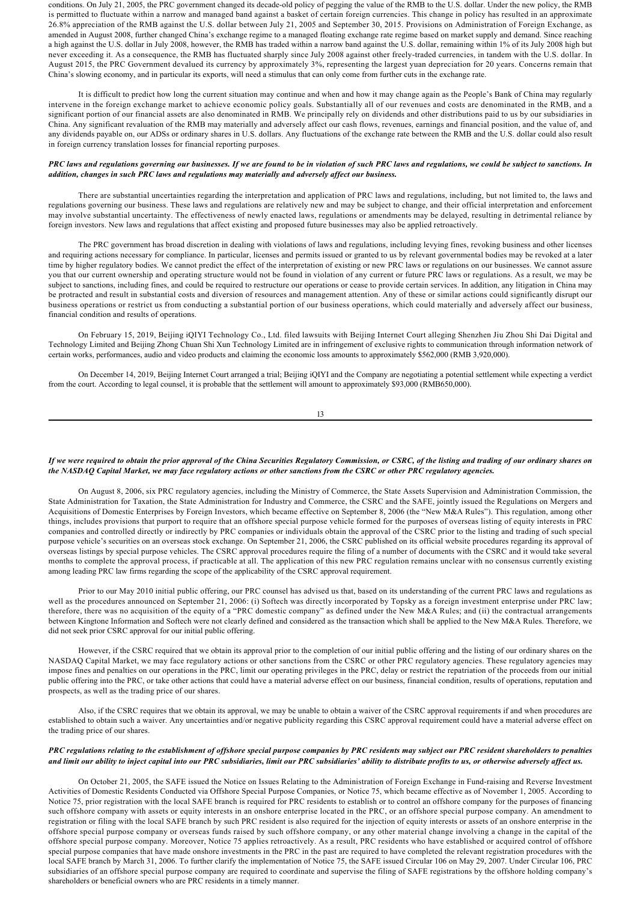conditions. On July 21, 2005, the PRC government changed its decade-old policy of pegging the value of the RMB to the U.S. dollar. Under the new policy, the RMB is permitted to fluctuate within a narrow and managed band against a basket of certain foreign currencies. This change in policy has resulted in an approximate 26.8% appreciation of the RMB against the U.S. dollar between July 21, 2005 and September 30, 2015. Provisions on Administration of Foreign Exchange, as amended in August 2008, further changed China's exchange regime to a managed floating exchange rate regime based on market supply and demand. Since reaching a high against the U.S. dollar in July 2008, however, the RMB has traded within a narrow band against the U.S. dollar, remaining within 1% of its July 2008 high but never exceeding it. As a consequence, the RMB has fluctuated sharply since July 2008 against other freely-traded currencies, in tandem with the U.S. dollar. In August 2015, the PRC Government devalued its currency by approximately 3%, representing the largest yuan depreciation for 20 years. Concerns remain that China's slowing economy, and in particular its exports, will need a stimulus that can only come from further cuts in the exchange rate.

It is difficult to predict how long the current situation may continue and when and how it may change again as the People's Bank of China may regularly intervene in the foreign exchange market to achieve economic policy goals. Substantially all of our revenues and costs are denominated in the RMB, and a significant portion of our financial assets are also denominated in RMB. We principally rely on dividends and other distributions paid to us by our subsidiaries in China. Any significant revaluation of the RMB may materially and adversely affect our cash flows, revenues, earnings and financial position, and the value of, and any dividends payable on, our ADSs or ordinary shares in U.S. dollars. Any fluctuations of the exchange rate between the RMB and the U.S. dollar could also result in foreign currency translation losses for financial reporting purposes.

***PRC laws and regulations governing our businesses. If we are found to be in violation of such PRC laws and regulations, we could be subject to sanctions. In addition, changes in such PRC laws and regulations may materially and adversely affect our business.***

There are substantial uncertainties regarding the interpretation and application of PRC laws and regulations, including, but not limited to, the laws and regulations governing our business. These laws and regulations are relatively new and may be subject to change, and their official interpretation and enforcement may involve substantial uncertainty. The effectiveness of newly enacted laws, regulations or amendments may be delayed, resulting in detrimental reliance by foreign investors. New laws and regulations that affect existing and proposed future businesses may also be applied retroactively.

The PRC government has broad discretion in dealing with violations of laws and regulations, including levying fines, revoking business and other licenses and requiring actions necessary for compliance. In particular, licenses and permits issued or granted to us by relevant governmental bodies may be revoked at a later time by higher regulatory bodies. We cannot predict the effect of the interpretation of existing or new PRC laws or regulations on our businesses. We cannot assure you that our current ownership and operating structure would not be found in violation of any current or future PRC laws or regulations. As a result, we may be subject to sanctions, including fines, and could be required to restructure our operations or cease to provide certain services. In addition, any litigation in China may be protracted and result in substantial costs and diversion of resources and management attention. Any of these or similar actions could significantly disrupt our business operations or restrict us from conducting a substantial portion of our business operations, which could materially and adversely affect our business, financial condition and results of operations.

On February 15, 2019, Beijing iQIYI Technology Co., Ltd. filed lawsuits with Beijing Internet Court alleging Shenzhen Jiu Zhou Shi Dai Digital and Technology Limited and Beijing Zhong Chuan Shi Xun Technology Limited are in infringement of exclusive rights to communication through information network of certain works, performances, audio and video products and claiming the economic loss amounts to approximately $562,000 (RMB 3,920,000).

On December 14, 2019, Beijing Internet Court arranged a trial; Beijing iQIYI and the Company are negotiating a potential settlement while expecting a verdict from the court. According to legal counsel, it is probable that the settlement will amount to approximately $93,000 (RMB650,000).

***If we were required to obtain the prior approval of the China Securities Regulatory Commission, or CSRC, of the listing and trading of our ordinary shares on the NASDAQ Capital Market, we may face regulatory actions or other sanctions from the CSRC or other PRC regulatory agencies.***

On August 8, 2006, six PRC regulatory agencies, including the Ministry of Commerce, the State Assets Supervision and Administration Commission, the State Administration for Taxation, the State Administration for Industry and Commerce, the CSRC and the SAFE, jointly issued the Regulations on Mergers and Acquisitions of Domestic Enterprises by Foreign Investors, which became effective on September 8, 2006 (the "New M&A Rules"). This regulation, among other things, includes provisions that purport to require that an offshore special purpose vehicle formed for the purposes of overseas listing of equity interests in PRC companies and controlled directly or indirectly by PRC companies or individuals obtain the approval of the CSRC prior to the listing and trading of such special purpose vehicle's securities on an overseas stock exchange. On September 21, 2006, the CSRC published on its official website procedures regarding its approval of overseas listings by special purpose vehicles. The CSRC approval procedures require the filing of a number of documents with the CSRC and it would take several months to complete the approval process, if practicable at all. The application of this new PRC regulation remains unclear with no consensus currently existing among leading PRC law firms regarding the scope of the applicability of the CSRC approval requirement.

Prior to our May 2010 initial public offering, our PRC counsel has advised us that, based on its understanding of the current PRC laws and regulations as well as the procedures announced on September 21, 2006: (i) Softech was directly incorporated by Topsky as a foreign investment enterprise under PRC law; therefore, there was no acquisition of the equity of a "PRC domestic company" as defined under the New M&A Rules; and (ii) the contractual arrangements between Kingtone Information and Softech were not clearly defined and considered as the transaction which shall be applied to the New M&A Rules. Therefore, we did not seek prior CSRC approval for our initial public offering.

However, if the CSRC required that we obtain its approval prior to the completion of our initial public offering and the listing of our ordinary shares on the NASDAQ Capital Market, we may face regulatory actions or other sanctions from the CSRC or other PRC regulatory agencies. These regulatory agencies may impose fines and penalties on our operations in the PRC, limit our operating privileges in the PRC, delay or restrict the repatriation of the proceeds from our initial public offering into the PRC, or take other actions that could have a material adverse effect on our business, financial condition, results of operations, reputation and prospects, as well as the trading price of our shares.

Also, if the CSRC requires that we obtain its approval, we may be unable to obtain a waiver of the CSRC approval requirements if and when procedures are established to obtain such a waiver. Any uncertainties and/or negative publicity regarding this CSRC approval requirement could have a material adverse effect on the trading price of our shares.

***PRC regulations relating to the establishment of offshore special purpose companies by PRC residents may subject our PRC resident shareholders to penalties and limit our ability to inject capital into our PRC subsidiaries, limit our PRC subsidiaries' ability to distribute profits to us, or otherwise adversely affect us.***

On October 21, 2005, the SAFE issued the Notice on Issues Relating to the Administration of Foreign Exchange in Fund-raising and Reverse Investment Activities of Domestic Residents Conducted via Offshore Special Purpose Companies, or Notice 75, which became effective as of November 1, 2005. According to Notice 75, prior registration with the local SAFE branch is required for PRC residents to establish or to control an offshore company for the purposes of financing such offshore company with assets or equity interests in an onshore enterprise located in the PRC, or an offshore special purpose company. An amendment to registration or filing with the local SAFE branch by such PRC resident is also required for the injection of equity interests or assets of an onshore enterprise in the offshore special purpose company or overseas funds raised by such offshore company, or any other material change involving a change in the capital of the offshore special purpose company. Moreover, Notice 75 applies retroactively. As a result, PRC residents who have established or acquired control of offshore special purpose companies that have made onshore investments in the PRC in the past are required to have completed the relevant registration procedures with the local SAFE branch by March 31, 2006. To further clarify the implementation of Notice 75, the SAFE issued Circular 106 on May 29, 2007. Under Circular 106, PRC subsidiaries of an offshore special purpose company are required to coordinate and supervise the filing of SAFE registrations by the offshore holding company's shareholders or beneficial owners who are PRC residents in a timely manner.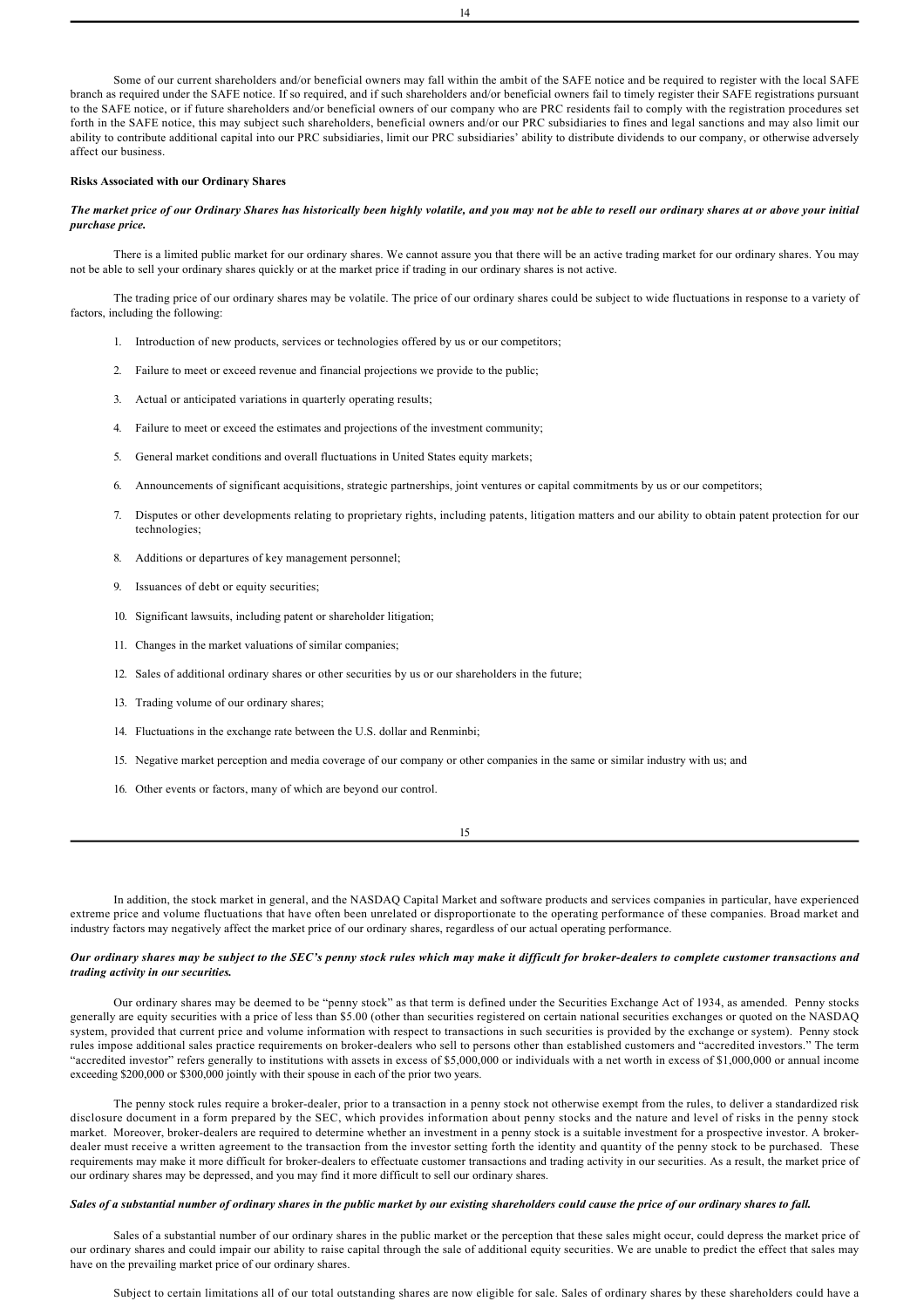Some of our current shareholders and/or beneficial owners may fall within the ambit of the SAFE notice and be required to register with the local SAFE branch as required under the SAFE notice. If so required, and if such shareholders and/or beneficial owners fail to timely register their SAFE registrations pursuant to the SAFE notice, or if future shareholders and/or beneficial owners of our company who are PRC residents fail to comply with the registration procedures set forth in the SAFE notice, this may subject such shareholders, beneficial owners and/or our PRC subsidiaries to fines and legal sanctions and may also limit our ability to contribute additional capital into our PRC subsidiaries, limit our PRC subsidiaries' ability to distribute dividends to our company, or otherwise adversely affect our business.

**Risks Associated with our Ordinary Shares**

***The market price of our Ordinary Shares has historically been highly volatile, and you may not be able to resell our ordinary shares at or above your initial purchase price.***

There is a limited public market for our ordinary shares. We cannot assure you that there will be an active trading market for our ordinary shares. You may not be able to sell your ordinary shares quickly or at the market price if trading in our ordinary shares is not active.

The trading price of our ordinary shares may be volatile. The price of our ordinary shares could be subject to wide fluctuations in response to a variety of factors, including the following:

1. Introduction of new products, services or technologies offered by us or our competitors;
2. Failure to meet or exceed revenue and financial projections we provide to the public;
3. Actual or anticipated variations in quarterly operating results;
4. Failure to meet or exceed the estimates and projections of the investment community;
5. General market conditions and overall fluctuations in United States equity markets;
6. Announcements of significant acquisitions, strategic partnerships, joint ventures or capital commitments by us or our competitors;
7. Disputes or other developments relating to proprietary rights, including patents, litigation matters and our ability to obtain patent protection for our technologies;
8. Additions or departures of key management personnel;
9. Issuances of debt or equity securities;
10. Significant lawsuits, including patent or shareholder litigation;
11. Changes in the market valuations of similar companies;
12. Sales of additional ordinary shares or other securities by us or our shareholders in the future;
13. Trading volume of our ordinary shares;
14. Fluctuations in the exchange rate between the U.S. dollar and Renminbi;
15. Negative market perception and media coverage of our company or other companies in the same or similar industry with us; and
16. Other events or factors, many of which are beyond our control.

In addition, the stock market in general, and the NASDAQ Capital Market and software products and services companies in particular, have experienced extreme price and volume fluctuations that have often been unrelated or disproportionate to the operating performance of these companies. Broad market and industry factors may negatively affect the market price of our ordinary shares, regardless of our actual operating performance.

***Our ordinary shares may be subject to the SEC's penny stock rules which may make it difficult for broker-dealers to complete customer transactions and trading activity in our securities.***

Our ordinary shares may be deemed to be "penny stock" as that term is defined under the Securities Exchange Act of 1934, as amended. Penny stocks generally are equity securities with a price of less than $5.00 (other than securities registered on certain national securities exchanges or quoted on the NASDAQ system, provided that current price and volume information with respect to transactions in such securities is provided by the exchange or system). Penny stock rules impose additional sales practice requirements on broker-dealers who sell to persons other than established customers and "accredited investors." The term "accredited investor" refers generally to institutions with assets in excess of $5,000,000 or individuals with a net worth in excess of $1,000,000 or annual income exceeding $200,000 or $300,000 jointly with their spouse in each of the prior two years.

The penny stock rules require a broker-dealer, prior to a transaction in a penny stock not otherwise exempt from the rules, to deliver a standardized risk disclosure document in a form prepared by the SEC, which provides information about penny stocks and the nature and level of risks in the penny stock market. Moreover, broker-dealers are required to determine whether an investment in a penny stock is a suitable investment for a prospective investor. A broker-dealer must receive a written agreement to the transaction from the investor setting forth the identity and quantity of the penny stock to be purchased. These requirements may make it more difficult for broker-dealers to effectuate customer transactions and trading activity in our securities. As a result, the market price of our ordinary shares may be depressed, and you may find it more difficult to sell our ordinary shares.

***Sales of a substantial number of ordinary shares in the public market by our existing shareholders could cause the price of our ordinary shares to fall.***

Sales of a substantial number of our ordinary shares in the public market or the perception that these sales might occur, could depress the market price of our ordinary shares and could impair our ability to raise capital through the sale of additional equity securities. We are unable to predict the effect that sales may have on the prevailing market price of our ordinary shares.

Subject to certain limitations all of our total outstanding shares are now eligible for sale. Sales of ordinary shares by these shareholders could have a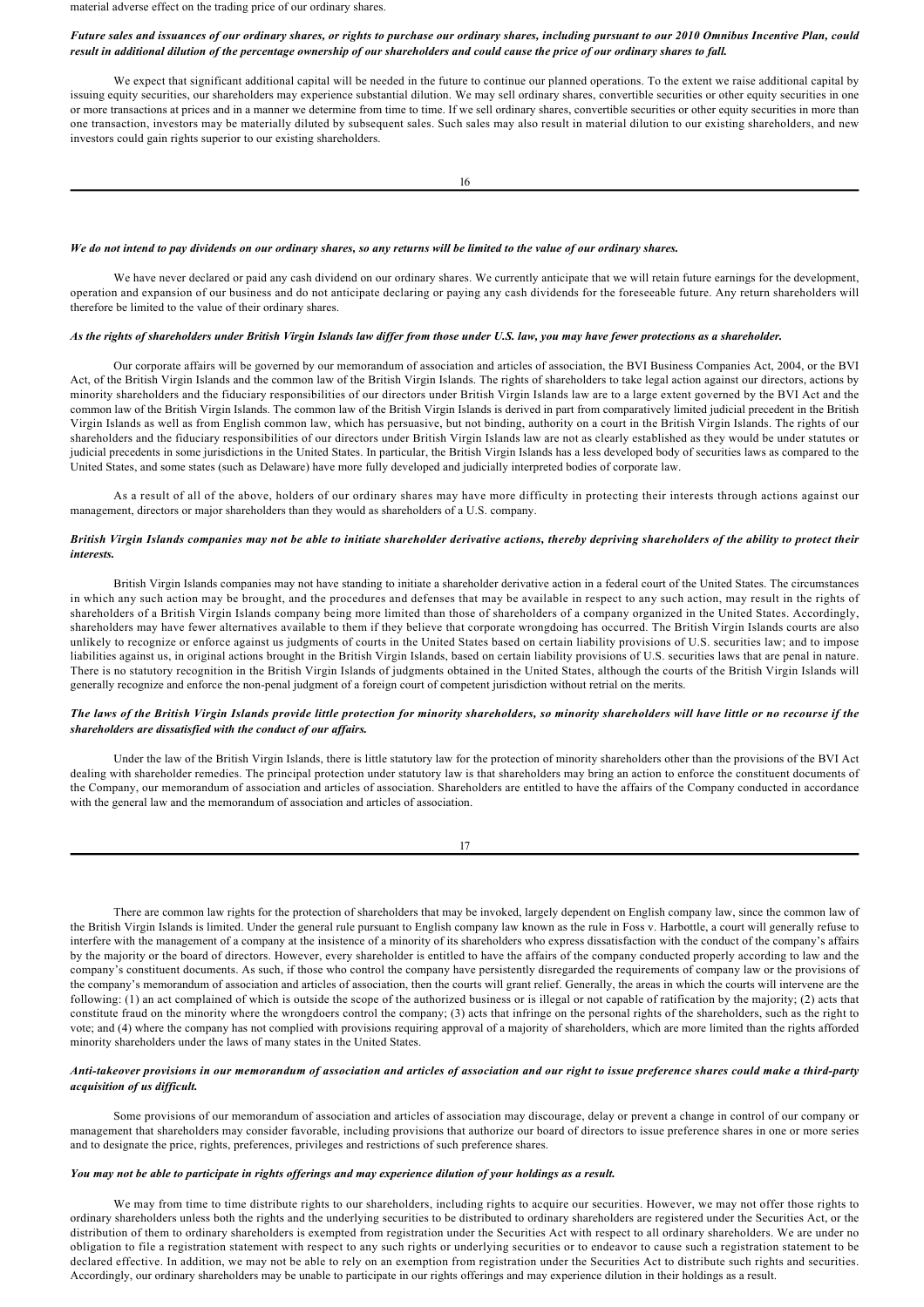material adverse effect on the trading price of our ordinary shares.

***Future sales and issuances of our ordinary shares, or rights to purchase our ordinary shares, including pursuant to our 2010 Omnibus Incentive Plan, could result in additional dilution of the percentage ownership of our shareholders and could cause the price of our ordinary shares to fall.***

We expect that significant additional capital will be needed in the future to continue our planned operations. To the extent we raise additional capital by issuing equity securities, our shareholders may experience substantial dilution. We may sell ordinary shares, convertible securities or other equity securities in one or more transactions at prices and in a manner we determine from time to time. If we sell ordinary shares, convertible securities or other equity securities in more than one transaction, investors may be materially diluted by subsequent sales. Such sales may also result in material dilution to our existing shareholders, and new investors could gain rights superior to our existing shareholders.

***We do not intend to pay dividends on our ordinary shares, so any returns will be limited to the value of our ordinary shares.***

We have never declared or paid any cash dividend on our ordinary shares. We currently anticipate that we will retain future earnings for the development, operation and expansion of our business and do not anticipate declaring or paying any cash dividends for the foreseeable future. Any return shareholders will therefore be limited to the value of their ordinary shares.

***As the rights of shareholders under British Virgin Islands law differ from those under U.S. law, you may have fewer protections as a shareholder.***

Our corporate affairs will be governed by our memorandum of association and articles of association, the BVI Business Companies Act, 2004, or the BVI Act, of the British Virgin Islands and the common law of the British Virgin Islands. The rights of shareholders to take legal action against our directors, actions by minority shareholders and the fiduciary responsibilities of our directors under British Virgin Islands law are to a large extent governed by the BVI Act and the common law of the British Virgin Islands. The common law of the British Virgin Islands is derived in part from comparatively limited judicial precedent in the British Virgin Islands as well as from English common law, which has persuasive, but not binding, authority on a court in the British Virgin Islands. The rights of our shareholders and the fiduciary responsibilities of our directors under British Virgin Islands law are not as clearly established as they would be under statutes or judicial precedents in some jurisdictions in the United States. In particular, the British Virgin Islands has a less developed body of securities laws as compared to the United States, and some states (such as Delaware) have more fully developed and judicially interpreted bodies of corporate law.

As a result of all of the above, holders of our ordinary shares may have more difficulty in protecting their interests through actions against our management, directors or major shareholders than they would as shareholders of a U.S. company.

***British Virgin Islands companies may not be able to initiate shareholder derivative actions, thereby depriving shareholders of the ability to protect their interests.***

British Virgin Islands companies may not have standing to initiate a shareholder derivative action in a federal court of the United States. The circumstances in which any such action may be brought, and the procedures and defenses that may be available in respect to any such action, may result in the rights of shareholders of a British Virgin Islands company being more limited than those of shareholders of a company organized in the United States. Accordingly, shareholders may have fewer alternatives available to them if they believe that corporate wrongdoing has occurred. The British Virgin Islands courts are also unlikely to recognize or enforce against us judgments of courts in the United States based on certain liability provisions of U.S. securities law; and to impose liabilities against us, in original actions brought in the British Virgin Islands, based on certain liability provisions of U.S. securities laws that are penal in nature. There is no statutory recognition in the British Virgin Islands of judgments obtained in the United States, although the courts of the British Virgin Islands will generally recognize and enforce the non-penal judgment of a foreign court of competent jurisdiction without retrial on the merits.

***The laws of the British Virgin Islands provide little protection for minority shareholders, so minority shareholders will have little or no recourse if the shareholders are dissatisfied with the conduct of our affairs.***

Under the law of the British Virgin Islands, there is little statutory law for the protection of minority shareholders other than the provisions of the BVI Act dealing with shareholder remedies. The principal protection under statutory law is that shareholders may bring an action to enforce the constituent documents of the Company, our memorandum of association and articles of association. Shareholders are entitled to have the affairs of the Company conducted in accordance with the general law and the memorandum of association and articles of association.

There are common law rights for the protection of shareholders that may be invoked, largely dependent on English company law, since the common law of the British Virgin Islands is limited. Under the general rule pursuant to English company law known as the rule in Foss v. Harbottle, a court will generally refuse to interfere with the management of a company at the insistence of a minority of its shareholders who express dissatisfaction with the conduct of the company's affairs by the majority or the board of directors. However, every shareholder is entitled to have the affairs of the company conducted properly according to law and the company's constituent documents. As such, if those who control the company have persistently disregarded the requirements of company law or the provisions of the company's memorandum of association and articles of association, then the courts will grant relief. Generally, the areas in which the courts will intervene are the following: (1) an act complained of which is outside the scope of the authorized business or is illegal or not capable of ratification by the majority; (2) acts that constitute fraud on the minority where the wrongdoers control the company; (3) acts that infringe on the personal rights of the shareholders, such as the right to vote; and (4) where the company has not complied with provisions requiring approval of a majority of shareholders, which are more limited than the rights afforded minority shareholders under the laws of many states in the United States.

***Anti-takeover provisions in our memorandum of association and articles of association and our right to issue preference shares could make a third-party acquisition of us difficult.***

Some provisions of our memorandum of association and articles of association may discourage, delay or prevent a change in control of our company or management that shareholders may consider favorable, including provisions that authorize our board of directors to issue preference shares in one or more series and to designate the price, rights, preferences, privileges and restrictions of such preference shares.

***You may not be able to participate in rights offerings and may experience dilution of your holdings as a result.***

We may from time to time distribute rights to our shareholders, including rights to acquire our securities. However, we may not offer those rights to ordinary shareholders unless both the rights and the underlying securities to be distributed to ordinary shareholders are registered under the Securities Act, or the distribution of them to ordinary shareholders is exempted from registration under the Securities Act with respect to all ordinary shareholders. We are under no obligation to file a registration statement with respect to any such rights or underlying securities or to endeavor to cause such a registration statement to be declared effective. In addition, we may not be able to rely on an exemption from registration under the Securities Act to distribute such rights and securities. Accordingly, our ordinary shareholders may be unable to participate in our rights offerings and may experience dilution in their holdings as a result.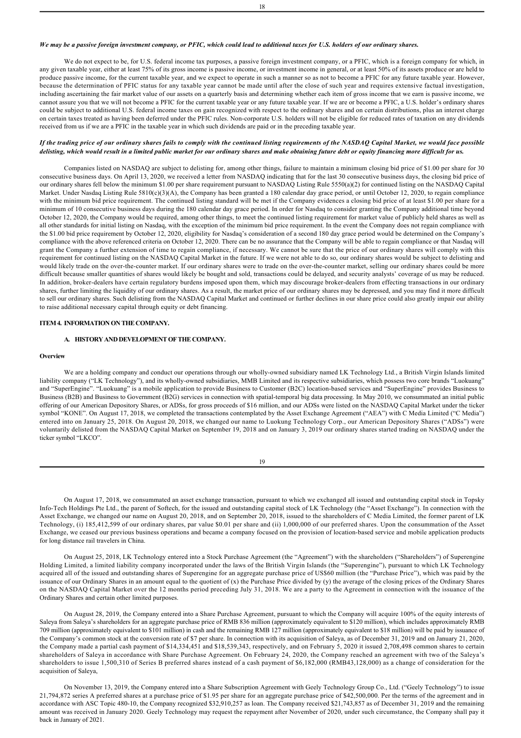***We may be a passive foreign investment company, or PFIC, which could lead to additional taxes for U.S. holders of our ordinary shares.***

We do not expect to be, for U.S. federal income tax purposes, a passive foreign investment company, or a PFIC, which is a foreign company for which, in any given taxable year, either at least 75% of its gross income is passive income, or investment income in general, or at least 50% of its assets produce or are held to produce passive income, for the current taxable year, and we expect to operate in such a manner so as not to become a PFIC for any future taxable year. However, because the determination of PFIC status for any taxable year cannot be made until after the close of such year and requires extensive factual investigation, including ascertaining the fair market value of our assets on a quarterly basis and determining whether each item of gross income that we earn is passive income, we cannot assure you that we will not become a PFIC for the current taxable year or any future taxable year. If we are or become a PFIC, a U.S. holder's ordinary shares could be subject to additional U.S. federal income taxes on gain recognized with respect to the ordinary shares and on certain distributions, plus an interest charge on certain taxes treated as having been deferred under the PFIC rules. Non-corporate U.S. holders will not be eligible for reduced rates of taxation on any dividends received from us if we are a PFIC in the taxable year in which such dividends are paid or in the preceding taxable year.

***If the trading price of our ordinary shares fails to comply with the continued listing requirements of the NASDAQ Capital Market, we would face possible delisting, which would result in a limited public market for our ordinary shares and make obtaining future debt or equity financing more difficult for us.***

Companies listed on NASDAQ are subject to delisting for, among other things, failure to maintain a minimum closing bid price of $1.00 per share for 30 consecutive business days. On April 13, 2020, we received a letter from NASDAQ indicating that for the last 30 consecutive business days, the closing bid price of our ordinary shares fell below the minimum $1.00 per share requirement pursuant to NASDAQ Listing Rule 5550(a)(2) for continued listing on the NASDAQ Capital Market. Under Nasdaq Listing Rule 5810(c)(3)(A), the Company has been granted a 180 calendar day grace period, or until October 12, 2020, to regain compliance with the minimum bid price requirement. The continued listing standard will be met if the Company evidences a closing bid price of at least $1.00 per share for a minimum of 10 consecutive business days during the 180 calendar day grace period. In order for Nasdaq to consider granting the Company additional time beyond October 12, 2020, the Company would be required, among other things, to meet the continued listing requirement for market value of publicly held shares as well as all other standards for initial listing on Nasdaq, with the exception of the minimum bid price requirement. In the event the Company does not regain compliance with the $1.00 bid price requirement by October 12, 2020, eligibility for Nasdaq's consideration of a second 180 day grace period would be determined on the Company's compliance with the above referenced criteria on October 12, 2020. There can be no assurance that the Company will be able to regain compliance or that Nasdaq will grant the Company a further extension of time to regain compliance, if necessary. We cannot be sure that the price of our ordinary shares will comply with this requirement for continued listing on the NASDAQ Capital Market in the future. If we were not able to do so, our ordinary shares would be subject to delisting and would likely trade on the over-the-counter market. If our ordinary shares were to trade on the over-the-counter market, selling our ordinary shares could be more difficult because smaller quantities of shares would likely be bought and sold, transactions could be delayed, and security analysts' coverage of us may be reduced. In addition, broker-dealers have certain regulatory burdens imposed upon them, which may discourage broker-dealers from effecting transactions in our ordinary shares, further limiting the liquidity of our ordinary shares. As a result, the market price of our ordinary shares may be depressed, and you may find it more difficult to sell our ordinary shares. Such delisting from the NASDAQ Capital Market and continued or further declines in our share price could also greatly impair our ability to raise additional necessary capital through equity or debt financing.

## ITEM 4. INFORMATION ON THE COMPANY.

### A. HISTORY AND DEVELOPMENT OF THE COMPANY.

**Overview**

We are a holding company and conduct our operations through our wholly-owned subsidiary named LK Technology Ltd., a British Virgin Islands limited liability company ("LK Technology"), and its wholly-owned subsidiaries, MMB Limited and its respective subsidiaries, which possess two core brands "Luokuang" and "SuperEngine". "Luokuang" is a mobile application to provide Business to Customer (B2C) location-based services and "SuperEngine" provides Business to Business (B2B) and Business to Government (B2G) services in connection with spatial-temporal big data processing. In May 2010, we consummated an initial public offering of our American Depository Shares, or ADSs, for gross proceeds of $16 million, and our ADSs were listed on the NASDAQ Capital Market under the ticker symbol "KONE". On August 17, 2018, we completed the transactions contemplated by the Asset Exchange Agreement ("AEA") with C Media Limited ("C Media") entered into on January 25, 2018. On August 20, 2018, we changed our name to Luokung Technology Corp., our American Depository Shares ("ADSs") were voluntarily delisted from the NASDAQ Capital Market on September 19, 2018 and on January 3, 2019 our ordinary shares started trading on NASDAQ under the ticker symbol "LKCO".

On August 17, 2018, we consummated an asset exchange transaction, pursuant to which we exchanged all issued and outstanding capital stock in Topsky Info-Tech Holdings Pte Ltd., the parent of Softech, for the issued and outstanding capital stock of LK Technology (the "Asset Exchange"). In connection with the Asset Exchange, we changed our name on August 20, 2018, and on September 20, 2018, issued to the shareholders of C Media Limited, the former parent of LK Technology, (i) 185,412,599 of our ordinary shares, par value $0.01 per share and (ii) 1,000,000 of our preferred shares. Upon the consummation of the Asset Exchange, we ceased our previous business operations and became a company focused on the provision of location-based service and mobile application products for long distance rail travelers in China.

On August 25, 2018, LK Technology entered into a Stock Purchase Agreement (the "Agreement") with the shareholders ("Shareholders") of Superengine Holding Limited, a limited liability company incorporated under the laws of the British Virgin Islands (the "Superengine"), pursuant to which LK Technology acquired all of the issued and outstanding shares of Superengine for an aggregate purchase price of US$60 million (the "Purchase Price"), which was paid by the issuance of our Ordinary Shares in an amount equal to the quotient of (x) the Purchase Price divided by (y) the average of the closing prices of the Ordinary Shares on the NASDAQ Capital Market over the 12 months period preceding July 31, 2018. We are a party to the Agreement in connection with the issuance of the Ordinary Shares and certain other limited purposes.

On August 28, 2019, the Company entered into a Share Purchase Agreement, pursuant to which the Company will acquire 100% of the equity interests of Saleya from Saleya's shareholders for an aggregate purchase price of RMB 836 million (approximately equivalent to $120 million), which includes approximately RMB 709 million (approximately equivalent to $101 million) in cash and the remaining RMB 127 million (approximately equivalent to $18 million) will be paid by issuance of the Company's common stock at the conversion rate of $7 per share. In connection with its acquisition of Saleya, as of December 31, 2019 and on January 21, 2020, the Company made a partial cash payment of $14,334,451 and $18,539,343, respectively, and on February 5, 2020 it issued 2,708,498 common shares to certain shareholders of Saleya in accordance with Share Purchase Agreement. On February 24, 2020, the Company reached an agreement with two of the Saleya's shareholders to issue 1,500,310 of Series B preferred shares instead of a cash payment of $6,182,000 (RMB43,128,000) as a change of consideration for the acquisition of Saleya,

On November 13, 2019, the Company entered into a Share Subscription Agreement with Geely Technology Group Co., Ltd. ("Geely Technology") to issue 21,794,872 series A preferred shares at a purchase price of $1.95 per share for an aggregate purchase price of $42,500,000. Per the terms of the agreement and in accordance with ASC Topic 480-10, the Company recognized $32,910,257 as loan. The Company received $21,743,857 as of December 31, 2019 and the remaining amount was received in January 2020. Geely Technology may request the repayment after November of 2020, under such circumstance, the Company shall pay it back in January of 2021.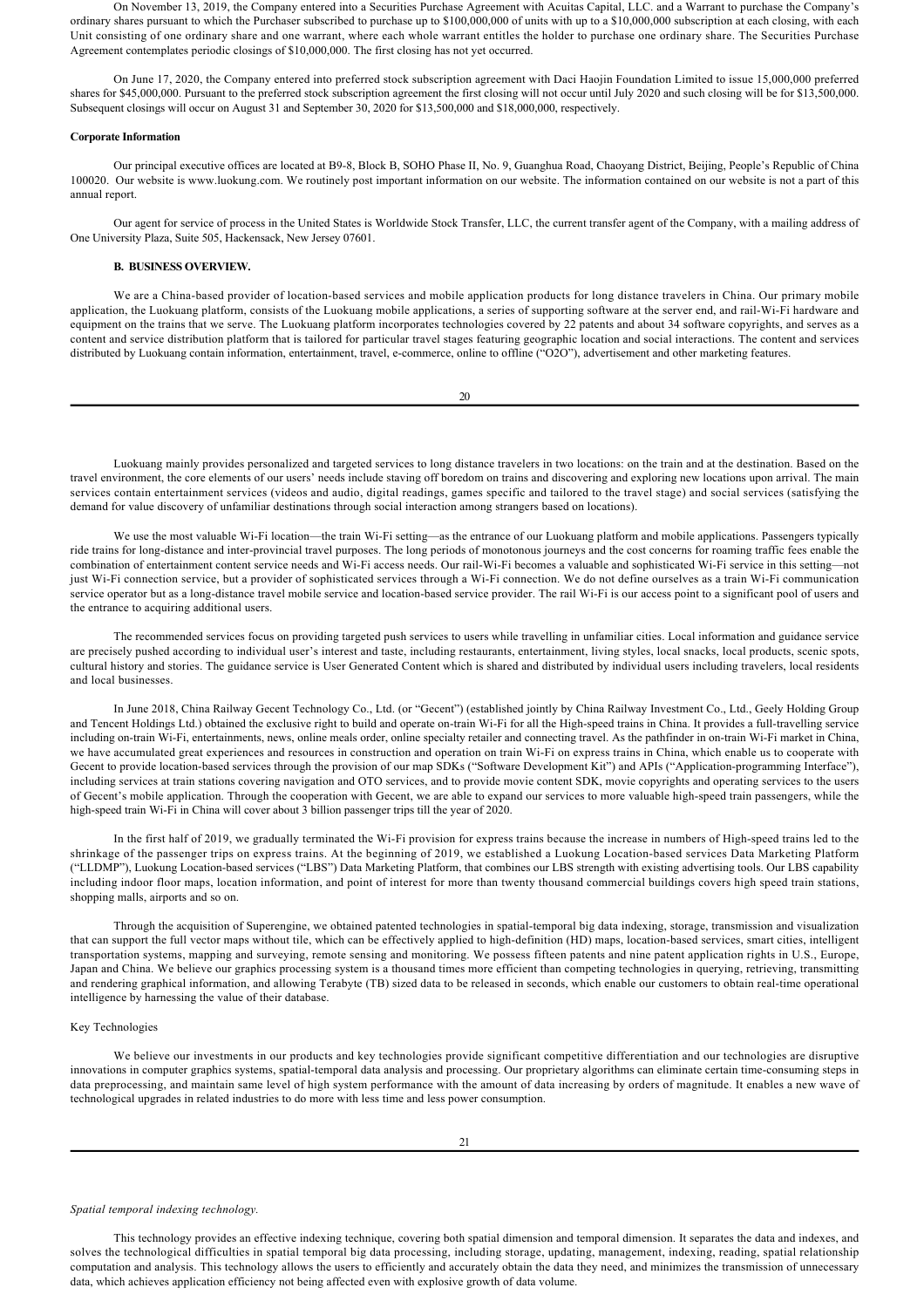On November 13, 2019, the Company entered into a Securities Purchase Agreement with Acuitas Capital, LLC. and a Warrant to purchase the Company's ordinary shares pursuant to which the Purchaser subscribed to purchase up to $100,000,000 of units with up to a $10,000,000 subscription at each closing, with each Unit consisting of one ordinary share and one warrant, where each whole warrant entitles the holder to purchase one ordinary share. The Securities Purchase Agreement contemplates periodic closings of $10,000,000. The first closing has not yet occurred.

On June 17, 2020, the Company entered into preferred stock subscription agreement with Daci Haojin Foundation Limited to issue 15,000,000 preferred shares for $45,000,000. Pursuant to the preferred stock subscription agreement the first closing will not occur until July 2020 and such closing will be for $13,500,000. Subsequent closings will occur on August 31 and September 30, 2020 for $13,500,000 and $18,000,000, respectively.

**Corporate Information**

Our principal executive offices are located at B9-8, Block B, SOHO Phase II, No. 9, Guanghua Road, Chaoyang District, Beijing, People's Republic of China 100020. Our website is www.luokung.com. We routinely post important information on our website. The information contained on our website is not a part of this annual report.

Our agent for service of process in the United States is Worldwide Stock Transfer, LLC, the current transfer agent of the Company, with a mailing address of One University Plaza, Suite 505, Hackensack, New Jersey 07601.

**B. BUSINESS OVERVIEW.**

We are a China-based provider of location-based services and mobile application products for long distance travelers in China. Our primary mobile application, the Luokuang platform, consists of the Luokuang mobile applications, a series of supporting software at the server end, and rail-Wi-Fi hardware and equipment on the trains that we serve. The Luokuang platform incorporates technologies covered by 22 patents and about 34 software copyrights, and serves as a content and service distribution platform that is tailored for particular travel stages featuring geographic location and social interactions. The content and services distributed by Luokuang contain information, entertainment, travel, e-commerce, online to offline ("O2O"), advertisement and other marketing features.

Luokuang mainly provides personalized and targeted services to long distance travelers in two locations: on the train and at the destination. Based on the travel environment, the core elements of our users' needs include staving off boredom on trains and discovering and exploring new locations upon arrival. The main services contain entertainment services (videos and audio, digital readings, games specific and tailored to the travel stage) and social services (satisfying the demand for value discovery of unfamiliar destinations through social interaction among strangers based on locations).

We use the most valuable Wi-Fi location—the train Wi-Fi setting—as the entrance of our Luokuang platform and mobile applications. Passengers typically ride trains for long-distance and inter-provincial travel purposes. The long periods of monotonous journeys and the cost concerns for roaming traffic fees enable the combination of entertainment content service needs and Wi-Fi access needs. Our rail-Wi-Fi becomes a valuable and sophisticated Wi-Fi service in this setting—not just Wi-Fi connection service, but a provider of sophisticated services through a Wi-Fi connection. We do not define ourselves as a train Wi-Fi communication service operator but as a long-distance travel mobile service and location-based service provider. The rail Wi-Fi is our access point to a significant pool of users and the entrance to acquiring additional users.

The recommended services focus on providing targeted push services to users while travelling in unfamiliar cities. Local information and guidance service are precisely pushed according to individual user's interest and taste, including restaurants, entertainment, living styles, local snacks, local products, scenic spots, cultural history and stories. The guidance service is User Generated Content which is shared and distributed by individual users including travelers, local residents and local businesses.

In June 2018, China Railway Gecent Technology Co., Ltd. (or "Gecent") (established jointly by China Railway Investment Co., Ltd., Geely Holding Group and Tencent Holdings Ltd.) obtained the exclusive right to build and operate on-train Wi-Fi for all the High-speed trains in China. It provides a full-travelling service including on-train Wi-Fi, entertainments, news, online meals order, online specialty retailer and connecting travel. As the pathfinder in on-train Wi-Fi market in China, we have accumulated great experiences and resources in construction and operation on train Wi-Fi on express trains in China, which enable us to cooperate with Gecent to provide location-based services through the provision of our map SDKs ("Software Development Kit") and APIs ("Application-programming Interface"), including services at train stations covering navigation and OTO services, and to provide movie content SDK, movie copyrights and operating services to the users of Gecent's mobile application. Through the cooperation with Gecent, we are able to expand our services to more valuable high-speed train passengers, while the high-speed train Wi-Fi in China will cover about 3 billion passenger trips till the year of 2020.

In the first half of 2019, we gradually terminated the Wi-Fi provision for express trains because the increase in numbers of High-speed trains led to the shrinkage of the passenger trips on express trains. At the beginning of 2019, we established a Luokung Location-based services Data Marketing Platform ("LLDMP"), Luokung Location-based services ("LBS") Data Marketing Platform, that combines our LBS strength with existing advertising tools. Our LBS capability including indoor floor maps, location information, and point of interest for more than twenty thousand commercial buildings covers high speed train stations, shopping malls, airports and so on.

Through the acquisition of Superengine, we obtained patented technologies in spatial-temporal big data indexing, storage, transmission and visualization that can support the full vector maps without tile, which can be effectively applied to high-definition (HD) maps, location-based services, smart cities, intelligent transportation systems, mapping and surveying, remote sensing and monitoring. We possess fifteen patents and nine patent application rights in U.S., Europe, Japan and China. We believe our graphics processing system is a thousand times more efficient than competing technologies in querying, retrieving, transmitting and rendering graphical information, and allowing Terabyte (TB) sized data to be released in seconds, which enable our customers to obtain real-time operational intelligence by harnessing the value of their database.

Key Technologies

We believe our investments in our products and key technologies provide significant competitive differentiation and our technologies are disruptive innovations in computer graphics systems, spatial-temporal data analysis and processing. Our proprietary algorithms can eliminate certain time-consuming steps in data preprocessing, and maintain same level of high system performance with the amount of data increasing by orders of magnitude. It enables a new wave of technological upgrades in related industries to do more with less time and less power consumption.

*Spatial temporal indexing technology.*

This technology provides an effective indexing technique, covering both spatial dimension and temporal dimension. It separates the data and indexes, and solves the technological difficulties in spatial temporal big data processing, including storage, updating, management, indexing, reading, spatial relationship computation and analysis. This technology allows the users to efficiently and accurately obtain the data they need, and minimizes the transmission of unnecessary data, which achieves application efficiency not being affected even with explosive growth of data volume.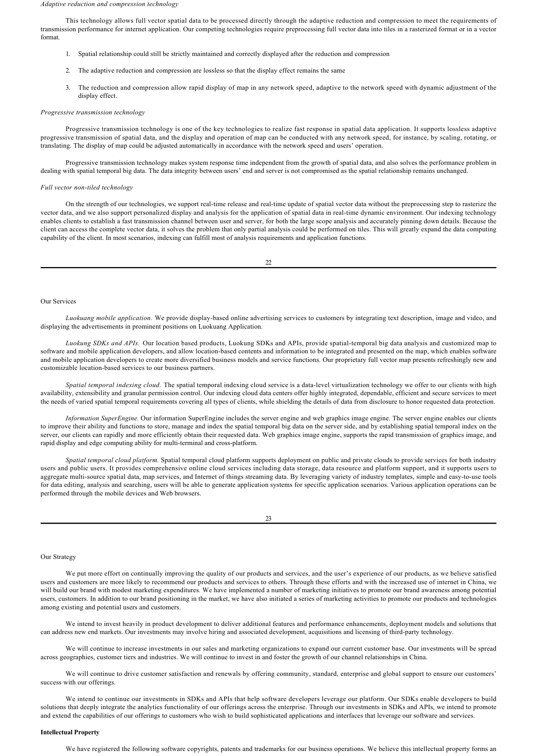*Adaptive reduction and compression technology*

This technology allows full vector spatial data to be processed directly through the adaptive reduction and compression to meet the requirements of transmission performance for internet application. Our competing technologies require preprocessing full vector data into tiles in a rasterized format or in a vector format.

1. Spatial relationship could still be strictly maintained and correctly displayed after the reduction and compression
2. The adaptive reduction and compression are lossless so that the display effect remains the same
3. The reduction and compression allow rapid display of map in any network speed, adaptive to the network speed with dynamic adjustment of the display effect.

*Progressive transmission technology*

Progressive transmission technology is one of the key technologies to realize fast response in spatial data application. It supports lossless adaptive progressive transmission of spatial data, and the display and operation of map can be conducted with any network speed, for instance, by scaling, rotating, or translating. The display of map could be adjusted automatically in accordance with the network speed and users' operation.

Progressive transmission technology makes system response time independent from the growth of spatial data, and also solves the performance problem in dealing with spatial temporal big data. The data integrity between users' end and server is not compromised as the spatial relationship remains unchanged.

*Full vector non-tiled technology*

On the strength of our technologies, we support real-time release and real-time update of spatial vector data without the preprocessing step to rasterize the vector data, and we also support personalized display and analysis for the application of spatial data in real-time dynamic environment. Our indexing technology enables clients to establish a fast transmission channel between user and server, for both the large scope analysis and accurately pinning down details. Because the client can access the complete vector data, it solves the problem that only partial analysis could be performed on tiles. This will greatly expand the data computing capability of the client. In most scenarios, indexing can fulfill most of analysis requirements and application functions.

Our Services

*Luokuang mobile application.* We provide display-based online advertising services to customers by integrating text description, image and video, and displaying the advertisements in prominent positions on Luokuang Application.

*Luokung SDKs and APIs.* Our location based products, Luokung SDKs and APIs, provide spatial-temporal big data analysis and customized map to software and mobile application developers, and allow location-based contents and information to be integrated and presented on the map, which enables software and mobile application developers to create more diversified business models and service functions. Our proprietary full vector map presents refreshingly new and customizable location-based services to our business partners.

*Spatial temporal indexing cloud.* The spatial temporal indexing cloud service is a data-level virtualization technology we offer to our clients with high availability, extensibility and granular permission control. Our indexing cloud data centers offer highly integrated, dependable, efficient and secure services to meet the needs of varied spatial temporal requirements covering all types of clients, while shielding the details of data from disclosure to honor requested data protection.

*Information SuperEngine.* Our information SuperEngine includes the server engine and web graphics image engine. The server engine enables our clients to improve their ability and functions to store, manage and index the spatial temporal big data on the server side, and by establishing spatial temporal index on the server, our clients can rapidly and more efficiently obtain their requested data. Web graphics image engine, supports the rapid transmission of graphics image, and rapid display and edge computing ability for multi-terminal and cross-platform.

*Spatial temporal cloud platform.* Spatial temporal cloud platform supports deployment on public and private clouds to provide services for both industry users and public users. It provides comprehensive online cloud services including data storage, data resource and platform support, and it supports users to aggregate multi-source spatial data, map services, and Internet of things streaming data. By leveraging variety of industry templates, simple and easy-to-use tools for data editing, analysis and searching, users will be able to generate application systems for specific application scenarios. Various application operations can be performed through the mobile devices and Web browsers.

Our Strategy

We put more effort on continually improving the quality of our products and services, and the user's experience of our products, as we believe satisfied users and customers are more likely to recommend our products and services to others. Through these efforts and with the increased use of internet in China, we will build our brand with modest marketing expenditures. We have implemented a number of marketing initiatives to promote our brand awareness among potential users, customers. In addition to our brand positioning in the market, we have also initiated a series of marketing activities to promote our products and technologies among existing and potential users and customers.

We intend to invest heavily in product development to deliver additional features and performance enhancements, deployment models and solutions that can address new end markets. Our investments may involve hiring and associated development, acquisitions and licensing of third-party technology.

We will continue to increase investments in our sales and marketing organizations to expand our current customer base. Our investments will be spread across geographies, customer tiers and industries. We will continue to invest in and foster the growth of our channel relationships in China.

We will continue to drive customer satisfaction and renewals by offering community, standard, enterprise and global support to ensure our customers' success with our offerings.

We intend to continue our investments in SDKs and APIs that help software developers leverage our platform. Our SDKs enable developers to build solutions that deeply integrate the analytics functionality of our offerings across the enterprise. Through our investments in SDKs and APIs, we intend to promote and extend the capabilities of our offerings to customers who wish to build sophisticated applications and interfaces that leverage our software and services.

**Intellectual Property**

We have registered the following software copyrights, patents and trademarks for our business operations. We believe this intellectual property forms an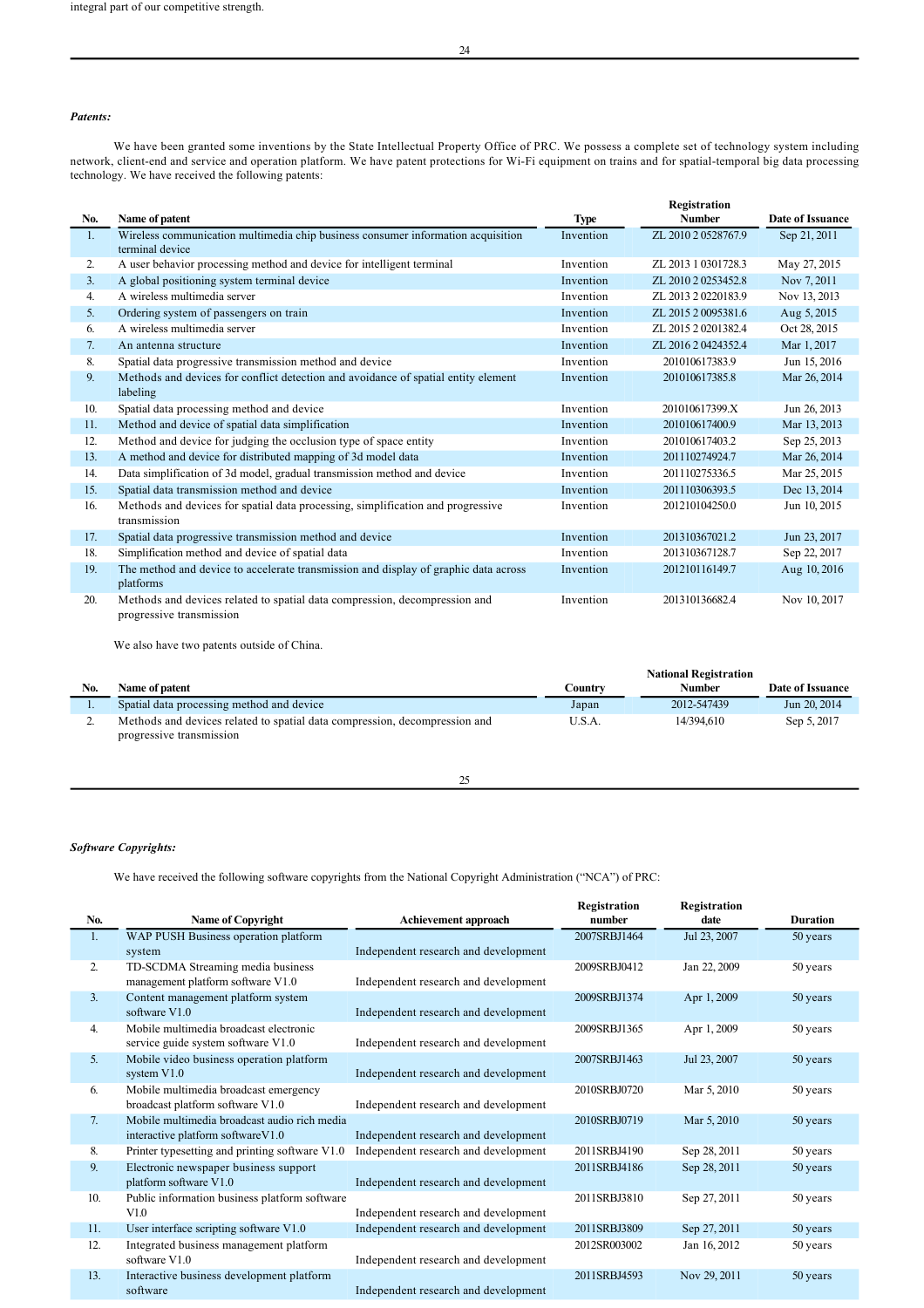integral part of our competitive strength.

***Patents:***

We have been granted some inventions by the State Intellectual Property Office of PRC. We possess a complete set of technology system including network, client-end and service and operation platform. We have patent protections for Wi-Fi equipment on trains and for spatial-temporal big data processing technology. We have received the following patents:

| No. | Name of patent | Type | Registration Number | Date of Issuance |
|---|---|---|---|---|
| 1. | Wireless communication multimedia chip business consumer information acquisition terminal device | Invention | ZL 2010 2 0528767.9 | Sep 21, 2011 |
| 2. | A user behavior processing method and device for intelligent terminal | Invention | ZL 2013 1 0301728.3 | May 27, 2015 |
| 3. | A global positioning system terminal device | Invention | ZL 2010 2 0253452.8 | Nov 7, 2011 |
| 4. | A wireless multimedia server | Invention | ZL 2013 2 0220183.9 | Nov 13, 2013 |
| 5. | Ordering system of passengers on train | Invention | ZL 2015 2 0095381.6 | Aug 5, 2015 |
| 6. | A wireless multimedia server | Invention | ZL 2015 2 0201382.4 | Oct 28, 2015 |
| 7. | An antenna structure | Invention | ZL 2016 2 0424352.4 | Mar 1, 2017 |
| 8. | Spatial data progressive transmission method and device | Invention | 201010617383.9 | Jun 15, 2016 |
| 9. | Methods and devices for conflict detection and avoidance of spatial entity element labeling | Invention | 201010617385.8 | Mar 26, 2014 |
| 10. | Spatial data processing method and device | Invention | 201010617399.X | Jun 26, 2013 |
| 11. | Method and device of spatial data simplification | Invention | 201010617400.9 | Mar 13, 2013 |
| 12. | Method and device for judging the occlusion type of space entity | Invention | 201010617403.2 | Sep 25, 2013 |
| 13. | A method and device for distributed mapping of 3d model data | Invention | 201110274924.7 | Mar 26, 2014 |
| 14. | Data simplification of 3d model, gradual transmission method and device | Invention | 201110275336.5 | Mar 25, 2015 |
| 15. | Spatial data transmission method and device | Invention | 201110306393.5 | Dec 13, 2014 |
| 16. | Methods and devices for spatial data processing, simplification and progressive transmission | Invention | 201210104250.0 | Jun 10, 2015 |
| 17. | Spatial data progressive transmission method and device | Invention | 201310367021.2 | Jun 23, 2017 |
| 18. | Simplification method and device of spatial data | Invention | 201310367128.7 | Sep 22, 2017 |
| 19. | The method and device to accelerate transmission and display of graphic data across platforms | Invention | 201210116149.7 | Aug 10, 2016 |
| 20. | Methods and devices related to spatial data compression, decompression and progressive transmission | Invention | 201310136682.4 | Nov 10, 2017 |

We also have two patents outside of China.

| No. | Name of patent | Country | National Registration Number | Date of Issuance |
|---|---|---|---|---|
| 1. | Spatial data processing method and device | Japan | 2012-547439 | Jun 20, 2014 |
| 2. | Methods and devices related to spatial data compression, decompression and progressive transmission | U.S.A. | 14/394,610 | Sep 5, 2017 |

***Software Copyrights:***

We have received the following software copyrights from the National Copyright Administration ("NCA") of PRC:

| No. | Name of Copyright | Achievement approach | Registration number | Registration date | Duration |
|---|---|---|---|---|---|
| 1. | WAP PUSH Business operation platform system | Independent research and development | 2007SRBJ1464 | Jul 23, 2007 | 50 years |
| 2. | TD-SCDMA Streaming media business management platform software V1.0 | Independent research and development | 2009SRBJ0412 | Jan 22, 2009 | 50 years |
| 3. | Content management platform system software V1.0 | Independent research and development | 2009SRBJ1374 | Apr 1, 2009 | 50 years |
| 4. | Mobile multimedia broadcast electronic service guide system software V1.0 | Independent research and development | 2009SRBJ1365 | Apr 1, 2009 | 50 years |
| 5. | Mobile video business operation platform system V1.0 | Independent research and development | 2007SRBJ1463 | Jul 23, 2007 | 50 years |
| 6. | Mobile multimedia broadcast emergency broadcast platform software V1.0 | Independent research and development | 2010SRBJ0720 | Mar 5, 2010 | 50 years |
| 7. | Mobile multimedia broadcast audio rich media interactive platform softwareV1.0 | Independent research and development | 2010SRBJ0719 | Mar 5, 2010 | 50 years |
| 8. | Printer typesetting and printing software V1.0 | Independent research and development | 2011SRBJ4190 | Sep 28, 2011 | 50 years |
| 9. | Electronic newspaper business support platform software V1.0 | Independent research and development | 2011SRBJ4186 | Sep 28, 2011 | 50 years |
| 10. | Public information business platform software V1.0 | Independent research and development | 2011SRBJ3810 | Sep 27, 2011 | 50 years |
| 11. | User interface scripting software V1.0 | Independent research and development | 2011SRBJ3809 | Sep 27, 2011 | 50 years |
| 12. | Integrated business management platform software V1.0 | Independent research and development | 2012SR003002 | Jan 16, 2012 | 50 years |
| 13. | Interactive business development platform software | Independent research and development | 2011SRBJ4593 | Nov 29, 2011 | 50 years |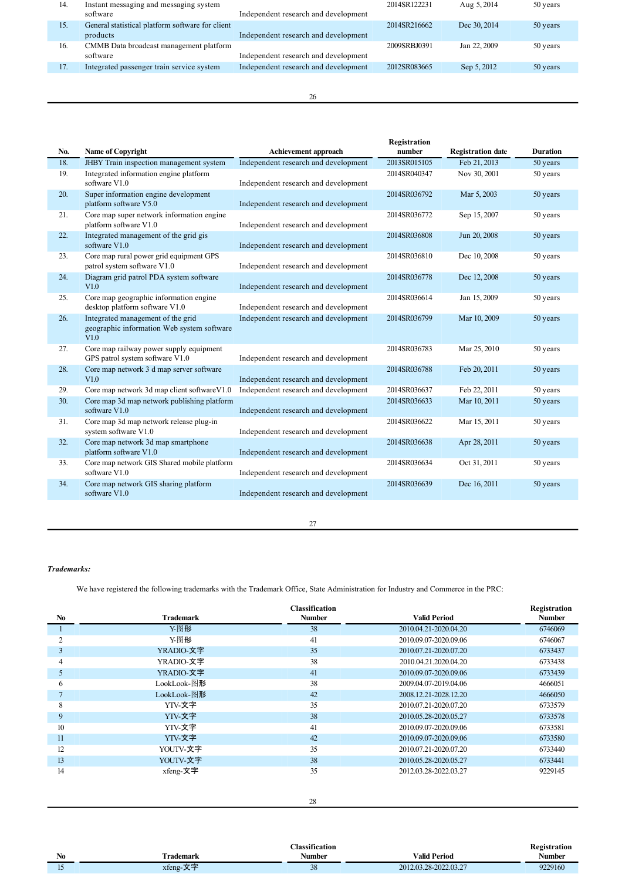| No. | Name of Copyright | Achievement approach | Registration number | Registration date | Duration |
|---|---|---|---|---|---|
| 14. | Instant messaging and messaging system software | Independent research and development | 2014SR122231 | Aug 5, 2014 | 50 years |
| 15. | General statistical platform software for client products | Independent research and development | 2014SR216662 | Dec 30, 2014 | 50 years |
| 16. | CMMB Data broadcast management platform software | Independent research and development | 2009SRBJ0391 | Jan 22, 2009 | 50 years |
| 17. | Integrated passenger train service system | Independent research and development | 2012SR083665 | Sep 5, 2012 | 50 years |
| 18. | JHBY Train inspection management system | Independent research and development | 2013SR015105 | Feb 21, 2013 | 50 years |
| 19. | Integrated information engine platform software V1.0 | Independent research and development | 2014SR040347 | Nov 30, 2001 | 50 years |
| 20. | Super information engine development platform software V5.0 | Independent research and development | 2014SR036792 | Mar 5, 2003 | 50 years |
| 21. | Core map super network information engine platform software V1.0 | Independent research and development | 2014SR036772 | Sep 15, 2007 | 50 years |
| 22. | Integrated management of the grid gis software V1.0 | Independent research and development | 2014SR036808 | Jun 20, 2008 | 50 years |
| 23. | Core map rural power grid equipment GPS patrol system software V1.0 | Independent research and development | 2014SR036810 | Dec 10, 2008 | 50 years |
| 24. | Diagram grid patrol PDA system software V1.0 | Independent research and development | 2014SR036778 | Dec 12, 2008 | 50 years |
| 25. | Core map geographic information engine desktop platform software V1.0 | Independent research and development | 2014SR036614 | Jan 15, 2009 | 50 years |
| 26. | Integrated management of the grid geographic information Web system software V1.0 | Independent research and development | 2014SR036799 | Mar 10, 2009 | 50 years |
| 27. | Core map railway power supply equipment GPS patrol system software V1.0 | Independent research and development | 2014SR036783 | Mar 25, 2010 | 50 years |
| 28. | Core map network 3 d map server software V1.0 | Independent research and development | 2014SR036788 | Feb 20, 2011 | 50 years |
| 29. | Core map network 3d map client softwareV1.0 | Independent research and development | 2014SR036637 | Feb 22, 2011 | 50 years |
| 30. | Core map 3d map network publishing platform software V1.0 | Independent research and development | 2014SR036633 | Mar 10, 2011 | 50 years |
| 31. | Core map 3d map network release plug-in system software V1.0 | Independent research and development | 2014SR036622 | Mar 15, 2011 | 50 years |
| 32. | Core map network 3d map smartphone platform software V1.0 | Independent research and development | 2014SR036638 | Apr 28, 2011 | 50 years |
| 33. | Core map network GIS Shared mobile platform software V1.0 | Independent research and development | 2014SR036634 | Oct 31, 2011 | 50 years |
| 34. | Core map network GIS sharing platform software V1.0 | Independent research and development | 2014SR036639 | Dec 16, 2011 | 50 years |

***Trademarks:***

We have registered the following trademarks with the Trademark Office, State Administration for Industry and Commerce in the PRC:

| No | Trademark | Classification Number | Valid Period | Registration Number |
|---|---|---|---|---|
| 1 | Y-图形 | 38 | 2010.04.21-2020.04.20 | 6746069 |
| 2 | Y-图形 | 41 | 2010.09.07-2020.09.06 | 6746067 |
| 3 | YRADIO-文字 | 35 | 2010.07.21-2020.07.20 | 6733437 |
| 4 | YRADIO-文字 | 38 | 2010.04.21-2020.04.20 | 6733438 |
| 5 | YRADIO-文字 | 41 | 2010.09.07-2020.09.06 | 6733439 |
| 6 | LookLook-图形 | 38 | 2009.04.07-2019.04.06 | 4666051 |
| 7 | LookLook-图形 | 42 | 2008.12.21-2028.12.20 | 4666050 |
| 8 | YTV-文字 | 35 | 2010.07.21-2020.07.20 | 6733579 |
| 9 | YTV-文字 | 38 | 2010.05.28-2020.05.27 | 6733578 |
| 10 | YTV-文字 | 41 | 2010.09.07-2020.09.06 | 6733581 |
| 11 | YTV-文字 | 42 | 2010.09.07-2020.09.06 | 6733580 |
| 12 | YOUTV-文字 | 35 | 2010.07.21-2020.07.20 | 6733440 |
| 13 | YOUTV-文字 | 38 | 2010.05.28-2020.05.27 | 6733441 |
| 14 | xfeng-文字 | 35 | 2012.03.28-2022.03.27 | 9229145 |
| 15 | xfeng-文字 | 38 | 2012.03.28-2022.03.27 | 9229160 |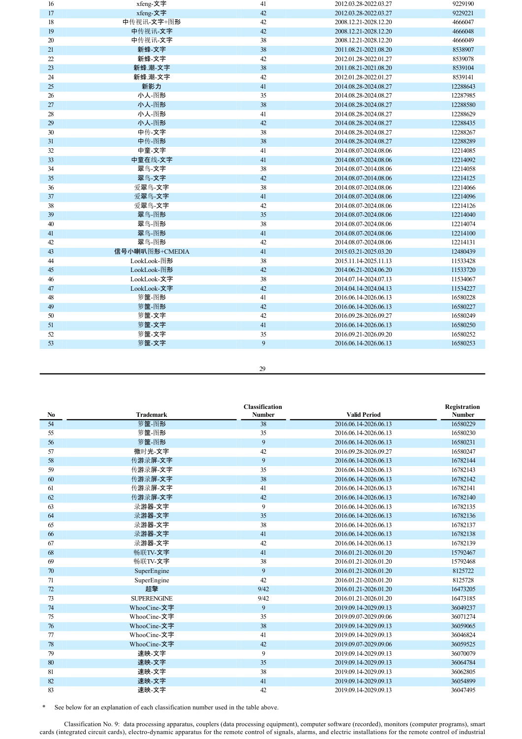| No | Trademark | Classification Number | Valid Period | Registration Number |
|---|---|---|---|---|
| 16 | xfeng-文字 | 41 | 2012.03.28-2022.03.27 | 9229190 |
| 17 | xfeng-文字 | 42 | 2012.03.28-2022.03.27 | 9229221 |
| 18 | 中传视讯-文字+图形 | 42 | 2008.12.21-2028.12.20 | 4666047 |
| 19 | 中传视讯-文字 | 42 | 2008.12.21-2028.12.20 | 4666048 |
| 20 | 中传视讯-文字 | 38 | 2008.12.21-2028.12.20 | 4666049 |
| 21 | 新蜂-文字 | 38 | 2011.08.21-2021.08.20 | 8538907 |
| 22 | 新蜂-文字 | 42 | 2012.01.28-2022.01.27 | 8539078 |
| 23 | 新蜂.潮-文字 | 38 | 2011.08.21-2021.08.20 | 8539104 |
| 24 | 新蜂.潮-文字 | 42 | 2012.01.28-2022.01.27 | 8539141 |
| 25 | 新影力 | 41 | 2014.08.28-2024.08.27 | 12288643 |
| 26 | 小人-图形 | 35 | 2014.08.28-2024.08.27 | 12287985 |
| 27 | 小人-图形 | 38 | 2014.08.28-2024.08.27 | 12288580 |
| 28 | 小人-图形 | 41 | 2014.08.28-2024.08.27 | 12288629 |
| 29 | 小人-图形 | 42 | 2014.08.28-2024.08.27 | 12288435 |
| 30 | 中传-文字 | 38 | 2014.08.28-2024.08.27 | 12288267 |
| 31 | 中传-图形 | 38 | 2014.08.28-2024.08.27 | 12288289 |
| 32 | 中童-文字 | 41 | 2014.08.07-2024.08.06 | 12214085 |
| 33 | 中童在线-文字 | 41 | 2014.08.07-2024.08.06 | 12214092 |
| 34 | 翠鸟-文字 | 38 | 2014.08.07-2014.08.06 | 12214058 |
| 35 | 翠鸟-文字 | 42 | 2014.08.07-2014.08.06 | 12214125 |
| 36 | 爱翠鸟-文字 | 38 | 2014.08.07-2024.08.06 | 12214066 |
| 37 | 爱翠鸟-文字 | 41 | 2014.08.07-2024.08.06 | 12214096 |
| 38 | 爱翠鸟-文字 | 42 | 2014.08.07-2024.08.06 | 12214126 |
| 39 | 翠鸟-图形 | 35 | 2014.08.07-2024.08.06 | 12214040 |
| 40 | 翠鸟-图形 | 38 | 2014.08.07-2024.08.06 | 12214074 |
| 41 | 翠鸟-图形 | 41 | 2014.08.07-2024.08.06 | 12214100 |
| 42 | 翠鸟-图形 | 42 | 2014.08.07-2024.08.06 | 12214131 |
| 43 | 信号小喇叭图形+CMEDIA | 41 | 2015.03.21-2025.03.20 | 12480439 |
| 44 | LookLook-图形 | 38 | 2015.11.14-2025.11.13 | 11533428 |
| 45 | LookLook-图形 | 42 | 2014.06.21-2024.06.20 | 11533720 |
| 46 | LookLook-文字 | 38 | 2014.07.14-2024.07.13 | 11534067 |
| 47 | LookLook-文字 | 42 | 2014.04.14-2024.04.13 | 11534227 |
| 48 | 箩筐-图形 | 41 | 2016.06.14-2026.06.13 | 16580228 |
| 49 | 箩筐-图形 | 42 | 2016.06.14-2026.06.13 | 16580227 |
| 50 | 箩筐-文字 | 42 | 2016.09.28-2026.09.27 | 16580249 |
| 51 | 箩筐-文字 | 41 | 2016.06.14-2026.06.13 | 16580250 |
| 52 | 箩筐-文字 | 35 | 2016.09.21-2026.09.20 | 16580252 |
| 53 | 箩筐-文字 | 9 | 2016.06.14-2026.06.13 | 16580253 |
| 54 | 箩筐-图形 | 38 | 2016.06.14-2026.06.13 | 16580229 |
| 55 | 箩筐-图形 | 35 | 2016.06.14-2026.06.13 | 16580230 |
| 56 | 箩筐-图形 | 9 | 2016.06.14-2026.06.13 | 16580231 |
| 57 | 微时光-文字 | 42 | 2016.09.28-2026.09.27 | 16580247 |
| 58 | 传游录屏-文字 | 9 | 2016.06.14-2026.06.13 | 16782144 |
| 59 | 传游录屏-文字 | 35 | 2016.06.14-2026.06.13 | 16782143 |
| 60 | 传游录屏-文字 | 38 | 2016.06.14-2026.06.13 | 16782142 |
| 61 | 传游录屏-文字 | 41 | 2016.06.14-2026.06.13 | 16782141 |
| 62 | 传游录屏-文字 | 42 | 2016.06.14-2026.06.13 | 16782140 |
| 63 | 录游器-文字 | 9 | 2016.06.14-2026.06.13 | 16782135 |
| 64 | 录游器-文字 | 35 | 2016.06.14-2026.06.13 | 16782136 |
| 65 | 录游器-文字 | 38 | 2016.06.14-2026.06.13 | 16782137 |
| 66 | 录游器-文字 | 41 | 2016.06.14-2026.06.13 | 16782138 |
| 67 | 录游器-文字 | 42 | 2016.06.14-2026.06.13 | 16782139 |
| 68 | 畅联TV-文字 | 41 | 2016.01.21-2026.01.20 | 15792467 |
| 69 | 畅联TV-文字 | 38 | 2016.01.21-2026.01.20 | 15792468 |
| 70 | SuperEngine | 9 | 2016.01.21-2026.01.20 | 8125722 |
| 71 | SuperEngine | 42 | 2016.01.21-2026.01.20 | 8125728 |
| 72 | 超擎 | 9/42 | 2016.01.21-2026.01.20 | 16473205 |
| 73 | SUPERENGINE | 9/42 | 2016.01.21-2026.01.20 | 16473185 |
| 74 | WhooCine-文字 | 9 | 2019.09.14-2029.09.13 | 36049237 |
| 75 | WhooCine-文字 | 35 | 2019.09.07-2029.09.06 | 36071274 |
| 76 | WhooCine-文字 | 38 | 2019.09.14-2029.09.13 | 36059065 |
| 77 | WhooCine-文字 | 41 | 2019.09.14-2029.09.13 | 36046824 |
| 78 | WhooCine-文字 | 42 | 2019.09.07-2029.09.06 | 36059525 |
| 79 | 速映-文字 | 9 | 2019.09.14-2029.09.13 | 36070079 |
| 80 | 速映-文字 | 35 | 2019.09.14-2029.09.13 | 36064784 |
| 81 | 速映-文字 | 38 | 2019.09.14-2029.09.13 | 36062805 |
| 82 | 速映-文字 | 41 | 2019.09.14-2029.09.13 | 36054899 |
| 83 | 速映-文字 | 42 | 2019.09.14-2029.09.13 | 36047495 |

\* See below for an explanation of each classification number used in the table above.

Classification No. 9: data processing apparatus, couplers (data processing equipment), computer software (recorded), monitors (computer programs), smart cards (integrated circuit cards), electro-dynamic apparatus for the remote control of signals, alarms, and electric installations for the remote control of industrial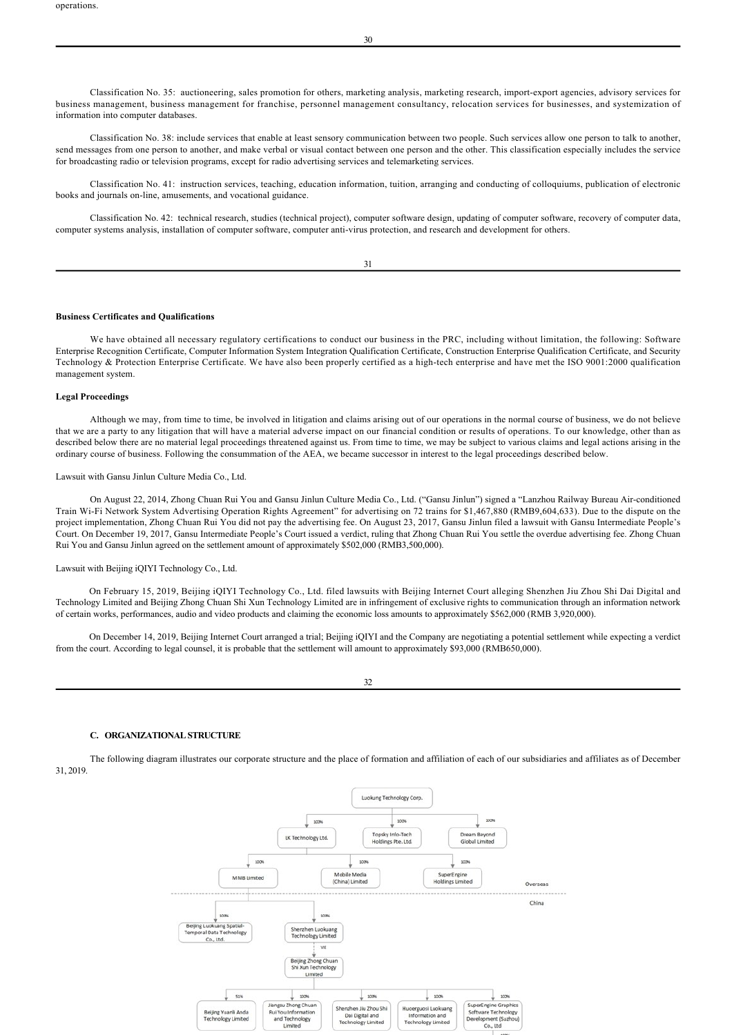operations.

Classification No. 35: auctioneering, sales promotion for others, marketing analysis, marketing research, import-export agencies, advisory services for business management, business management for franchise, personnel management consultancy, relocation services for businesses, and systemization of information into computer databases.

Classification No. 38: include services that enable at least sensory communication between two people. Such services allow one person to talk to another, send messages from one person to another, and make verbal or visual contact between one person and the other. This classification especially includes the service for broadcasting radio or television programs, except for radio advertising services and telemarketing services.

Classification No. 41: instruction services, teaching, education information, tuition, arranging and conducting of colloquiums, publication of electronic books and journals on-line, amusements, and vocational guidance.

Classification No. 42: technical research, studies (technical project), computer software design, updating of computer software, recovery of computer data, computer systems analysis, installation of computer software, computer anti-virus protection, and research and development for others.

**Business Certificates and Qualifications**

We have obtained all necessary regulatory certifications to conduct our business in the PRC, including without limitation, the following: Software Enterprise Recognition Certificate, Computer Information System Integration Qualification Certificate, Construction Enterprise Qualification Certificate, and Security Technology & Protection Enterprise Certificate. We have also been properly certified as a high-tech enterprise and have met the ISO 9001:2000 qualification management system.

**Legal Proceedings**

Although we may, from time to time, be involved in litigation and claims arising out of our operations in the normal course of business, we do not believe that we are a party to any litigation that will have a material adverse impact on our financial condition or results of operations. To our knowledge, other than as described below there are no material legal proceedings threatened against us. From time to time, we may be subject to various claims and legal actions arising in the ordinary course of business. Following the consummation of the AEA, we became successor in interest to the legal proceedings described below.

Lawsuit with Gansu Jinlun Culture Media Co., Ltd.

On August 22, 2014, Zhong Chuan Rui You and Gansu Jinlun Culture Media Co., Ltd. ("Gansu Jinlun") signed a "Lanzhou Railway Bureau Air-conditioned Train Wi-Fi Network System Advertising Operation Rights Agreement" for advertising on 72 trains for $1,467,880 (RMB9,604,633). Due to the dispute on the project implementation, Zhong Chuan Rui You did not pay the advertising fee. On August 23, 2017, Gansu Jinlun filed a lawsuit with Gansu Intermediate People's Court. On December 19, 2017, Gansu Intermediate People's Court issued a verdict, ruling that Zhong Chuan Rui You settle the overdue advertising fee. Zhong Chuan Rui You and Gansu Jinlun agreed on the settlement amount of approximately $502,000 (RMB3,500,000).

Lawsuit with Beijing iQIYI Technology Co., Ltd.

On February 15, 2019, Beijing iQIYI Technology Co., Ltd. filed lawsuits with Beijing Internet Court alleging Shenzhen Jiu Zhou Shi Dai Digital and Technology Limited and Beijing Zhong Chuan Shi Xun Technology Limited are in infringement of exclusive rights to communication through an information network of certain works, performances, audio and video products and claiming the economic loss amounts to approximately $562,000 (RMB 3,920,000).

On December 14, 2019, Beijing Internet Court arranged a trial; Beijing iQIYI and the Company are negotiating a potential settlement while expecting a verdict from the court. According to legal counsel, it is probable that the settlement will amount to approximately $93,000 (RMB650,000).

### C. ORGANIZATIONAL STRUCTURE

The following diagram illustrates our corporate structure and the place of formation and affiliation of each of our subsidiaries and affiliates as of December 31, 2019.

Luokung Technology Corp.
- 100% LK Technology Ltd.
  - 100% MMB Limited
  - 100% Mobile Media (China) Limited
  - 100% SuperEngine Holdings Limited
- 100% Topsky Info-Tech Holdings Pte. Ltd.
- 100% Dream Beyond Global Limited

Overseas / China

- 100% Beijing Luokuang Spatial-Temporal Data Technology Co., Ltd.
- 100% Shenzhen Luokuang Technology Limited
  - VIE: Beijing Zhong Chuan Shi Xun Technology Limited
    - 51% Beijing Yuanli Anda Technology Limited
    - 100% Jiangsu Zhong Chuan Rui You Information and Technology Limited
    - 100% Shenzhen Jiu Zhou Shi Dai Digital and Technology Limited
    - 100% Huoerguosi Luokuang Information and Technology Limited
    - 100% SuperEngine Graphics Software Technology Development (Suzhou) Co., Ltd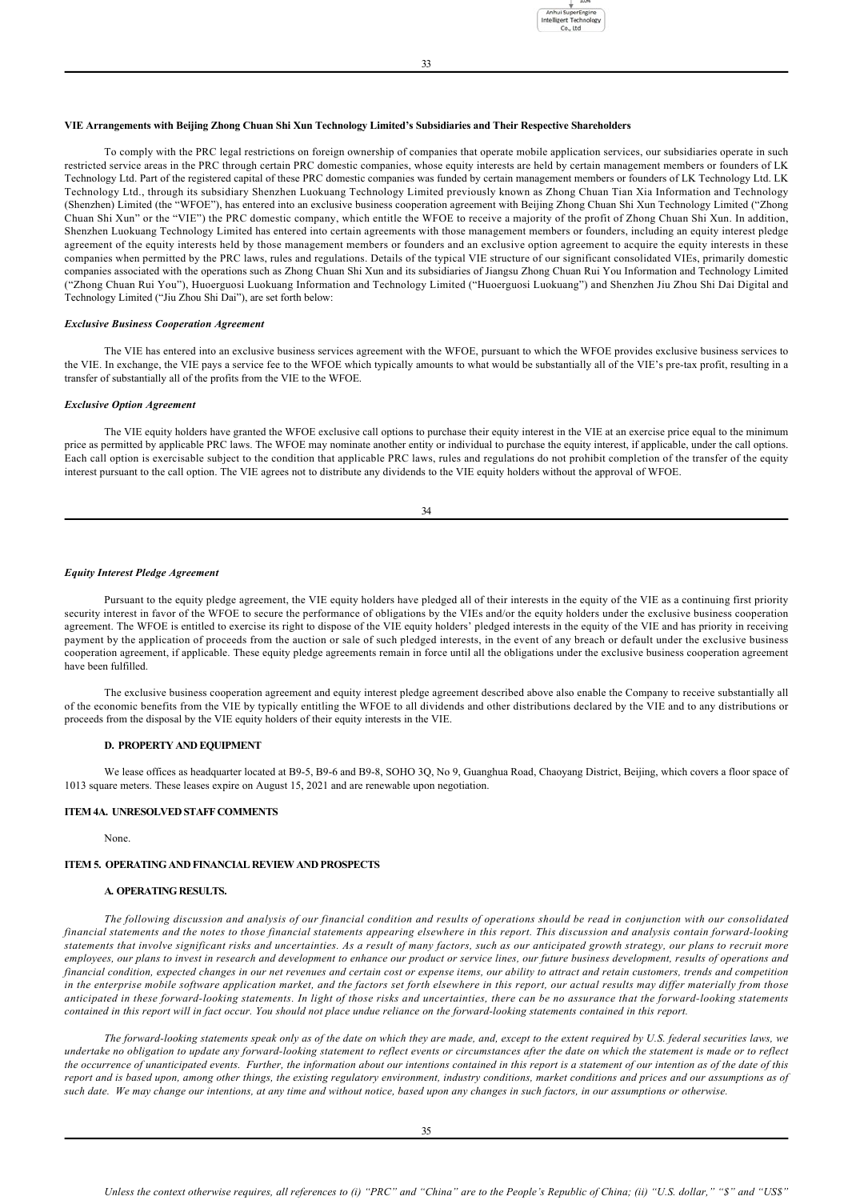**VIE Arrangements with Beijing Zhong Chuan Shi Xun Technology Limited's Subsidiaries and Their Respective Shareholders**

To comply with the PRC legal restrictions on foreign ownership of companies that operate mobile application services, our subsidiaries operate in such restricted service areas in the PRC through certain PRC domestic companies, whose equity interests are held by certain management members or founders of LK Technology Ltd. Part of the registered capital of these PRC domestic companies was funded by certain management members or founders of LK Technology Ltd. LK Technology Ltd., through its subsidiary Shenzhen Luokuang Technology Limited previously known as Zhong Chuan Tian Xia Information and Technology (Shenzhen) Limited (the "WFOE"), has entered into an exclusive business cooperation agreement with Beijing Zhong Chuan Shi Xun Technology Limited ("Zhong Chuan Shi Xun" or the "VIE") the PRC domestic company, which entitle the WFOE to receive a majority of the profit of Zhong Chuan Shi Xun. In addition, Shenzhen Luokuang Technology Limited has entered into certain agreements with those management members or founders, including an equity interest pledge agreement of the equity interests held by those management members or founders and an exclusive option agreement to acquire the equity interests in these companies when permitted by the PRC laws, rules and regulations. Details of the typical VIE structure of our significant consolidated VIEs, primarily domestic companies associated with the operations such as Zhong Chuan Shi Xun and its subsidiaries of Jiangsu Zhong Chuan Rui You Information and Technology Limited ("Zhong Chuan Rui You"), Huoerguosi Luokuang Information and Technology Limited ("Huoerguosi Luokuang") and Shenzhen Jiu Zhou Shi Dai Digital and Technology Limited ("Jiu Zhou Shi Dai"), are set forth below:

***Exclusive Business Cooperation Agreement***

The VIE has entered into an exclusive business services agreement with the WFOE, pursuant to which the WFOE provides exclusive business services to the VIE. In exchange, the VIE pays a service fee to the WFOE which typically amounts to what would be substantially all of the VIE's pre-tax profit, resulting in a transfer of substantially all of the profits from the VIE to the WFOE.

***Exclusive Option Agreement***

The VIE equity holders have granted the WFOE exclusive call options to purchase their equity interest in the VIE at an exercise price equal to the minimum price as permitted by applicable PRC laws. The WFOE may nominate another entity or individual to purchase the equity interest, if applicable, under the call options. Each call option is exercisable subject to the condition that applicable PRC laws, rules and regulations do not prohibit completion of the transfer of the equity interest pursuant to the call option. The VIE agrees not to distribute any dividends to the VIE equity holders without the approval of WFOE.

***Equity Interest Pledge Agreement***

Pursuant to the equity pledge agreement, the VIE equity holders have pledged all of their interests in the equity of the VIE as a continuing first priority security interest in favor of the WFOE to secure the performance of obligations by the VIEs and/or the equity holders under the exclusive business cooperation agreement. The WFOE is entitled to exercise its right to dispose of the VIE equity holders' pledged interests in the equity of the VIE and has priority in receiving payment by the application of proceeds from the auction or sale of such pledged interests, in the event of any breach or default under the exclusive business cooperation agreement, if applicable. These equity pledge agreements remain in force until all the obligations under the exclusive business cooperation agreement have been fulfilled.

The exclusive business cooperation agreement and equity interest pledge agreement described above also enable the Company to receive substantially all of the economic benefits from the VIE by typically entitling the WFOE to all dividends and other distributions declared by the VIE and to any distributions or proceeds from the disposal by the VIE equity holders of their equity interests in the VIE.

### D. PROPERTY AND EQUIPMENT

We lease offices as headquarter located at B9-5, B9-6 and B9-8, SOHO 3Q, No 9, Guanghua Road, Chaoyang District, Beijing, which covers a floor space of 1013 square meters. These leases expire on August 15, 2021 and are renewable upon negotiation.

## ITEM 4A. UNRESOLVED STAFF COMMENTS

None.

## ITEM 5. OPERATING AND FINANCIAL REVIEW AND PROSPECTS

### A. OPERATING RESULTS.

*The following discussion and analysis of our financial condition and results of operations should be read in conjunction with our consolidated financial statements and the notes to those financial statements appearing elsewhere in this report. This discussion and analysis contain forward-looking statements that involve significant risks and uncertainties. As a result of many factors, such as our anticipated growth strategy, our plans to recruit more employees, our plans to invest in research and development to enhance our product or service lines, our future business development, results of operations and financial condition, expected changes in our net revenues and certain cost or expense items, our ability to attract and retain customers, trends and competition in the enterprise mobile software application market, and the factors set forth elsewhere in this report, our actual results may differ materially from those anticipated in these forward-looking statements. In light of those risks and uncertainties, there can be no assurance that the forward-looking statements contained in this report will in fact occur. You should not place undue reliance on the forward-looking statements contained in this report.*

*The forward-looking statements speak only as of the date on which they are made, and, except to the extent required by U.S. federal securities laws, we undertake no obligation to update any forward-looking statement to reflect events or circumstances after the date on which the statement is made or to reflect the occurrence of unanticipated events. Further, the information about our intentions contained in this report is a statement of our intention as of the date of this report and is based upon, among other things, the existing regulatory environment, industry conditions, market conditions and prices and our assumptions as of such date. We may change our intentions, at any time and without notice, based upon any changes in such factors, in our assumptions or otherwise.*

*Unless the context otherwise requires, all references to (i) "PRC" and "China" are to the People's Republic of China; (ii) "U.S. dollar," "$" and "US$"*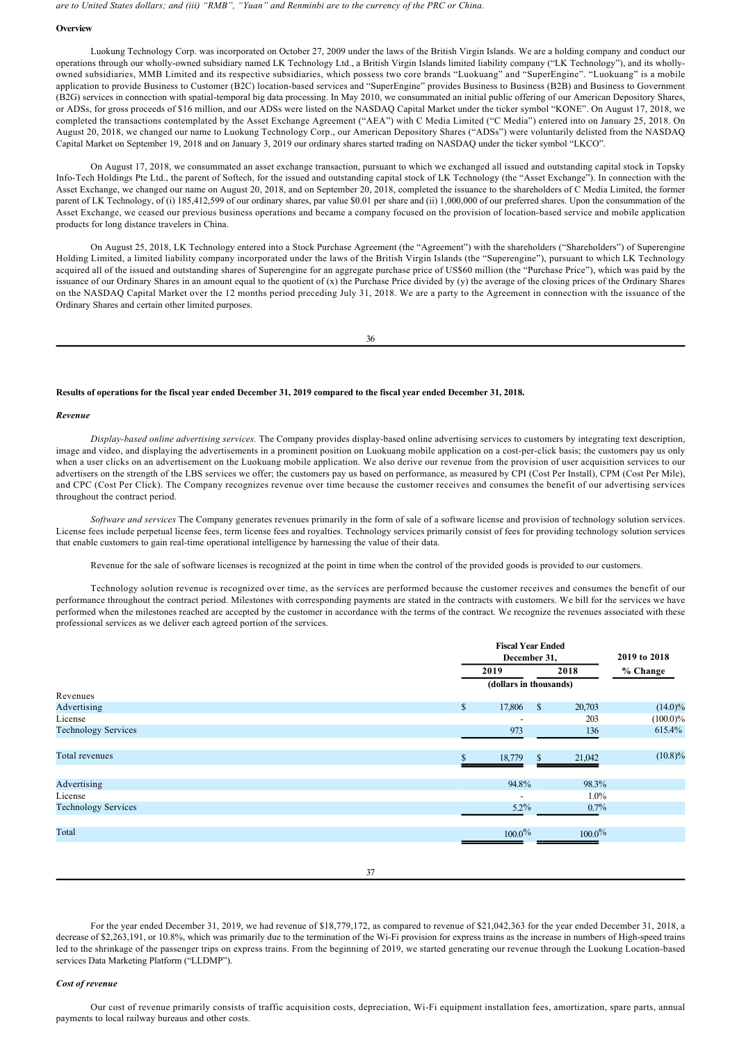*are to United States dollars; and (iii) "RMB", "Yuan" and Renminbi are to the currency of the PRC or China.*

**Overview**

Luokung Technology Corp. was incorporated on October 27, 2009 under the laws of the British Virgin Islands. We are a holding company and conduct our operations through our wholly-owned subsidiary named LK Technology Ltd., a British Virgin Islands limited liability company ("LK Technology"), and its wholly-owned subsidiaries, MMB Limited and its respective subsidiaries, which possess two core brands "Luokuang" and "SuperEngine". "Luokuang" is a mobile application to provide Business to Customer (B2C) location-based services and "SuperEngine" provides Business to Business (B2B) and Business to Government (B2G) services in connection with spatial-temporal big data processing. In May 2010, we consummated an initial public offering of our American Depository Shares, or ADSs, for gross proceeds of $16 million, and our ADSs were listed on the NASDAQ Capital Market under the ticker symbol "KONE". On August 17, 2018, we completed the transactions contemplated by the Asset Exchange Agreement ("AEA") with C Media Limited ("C Media") entered into on January 25, 2018. On August 20, 2018, we changed our name to Luokung Technology Corp., our American Depository Shares ("ADSs") were voluntarily delisted from the NASDAQ Capital Market on September 19, 2018 and on January 3, 2019 our ordinary shares started trading on NASDAQ under the ticker symbol "LKCO".

On August 17, 2018, we consummated an asset exchange transaction, pursuant to which we exchanged all issued and outstanding capital stock in Topsky Info-Tech Holdings Pte Ltd., the parent of Softech, for the issued and outstanding capital stock of LK Technology (the "Asset Exchange"). In connection with the Asset Exchange, we changed our name on August 20, 2018, and on September 20, 2018, completed the issuance to the shareholders of C Media Limited, the former parent of LK Technology, of (i) 185,412,599 of our ordinary shares, par value $0.01 per share and (ii) 1,000,000 of our preferred shares. Upon the consummation of the Asset Exchange, we ceased our previous business operations and became a company focused on the provision of location-based service and mobile application products for long distance travelers in China.

On August 25, 2018, LK Technology entered into a Stock Purchase Agreement (the "Agreement") with the shareholders ("Shareholders") of Superengine Holding Limited, a limited liability company incorporated under the laws of the British Virgin Islands (the "Superengine"), pursuant to which LK Technology acquired all of the issued and outstanding shares of Superengine for an aggregate purchase price of US$60 million (the "Purchase Price"), which was paid by the issuance of our Ordinary Shares in an amount equal to the quotient of (x) the Purchase Price divided by (y) the average of the closing prices of the Ordinary Shares on the NASDAQ Capital Market over the 12 months period preceding July 31, 2018. We are a party to the Agreement in connection with the issuance of the Ordinary Shares and certain other limited purposes.

**Results of operations for the fiscal year ended December 31, 2019 compared to the fiscal year ended December 31, 2018.**

***Revenue***

*Display-based online advertising services.* The Company provides display-based online advertising services to customers by integrating text description, image and video, and displaying the advertisements in a prominent position on Luokuang mobile application on a cost-per-click basis; the customers pay us only when a user clicks on an advertisement on the Luokuang mobile application. We also derive our revenue from the provision of user acquisition services to our advertisers on the strength of the LBS services we offer; the customers pay us based on performance, as measured by CPI (Cost Per Install), CPM (Cost Per Mile), and CPC (Cost Per Click). The Company recognizes revenue over time because the customer receives and consumes the benefit of our advertising services throughout the contract period.

*Software and services* The Company generates revenues primarily in the form of sale of a software license and provision of technology solution services. License fees include perpetual license fees, term license fees and royalties. Technology services primarily consist of fees for providing technology solution services that enable customers to gain real-time operational intelligence by harnessing the value of their data.

Revenue for the sale of software licenses is recognized at the point in time when the control of the provided goods is provided to our customers.

Technology solution revenue is recognized over time, as the services are performed because the customer receives and consumes the benefit of our performance throughout the contract period. Milestones with corresponding payments are stated in the contracts with customers. We bill for the services we have performed when the milestones reached are accepted by the customer in accordance with the terms of the contract. We recognize the revenues associated with these professional services as we deliver each agreed portion of the services.

| | Fiscal Year Ended December 31, | | 2019 to 2018 |
|---|---|---|---|
| | 2019 | 2018 | % Change |
| | (dollars in thousands) | | |
| Revenues | | | |
| Advertising | $ 17,806 | $ 20,703 | (14.0)% |
| License | - | 203 | (100.0)% |
| Technology Services | 973 | 136 | 615.4% |
| Total revenues | $ 18,779 | $ 21,042 | (10.8)% |
| Advertising | 94.8% | 98.3% | |
| License | - | 1.0% | |
| Technology Services | 5.2% | 0.7% | |
| Total | 100.0% | 100.0% | |

For the year ended December 31, 2019, we had revenue of $18,779,172, as compared to revenue of $21,042,363 for the year ended December 31, 2018, a decrease of $2,263,191, or 10.8%, which was primarily due to the termination of the Wi-Fi provision for express trains as the increase in numbers of High-speed trains led to the shrinkage of the passenger trips on express trains. From the beginning of 2019, we started generating our revenue through the Luokung Location-based services Data Marketing Platform ("LLDMP").

***Cost of revenue***

Our cost of revenue primarily consists of traffic acquisition costs, depreciation, Wi-Fi equipment installation fees, amortization, spare parts, annual payments to local railway bureaus and other costs.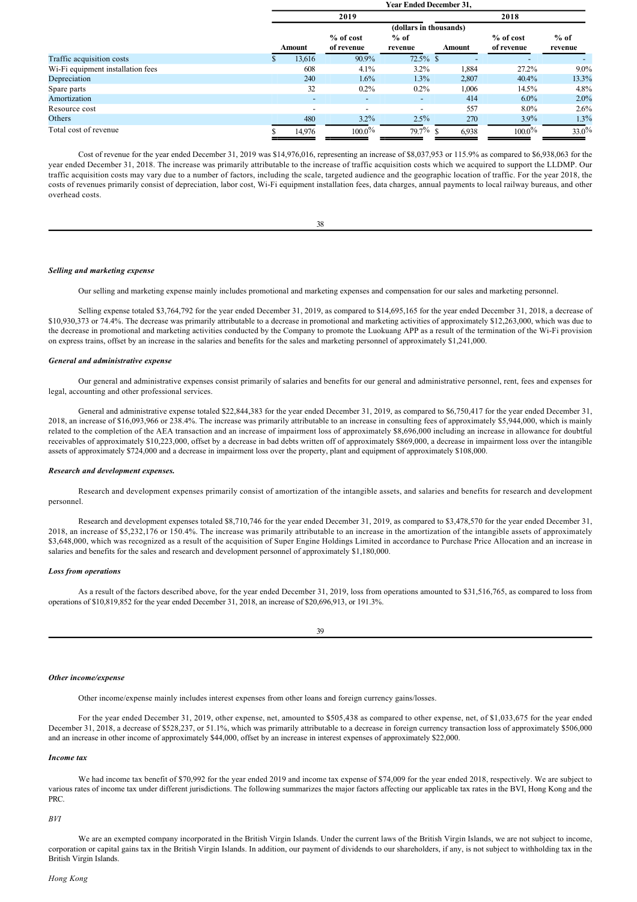| | Year Ended December 31, | | | | | |
|---|---|---|---|---|---|---|
| | 2019 | | | 2018 | | |
| | (dollars in thousands) | | | | | |
| | Amount | % of cost of revenue | % of revenue | Amount | % of cost of revenue | % of revenue |
| Traffic acquisition costs | $ 13,616 | 90.9% | 72.5% | $ - | - | - |
| Wi-Fi equipment installation fees | 608 | 4.1% | 3.2% | 1,884 | 27.2% | 9.0% |
| Depreciation | 240 | 1.6% | 1.3% | 2,807 | 40.4% | 13.3% |
| Spare parts | 32 | 0.2% | 0.2% | 1,006 | 14.5% | 4.8% |
| Amortization | - | - | - | 414 | 6.0% | 2.0% |
| Resource cost | - | - | - | 557 | 8.0% | 2.6% |
| Others | 480 | 3.2% | 2.5% | 270 | 3.9% | 1.3% |
| Total cost of revenue | $ 14,976 | 100.0% | 79.7% | $ 6,938 | 100.0% | 33.0% |

Cost of revenue for the year ended December 31, 2019 was $14,976,016, representing an increase of $8,037,953 or 115.9% as compared to $6,938,063 for the year ended December 31, 2018. The increase was primarily attributable to the increase of traffic acquisition costs which we acquired to support the LLDMP. Our traffic acquisition costs may vary due to a number of factors, including the scale, targeted audience and the geographic location of traffic. For the year 2018, the costs of revenues primarily consist of depreciation, labor cost, Wi-Fi equipment installation fees, data charges, annual payments to local railway bureaus, and other overhead costs.

***Selling and marketing expense***

Our selling and marketing expense mainly includes promotional and marketing expenses and compensation for our sales and marketing personnel.

Selling expense totaled $3,764,792 for the year ended December 31, 2019, as compared to $14,695,165 for the year ended December 31, 2018, a decrease of $10,930,373 or 74.4%. The decrease was primarily attributable to a decrease in promotional and marketing activities of approximately $12,263,000, which was due to the decrease in promotional and marketing activities conducted by the Company to promote the Luokuang APP as a result of the termination of the Wi-Fi provision on express trains, offset by an increase in the salaries and benefits for the sales and marketing personnel of approximately $1,241,000.

***General and administrative expense***

Our general and administrative expenses consist primarily of salaries and benefits for our general and administrative personnel, rent, fees and expenses for legal, accounting and other professional services.

General and administrative expense totaled $22,844,383 for the year ended December 31, 2019, as compared to $6,750,417 for the year ended December 31, 2018, an increase of $16,093,966 or 238.4%. The increase was primarily attributable to an increase in consulting fees of approximately $5,944,000, which is mainly related to the completion of the AEA transaction and an increase of impairment loss of approximately $8,696,000 including an increase in allowance for doubtful receivables of approximately $10,223,000, offset by a decrease in bad debts written off of approximately $869,000, a decrease in impairment loss over the intangible assets of approximately $724,000 and a decrease in impairment loss over the property, plant and equipment of approximately $108,000.

***Research and development expenses.***

Research and development expenses primarily consist of amortization of the intangible assets, and salaries and benefits for research and development personnel.

Research and development expenses totaled $8,710,746 for the year ended December 31, 2019, as compared to $3,478,570 for the year ended December 31, 2018, an increase of $5,232,176 or 150.4%. The increase was primarily attributable to an increase in the amortization of the intangible assets of approximately $3,648,000, which was recognized as a result of the acquisition of Super Engine Holdings Limited in accordance to Purchase Price Allocation and an increase in salaries and benefits for the sales and research and development personnel of approximately $1,180,000.

***Loss from operations***

As a result of the factors described above, for the year ended December 31, 2019, loss from operations amounted to $31,516,765, as compared to loss from operations of $10,819,852 for the year ended December 31, 2018, an increase of $20,696,913, or 191.3%.

***Other income/expense***

Other income/expense mainly includes interest expenses from other loans and foreign currency gains/losses.

For the year ended December 31, 2019, other expense, net, amounted to $505,438 as compared to other expense, net, of $1,033,675 for the year ended December 31, 2018, a decrease of $528,237, or 51.1%, which was primarily attributable to a decrease in foreign currency transaction loss of approximately $506,000 and an increase in other income of approximately $44,000, offset by an increase in interest expenses of approximately $22,000.

***Income tax***

We had income tax benefit of $70,992 for the year ended 2019 and income tax expense of $74,009 for the year ended 2018, respectively. We are subject to various rates of income tax under different jurisdictions. The following summarizes the major factors affecting our applicable tax rates in the BVI, Hong Kong and the PRC.

*BVI*

We are an exempted company incorporated in the British Virgin Islands. Under the current laws of the British Virgin Islands, we are not subject to income, corporation or capital gains tax in the British Virgin Islands. In addition, our payment of dividends to our shareholders, if any, is not subject to withholding tax in the British Virgin Islands.

*Hong Kong*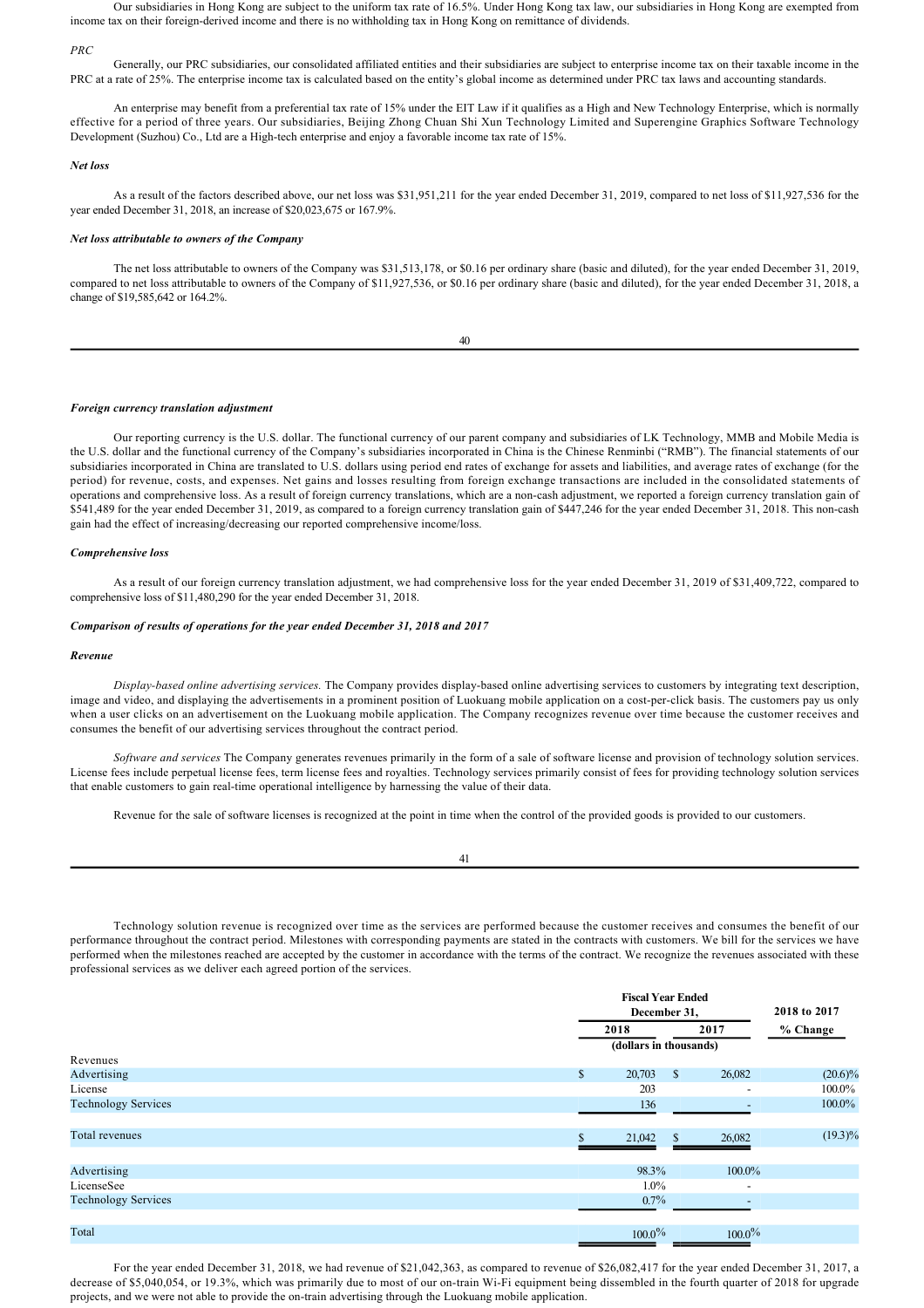Our subsidiaries in Hong Kong are subject to the uniform tax rate of 16.5%. Under Hong Kong tax law, our subsidiaries in Hong Kong are exempted from income tax on their foreign-derived income and there is no withholding tax in Hong Kong on remittance of dividends.

*PRC*

Generally, our PRC subsidiaries, our consolidated affiliated entities and their subsidiaries are subject to enterprise income tax on their taxable income in the PRC at a rate of 25%. The enterprise income tax is calculated based on the entity's global income as determined under PRC tax laws and accounting standards.

An enterprise may benefit from a preferential tax rate of 15% under the EIT Law if it qualifies as a High and New Technology Enterprise, which is normally effective for a period of three years. Our subsidiaries, Beijing Zhong Chuan Shi Xun Technology Limited and Superengine Graphics Software Technology Development (Suzhou) Co., Ltd are a High-tech enterprise and enjoy a favorable income tax rate of 15%.

***Net loss***

As a result of the factors described above, our net loss was $31,951,211 for the year ended December 31, 2019, compared to net loss of $11,927,536 for the year ended December 31, 2018, an increase of $20,023,675 or 167.9%.

***Net loss attributable to owners of the Company***

The net loss attributable to owners of the Company was $31,513,178, or $0.16 per ordinary share (basic and diluted), for the year ended December 31, 2019, compared to net loss attributable to owners of the Company of $11,927,536, or $0.16 per ordinary share (basic and diluted), for the year ended December 31, 2018, a change of $19,585,642 or 164.2%.

***Foreign currency translation adjustment***

Our reporting currency is the U.S. dollar. The functional currency of our parent company and subsidiaries of LK Technology, MMB and Mobile Media is the U.S. dollar and the functional currency of the Company's subsidiaries incorporated in China is the Chinese Renminbi ("RMB"). The financial statements of our subsidiaries incorporated in China are translated to U.S. dollars using period end rates of exchange for assets and liabilities, and average rates of exchange (for the period) for revenue, costs, and expenses. Net gains and losses resulting from foreign exchange transactions are included in the consolidated statements of operations and comprehensive loss. As a result of foreign currency translations, which are a non-cash adjustment, we reported a foreign currency translation gain of $541,489 for the year ended December 31, 2019, as compared to a foreign currency translation gain of $447,246 for the year ended December 31, 2018. This non-cash gain had the effect of increasing/decreasing our reported comprehensive income/loss.

***Comprehensive loss***

As a result of our foreign currency translation adjustment, we had comprehensive loss for the year ended December 31, 2019 of $31,409,722, compared to comprehensive loss of $11,480,290 for the year ended December 31, 2018.

***Comparison of results of operations for the year ended December 31, 2018 and 2017***

***Revenue***

*Display-based online advertising services.* The Company provides display-based online advertising services to customers by integrating text description, image and video, and displaying the advertisements in a prominent position of Luokuang mobile application on a cost-per-click basis. The customers pay us only when a user clicks on an advertisement on the Luokuang mobile application. The Company recognizes revenue over time because the customer receives and consumes the benefit of our advertising services throughout the contract period.

*Software and services* The Company generates revenues primarily in the form of a sale of software license and provision of technology solution services. License fees include perpetual license fees, term license fees and royalties. Technology services primarily consist of fees for providing technology solution services that enable customers to gain real-time operational intelligence by harnessing the value of their data.

Revenue for the sale of software licenses is recognized at the point in time when the control of the provided goods is provided to our customers.

Technology solution revenue is recognized over time as the services are performed because the customer receives and consumes the benefit of our performance throughout the contract period. Milestones with corresponding payments are stated in the contracts with customers. We bill for the services we have performed when the milestones reached are accepted by the customer in accordance with the terms of the contract. We recognize the revenues associated with these professional services as we deliver each agreed portion of the services.

| | Fiscal Year Ended December 31, | | 2018 to 2017 |
|---|---|---|---|
| | 2018 | 2017 | % Change |
| | (dollars in thousands) | | |
| Revenues | | | |
| Advertising | $ 20,703 | $ 26,082 | (20.6)% |
| License | 203 | - | 100.0% |
| Technology Services | 136 | - | 100.0% |
| Total revenues | $ 21,042 | $ 26,082 | (19.3)% |
| Advertising | 98.3% | 100.0% | |
| LicenseSee | 1.0% | - | |
| Technology Services | 0.7% | - | |
| Total | 100.0% | 100.0% | |

For the year ended December 31, 2018, we had revenue of $21,042,363, as compared to revenue of $26,082,417 for the year ended December 31, 2017, a decrease of $5,040,054, or 19.3%, which was primarily due to most of our on-train Wi-Fi equipment being dissembled in the fourth quarter of 2018 for upgrade projects, and we were not able to provide the on-train advertising through the Luokuang mobile application.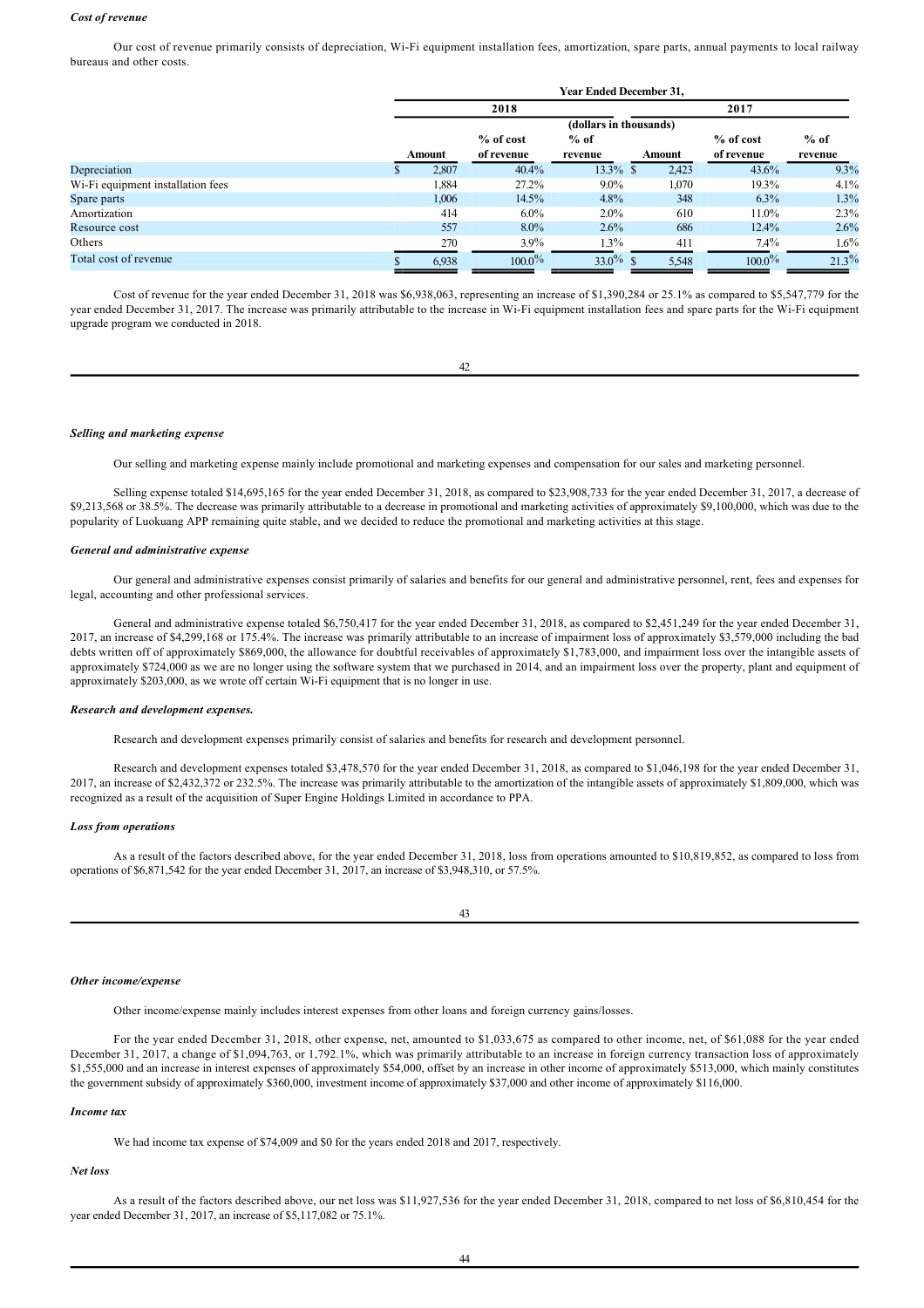*Cost of revenue*

Our cost of revenue primarily consists of depreciation, Wi-Fi equipment installation fees, amortization, spare parts, annual payments to local railway bureaus and other costs.

| | Year Ended December 31, | | | | | |
|---|---|---|---|---|---|---|
| | 2018 | | | 2017 | | |
| | (dollars in thousands) | | | | | |
| | Amount | % of cost of revenue | % of revenue | Amount | % of cost of revenue | % of revenue |
| Depreciation | $ 2,807 | 40.4% | 13.3% | $ 2,423 | 43.6% | 9.3% |
| Wi-Fi equipment installation fees | 1,884 | 27.2% | 9.0% | 1,070 | 19.3% | 4.1% |
| Spare parts | 1,006 | 14.5% | 4.8% | 348 | 6.3% | 1.3% |
| Amortization | 414 | 6.0% | 2.0% | 610 | 11.0% | 2.3% |
| Resource cost | 557 | 8.0% | 2.6% | 686 | 12.4% | 2.6% |
| Others | 270 | 3.9% | 1.3% | 411 | 7.4% | 1.6% |
| Total cost of revenue | $ 6,938 | 100.0% | 33.0% | $ 5,548 | 100.0% | 21.3% |

Cost of revenue for the year ended December 31, 2018 was $6,938,063, representing an increase of $1,390,284 or 25.1% as compared to $5,547,779 for the year ended December 31, 2017. The increase was primarily attributable to the increase in Wi-Fi equipment installation fees and spare parts for the Wi-Fi equipment upgrade program we conducted in 2018.

*Selling and marketing expense*

Our selling and marketing expense mainly include promotional and marketing expenses and compensation for our sales and marketing personnel.

Selling expense totaled $14,695,165 for the year ended December 31, 2018, as compared to $23,908,733 for the year ended December 31, 2017, a decrease of $9,213,568 or 38.5%. The decrease was primarily attributable to a decrease in promotional and marketing activities of approximately $9,100,000, which was due to the popularity of Luokuang APP remaining quite stable, and we decided to reduce the promotional and marketing activities at this stage.

*General and administrative expense*

Our general and administrative expenses consist primarily of salaries and benefits for our general and administrative personnel, rent, fees and expenses for legal, accounting and other professional services.

General and administrative expense totaled $6,750,417 for the year ended December 31, 2018, as compared to $2,451,249 for the year ended December 31, 2017, an increase of $4,299,168 or 175.4%. The increase was primarily attributable to an increase of impairment loss of approximately $3,579,000 including the bad debts written off of approximately $869,000, the allowance for doubtful receivables of approximately $1,783,000, and impairment loss over the intangible assets of approximately $724,000 as we are no longer using the software system that we purchased in 2014, and an impairment loss over the property, plant and equipment of approximately $203,000, as we wrote off certain Wi-Fi equipment that is no longer in use.

*Research and development expenses.*

Research and development expenses primarily consist of salaries and benefits for research and development personnel.

Research and development expenses totaled $3,478,570 for the year ended December 31, 2018, as compared to $1,046,198 for the year ended December 31, 2017, an increase of $2,432,372 or 232.5%. The increase was primarily attributable to the amortization of the intangible assets of approximately $1,809,000, which was recognized as a result of the acquisition of Super Engine Holdings Limited in accordance to PPA.

*Loss from operations*

As a result of the factors described above, for the year ended December 31, 2018, loss from operations amounted to $10,819,852, as compared to loss from operations of $6,871,542 for the year ended December 31, 2017, an increase of $3,948,310, or 57.5%.

*Other income/expense*

Other income/expense mainly includes interest expenses from other loans and foreign currency gains/losses.

For the year ended December 31, 2018, other expense, net, amounted to $1,033,675 as compared to other income, net, of $61,088 for the year ended December 31, 2017, a change of $1,094,763, or 1,792.1%, which was primarily attributable to an increase in foreign currency transaction loss of approximately $1,555,000 and an increase in interest expenses of approximately $54,000, offset by an increase in other income of approximately $513,000, which mainly constitutes the government subsidy of approximately $360,000, investment income of approximately $37,000 and other income of approximately $116,000.

*Income tax*

We had income tax expense of $74,009 and $0 for the years ended 2018 and 2017, respectively.

*Net loss*

As a result of the factors described above, our net loss was $11,927,536 for the year ended December 31, 2018, compared to net loss of $6,810,454 for the year ended December 31, 2017, an increase of $5,117,082 or 75.1%.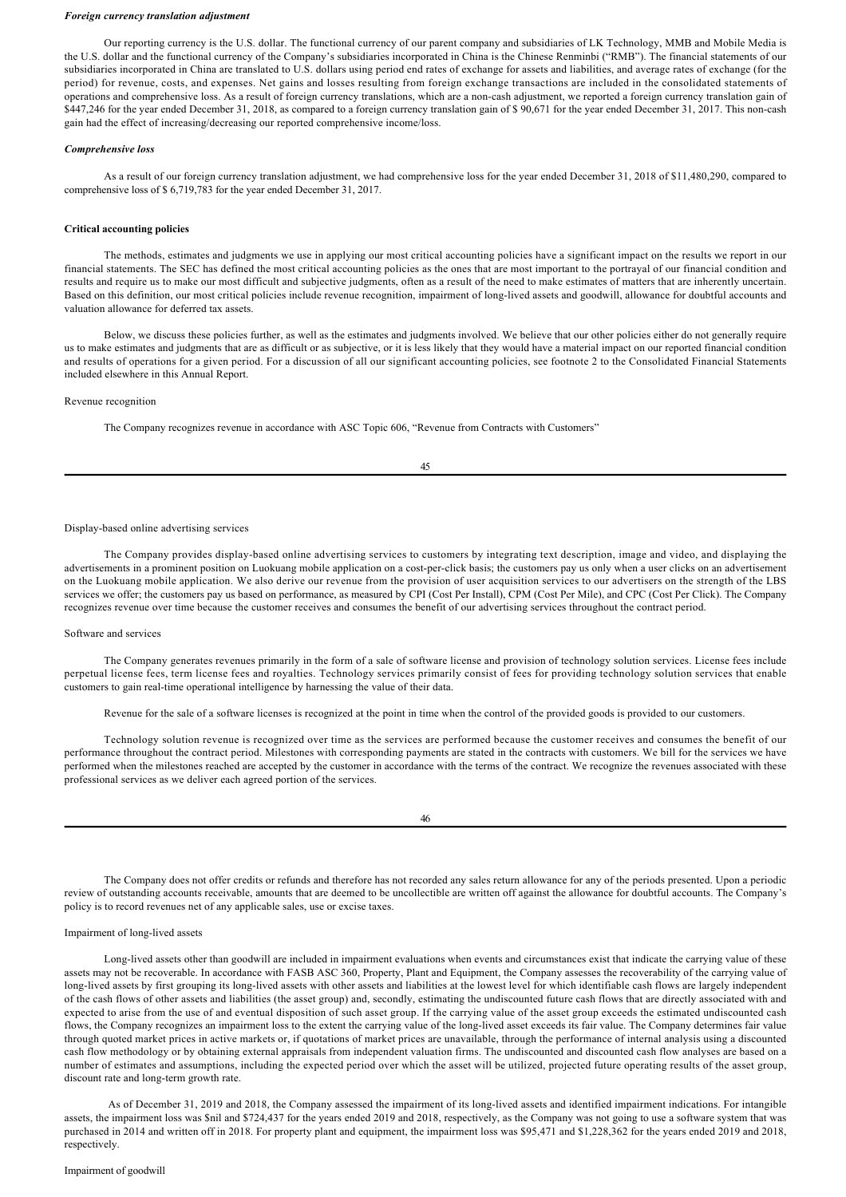***Foreign currency translation adjustment***

Our reporting currency is the U.S. dollar. The functional currency of our parent company and subsidiaries of LK Technology, MMB and Mobile Media is the U.S. dollar and the functional currency of the Company's subsidiaries incorporated in China is the Chinese Renminbi ("RMB"). The financial statements of our subsidiaries incorporated in China are translated to U.S. dollars using period end rates of exchange for assets and liabilities, and average rates of exchange (for the period) for revenue, costs, and expenses. Net gains and losses resulting from foreign exchange transactions are included in the consolidated statements of operations and comprehensive loss. As a result of foreign currency translations, which are a non-cash adjustment, we reported a foreign currency translation gain of $447,246 for the year ended December 31, 2018, as compared to a foreign currency translation gain of $ 90,671 for the year ended December 31, 2017. This non-cash gain had the effect of increasing/decreasing our reported comprehensive income/loss.

***Comprehensive loss***

As a result of our foreign currency translation adjustment, we had comprehensive loss for the year ended December 31, 2018 of $11,480,290, compared to comprehensive loss of $ 6,719,783 for the year ended December 31, 2017.

**Critical accounting policies**

The methods, estimates and judgments we use in applying our most critical accounting policies have a significant impact on the results we report in our financial statements. The SEC has defined the most critical accounting policies as the ones that are most important to the portrayal of our financial condition and results and require us to make our most difficult and subjective judgments, often as a result of the need to make estimates of matters that are inherently uncertain. Based on this definition, our most critical policies include revenue recognition, impairment of long-lived assets and goodwill, allowance for doubtful accounts and valuation allowance for deferred tax assets.

Below, we discuss these policies further, as well as the estimates and judgments involved. We believe that our other policies either do not generally require us to make estimates and judgments that are as difficult or as subjective, or it is less likely that they would have a material impact on our reported financial condition and results of operations for a given period. For a discussion of all our significant accounting policies, see footnote 2 to the Consolidated Financial Statements included elsewhere in this Annual Report.

Revenue recognition

The Company recognizes revenue in accordance with ASC Topic 606, "Revenue from Contracts with Customers"

Display-based online advertising services

The Company provides display-based online advertising services to customers by integrating text description, image and video, and displaying the advertisements in a prominent position on Luokuang mobile application on a cost-per-click basis; the customers pay us only when a user clicks on an advertisement on the Luokuang mobile application. We also derive our revenue from the provision of user acquisition services to our advertisers on the strength of the LBS services we offer; the customers pay us based on performance, as measured by CPI (Cost Per Install), CPM (Cost Per Mile), and CPC (Cost Per Click). The Company recognizes revenue over time because the customer receives and consumes the benefit of our advertising services throughout the contract period.

Software and services

The Company generates revenues primarily in the form of a sale of software license and provision of technology solution services. License fees include perpetual license fees, term license fees and royalties. Technology services primarily consist of fees for providing technology solution services that enable customers to gain real-time operational intelligence by harnessing the value of their data.

Revenue for the sale of a software licenses is recognized at the point in time when the control of the provided goods is provided to our customers.

Technology solution revenue is recognized over time as the services are performed because the customer receives and consumes the benefit of our performance throughout the contract period. Milestones with corresponding payments are stated in the contracts with customers. We bill for the services we have performed when the milestones reached are accepted by the customer in accordance with the terms of the contract. We recognize the revenues associated with these professional services as we deliver each agreed portion of the services.

The Company does not offer credits or refunds and therefore has not recorded any sales return allowance for any of the periods presented. Upon a periodic review of outstanding accounts receivable, amounts that are deemed to be uncollectible are written off against the allowance for doubtful accounts. The Company's policy is to record revenues net of any applicable sales, use or excise taxes.

Impairment of long-lived assets

Long-lived assets other than goodwill are included in impairment evaluations when events and circumstances exist that indicate the carrying value of these assets may not be recoverable. In accordance with FASB ASC 360, Property, Plant and Equipment, the Company assesses the recoverability of the carrying value of long-lived assets by first grouping its long-lived assets with other assets and liabilities at the lowest level for which identifiable cash flows are largely independent of the cash flows of other assets and liabilities (the asset group) and, secondly, estimating the undiscounted future cash flows that are directly associated with and expected to arise from the use of and eventual disposition of such asset group. If the carrying value of the asset group exceeds the estimated undiscounted cash flows, the Company recognizes an impairment loss to the extent the carrying value of the long-lived asset exceeds its fair value. The Company determines fair value through quoted market prices in active markets or, if quotations of market prices are unavailable, through the performance of internal analysis using a discounted cash flow methodology or by obtaining external appraisals from independent valuation firms. The undiscounted and discounted cash flow analyses are based on a number of estimates and assumptions, including the expected period over which the asset will be utilized, projected future operating results of the asset group, discount rate and long-term growth rate.

As of December 31, 2019 and 2018, the Company assessed the impairment of its long-lived assets and identified impairment indications. For intangible assets, the impairment loss was $nil and $724,437 for the years ended 2019 and 2018, respectively, as the Company was not going to use a software system that was purchased in 2014 and written off in 2018. For property plant and equipment, the impairment loss was $95,471 and $1,228,362 for the years ended 2019 and 2018, respectively.

Impairment of goodwill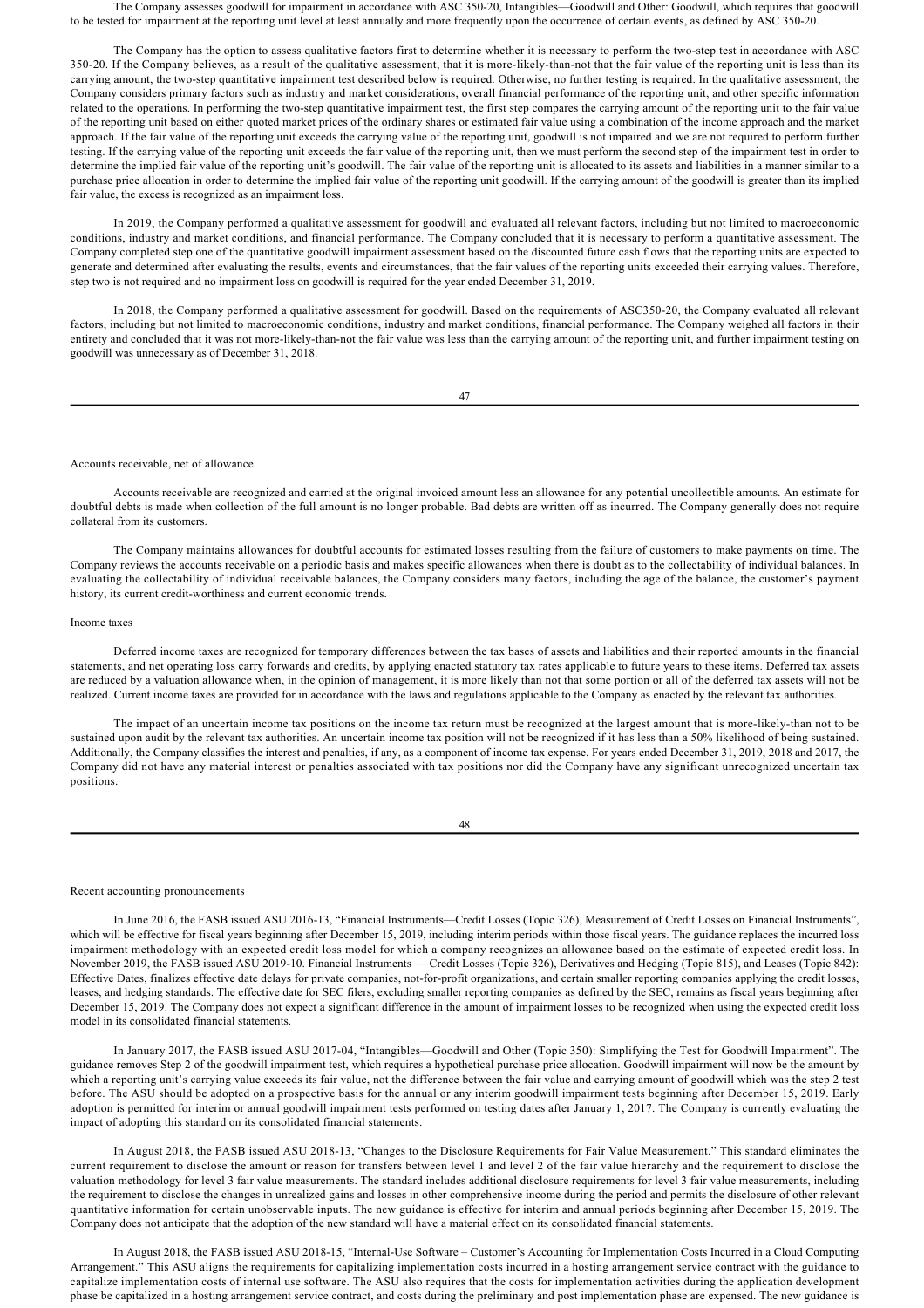The Company assesses goodwill for impairment in accordance with ASC 350-20, Intangibles—Goodwill and Other: Goodwill, which requires that goodwill to be tested for impairment at the reporting unit level at least annually and more frequently upon the occurrence of certain events, as defined by ASC 350-20.

The Company has the option to assess qualitative factors first to determine whether it is necessary to perform the two-step test in accordance with ASC 350-20. If the Company believes, as a result of the qualitative assessment, that it is more-likely-than-not that the fair value of the reporting unit is less than its carrying amount, the two-step quantitative impairment test described below is required. Otherwise, no further testing is required. In the qualitative assessment, the Company considers primary factors such as industry and market considerations, overall financial performance of the reporting unit, and other specific information related to the operations. In performing the two-step quantitative impairment test, the first step compares the carrying amount of the reporting unit to the fair value of the reporting unit based on either quoted market prices of the ordinary shares or estimated fair value using a combination of the income approach and the market approach. If the fair value of the reporting unit exceeds the carrying value of the reporting unit, goodwill is not impaired and we are not required to perform further testing. If the carrying value of the reporting unit exceeds the fair value of the reporting unit, then we must perform the second step of the impairment test in order to determine the implied fair value of the reporting unit's goodwill. The fair value of the reporting unit is allocated to its assets and liabilities in a manner similar to a purchase price allocation in order to determine the implied fair value of the reporting unit goodwill. If the carrying amount of the goodwill is greater than its implied fair value, the excess is recognized as an impairment loss.

In 2019, the Company performed a qualitative assessment for goodwill and evaluated all relevant factors, including but not limited to macroeconomic conditions, industry and market conditions, and financial performance. The Company concluded that it is necessary to perform a quantitative assessment. The Company completed step one of the quantitative goodwill impairment assessment based on the discounted future cash flows that the reporting units are expected to generate and determined after evaluating the results, events and circumstances, that the fair values of the reporting units exceeded their carrying values. Therefore, step two is not required and no impairment loss on goodwill is required for the year ended December 31, 2019.

In 2018, the Company performed a qualitative assessment for goodwill. Based on the requirements of ASC350-20, the Company evaluated all relevant factors, including but not limited to macroeconomic conditions, industry and market conditions, financial performance. The Company weighed all factors in their entirety and concluded that it was not more-likely-than-not the fair value was less than the carrying amount of the reporting unit, and further impairment testing on goodwill was unnecessary as of December 31, 2018.

Accounts receivable, net of allowance

Accounts receivable are recognized and carried at the original invoiced amount less an allowance for any potential uncollectible amounts. An estimate for doubtful debts is made when collection of the full amount is no longer probable. Bad debts are written off as incurred. The Company generally does not require collateral from its customers.

The Company maintains allowances for doubtful accounts for estimated losses resulting from the failure of customers to make payments on time. The Company reviews the accounts receivable on a periodic basis and makes specific allowances when there is doubt as to the collectability of individual balances. In evaluating the collectability of individual receivable balances, the Company considers many factors, including the age of the balance, the customer's payment history, its current credit-worthiness and current economic trends.

Income taxes

Deferred income taxes are recognized for temporary differences between the tax bases of assets and liabilities and their reported amounts in the financial statements, and net operating loss carry forwards and credits, by applying enacted statutory tax rates applicable to future years to these items. Deferred tax assets are reduced by a valuation allowance when, in the opinion of management, it is more likely than not that some portion or all of the deferred tax assets will not be realized. Current income taxes are provided for in accordance with the laws and regulations applicable to the Company as enacted by the relevant tax authorities.

The impact of an uncertain income tax positions on the income tax return must be recognized at the largest amount that is more-likely-than not to be sustained upon audit by the relevant tax authorities. An uncertain income tax position will not be recognized if it has less than a 50% likelihood of being sustained. Additionally, the Company classifies the interest and penalties, if any, as a component of income tax expense. For years ended December 31, 2019, 2018 and 2017, the Company did not have any material interest or penalties associated with tax positions nor did the Company have any significant unrecognized uncertain tax positions.

Recent accounting pronouncements

In June 2016, the FASB issued ASU 2016-13, "Financial Instruments—Credit Losses (Topic 326), Measurement of Credit Losses on Financial Instruments", which will be effective for fiscal years beginning after December 15, 2019, including interim periods within those fiscal years. The guidance replaces the incurred loss impairment methodology with an expected credit loss model for which a company recognizes an allowance based on the estimate of expected credit loss. In November 2019, the FASB issued ASU 2019-10. Financial Instruments — Credit Losses (Topic 326), Derivatives and Hedging (Topic 815), and Leases (Topic 842): Effective Dates, finalizes effective date delays for private companies, not-for-profit organizations, and certain smaller reporting companies applying the credit losses, leases, and hedging standards. The effective date for SEC filers, excluding smaller reporting companies as defined by the SEC, remains as fiscal years beginning after December 15, 2019. The Company does not expect a significant difference in the amount of impairment losses to be recognized when using the expected credit loss model in its consolidated financial statements.

In January 2017, the FASB issued ASU 2017-04, "Intangibles—Goodwill and Other (Topic 350): Simplifying the Test for Goodwill Impairment". The guidance removes Step 2 of the goodwill impairment test, which requires a hypothetical purchase price allocation. Goodwill impairment will now be the amount by which a reporting unit's carrying value exceeds its fair value, not the difference between the fair value and carrying amount of goodwill which was the step 2 test before. The ASU should be adopted on a prospective basis for the annual or any interim goodwill impairment tests beginning after December 15, 2019. Early adoption is permitted for interim or annual goodwill impairment tests performed on testing dates after January 1, 2017. The Company is currently evaluating the impact of adopting this standard on its consolidated financial statements.

In August 2018, the FASB issued ASU 2018-13, "Changes to the Disclosure Requirements for Fair Value Measurement." This standard eliminates the current requirement to disclose the amount or reason for transfers between level 1 and level 2 of the fair value hierarchy and the requirement to disclose the valuation methodology for level 3 fair value measurements. The standard includes additional disclosure requirements for level 3 fair value measurements, including the requirement to disclose the changes in unrealized gains and losses in other comprehensive income during the period and permits the disclosure of other relevant quantitative information for certain unobservable inputs. The new guidance is effective for interim and annual periods beginning after December 15, 2019. The Company does not anticipate that the adoption of the new standard will have a material effect on its consolidated financial statements.

In August 2018, the FASB issued ASU 2018-15, "Internal-Use Software – Customer's Accounting for Implementation Costs Incurred in a Cloud Computing Arrangement." This ASU aligns the requirements for capitalizing implementation costs incurred in a hosting arrangement service contract with the guidance to capitalize implementation costs of internal use software. The ASU also requires that the costs for implementation activities during the application development phase be capitalized in a hosting arrangement service contract, and costs during the preliminary and post implementation phase are expensed. The new guidance is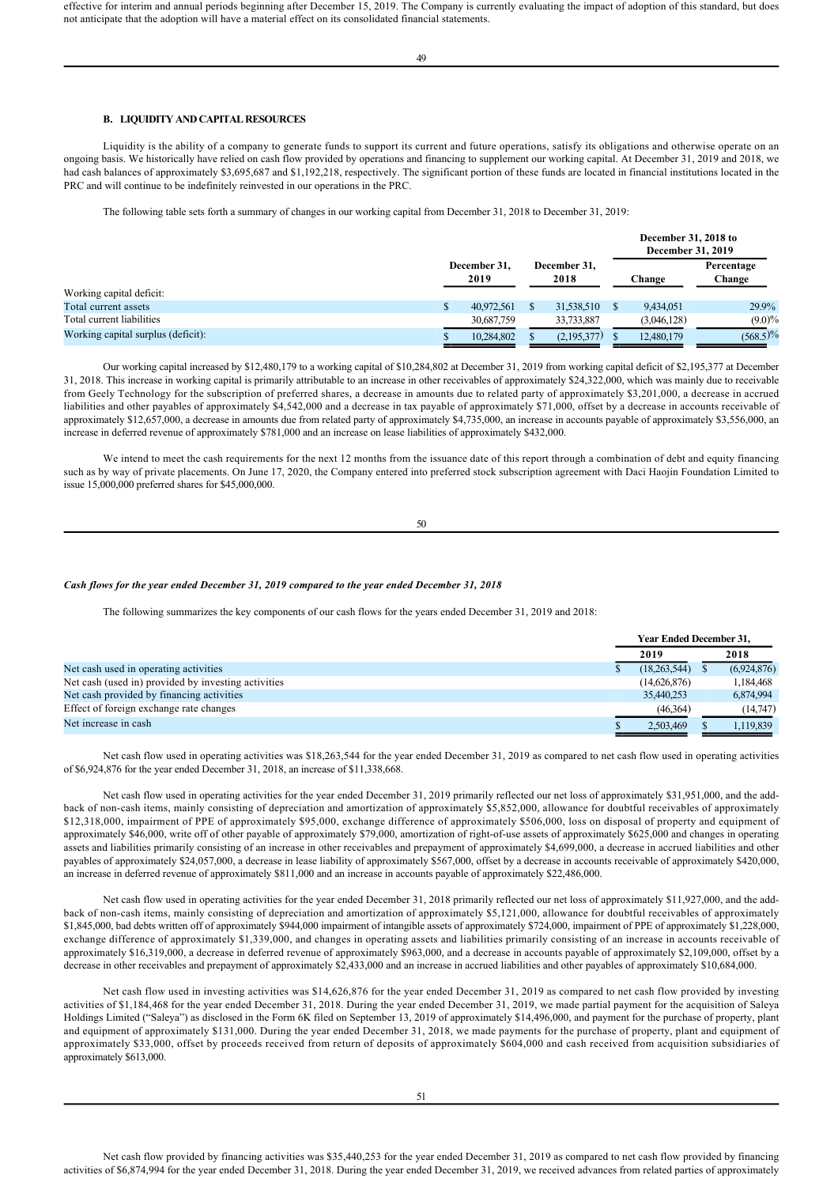effective for interim and annual periods beginning after December 15, 2019. The Company is currently evaluating the impact of adoption of this standard, but does not anticipate that the adoption will have a material effect on its consolidated financial statements.

### B. LIQUIDITY AND CAPITAL RESOURCES

Liquidity is the ability of a company to generate funds to support its current and future operations, satisfy its obligations and otherwise operate on an ongoing basis. We historically have relied on cash flow provided by operations and financing to supplement our working capital. At December 31, 2019 and 2018, we had cash balances of approximately $3,695,687 and $1,192,218, respectively. The significant portion of these funds are located in financial institutions located in the PRC and will continue to be indefinitely reinvested in our operations in the PRC.

The following table sets forth a summary of changes in our working capital from December 31, 2018 to December 31, 2019:

| | December 31, 2019 | December 31, 2018 | December 31, 2018 to December 31, 2019 Change | Percentage Change |
|---|---|---|---|---|
| Working capital deficit: | | | | |
| Total current assets | $ 40,972,561 | $ 31,538,510 | $ 9,434,051 | 29.9% |
| Total current liabilities | 30,687,759 | 33,733,887 | (3,046,128) | (9.0)% |
| Working capital surplus (deficit): | $ 10,284,802 | $ (2,195,377) | $ 12,480,179 | (568.5)% |

Our working capital increased by $12,480,179 to a working capital of $10,284,802 at December 31, 2019 from working capital deficit of $2,195,377 at December 31, 2018. This increase in working capital is primarily attributable to an increase in other receivables of approximately $24,322,000, which was mainly due to receivable from Geely Technology for the subscription of preferred shares, a decrease in amounts due to related party of approximately $3,201,000, a decrease in accrued liabilities and other payables of approximately $4,542,000 and a decrease in tax payable of approximately $71,000, offset by a decrease in accounts receivable of approximately $12,657,000, a decrease in amounts due from related party of approximately $4,735,000, an increase in accounts payable of approximately $3,556,000, an increase in deferred revenue of approximately $781,000 and an increase on lease liabilities of approximately $432,000.

We intend to meet the cash requirements for the next 12 months from the issuance date of this report through a combination of debt and equity financing such as by way of private placements. On June 17, 2020, the Company entered into preferred stock subscription agreement with Daci Haojin Foundation Limited to issue 15,000,000 preferred shares for $45,000,000.

***Cash flows for the year ended December 31, 2019 compared to the year ended December 31, 2018***

The following summarizes the key components of our cash flows for the years ended December 31, 2019 and 2018:

| | Year Ended December 31, 2019 | Year Ended December 31, 2018 |
|---|---|---|
| Net cash used in operating activities | $ (18,263,544) | $ (6,924,876) |
| Net cash (used in) provided by investing activities | (14,626,876) | 1,184,468 |
| Net cash provided by financing activities | 35,440,253 | 6,874,994 |
| Effect of foreign exchange rate changes | (46,364) | (14,747) |
| Net increase in cash | $ 2,503,469 | $ 1,119,839 |

Net cash flow used in operating activities was $18,263,544 for the year ended December 31, 2019 as compared to net cash flow used in operating activities of $6,924,876 for the year ended December 31, 2018, an increase of $11,338,668.

Net cash flow used in operating activities for the year ended December 31, 2019 primarily reflected our net loss of approximately $31,951,000, and the add-back of non-cash items, mainly consisting of depreciation and amortization of approximately $5,852,000, allowance for doubtful receivables of approximately $12,318,000, impairment of PPE of approximately $95,000, exchange difference of approximately $506,000, loss on disposal of property and equipment of approximately $46,000, write off of other payable of approximately $79,000, amortization of right-of-use assets of approximately $625,000 and changes in operating assets and liabilities primarily consisting of an increase in other receivables and prepayment of approximately $4,699,000, a decrease in accrued liabilities and other payables of approximately $24,057,000, a decrease in lease liability of approximately $567,000, offset by a decrease in accounts receivable of approximately $420,000, an increase in deferred revenue of approximately $811,000 and an increase in accounts payable of approximately $22,486,000.

Net cash flow used in operating activities for the year ended December 31, 2018 primarily reflected our net loss of approximately $11,927,000, and the add-back of non-cash items, mainly consisting of depreciation and amortization of approximately $5,121,000, allowance for doubtful receivables of approximately $1,845,000, bad debts written off of approximately $944,000 impairment of intangible assets of approximately $724,000, impairment of PPE of approximately $1,228,000, exchange difference of approximately $1,339,000, and changes in operating assets and liabilities primarily consisting of an increase in accounts receivable of approximately $16,319,000, a decrease in deferred revenue of approximately $963,000, and a decrease in accounts payable of approximately $2,109,000, offset by a decrease in other receivables and prepayment of approximately $2,433,000 and an increase in accrued liabilities and other payables of approximately $10,684,000.

Net cash flow used in investing activities was $14,626,876 for the year ended December 31, 2019 as compared to net cash flow provided by investing activities of $1,184,468 for the year ended December 31, 2018. During the year ended December 31, 2019, we made partial payment for the acquisition of Saleya Holdings Limited ("Saleya") as disclosed in the Form 6K filed on September 13, 2019 of approximately $14,496,000, and payment for the purchase of property, plant and equipment of approximately $131,000. During the year ended December 31, 2018, we made payments for the purchase of property, plant and equipment of approximately $33,000, offset by proceeds received from return of deposits of approximately $604,000 and cash received from acquisition subsidiaries of approximately $613,000.

Net cash flow provided by financing activities was $35,440,253 for the year ended December 31, 2019 as compared to net cash flow provided by financing activities of $6,874,994 for the year ended December 31, 2018. During the year ended December 31, 2019, we received advances from related parties of approximately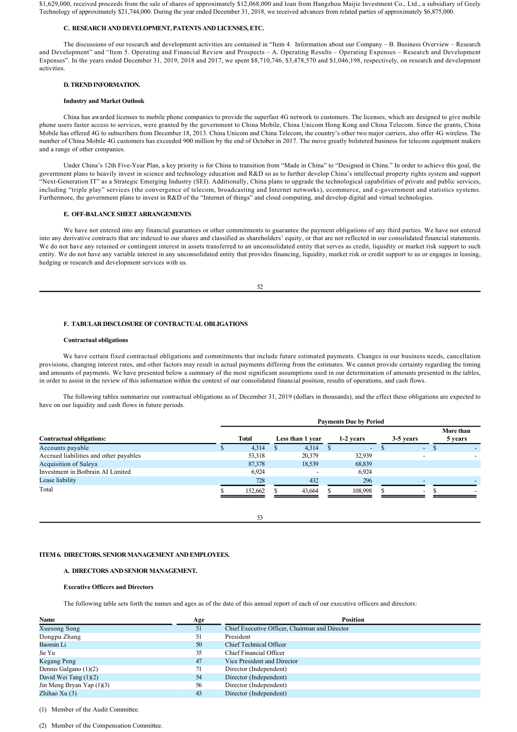$1,629,000, received proceeds from the sale of shares of approximately $12,068,000 and loan from Hangzhou Maijie Investment Co., Ltd., a subsidiary of Geely Technology of approximately $21,744,000. During the year ended December 31, 2018, we received advances from related parties of approximately $6,875,000.

### C. RESEARCH AND DEVELOPMENT, PATENTS AND LICENSES, ETC.

The discussions of our research and development activities are contained in "Item 4. Information about our Company – B. Business Overview – Research and Development" and "Item 5. Operating and Financial Review and Prospects – A. Operating Results – Operating Expenses – Research and Development Expenses". In the years ended December 31, 2019, 2018 and 2017, we spent $8,710,746, $3,478,570 and $1,046,198, respectively, on research and development activities.

### D. TREND INFORMATION.

**Industry and Market Outlook**

China has awarded licenses to mobile phone companies to provide the superfast 4G network to customers. The licenses, which are designed to give mobile phone users faster access to services, were granted by the government to China Mobile, China Unicom Hong Kong and China Telecom. Since the grants, China Mobile has offered 4G to subscribers from December 18, 2013. China Unicom and China Telecom, the country's other two major carriers, also offer 4G wireless. The number of China Mobile 4G customers has exceeded 900 million by the end of October in 2017. The move greatly bolstered business for telecom equipment makers and a range of other companies.

Under China's 12th Five-Year Plan, a key priority is for China to transition from "Made in China" to "Designed in China." In order to achieve this goal, the government plans to heavily invest in science and technology education and R&D so as to further develop China's intellectual property rights system and support "Next-Generation IT" as a Strategic Emerging Industry (SEI). Additionally, China plans to upgrade the technological capabilities of private and public services, including "triple play" services (the convergence of telecom, broadcasting and Internet networks), ecommerce, and e-government and statistics systems. Furthermore, the government plans to invest in R&D of the "Internet of things" and cloud computing, and develop digital and virtual technologies.

### E. OFF-BALANCE SHEET ARRANGEMENTS

We have not entered into any financial guarantees or other commitments to guarantee the payment obligations of any third parties. We have not entered into any derivative contracts that are indexed to our shares and classified as shareholders' equity, or that are not reflected in our consolidated financial statements. We do not have any retained or contingent interest in assets transferred to an unconsolidated entity that serves as credit, liquidity or market risk support to such entity. We do not have any variable interest in any unconsolidated entity that provides financing, liquidity, market risk or credit support to us or engages in leasing, hedging or research and development services with us.

### F. TABULAR DISCLOSURE OF CONTRACTUAL OBLIGATIONS

**Contractual obligations**

We have certain fixed contractual obligations and commitments that include future estimated payments. Changes in our business needs, cancellation provisions, changing interest rates, and other factors may result in actual payments differing from the estimates. We cannot provide certainty regarding the timing and amounts of payments. We have presented below a summary of the most significant assumptions used in our determination of amounts presented in the tables, in order to assist in the review of this information within the context of our consolidated financial position, results of operations, and cash flows.

The following tables summarize our contractual obligations as of December 31, 2019 (dollars in thousands), and the effect these obligations are expected to have on our liquidity and cash flows in future periods.

| | Payments Due by Period | | | | |
|---|---|---|---|---|---|
| Contractual obligations: | Total | Less than 1 year | 1-2 years | 3-5 years | More than 5 years |
| Accounts payable | $ 4,314 | $ 4,314 | $ - | $ - | $ - |
| Accrued liabilities and other payables | 53,318 | 20,379 | 32,939 | - | - |
| Acquisition of Saleya | 87,378 | 18,539 | 68,839 | | |
| Investment in Botbrain AI Limited | 6,924 | - | 6,924 | | |
| Lease liability | 728 | 432 | 296 | - | - |
| Total | $ 152,662 | $ 43,664 | $ 108,998 | $ - | $ - |

## ITEM 6. DIRECTORS, SENIOR MANAGEMENT AND EMPLOYEES.

### A. DIRECTORS AND SENIOR MANAGEMENT.

**Executive Officers and Directors**

The following table sets forth the names and ages as of the date of this annual report of each of our executive officers and directors:

| Name | Age | Position |
|---|---|---|
| Xuesong Song | 51 | Chief Executive Officer, Chairman and Director |
| Dongpu Zhang | 51 | President |
| Baomin Li | 50 | Chief Technical Officer |
| Jie Yu | 35 | Chief Financial Officer |
| Kegang Peng | 47 | Vice President and Director |
| Dennis Galgano (1)(2) | 71 | Director (Independent) |
| David Wei Tang (1)(2) | 54 | Director (Independent) |
| Jin Meng Bryan Yap (1)(3) | 56 | Director (Independent) |
| Zhihao Xu (3) | 43 | Director (Independent) |

(1) Member of the Audit Committee.

(2) Member of the Compensation Committee.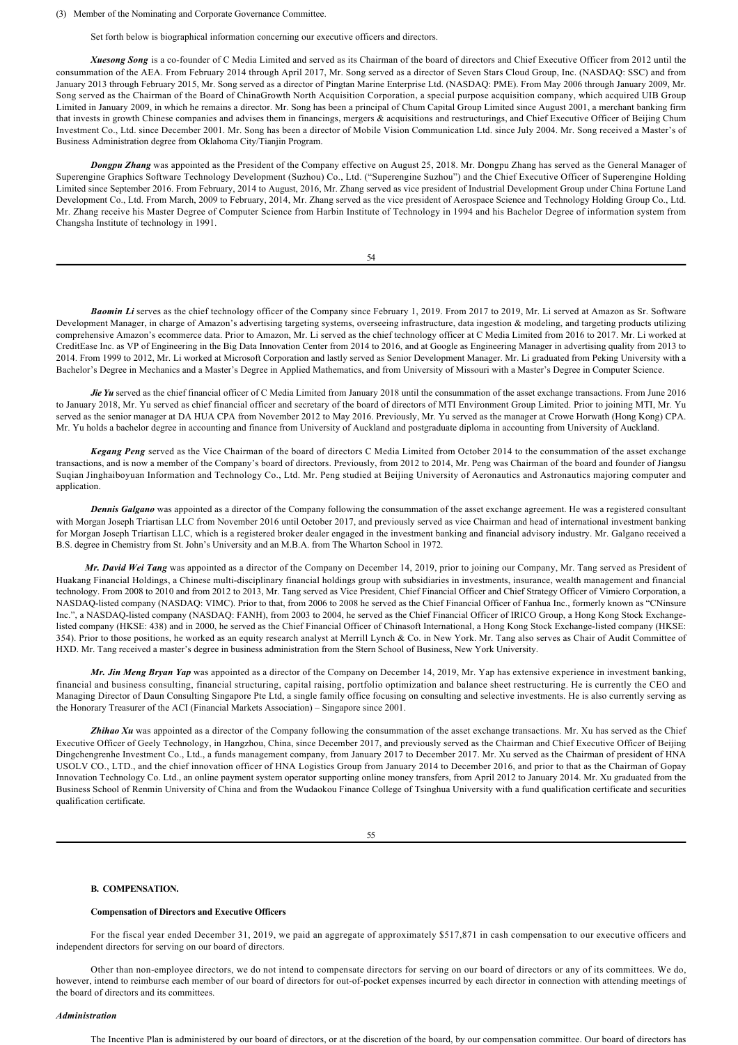(3) Member of the Nominating and Corporate Governance Committee.

Set forth below is biographical information concerning our executive officers and directors.

***Xuesong Song*** is a co-founder of C Media Limited and served as its Chairman of the board of directors and Chief Executive Officer from 2012 until the consummation of the AEA. From February 2014 through April 2017, Mr. Song served as a director of Seven Stars Cloud Group, Inc. (NASDAQ: SSC) and from January 2013 through February 2015, Mr. Song served as a director of Pingtan Marine Enterprise Ltd. (NASDAQ: PME). From May 2006 through January 2009, Mr. Song served as the Chairman of the Board of ChinaGrowth North Acquisition Corporation, a special purpose acquisition company, which acquired UIB Group Limited in January 2009, in which he remains a director. Mr. Song has been a principal of Chum Capital Group Limited since August 2001, a merchant banking firm that invests in growth Chinese companies and advises them in financings, mergers & acquisitions and restructurings, and Chief Executive Officer of Beijing Chum Investment Co., Ltd. since December 2001. Mr. Song has been a director of Mobile Vision Communication Ltd. since July 2004. Mr. Song received a Master's of Business Administration degree from Oklahoma City/Tianjin Program.

***Dongpu Zhang*** was appointed as the President of the Company effective on August 25, 2018. Mr. Dongpu Zhang has served as the General Manager of Superengine Graphics Software Technology Development (Suzhou) Co., Ltd. ("Superengine Suzhou") and the Chief Executive Officer of Superengine Holding Limited since September 2016. From February, 2014 to August, 2016, Mr. Zhang served as vice president of Industrial Development Group under China Fortune Land Development Co., Ltd. From March, 2009 to February, 2014, Mr. Zhang served as the vice president of Aerospace Science and Technology Holding Group Co., Ltd. Mr. Zhang receive his Master Degree of Computer Science from Harbin Institute of Technology in 1994 and his Bachelor Degree of information system from Changsha Institute of technology in 1991.

***Baomin Li*** serves as the chief technology officer of the Company since February 1, 2019. From 2017 to 2019, Mr. Li served at Amazon as Sr. Software Development Manager, in charge of Amazon's advertising targeting systems, overseeing infrastructure, data ingestion & modeling, and targeting products utilizing comprehensive Amazon's ecommerce data. Prior to Amazon, Mr. Li served as the chief technology officer at C Media Limited from 2016 to 2017. Mr. Li worked at CreditEase Inc. as VP of Engineering in the Big Data Innovation Center from 2014 to 2016, and at Google as Engineering Manager in advertising quality from 2013 to 2014. From 1999 to 2012, Mr. Li worked at Microsoft Corporation and lastly served as Senior Development Manager. Mr. Li graduated from Peking University with a Bachelor's Degree in Mechanics and a Master's Degree in Applied Mathematics, and from University of Missouri with a Master's Degree in Computer Science.

***Jie Yu*** served as the chief financial officer of C Media Limited from January 2018 until the consummation of the asset exchange transactions. From June 2016 to January 2018, Mr. Yu served as chief financial officer and secretary of the board of directors of MTI Environment Group Limited. Prior to joining MTI, Mr. Yu served as the senior manager at DA HUA CPA from November 2012 to May 2016. Previously, Mr. Yu served as the manager at Crowe Horwath (Hong Kong) CPA. Mr. Yu holds a bachelor degree in accounting and finance from University of Auckland and postgraduate diploma in accounting from University of Auckland.

***Kegang Peng*** served as the Vice Chairman of the board of directors C Media Limited from October 2014 to the consummation of the asset exchange transactions, and is now a member of the Company's board of directors. Previously, from 2012 to 2014, Mr. Peng was Chairman of the board and founder of Jiangsu Suqian Jinghaiboyuan Information and Technology Co., Ltd. Mr. Peng studied at Beijing University of Aeronautics and Astronautics majoring computer and application.

***Dennis Galgano*** was appointed as a director of the Company following the consummation of the asset exchange agreement. He was a registered consultant with Morgan Joseph Triartisan LLC from November 2016 until October 2017, and previously served as vice Chairman and head of international investment banking for Morgan Joseph Triartisan LLC, which is a registered broker dealer engaged in the investment banking and financial advisory industry. Mr. Galgano received a B.S. degree in Chemistry from St. John's University and an M.B.A. from The Wharton School in 1972.

***Mr. David Wei Tang*** was appointed as a director of the Company on December 14, 2019, prior to joining our Company, Mr. Tang served as President of Huakang Financial Holdings, a Chinese multi-disciplinary financial holdings group with subsidiaries in investments, insurance, wealth management and financial technology. From 2008 to 2010 and from 2012 to 2013, Mr. Tang served as Vice President, Chief Financial Officer and Chief Strategy Officer of Vimicro Corporation, a NASDAQ-listed company (NASDAQ: VIMC). Prior to that, from 2006 to 2008 he served as the Chief Financial Officer of Fanhua Inc., formerly known as "CNinsure Inc.", a NASDAQ-listed company (NASDAQ: FANH), from 2003 to 2004, he served as the Chief Financial Officer of IRICO Group, a Hong Kong Stock Exchange-listed company (HKSE: 438) and in 2000, he served as the Chief Financial Officer of Chinasoft International, a Hong Kong Stock Exchange-listed company (HKSE: 354). Prior to those positions, he worked as an equity research analyst at Merrill Lynch & Co. in New York. Mr. Tang also serves as Chair of Audit Committee of HXD. Mr. Tang received a master's degree in business administration from the Stern School of Business, New York University.

***Mr. Jin Meng Bryan Yap*** was appointed as a director of the Company on December 14, 2019, Mr. Yap has extensive experience in investment banking, financial and business consulting, financial structuring, capital raising, portfolio optimization and balance sheet restructuring. He is currently the CEO and Managing Director of Daun Consulting Singapore Pte Ltd, a single family office focusing on consulting and selective investments. He is also currently serving as the Honorary Treasurer of the ACI (Financial Markets Association) – Singapore since 2001.

***Zhihao Xu*** was appointed as a director of the Company following the consummation of the asset exchange transactions. Mr. Xu has served as the Chief Executive Officer of Geely Technology, in Hangzhou, China, since December 2017, and previously served as the Chairman and Chief Executive Officer of Beijing Dingchengrenhe Investment Co., Ltd., a funds management company, from January 2017 to December 2017. Mr. Xu served as the Chairman of president of HNA USOLV CO., LTD., and the chief innovation officer of HNA Logistics Group from January 2014 to December 2016, and prior to that as the Chairman of Gopay Innovation Technology Co. Ltd., an online payment system operator supporting online money transfers, from April 2012 to January 2014. Mr. Xu graduated from the Business School of Renmin University of China and from the Wudaokou Finance College of Tsinghua University with a fund qualification certificate and securities qualification certificate.

#### B. COMPENSATION.

**Compensation of Directors and Executive Officers**

For the fiscal year ended December 31, 2019, we paid an aggregate of approximately $517,871 in cash compensation to our executive officers and independent directors for serving on our board of directors.

Other than non-employee directors, we do not intend to compensate directors for serving on our board of directors or any of its committees. We do, however, intend to reimburse each member of our board of directors for out-of-pocket expenses incurred by each director in connection with attending meetings of the board of directors and its committees.

***Administration***

The Incentive Plan is administered by our board of directors, or at the discretion of the board, by our compensation committee. Our board of directors has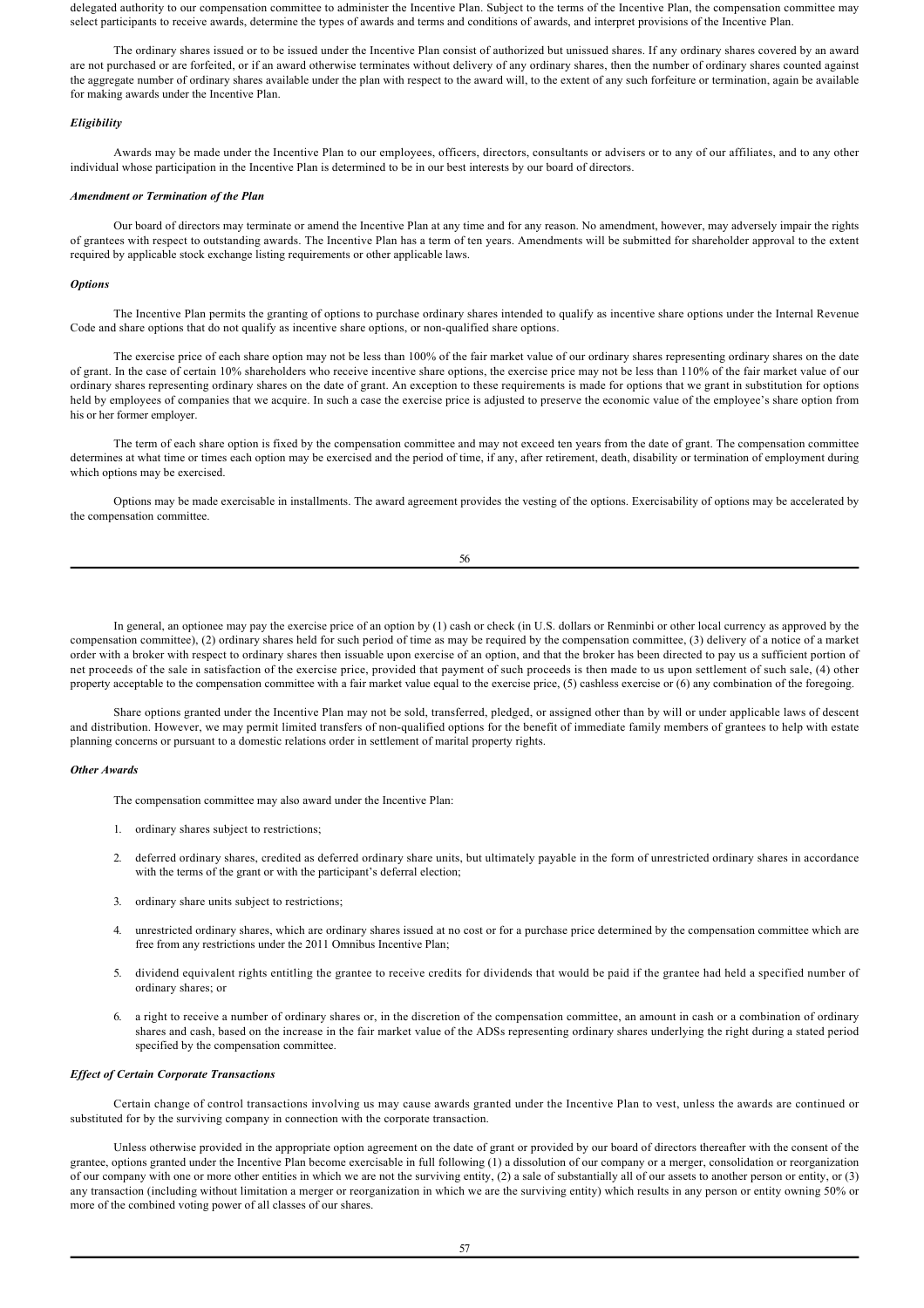delegated authority to our compensation committee to administer the Incentive Plan. Subject to the terms of the Incentive Plan, the compensation committee may select participants to receive awards, determine the types of awards and terms and conditions of awards, and interpret provisions of the Incentive Plan.

The ordinary shares issued or to be issued under the Incentive Plan consist of authorized but unissued shares. If any ordinary shares covered by an award are not purchased or are forfeited, or if an award otherwise terminates without delivery of any ordinary shares, then the number of ordinary shares counted against the aggregate number of ordinary shares available under the plan with respect to the award will, to the extent of any such forfeiture or termination, again be available for making awards under the Incentive Plan.

***Eligibility***

Awards may be made under the Incentive Plan to our employees, officers, directors, consultants or advisers or to any of our affiliates, and to any other individual whose participation in the Incentive Plan is determined to be in our best interests by our board of directors.

***Amendment or Termination of the Plan***

Our board of directors may terminate or amend the Incentive Plan at any time and for any reason. No amendment, however, may adversely impair the rights of grantees with respect to outstanding awards. The Incentive Plan has a term of ten years. Amendments will be submitted for shareholder approval to the extent required by applicable stock exchange listing requirements or other applicable laws.

***Options***

The Incentive Plan permits the granting of options to purchase ordinary shares intended to qualify as incentive share options under the Internal Revenue Code and share options that do not qualify as incentive share options, or non-qualified share options.

The exercise price of each share option may not be less than 100% of the fair market value of our ordinary shares representing ordinary shares on the date of grant. In the case of certain 10% shareholders who receive incentive share options, the exercise price may not be less than 110% of the fair market value of our ordinary shares representing ordinary shares on the date of grant. An exception to these requirements is made for options that we grant in substitution for options held by employees of companies that we acquire. In such a case the exercise price is adjusted to preserve the economic value of the employee's share option from his or her former employer.

The term of each share option is fixed by the compensation committee and may not exceed ten years from the date of grant. The compensation committee determines at what time or times each option may be exercised and the period of time, if any, after retirement, death, disability or termination of employment during which options may be exercised.

Options may be made exercisable in installments. The award agreement provides the vesting of the options. Exercisability of options may be accelerated by the compensation committee.

In general, an optionee may pay the exercise price of an option by (1) cash or check (in U.S. dollars or Renminbi or other local currency as approved by the compensation committee), (2) ordinary shares held for such period of time as may be required by the compensation committee, (3) delivery of a notice of a market order with a broker with respect to ordinary shares then issuable upon exercise of an option, and that the broker has been directed to pay us a sufficient portion of net proceeds of the sale in satisfaction of the exercise price, provided that payment of such proceeds is then made to us upon settlement of such sale, (4) other property acceptable to the compensation committee with a fair market value equal to the exercise price, (5) cashless exercise or (6) any combination of the foregoing.

Share options granted under the Incentive Plan may not be sold, transferred, pledged, or assigned other than by will or under applicable laws of descent and distribution. However, we may permit limited transfers of non-qualified options for the benefit of immediate family members of grantees to help with estate planning concerns or pursuant to a domestic relations order in settlement of marital property rights.

***Other Awards***

The compensation committee may also award under the Incentive Plan:

1. ordinary shares subject to restrictions;
2. deferred ordinary shares, credited as deferred ordinary share units, but ultimately payable in the form of unrestricted ordinary shares in accordance with the terms of the grant or with the participant's deferral election;
3. ordinary share units subject to restrictions;
4. unrestricted ordinary shares, which are ordinary shares issued at no cost or for a purchase price determined by the compensation committee which are free from any restrictions under the 2011 Omnibus Incentive Plan;
5. dividend equivalent rights entitling the grantee to receive credits for dividends that would be paid if the grantee had held a specified number of ordinary shares; or
6. a right to receive a number of ordinary shares or, in the discretion of the compensation committee, an amount in cash or a combination of ordinary shares and cash, based on the increase in the fair market value of the ADSs representing ordinary shares underlying the right during a stated period specified by the compensation committee.

***Effect of Certain Corporate Transactions***

Certain change of control transactions involving us may cause awards granted under the Incentive Plan to vest, unless the awards are continued or substituted for by the surviving company in connection with the corporate transaction.

Unless otherwise provided in the appropriate option agreement on the date of grant or provided by our board of directors thereafter with the consent of the grantee, options granted under the Incentive Plan become exercisable in full following (1) a dissolution of our company or a merger, consolidation or reorganization of our company with one or more other entities in which we are not the surviving entity, (2) a sale of substantially all of our assets to another person or entity, or (3) any transaction (including without limitation a merger or reorganization in which we are the surviving entity) which results in any person or entity owning 50% or more of the combined voting power of all classes of our shares.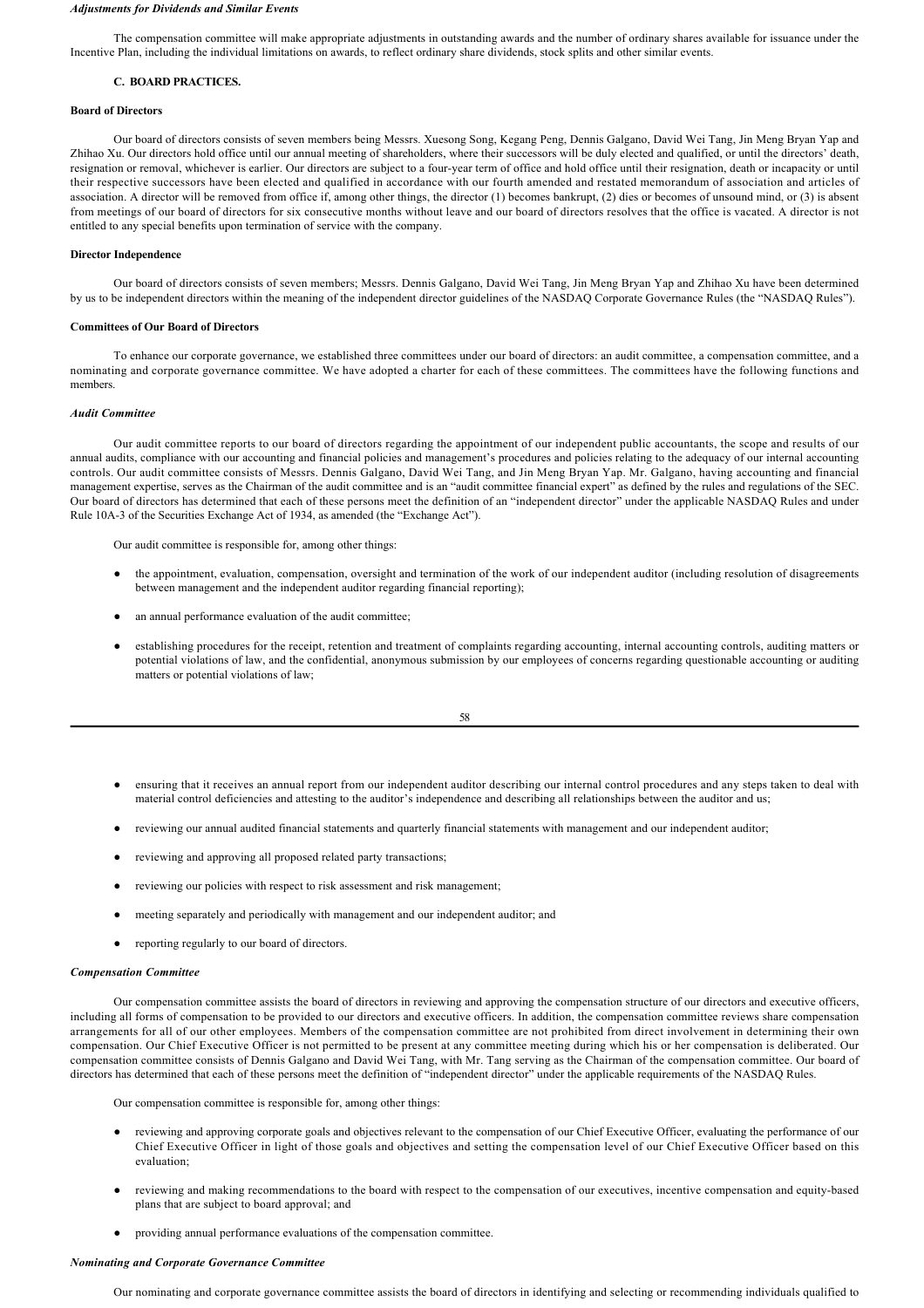*Adjustments for Dividends and Similar Events*

The compensation committee will make appropriate adjustments in outstanding awards and the number of ordinary shares available for issuance under the Incentive Plan, including the individual limitations on awards, to reflect ordinary share dividends, stock splits and other similar events.

### C. BOARD PRACTICES.

**Board of Directors**

Our board of directors consists of seven members being Messrs. Xuesong Song, Kegang Peng, Dennis Galgano, David Wei Tang, Jin Meng Bryan Yap and Zhihao Xu. Our directors hold office until our annual meeting of shareholders, where their successors will be duly elected and qualified, or until the directors' death, resignation or removal, whichever is earlier. Our directors are subject to a four-year term of office and hold office until their resignation, death or incapacity or until their respective successors have been elected and qualified in accordance with our fourth amended and restated memorandum of association and articles of association. A director will be removed from office if, among other things, the director (1) becomes bankrupt, (2) dies or becomes of unsound mind, or (3) is absent from meetings of our board of directors for six consecutive months without leave and our board of directors resolves that the office is vacated. A director is not entitled to any special benefits upon termination of service with the company.

**Director Independence**

Our board of directors consists of seven members; Messrs. Dennis Galgano, David Wei Tang, Jin Meng Bryan Yap and Zhihao Xu have been determined by us to be independent directors within the meaning of the independent director guidelines of the NASDAQ Corporate Governance Rules (the "NASDAQ Rules").

**Committees of Our Board of Directors**

To enhance our corporate governance, we established three committees under our board of directors: an audit committee, a compensation committee, and a nominating and corporate governance committee. We have adopted a charter for each of these committees. The committees have the following functions and members.

*Audit Committee*

Our audit committee reports to our board of directors regarding the appointment of our independent public accountants, the scope and results of our annual audits, compliance with our accounting and financial policies and management's procedures and policies relating to the adequacy of our internal accounting controls. Our audit committee consists of Messrs. Dennis Galgano, David Wei Tang, and Jin Meng Bryan Yap. Mr. Galgano, having accounting and financial management expertise, serves as the Chairman of the audit committee and is an "audit committee financial expert" as defined by the rules and regulations of the SEC. Our board of directors has determined that each of these persons meet the definition of an "independent director" under the applicable NASDAQ Rules and under Rule 10A-3 of the Securities Exchange Act of 1934, as amended (the "Exchange Act").

Our audit committee is responsible for, among other things:

- the appointment, evaluation, compensation, oversight and termination of the work of our independent auditor (including resolution of disagreements between management and the independent auditor regarding financial reporting);
- an annual performance evaluation of the audit committee;
- establishing procedures for the receipt, retention and treatment of complaints regarding accounting, internal accounting controls, auditing matters or potential violations of law, and the confidential, anonymous submission by our employees of concerns regarding questionable accounting or auditing matters or potential violations of law;
- ensuring that it receives an annual report from our independent auditor describing our internal control procedures and any steps taken to deal with material control deficiencies and attesting to the auditor's independence and describing all relationships between the auditor and us;
- reviewing our annual audited financial statements and quarterly financial statements with management and our independent auditor;
- reviewing and approving all proposed related party transactions;
- reviewing our policies with respect to risk assessment and risk management;
- meeting separately and periodically with management and our independent auditor; and
- reporting regularly to our board of directors.

*Compensation Committee*

Our compensation committee assists the board of directors in reviewing and approving the compensation structure of our directors and executive officers, including all forms of compensation to be provided to our directors and executive officers. In addition, the compensation committee reviews share compensation arrangements for all of our other employees. Members of the compensation committee are not prohibited from direct involvement in determining their own compensation. Our Chief Executive Officer is not permitted to be present at any committee meeting during which his or her compensation is deliberated. Our compensation committee consists of Dennis Galgano and David Wei Tang, with Mr. Tang serving as the Chairman of the compensation committee. Our board of directors has determined that each of these persons meet the definition of "independent director" under the applicable requirements of the NASDAQ Rules.

Our compensation committee is responsible for, among other things:

- reviewing and approving corporate goals and objectives relevant to the compensation of our Chief Executive Officer, evaluating the performance of our Chief Executive Officer in light of those goals and objectives and setting the compensation level of our Chief Executive Officer based on this evaluation;
- reviewing and making recommendations to the board with respect to the compensation of our executives, incentive compensation and equity-based plans that are subject to board approval; and
- providing annual performance evaluations of the compensation committee.

*Nominating and Corporate Governance Committee*

Our nominating and corporate governance committee assists the board of directors in identifying and selecting or recommending individuals qualified to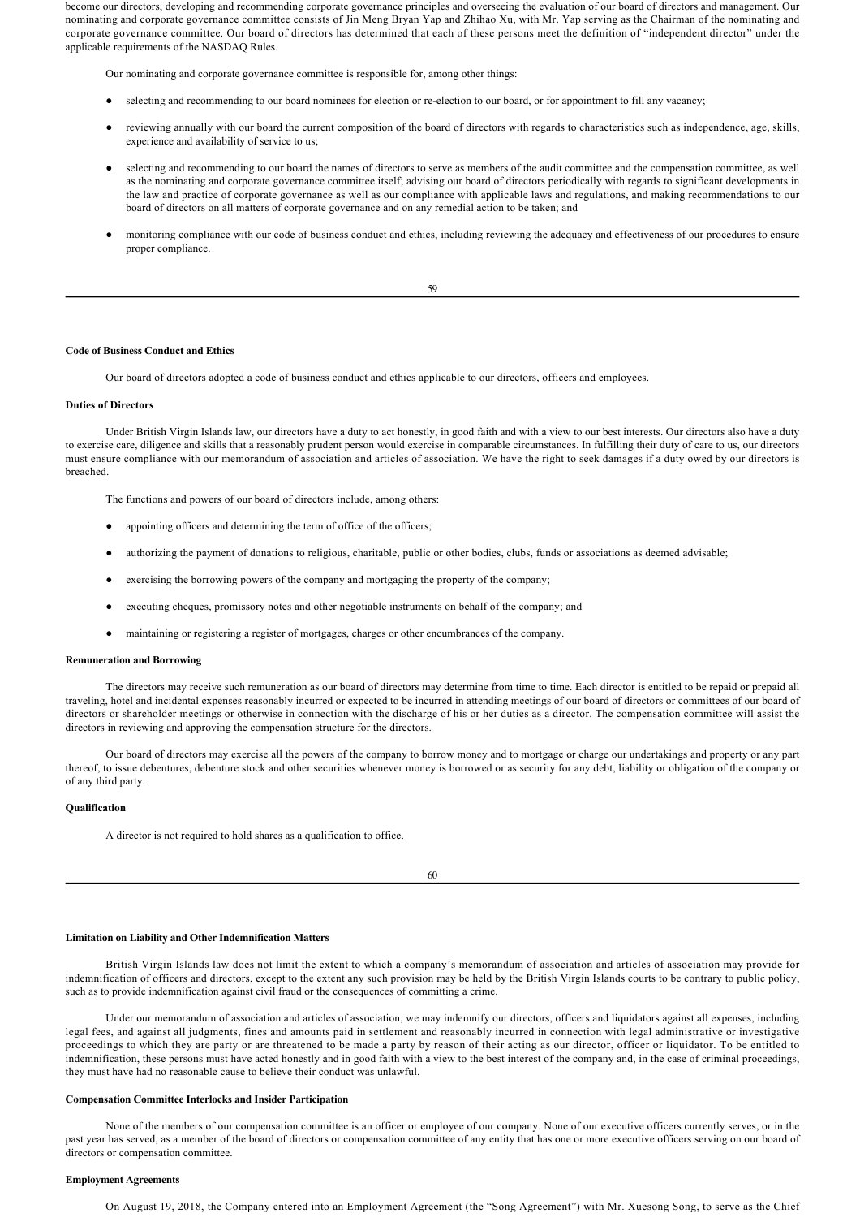become our directors, developing and recommending corporate governance principles and overseeing the evaluation of our board of directors and management. Our nominating and corporate governance committee consists of Jin Meng Bryan Yap and Zhihao Xu, with Mr. Yap serving as the Chairman of the nominating and corporate governance committee. Our board of directors has determined that each of these persons meet the definition of "independent director" under the applicable requirements of the NASDAQ Rules.

Our nominating and corporate governance committee is responsible for, among other things:

- selecting and recommending to our board nominees for election or re-election to our board, or for appointment to fill any vacancy;
- reviewing annually with our board the current composition of the board of directors with regards to characteristics such as independence, age, skills, experience and availability of service to us;
- selecting and recommending to our board the names of directors to serve as members of the audit committee and the compensation committee, as well as the nominating and corporate governance committee itself; advising our board of directors periodically with regards to significant developments in the law and practice of corporate governance as well as our compliance with applicable laws and regulations, and making recommendations to our board of directors on all matters of corporate governance and on any remedial action to be taken; and
- monitoring compliance with our code of business conduct and ethics, including reviewing the adequacy and effectiveness of our procedures to ensure proper compliance.

**Code of Business Conduct and Ethics**

Our board of directors adopted a code of business conduct and ethics applicable to our directors, officers and employees.

**Duties of Directors**

Under British Virgin Islands law, our directors have a duty to act honestly, in good faith and with a view to our best interests. Our directors also have a duty to exercise care, diligence and skills that a reasonably prudent person would exercise in comparable circumstances. In fulfilling their duty of care to us, our directors must ensure compliance with our memorandum of association and articles of association. We have the right to seek damages if a duty owed by our directors is breached.

The functions and powers of our board of directors include, among others:

- appointing officers and determining the term of office of the officers;
- authorizing the payment of donations to religious, charitable, public or other bodies, clubs, funds or associations as deemed advisable;
- exercising the borrowing powers of the company and mortgaging the property of the company;
- executing cheques, promissory notes and other negotiable instruments on behalf of the company; and
- maintaining or registering a register of mortgages, charges or other encumbrances of the company.

**Remuneration and Borrowing**

The directors may receive such remuneration as our board of directors may determine from time to time. Each director is entitled to be repaid or prepaid all traveling, hotel and incidental expenses reasonably incurred or expected to be incurred in attending meetings of our board of directors or committees of our board of directors or shareholder meetings or otherwise in connection with the discharge of his or her duties as a director. The compensation committee will assist the directors in reviewing and approving the compensation structure for the directors.

Our board of directors may exercise all the powers of the company to borrow money and to mortgage or charge our undertakings and property or any part thereof, to issue debentures, debenture stock and other securities whenever money is borrowed or as security for any debt, liability or obligation of the company or of any third party.

**Qualification**

A director is not required to hold shares as a qualification to office.

**Limitation on Liability and Other Indemnification Matters**

British Virgin Islands law does not limit the extent to which a company's memorandum of association and articles of association may provide for indemnification of officers and directors, except to the extent any such provision may be held by the British Virgin Islands courts to be contrary to public policy, such as to provide indemnification against civil fraud or the consequences of committing a crime.

Under our memorandum of association and articles of association, we may indemnify our directors, officers and liquidators against all expenses, including legal fees, and against all judgments, fines and amounts paid in settlement and reasonably incurred in connection with legal administrative or investigative proceedings to which they are party or are threatened to be made a party by reason of their acting as our director, officer or liquidator. To be entitled to indemnification, these persons must have acted honestly and in good faith with a view to the best interest of the company and, in the case of criminal proceedings, they must have had no reasonable cause to believe their conduct was unlawful.

**Compensation Committee Interlocks and Insider Participation**

None of the members of our compensation committee is an officer or employee of our company. None of our executive officers currently serves, or in the past year has served, as a member of the board of directors or compensation committee of any entity that has one or more executive officers serving on our board of directors or compensation committee.

**Employment Agreements**

On August 19, 2018, the Company entered into an Employment Agreement (the "Song Agreement") with Mr. Xuesong Song, to serve as the Chief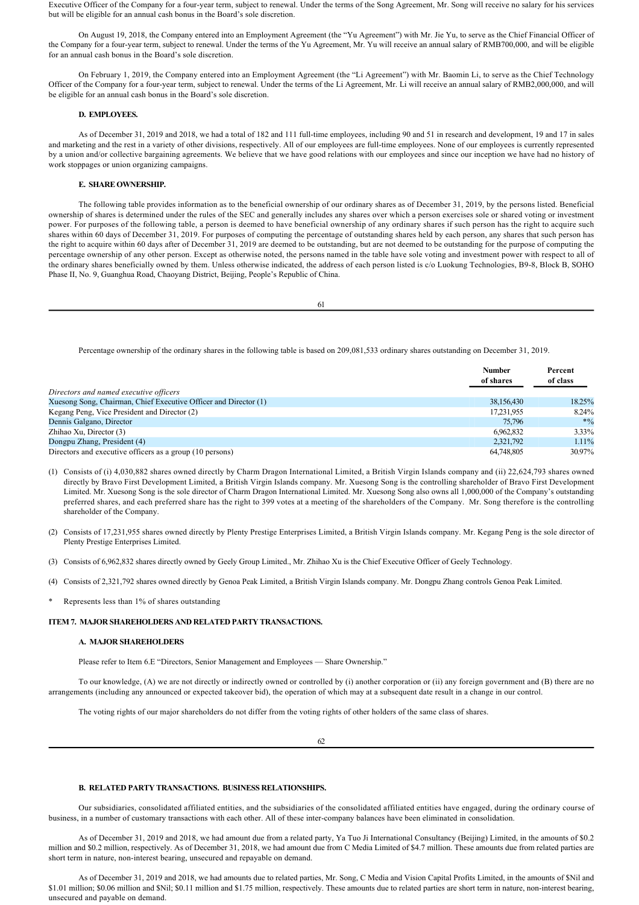Executive Officer of the Company for a four-year term, subject to renewal. Under the terms of the Song Agreement, Mr. Song will receive no salary for his services but will be eligible for an annual cash bonus in the Board's sole discretion.

On August 19, 2018, the Company entered into an Employment Agreement (the "Yu Agreement") with Mr. Jie Yu, to serve as the Chief Financial Officer of the Company for a four-year term, subject to renewal. Under the terms of the Yu Agreement, Mr. Yu will receive an annual salary of RMB700,000, and will be eligible for an annual cash bonus in the Board's sole discretion.

On February 1, 2019, the Company entered into an Employment Agreement (the "Li Agreement") with Mr. Baomin Li, to serve as the Chief Technology Officer of the Company for a four-year term, subject to renewal. Under the terms of the Li Agreement, Mr. Li will receive an annual salary of RMB2,000,000, and will be eligible for an annual cash bonus in the Board's sole discretion.

### D. EMPLOYEES.

As of December 31, 2019 and 2018, we had a total of 182 and 111 full-time employees, including 90 and 51 in research and development, 19 and 17 in sales and marketing and the rest in a variety of other divisions, respectively. All of our employees are full-time employees. None of our employees is currently represented by a union and/or collective bargaining agreements. We believe that we have good relations with our employees and since our inception we have had no history of work stoppages or union organizing campaigns.

### E. SHARE OWNERSHIP.

The following table provides information as to the beneficial ownership of our ordinary shares as of December 31, 2019, by the persons listed. Beneficial ownership of shares is determined under the rules of the SEC and generally includes any shares over which a person exercises sole or shared voting or investment power. For purposes of the following table, a person is deemed to have beneficial ownership of any ordinary shares if such person has the right to acquire such shares within 60 days of December 31, 2019. For purposes of computing the percentage of outstanding shares held by each person, any shares that such person has the right to acquire within 60 days after of December 31, 2019 are deemed to be outstanding, but are not deemed to be outstanding for the purpose of computing the percentage ownership of any other person. Except as otherwise noted, the persons named in the table have sole voting and investment power with respect to all of the ordinary shares beneficially owned by them. Unless otherwise indicated, the address of each person listed is c/o Luokung Technologies, B9-8, Block B, SOHO Phase II, No. 9, Guanghua Road, Chaoyang District, Beijing, People's Republic of China.

Percentage ownership of the ordinary shares in the following table is based on 209,081,533 ordinary shares outstanding on December 31, 2019.

| | Number of shares | Percent of class |
|---|---|---|
| *Directors and named executive officers* | | |
| Xuesong Song, Chairman, Chief Executive Officer and Director (1) | 38,156,430 | 18.25% |
| Kegang Peng, Vice President and Director (2) | 17,231,955 | 8.24% |
| Dennis Galgano, Director | 75,796 | *% |
| Zhihao Xu, Director (3) | 6,962,832 | 3.33% |
| Dongpu Zhang, President (4) | 2,321,792 | 1.11% |
| Directors and executive officers as a group (10 persons) | 64,748,805 | 30.97% |

(1) Consists of (i) 4,030,882 shares owned directly by Charm Dragon International Limited, a British Virgin Islands company and (ii) 22,624,793 shares owned directly by Bravo First Development Limited, a British Virgin Islands company. Mr. Xuesong Song is the controlling shareholder of Bravo First Development Limited. Mr. Xuesong Song is the sole director of Charm Dragon International Limited. Mr. Xuesong Song also owns all 1,000,000 of the Company's outstanding preferred shares, and each preferred share has the right to 399 votes at a meeting of the shareholders of the Company. Mr. Song therefore is the controlling shareholder of the Company.

(2) Consists of 17,231,955 shares owned directly by Plenty Prestige Enterprises Limited, a British Virgin Islands company. Mr. Kegang Peng is the sole director of Plenty Prestige Enterprises Limited.

(3) Consists of 6,962,832 shares directly owned by Geely Group Limited., Mr. Zhihao Xu is the Chief Executive Officer of Geely Technology.

(4) Consists of 2,321,792 shares owned directly by Genoa Peak Limited, a British Virgin Islands company. Mr. Dongpu Zhang controls Genoa Peak Limited.

\* Represents less than 1% of shares outstanding

## ITEM 7. MAJOR SHAREHOLDERS AND RELATED PARTY TRANSACTIONS.

### A. MAJOR SHAREHOLDERS

Please refer to Item 6.E "Directors, Senior Management and Employees — Share Ownership."

To our knowledge, (A) we are not directly or indirectly owned or controlled by (i) another corporation or (ii) any foreign government and (B) there are no arrangements (including any announced or expected takeover bid), the operation of which may at a subsequent date result in a change in our control.

The voting rights of our major shareholders do not differ from the voting rights of other holders of the same class of shares.

### B. RELATED PARTY TRANSACTIONS. BUSINESS RELATIONSHIPS.

Our subsidiaries, consolidated affiliated entities, and the subsidiaries of the consolidated affiliated entities have engaged, during the ordinary course of business, in a number of customary transactions with each other. All of these inter-company balances have been eliminated in consolidation.

As of December 31, 2019 and 2018, we had amount due from a related party, Ya Tuo Ji International Consultancy (Beijing) Limited, in the amounts of $0.2 million and $0.2 million, respectively. As of December 31, 2018, we had amount due from C Media Limited of $4.7 million. These amounts due from related parties are short term in nature, non-interest bearing, unsecured and repayable on demand.

As of December 31, 2019 and 2018, we had amounts due to related parties, Mr. Song, C Media and Vision Capital Profits Limited, in the amounts of $Nil and $1.01 million; $0.06 million and $Nil; $0.11 million and $1.75 million, respectively. These amounts due to related parties are short term in nature, non-interest bearing, unsecured and payable on demand.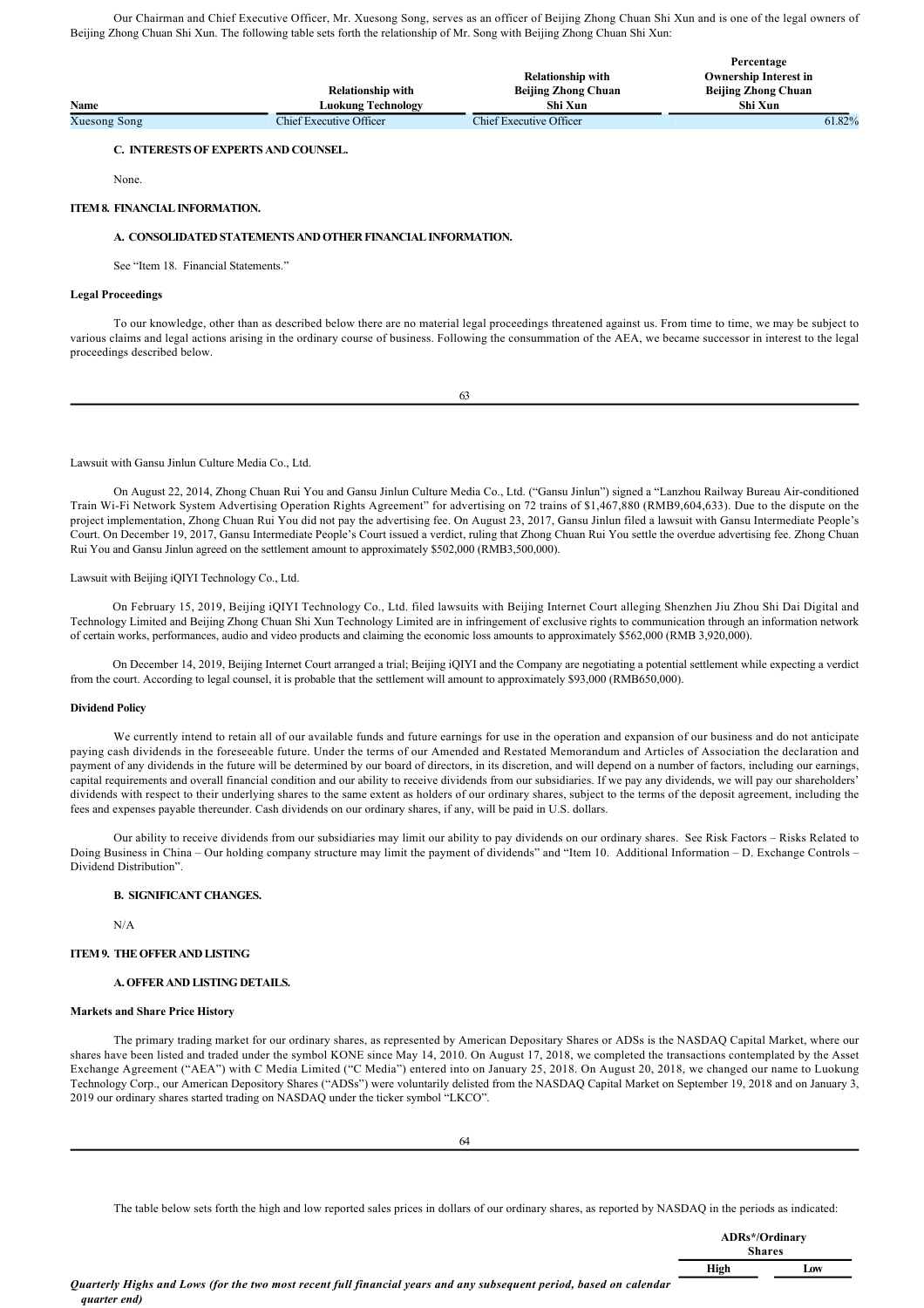Our Chairman and Chief Executive Officer, Mr. Xuesong Song, serves as an officer of Beijing Zhong Chuan Shi Xun and is one of the legal owners of Beijing Zhong Chuan Shi Xun. The following table sets forth the relationship of Mr. Song with Beijing Zhong Chuan Shi Xun:

| Name | Relationship with Luokung Technology | Relationship with Beijing Zhong Chuan Shi Xun | Percentage Ownership Interest in Beijing Zhong Chuan Shi Xun |
|---|---|---|---|
| Xuesong Song | Chief Executive Officer | Chief Executive Officer | 61.82% |

### C. INTERESTS OF EXPERTS AND COUNSEL.

None.

## ITEM 8. FINANCIAL INFORMATION.

### A. CONSOLIDATED STATEMENTS AND OTHER FINANCIAL INFORMATION.

See "Item 18. Financial Statements."

**Legal Proceedings**

To our knowledge, other than as described below there are no material legal proceedings threatened against us. From time to time, we may be subject to various claims and legal actions arising in the ordinary course of business. Following the consummation of the AEA, we became successor in interest to the legal proceedings described below.

Lawsuit with Gansu Jinlun Culture Media Co., Ltd.

On August 22, 2014, Zhong Chuan Rui You and Gansu Jinlun Culture Media Co., Ltd. ("Gansu Jinlun") signed a "Lanzhou Railway Bureau Air-conditioned Train Wi-Fi Network System Advertising Operation Rights Agreement" for advertising on 72 trains of $1,467,880 (RMB9,604,633). Due to the dispute on the project implementation, Zhong Chuan Rui You did not pay the advertising fee. On August 23, 2017, Gansu Jinlun filed a lawsuit with Gansu Intermediate People's Court. On December 19, 2017, Gansu Intermediate People's Court issued a verdict, ruling that Zhong Chuan Rui You settle the overdue advertising fee. Zhong Chuan Rui You and Gansu Jinlun agreed on the settlement amount to approximately $502,000 (RMB3,500,000).

Lawsuit with Beijing iQIYI Technology Co., Ltd.

On February 15, 2019, Beijing iQIYI Technology Co., Ltd. filed lawsuits with Beijing Internet Court alleging Shenzhen Jiu Zhou Shi Dai Digital and Technology Limited and Beijing Zhong Chuan Shi Xun Technology Limited are in infringement of exclusive rights to communication through an information network of certain works, performances, audio and video products and claiming the economic loss amounts to approximately $562,000 (RMB 3,920,000).

On December 14, 2019, Beijing Internet Court arranged a trial; Beijing iQIYI and the Company are negotiating a potential settlement while expecting a verdict from the court. According to legal counsel, it is probable that the settlement will amount to approximately $93,000 (RMB650,000).

**Dividend Policy**

We currently intend to retain all of our available funds and future earnings for use in the operation and expansion of our business and do not anticipate paying cash dividends in the foreseeable future. Under the terms of our Amended and Restated Memorandum and Articles of Association the declaration and payment of any dividends in the future will be determined by our board of directors, in its discretion, and will depend on a number of factors, including our earnings, capital requirements and overall financial condition and our ability to receive dividends from our subsidiaries. If we pay any dividends, we will pay our shareholders' dividends with respect to their underlying shares to the same extent as holders of our ordinary shares, subject to the terms of the deposit agreement, including the fees and expenses payable thereunder. Cash dividends on our ordinary shares, if any, will be paid in U.S. dollars.

Our ability to receive dividends from our subsidiaries may limit our ability to pay dividends on our ordinary shares. See Risk Factors – Risks Related to Doing Business in China – Our holding company structure may limit the payment of dividends" and "Item 10. Additional Information – D. Exchange Controls – Dividend Distribution".

### B. SIGNIFICANT CHANGES.

N/A

## ITEM 9. THE OFFER AND LISTING

### A. OFFER AND LISTING DETAILS.

**Markets and Share Price History**

The primary trading market for our ordinary shares, as represented by American Depositary Shares or ADSs is the NASDAQ Capital Market, where our shares have been listed and traded under the symbol KONE since May 14, 2010. On August 17, 2018, we completed the transactions contemplated by the Asset Exchange Agreement ("AEA") with C Media Limited ("C Media") entered into on January 25, 2018. On August 20, 2018, we changed our name to Luokung Technology Corp., our American Depository Shares ("ADSs") were voluntarily delisted from the NASDAQ Capital Market on September 19, 2018 and on January 3, 2019 our ordinary shares started trading on NASDAQ under the ticker symbol "LKCO".

The table below sets forth the high and low reported sales prices in dollars of our ordinary shares, as reported by NASDAQ in the periods as indicated:

| | ADRs*/Ordinary Shares | |
|---|---|---|
| | High | Low |
| ***Quarterly Highs and Lows (for the two most recent full financial years and any subsequent period, based on calendar quarter end)*** | | |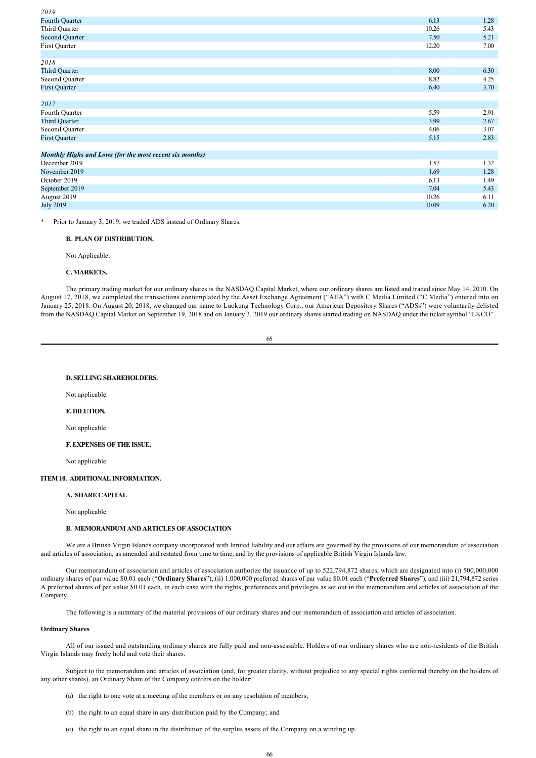| | | |
|---|---|---|
| *2019* | | |
| Fourth Quarter | 6.13 | 1.28 |
| Third Quarter | 10.26 | 5.43 |
| Second Quarter | 7.50 | 5.21 |
| First Quarter | 12.20 | 7.00 |
| | | |
| *2018* | | |
| Third Quarter | 8.00 | 6.30 |
| Second Quarter | 8.82 | 4.25 |
| First Quarter | 6.40 | 3.70 |
| | | |
| *2017* | | |
| Fourth Quarter | 5.59 | 2.91 |
| Third Quarter | 3.99 | 2.67 |
| Second Quarter | 4.06 | 3.07 |
| First Quarter | 5.15 | 2.83 |
| | | |
| ***Monthly Highs and Lows (for the most recent six months)*** | | |
| December 2019 | 1.57 | 1.32 |
| November 2019 | 1.69 | 1.28 |
| October 2019 | 6.13 | 1.49 |
| September 2019 | 7.04 | 5.43 |
| August 2019 | 10.26 | 6.11 |
| July 2019 | 10.09 | 6.20 |

\* Prior to January 3, 2019, we traded ADS instead of Ordinary Shares.

**B. PLAN OF DISTRIBUTION.**

Not Applicable.

**C. MARKETS.**

The primary trading market for our ordinary shares is the NASDAQ Capital Market, where our ordinary shares are listed and traded since May 14, 2010. On August 17, 2018, we completed the transactions contemplated by the Asset Exchange Agreement ("AEA") with C Media Limited ("C Media") entered into on January 25, 2018. On August 20, 2018, we changed our name to Luokung Technology Corp., our American Depository Shares ("ADSs") were voluntarily delisted from the NASDAQ Capital Market on September 19, 2018 and on January 3, 2019 our ordinary shares started trading on NASDAQ under the ticker symbol "LKCO".

**D. SELLING SHAREHOLDERS.**

Not applicable.

**E. DILUTION.**

Not applicable.

**F. EXPENSES OF THE ISSUE.**

Not applicable.

## ITEM 10. ADDITIONAL INFORMATION.

**A. SHARE CAPITAL**

Not applicable.

**B. MEMORANDUM AND ARTICLES OF ASSOCIATION**

We are a British Virgin Islands company incorporated with limited liability and our affairs are governed by the provisions of our memorandum of association and articles of association, as amended and restated from time to time, and by the provisions of applicable British Virgin Islands law.

Our memorandum of association and articles of association authorize the issuance of up to 522,794,872 shares, which are designated into (i) 500,000,000 ordinary shares of par value $0.01 each ("**Ordinary Shares**"), (ii) 1,000,000 preferred shares of par value $0.01 each ("**Preferred Shares**"), and (iii) 21,794,872 series A preferred shares of par value $0.01 each, in each case with the rights, preferences and privileges as set out in the memorandum and articles of association of the Company.

The following is a summary of the material provisions of our ordinary shares and our memorandum of association and articles of association.

**Ordinary Shares**

All of our issued and outstanding ordinary shares are fully paid and non-assessable. Holders of our ordinary shares who are non-residents of the British Virgin Islands may freely hold and vote their shares.

Subject to the memorandum and articles of association (and, for greater clarity, without prejudice to any special rights conferred thereby on the holders of any other shares), an Ordinary Share of the Company confers on the holder:

(a) the right to one vote at a meeting of the members or on any resolution of members;

(b) the right to an equal share in any distribution paid by the Company; and

(c) the right to an equal share in the distribution of the surplus assets of the Company on a winding up.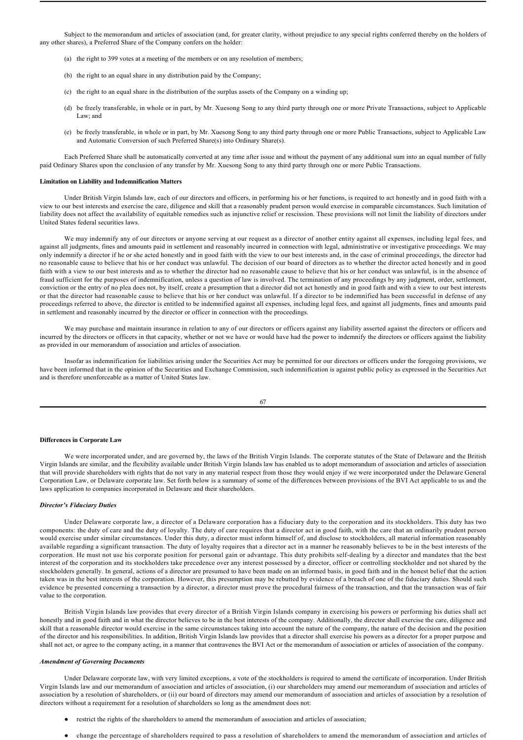Subject to the memorandum and articles of association (and, for greater clarity, without prejudice to any special rights conferred thereby on the holders of any other shares), a Preferred Share of the Company confers on the holder:

(a) the right to 399 votes at a meeting of the members or on any resolution of members;

(b) the right to an equal share in any distribution paid by the Company;

(c) the right to an equal share in the distribution of the surplus assets of the Company on a winding up;

(d) be freely transferable, in whole or in part, by Mr. Xuesong Song to any third party through one or more Private Transactions, subject to Applicable Law; and

(e) be freely transferable, in whole or in part, by Mr. Xuesong Song to any third party through one or more Public Transactions, subject to Applicable Law and Automatic Conversion of such Preferred Share(s) into Ordinary Share(s).

Each Preferred Share shall be automatically converted at any time after issue and without the payment of any additional sum into an equal number of fully paid Ordinary Shares upon the conclusion of any transfer by Mr. Xuesong Song to any third party through one or more Public Transactions.

**Limitation on Liability and Indemnification Matters**

Under British Virgin Islands law, each of our directors and officers, in performing his or her functions, is required to act honestly and in good faith with a view to our best interests and exercise the care, diligence and skill that a reasonably prudent person would exercise in comparable circumstances. Such limitation of liability does not affect the availability of equitable remedies such as injunctive relief or rescission. These provisions will not limit the liability of directors under United States federal securities laws.

We may indemnify any of our directors or anyone serving at our request as a director of another entity against all expenses, including legal fees, and against all judgments, fines and amounts paid in settlement and reasonably incurred in connection with legal, administrative or investigative proceedings. We may only indemnify a director if he or she acted honestly and in good faith with the view to our best interests and, in the case of criminal proceedings, the director had no reasonable cause to believe that his or her conduct was unlawful. The decision of our board of directors as to whether the director acted honestly and in good faith with a view to our best interests and as to whether the director had no reasonable cause to believe that his or her conduct was unlawful, is in the absence of fraud sufficient for the purposes of indemnification, unless a question of law is involved. The termination of any proceedings by any judgment, order, settlement, conviction or the entry of no plea does not, by itself, create a presumption that a director did not act honestly and in good faith and with a view to our best interests or that the director had reasonable cause to believe that his or her conduct was unlawful. If a director to be indemnified has been successful in defense of any proceedings referred to above, the director is entitled to be indemnified against all expenses, including legal fees, and against all judgments, fines and amounts paid in settlement and reasonably incurred by the director or officer in connection with the proceedings.

We may purchase and maintain insurance in relation to any of our directors or officers against any liability asserted against the directors or officers and incurred by the directors or officers in that capacity, whether or not we have or would have had the power to indemnify the directors or officers against the liability as provided in our memorandum of association and articles of association.

Insofar as indemnification for liabilities arising under the Securities Act may be permitted for our directors or officers under the foregoing provisions, we have been informed that in the opinion of the Securities and Exchange Commission, such indemnification is against public policy as expressed in the Securities Act and is therefore unenforceable as a matter of United States law.

**Differences in Corporate Law**

We were incorporated under, and are governed by, the laws of the British Virgin Islands. The corporate statutes of the State of Delaware and the British Virgin Islands are similar, and the flexibility available under British Virgin Islands law has enabled us to adopt memorandum of association and articles of association that will provide shareholders with rights that do not vary in any material respect from those they would enjoy if we were incorporated under the Delaware General Corporation Law, or Delaware corporate law. Set forth below is a summary of some of the differences between provisions of the BVI Act applicable to us and the laws application to companies incorporated in Delaware and their shareholders.

***Director's Fiduciary Duties***

Under Delaware corporate law, a director of a Delaware corporation has a fiduciary duty to the corporation and its stockholders. This duty has two components: the duty of care and the duty of loyalty. The duty of care requires that a director act in good faith, with the care that an ordinarily prudent person would exercise under similar circumstances. Under this duty, a director must inform himself of, and disclose to stockholders, all material information reasonably available regarding a significant transaction. The duty of loyalty requires that a director act in a manner he reasonably believes to be in the best interests of the corporation. He must not use his corporate position for personal gain or advantage. This duty prohibits self-dealing by a director and mandates that the best interest of the corporation and its stockholders take precedence over any interest possessed by a director, officer or controlling stockholder and not shared by the stockholders generally. In general, actions of a director are presumed to have been made on an informed basis, in good faith and in the honest belief that the action taken was in the best interests of the corporation. However, this presumption may be rebutted by evidence of a breach of one of the fiduciary duties. Should such evidence be presented concerning a transaction by a director, a director must prove the procedural fairness of the transaction, and that the transaction was of fair value to the corporation.

British Virgin Islands law provides that every director of a British Virgin Islands company in exercising his powers or performing his duties shall act honestly and in good faith and in what the director believes to be in the best interests of the company. Additionally, the director shall exercise the care, diligence and skill that a reasonable director would exercise in the same circumstances taking into account the nature of the company, the nature of the decision and the position of the director and his responsibilities. In addition, British Virgin Islands law provides that a director shall exercise his powers as a director for a proper purpose and shall not act, or agree to the company acting, in a manner that contravenes the BVI Act or the memorandum of association or articles of association of the company.

***Amendment of Governing Documents***

Under Delaware corporate law, with very limited exceptions, a vote of the stockholders is required to amend the certificate of incorporation. Under British Virgin Islands law and our memorandum of association and articles of association, (i) our shareholders may amend our memorandum of association and articles of association by a resolution of shareholders, or (ii) our board of directors may amend our memorandum of association and articles of association by a resolution of directors without a requirement for a resolution of shareholders so long as the amendment does not:

- restrict the rights of the shareholders to amend the memorandum of association and articles of association;
- change the percentage of shareholders required to pass a resolution of shareholders to amend the memorandum of association and articles of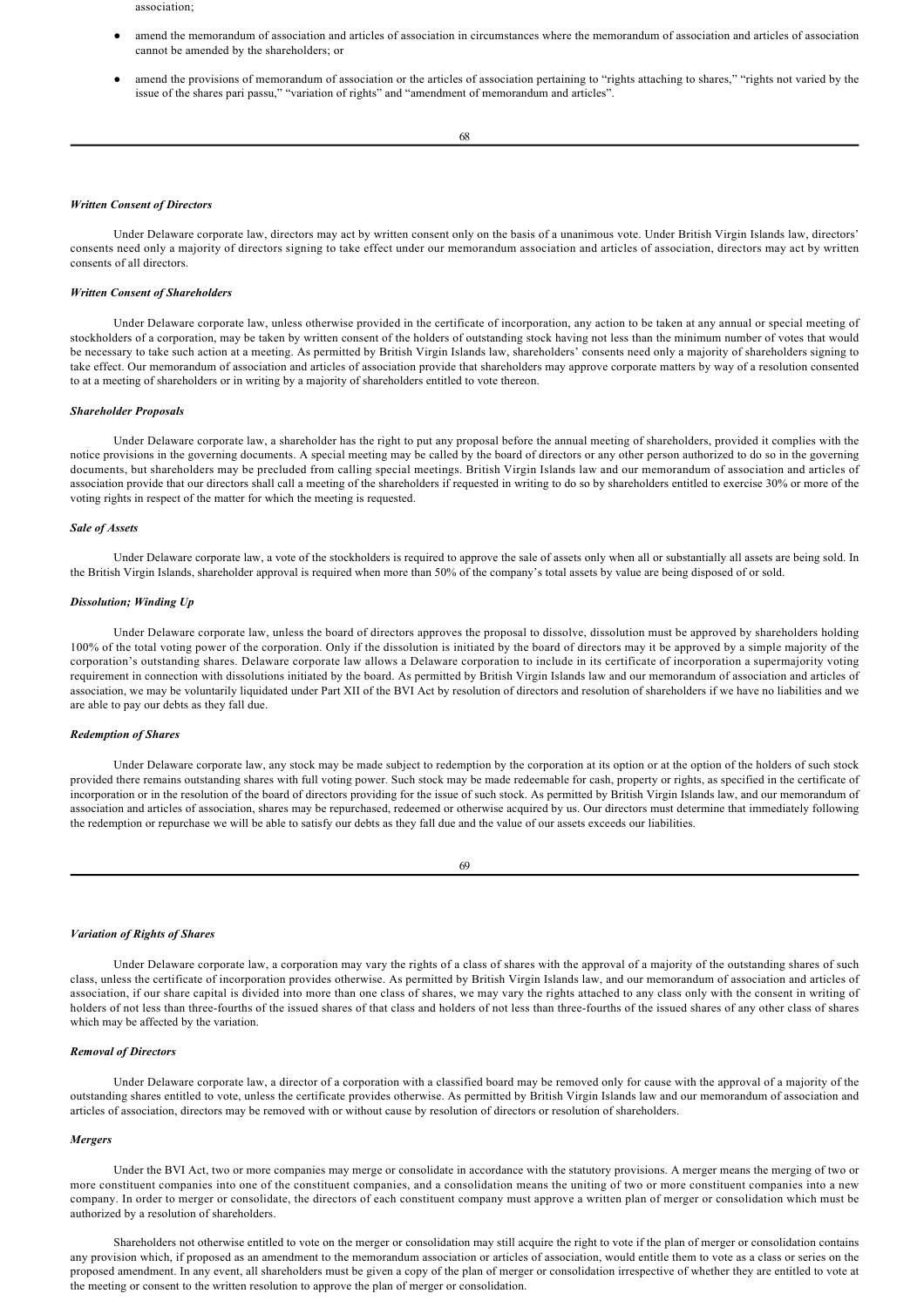association;

- amend the memorandum of association and articles of association in circumstances where the memorandum of association and articles of association cannot be amended by the shareholders; or
- amend the provisions of memorandum of association or the articles of association pertaining to "rights attaching to shares," "rights not varied by the issue of the shares pari passu," "variation of rights" and "amendment of memorandum and articles".

***Written Consent of Directors***

Under Delaware corporate law, directors may act by written consent only on the basis of a unanimous vote. Under British Virgin Islands law, directors' consents need only a majority of directors signing to take effect under our memorandum association and articles of association, directors may act by written consents of all directors.

***Written Consent of Shareholders***

Under Delaware corporate law, unless otherwise provided in the certificate of incorporation, any action to be taken at any annual or special meeting of stockholders of a corporation, may be taken by written consent of the holders of outstanding stock having not less than the minimum number of votes that would be necessary to take such action at a meeting. As permitted by British Virgin Islands law, shareholders' consents need only a majority of shareholders signing to take effect. Our memorandum of association and articles of association provide that shareholders may approve corporate matters by way of a resolution consented to at a meeting of shareholders or in writing by a majority of shareholders entitled to vote thereon.

***Shareholder Proposals***

Under Delaware corporate law, a shareholder has the right to put any proposal before the annual meeting of shareholders, provided it complies with the notice provisions in the governing documents. A special meeting may be called by the board of directors or any other person authorized to do so in the governing documents, but shareholders may be precluded from calling special meetings. British Virgin Islands law and our memorandum of association and articles of association provide that our directors shall call a meeting of the shareholders if requested in writing to do so by shareholders entitled to exercise 30% or more of the voting rights in respect of the matter for which the meeting is requested.

***Sale of Assets***

Under Delaware corporate law, a vote of the stockholders is required to approve the sale of assets only when all or substantially all assets are being sold. In the British Virgin Islands, shareholder approval is required when more than 50% of the company's total assets by value are being disposed of or sold.

***Dissolution; Winding Up***

Under Delaware corporate law, unless the board of directors approves the proposal to dissolve, dissolution must be approved by shareholders holding 100% of the total voting power of the corporation. Only if the dissolution is initiated by the board of directors may it be approved by a simple majority of the corporation's outstanding shares. Delaware corporate law allows a Delaware corporation to include in its certificate of incorporation a supermajority voting requirement in connection with dissolutions initiated by the board. As permitted by British Virgin Islands law and our memorandum of association and articles of association, we may be voluntarily liquidated under Part XII of the BVI Act by resolution of directors and resolution of shareholders if we have no liabilities and we are able to pay our debts as they fall due.

***Redemption of Shares***

Under Delaware corporate law, any stock may be made subject to redemption by the corporation at its option or at the option of the holders of such stock provided there remains outstanding shares with full voting power. Such stock may be made redeemable for cash, property or rights, as specified in the certificate of incorporation or in the resolution of the board of directors providing for the issue of such stock. As permitted by British Virgin Islands law, and our memorandum of association and articles of association, shares may be repurchased, redeemed or otherwise acquired by us. Our directors must determine that immediately following the redemption or repurchase we will be able to satisfy our debts as they fall due and the value of our assets exceeds our liabilities.

***Variation of Rights of Shares***

Under Delaware corporate law, a corporation may vary the rights of a class of shares with the approval of a majority of the outstanding shares of such class, unless the certificate of incorporation provides otherwise. As permitted by British Virgin Islands law, and our memorandum of association and articles of association, if our share capital is divided into more than one class of shares, we may vary the rights attached to any class only with the consent in writing of holders of not less than three-fourths of the issued shares of that class and holders of not less than three-fourths of the issued shares of any other class of shares which may be affected by the variation.

***Removal of Directors***

Under Delaware corporate law, a director of a corporation with a classified board may be removed only for cause with the approval of a majority of the outstanding shares entitled to vote, unless the certificate provides otherwise. As permitted by British Virgin Islands law and our memorandum of association and articles of association, directors may be removed with or without cause by resolution of directors or resolution of shareholders.

***Mergers***

Under the BVI Act, two or more companies may merge or consolidate in accordance with the statutory provisions. A merger means the merging of two or more constituent companies into one of the constituent companies, and a consolidation means the uniting of two or more constituent companies into a new company. In order to merger or consolidate, the directors of each constituent company must approve a written plan of merger or consolidation which must be authorized by a resolution of shareholders.

Shareholders not otherwise entitled to vote on the merger or consolidation may still acquire the right to vote if the plan of merger or consolidation contains any provision which, if proposed as an amendment to the memorandum association or articles of association, would entitle them to vote as a class or series on the proposed amendment. In any event, all shareholders must be given a copy of the plan of merger or consolidation irrespective of whether they are entitled to vote at the meeting or consent to the written resolution to approve the plan of merger or consolidation.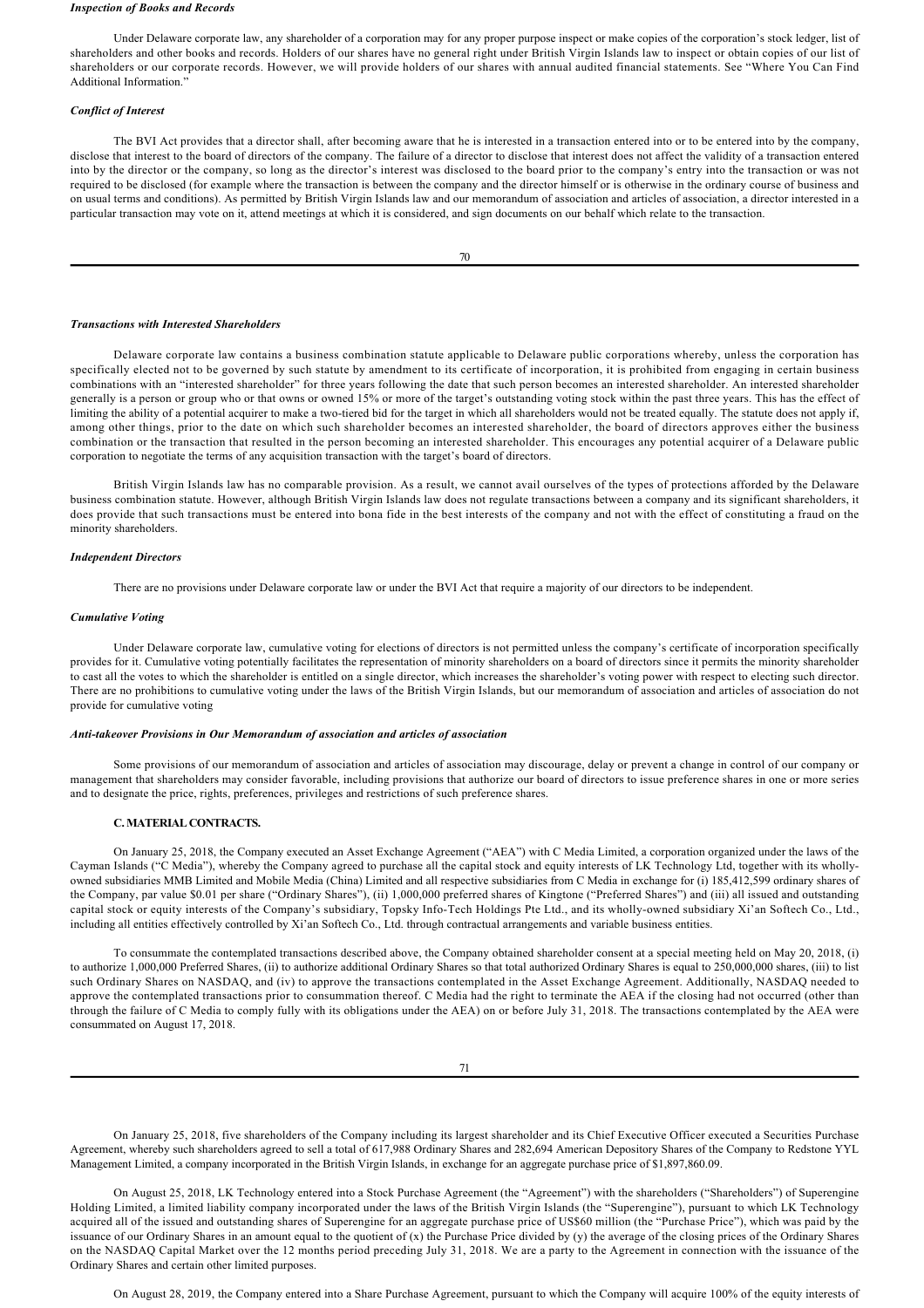***Inspection of Books and Records***

Under Delaware corporate law, any shareholder of a corporation may for any proper purpose inspect or make copies of the corporation's stock ledger, list of shareholders and other books and records. Holders of our shares have no general right under British Virgin Islands law to inspect or obtain copies of our list of shareholders or our corporate records. However, we will provide holders of our shares with annual audited financial statements. See "Where You Can Find Additional Information."

***Conflict of Interest***

The BVI Act provides that a director shall, after becoming aware that he is interested in a transaction entered into or to be entered into by the company, disclose that interest to the board of directors of the company. The failure of a director to disclose that interest does not affect the validity of a transaction entered into by the director or the company, so long as the director's interest was disclosed to the board prior to the company's entry into the transaction or was not required to be disclosed (for example where the transaction is between the company and the director himself or is otherwise in the ordinary course of business and on usual terms and conditions). As permitted by British Virgin Islands law and our memorandum of association and articles of association, a director interested in a particular transaction may vote on it, attend meetings at which it is considered, and sign documents on our behalf which relate to the transaction.

***Transactions with Interested Shareholders***

Delaware corporate law contains a business combination statute applicable to Delaware public corporations whereby, unless the corporation has specifically elected not to be governed by such statute by amendment to its certificate of incorporation, it is prohibited from engaging in certain business combinations with an "interested shareholder" for three years following the date that such person becomes an interested shareholder. An interested shareholder generally is a person or group who or that owns or owned 15% or more of the target's outstanding voting stock within the past three years. This has the effect of limiting the ability of a potential acquirer to make a two-tiered bid for the target in which all shareholders would not be treated equally. The statute does not apply if, among other things, prior to the date on which such shareholder becomes an interested shareholder, the board of directors approves either the business combination or the transaction that resulted in the person becoming an interested shareholder. This encourages any potential acquirer of a Delaware public corporation to negotiate the terms of any acquisition transaction with the target's board of directors.

British Virgin Islands law has no comparable provision. As a result, we cannot avail ourselves of the types of protections afforded by the Delaware business combination statute. However, although British Virgin Islands law does not regulate transactions between a company and its significant shareholders, it does provide that such transactions must be entered into bona fide in the best interests of the company and not with the effect of constituting a fraud on the minority shareholders.

***Independent Directors***

There are no provisions under Delaware corporate law or under the BVI Act that require a majority of our directors to be independent.

***Cumulative Voting***

Under Delaware corporate law, cumulative voting for elections of directors is not permitted unless the company's certificate of incorporation specifically provides for it. Cumulative voting potentially facilitates the representation of minority shareholders on a board of directors since it permits the minority shareholder to cast all the votes to which the shareholder is entitled on a single director, which increases the shareholder's voting power with respect to electing such director. There are no prohibitions to cumulative voting under the laws of the British Virgin Islands, but our memorandum of association and articles of association do not provide for cumulative voting

***Anti-takeover Provisions in Our Memorandum of association and articles of association***

Some provisions of our memorandum of association and articles of association may discourage, delay or prevent a change in control of our company or management that shareholders may consider favorable, including provisions that authorize our board of directors to issue preference shares in one or more series and to designate the price, rights, preferences, privileges and restrictions of such preference shares.

### C. MATERIAL CONTRACTS.

On January 25, 2018, the Company executed an Asset Exchange Agreement ("AEA") with C Media Limited, a corporation organized under the laws of the Cayman Islands ("C Media"), whereby the Company agreed to purchase all the capital stock and equity interests of LK Technology Ltd, together with its wholly-owned subsidiaries MMB Limited and Mobile Media (China) Limited and all respective subsidiaries from C Media in exchange for (i) 185,412,599 ordinary shares of the Company, par value $0.01 per share ("Ordinary Shares"), (ii) 1,000,000 preferred shares of Kingtone ("Preferred Shares") and (iii) all issued and outstanding capital stock or equity interests of the Company's subsidiary, Topsky Info-Tech Holdings Pte Ltd., and its wholly-owned subsidiary Xi'an Softech Co., Ltd., including all entities effectively controlled by Xi'an Softech Co., Ltd. through contractual arrangements and variable business entities.

To consummate the contemplated transactions described above, the Company obtained shareholder consent at a special meeting held on May 20, 2018, (i) to authorize 1,000,000 Preferred Shares, (ii) to authorize additional Ordinary Shares so that total authorized Ordinary Shares is equal to 250,000,000 shares, (iii) to list such Ordinary Shares on NASDAQ, and (iv) to approve the transactions contemplated in the Asset Exchange Agreement. Additionally, NASDAQ needed to approve the contemplated transactions prior to consummation thereof. C Media had the right to terminate the AEA if the closing had not occurred (other than through the failure of C Media to comply fully with its obligations under the AEA) on or before July 31, 2018. The transactions contemplated by the AEA were consummated on August 17, 2018.

On January 25, 2018, five shareholders of the Company including its largest shareholder and its Chief Executive Officer executed a Securities Purchase Agreement, whereby such shareholders agreed to sell a total of 617,988 Ordinary Shares and 282,694 American Depository Shares of the Company to Redstone YYL Management Limited, a company incorporated in the British Virgin Islands, in exchange for an aggregate purchase price of $1,897,860.09.

On August 25, 2018, LK Technology entered into a Stock Purchase Agreement (the "Agreement") with the shareholders ("Shareholders") of Superengine Holding Limited, a limited liability company incorporated under the laws of the British Virgin Islands (the "Superengine"), pursuant to which LK Technology acquired all of the issued and outstanding shares of Superengine for an aggregate purchase price of US$60 million (the "Purchase Price"), which was paid by the issuance of our Ordinary Shares in an amount equal to the quotient of (x) the Purchase Price divided by (y) the average of the closing prices of the Ordinary Shares on the NASDAQ Capital Market over the 12 months period preceding July 31, 2018. We are a party to the Agreement in connection with the issuance of the Ordinary Shares and certain other limited purposes.

On August 28, 2019, the Company entered into a Share Purchase Agreement, pursuant to which the Company will acquire 100% of the equity interests of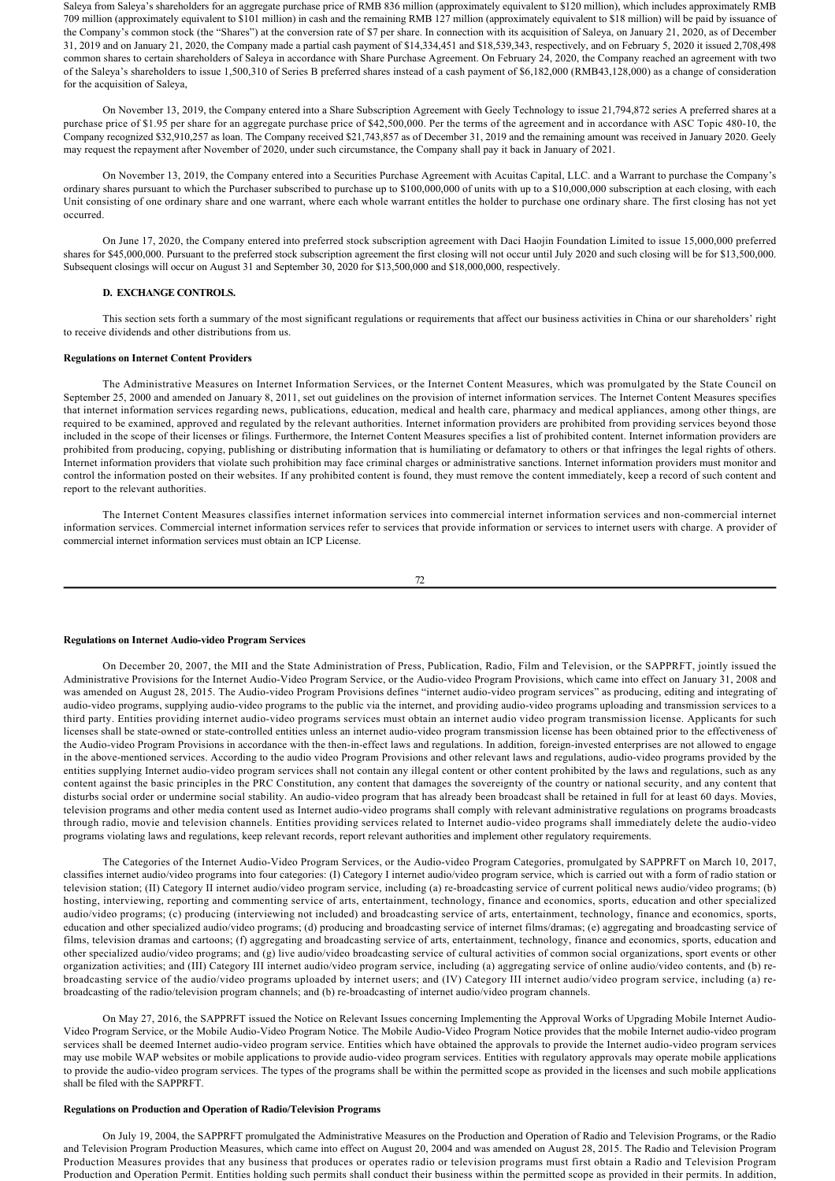Saleya from Saleya's shareholders for an aggregate purchase price of RMB 836 million (approximately equivalent to $120 million), which includes approximately RMB 709 million (approximately equivalent to $101 million) in cash and the remaining RMB 127 million (approximately equivalent to $18 million) will be paid by issuance of the Company's common stock (the "Shares") at the conversion rate of $7 per share. In connection with its acquisition of Saleya, on January 21, 2020, as of December 31, 2019 and on January 21, 2020, the Company made a partial cash payment of $14,334,451 and $18,539,343, respectively, and on February 5, 2020 it issued 2,708,498 common shares to certain shareholders of Saleya in accordance with Share Purchase Agreement. On February 24, 2020, the Company reached an agreement with two of the Saleya's shareholders to issue 1,500,310 of Series B preferred shares instead of a cash payment of $6,182,000 (RMB43,128,000) as a change of consideration for the acquisition of Saleya,

On November 13, 2019, the Company entered into a Share Subscription Agreement with Geely Technology to issue 21,794,872 series A preferred shares at a purchase price of $1.95 per share for an aggregate purchase price of $42,500,000. Per the terms of the agreement and in accordance with ASC Topic 480-10, the Company recognized $32,910,257 as loan. The Company received $21,743,857 as of December 31, 2019 and the remaining amount was received in January 2020. Geely may request the repayment after November of 2020, under such circumstance, the Company shall pay it back in January of 2021.

On November 13, 2019, the Company entered into a Securities Purchase Agreement with Acuitas Capital, LLC. and a Warrant to purchase the Company's ordinary shares pursuant to which the Purchaser subscribed to purchase up to $100,000,000 of units with up to a $10,000,000 subscription at each closing, with each Unit consisting of one ordinary share and one warrant, where each whole warrant entitles the holder to purchase one ordinary share. The first closing has not yet occurred.

On June 17, 2020, the Company entered into preferred stock subscription agreement with Daci Haojin Foundation Limited to issue 15,000,000 preferred shares for $45,000,000. Pursuant to the preferred stock subscription agreement the first closing will not occur until July 2020 and such closing will be for $13,500,000. Subsequent closings will occur on August 31 and September 30, 2020 for $13,500,000 and $18,000,000, respectively.

### D. EXCHANGE CONTROLS.

This section sets forth a summary of the most significant regulations or requirements that affect our business activities in China or our shareholders' right to receive dividends and other distributions from us.

**Regulations on Internet Content Providers**

The Administrative Measures on Internet Information Services, or the Internet Content Measures, which was promulgated by the State Council on September 25, 2000 and amended on January 8, 2011, set out guidelines on the provision of internet information services. The Internet Content Measures specifies that internet information services regarding news, publications, education, medical and health care, pharmacy and medical appliances, among other things, are required to be examined, approved and regulated by the relevant authorities. Internet information providers are prohibited from providing services beyond those included in the scope of their licenses or filings. Furthermore, the Internet Content Measures specifies a list of prohibited content. Internet information providers are prohibited from producing, copying, publishing or distributing information that is humiliating or defamatory to others or that infringes the legal rights of others. Internet information providers that violate such prohibition may face criminal charges or administrative sanctions. Internet information providers must monitor and control the information posted on their websites. If any prohibited content is found, they must remove the content immediately, keep a record of such content and report to the relevant authorities.

The Internet Content Measures classifies internet information services into commercial internet information services and non-commercial internet information services. Commercial internet information services refer to services that provide information or services to internet users with charge. A provider of commercial internet information services must obtain an ICP License.

**Regulations on Internet Audio-video Program Services**

On December 20, 2007, the MII and the State Administration of Press, Publication, Radio, Film and Television, or the SAPPRFT, jointly issued the Administrative Provisions for the Internet Audio-Video Program Service, or the Audio-video Program Provisions, which came into effect on January 31, 2008 and was amended on August 28, 2015. The Audio-video Program Provisions defines "internet audio-video program services" as producing, editing and integrating of audio-video programs, supplying audio-video programs to the public via the internet, and providing audio-video programs uploading and transmission services to a third party. Entities providing internet audio-video programs services must obtain an internet audio video program transmission license. Applicants for such licenses shall be state-owned or state-controlled entities unless an internet audio-video program transmission license has been obtained prior to the effectiveness of the Audio-video Program Provisions in accordance with the then-in-effect laws and regulations. In addition, foreign-invested enterprises are not allowed to engage in the above-mentioned services. According to the audio video Program Provisions and other relevant laws and regulations, audio-video programs provided by the entities supplying Internet audio-video program services shall not contain any illegal content or other content prohibited by the laws and regulations, such as any content against the basic principles in the PRC Constitution, any content that damages the sovereignty of the country or national security, and any content that disturbs social order or undermine social stability. An audio-video program that has already been broadcast shall be retained in full for at least 60 days. Movies, television programs and other media content used as Internet audio-video programs shall comply with relevant administrative regulations on programs broadcasts through radio, movie and television channels. Entities providing services related to Internet audio-video programs shall immediately delete the audio-video programs violating laws and regulations, keep relevant records, report relevant authorities and implement other regulatory requirements.

The Categories of the Internet Audio-Video Program Services, or the Audio-video Program Categories, promulgated by SAPPRFT on March 10, 2017, classifies internet audio/video programs into four categories: (I) Category I internet audio/video program service, which is carried out with a form of radio station or television station; (II) Category II internet audio/video program service, including (a) re-broadcasting service of current political news audio/video programs; (b) hosting, interviewing, reporting and commenting service of arts, entertainment, technology, finance and economics, sports, education and other specialized audio/video programs; (c) producing (interviewing not included) and broadcasting service of arts, entertainment, technology, finance and economics, sports, education and other specialized audio/video programs; (d) producing and broadcasting service of internet films/dramas; (e) aggregating and broadcasting service of films, television dramas and cartoons; (f) aggregating and broadcasting service of arts, entertainment, technology, finance and economics, sports, education and other specialized audio/video programs; and (g) live audio/video broadcasting service of cultural activities of common social organizations, sport events or other organization activities; and (III) Category III internet audio/video program service, including (a) aggregating service of online audio/video contents, and (b) re-broadcasting service of the audio/video programs uploaded by internet users; and (IV) Category III internet audio/video program service, including (a) re-broadcasting of the radio/television program channels; and (b) re-broadcasting of internet audio/video program channels.

On May 27, 2016, the SAPPRFT issued the Notice on Relevant Issues concerning Implementing the Approval Works of Upgrading Mobile Internet Audio-Video Program Service, or the Mobile Audio-Video Program Notice. The Mobile Audio-Video Program Notice provides that the mobile Internet audio-video program services shall be deemed Internet audio-video program service. Entities which have obtained the approvals to provide the Internet audio-video program services may use mobile WAP websites or mobile applications to provide audio-video program services. Entities with regulatory approvals may operate mobile applications to provide the audio-video program services. The types of the programs shall be within the permitted scope as provided in the licenses and such mobile applications shall be filed with the SAPPRFT.

**Regulations on Production and Operation of Radio/Television Programs**

On July 19, 2004, the SAPPRFT promulgated the Administrative Measures on the Production and Operation of Radio and Television Programs, or the Radio and Television Program Production Measures, which came into effect on August 20, 2004 and was amended on August 28, 2015. The Radio and Television Program Production Measures provides that any business that produces or operates radio or television programs must first obtain a Radio and Television Program Production and Operation Permit. Entities holding such permits shall conduct their business within the permitted scope as provided in their permits. In addition,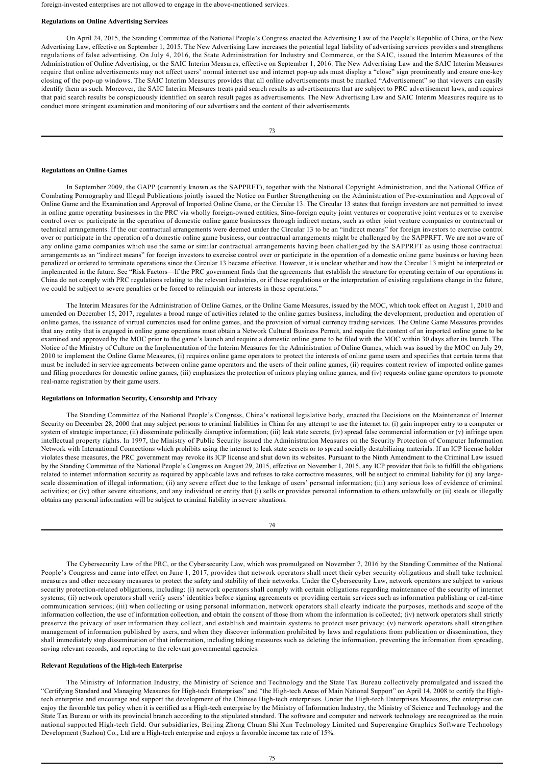foreign-invested enterprises are not allowed to engage in the above-mentioned services.

**Regulations on Online Advertising Services**

On April 24, 2015, the Standing Committee of the National People's Congress enacted the Advertising Law of the People's Republic of China, or the New Advertising Law, effective on September 1, 2015. The New Advertising Law increases the potential legal liability of advertising services providers and strengthens regulations of false advertising. On July 4, 2016, the State Administration for Industry and Commerce, or the SAIC, issued the Interim Measures of the Administration of Online Advertising, or the SAIC Interim Measures, effective on September 1, 2016. The New Advertising Law and the SAIC Interim Measures require that online advertisements may not affect users' normal internet use and internet pop-up ads must display a "close" sign prominently and ensure one-key closing of the pop-up windows. The SAIC Interim Measures provides that all online advertisements must be marked "Advertisement" so that viewers can easily identify them as such. Moreover, the SAIC Interim Measures treats paid search results as advertisements that are subject to PRC advertisement laws, and requires that paid search results be conspicuously identified on search result pages as advertisements. The New Advertising Law and SAIC Interim Measures require us to conduct more stringent examination and monitoring of our advertisers and the content of their advertisements.

**Regulations on Online Games**

In September 2009, the GAPP (currently known as the SAPPRFT), together with the National Copyright Administration, and the National Office of Combating Pornography and Illegal Publications jointly issued the Notice on Further Strengthening on the Administration of Pre-examination and Approval of Online Game and the Examination and Approval of Imported Online Game, or the Circular 13. The Circular 13 states that foreign investors are not permitted to invest in online game operating businesses in the PRC via wholly foreign-owned entities, Sino-foreign equity joint ventures or cooperative joint ventures or to exercise control over or participate in the operation of domestic online game businesses through indirect means, such as other joint venture companies or contractual or technical arrangements. If the our contractual arrangements were deemed under the Circular 13 to be an "indirect means" for foreign investors to exercise control over or participate in the operation of a domestic online game business, our contractual arrangements might be challenged by the SAPPRFT. We are not aware of any online game companies which use the same or similar contractual arrangements having been challenged by the SAPPRFT as using those contractual arrangements as an "indirect means" for foreign investors to exercise control over or participate in the operation of a domestic online game business or having been penalized or ordered to terminate operations since the Circular 13 became effective. However, it is unclear whether and how the Circular 13 might be interpreted or implemented in the future. See "Risk Factors—If the PRC government finds that the agreements that establish the structure for operating certain of our operations in China do not comply with PRC regulations relating to the relevant industries, or if these regulations or the interpretation of existing regulations change in the future, we could be subject to severe penalties or be forced to relinquish our interests in those operations."

The Interim Measures for the Administration of Online Games, or the Online Game Measures, issued by the MOC, which took effect on August 1, 2010 and amended on December 15, 2017, regulates a broad range of activities related to the online games business, including the development, production and operation of online games, the issuance of virtual currencies used for online games, and the provision of virtual currency trading services. The Online Game Measures provides that any entity that is engaged in online game operations must obtain a Network Cultural Business Permit, and require the content of an imported online game to be examined and approved by the MOC prior to the game's launch and require a domestic online game to be filed with the MOC within 30 days after its launch. The Notice of the Ministry of Culture on the Implementation of the Interim Measures for the Administration of Online Games, which was issued by the MOC on July 29, 2010 to implement the Online Game Measures, (i) requires online game operators to protect the interests of online game users and specifies that certain terms that must be included in service agreements between online game operators and the users of their online games, (ii) requires content review of imported online games and filing procedures for domestic online games, (iii) emphasizes the protection of minors playing online games, and (iv) requests online game operators to promote real-name registration by their game users.

**Regulations on Information Security, Censorship and Privacy**

The Standing Committee of the National People's Congress, China's national legislative body, enacted the Decisions on the Maintenance of Internet Security on December 28, 2000 that may subject persons to criminal liabilities in China for any attempt to use the internet to: (i) gain improper entry to a computer or system of strategic importance; (ii) disseminate politically disruptive information; (iii) leak state secrets; (iv) spread false commercial information or (v) infringe upon intellectual property rights. In 1997, the Ministry of Public Security issued the Administration Measures on the Security Protection of Computer Information Network with International Connections which prohibits using the internet to leak state secrets or to spread socially destabilizing materials. If an ICP license holder violates these measures, the PRC government may revoke its ICP license and shut down its websites. Pursuant to the Ninth Amendment to the Criminal Law issued by the Standing Committee of the National People's Congress on August 29, 2015, effective on November 1, 2015, any ICP provider that fails to fulfill the obligations related to internet information security as required by applicable laws and refuses to take corrective measures, will be subject to criminal liability for (i) any large-scale dissemination of illegal information; (ii) any severe effect due to the leakage of users' personal information; (iii) any serious loss of evidence of criminal activities; or (iv) other severe situations, and any individual or entity that (i) sells or provides personal information to others unlawfully or (ii) steals or illegally obtains any personal information will be subject to criminal liability in severe situations.

The Cybersecurity Law of the PRC, or the Cybersecurity Law, which was promulgated on November 7, 2016 by the Standing Committee of the National People's Congress and came into effect on June 1, 2017, provides that network operators shall meet their cyber security obligations and shall take technical measures and other necessary measures to protect the safety and stability of their networks. Under the Cybersecurity Law, network operators are subject to various security protection-related obligations, including: (i) network operators shall comply with certain obligations regarding maintenance of the security of internet systems; (ii) network operators shall verify users' identities before signing agreements or providing certain services such as information publishing or real-time communication services; (iii) when collecting or using personal information, network operators shall clearly indicate the purposes, methods and scope of the information collection, the use of information collection, and obtain the consent of those from whom the information is collected; (iv) network operators shall strictly preserve the privacy of user information they collect, and establish and maintain systems to protect user privacy; (v) network operators shall strengthen management of information published by users, and when they discover information prohibited by laws and regulations from publication or dissemination, they shall immediately stop dissemination of that information, including taking measures such as deleting the information, preventing the information from spreading, saving relevant records, and reporting to the relevant governmental agencies.

**Relevant Regulations of the High-tech Enterprise**

The Ministry of Information Industry, the Ministry of Science and Technology and the State Tax Bureau collectively promulgated and issued the "Certifying Standard and Managing Measures for High-tech Enterprises" and "the High-tech Areas of Main National Support" on April 14, 2008 to certify the High-tech enterprise and encourage and support the development of the Chinese High-tech enterprises. Under the High-tech Enterprises Measures, the enterprise can enjoy the favorable tax policy when it is certified as a High-tech enterprise by the Ministry of Information Industry, the Ministry of Science and Technology and the State Tax Bureau or with its provincial branch according to the stipulated standard. The software and computer and network technology are recognized as the main national supported High-tech field. Our subsidiaries, Beijing Zhong Chuan Shi Xun Technology Limited and Superengine Graphics Software Technology Development (Suzhou) Co., Ltd are a High-tech enterprise and enjoys a favorable income tax rate of 15%.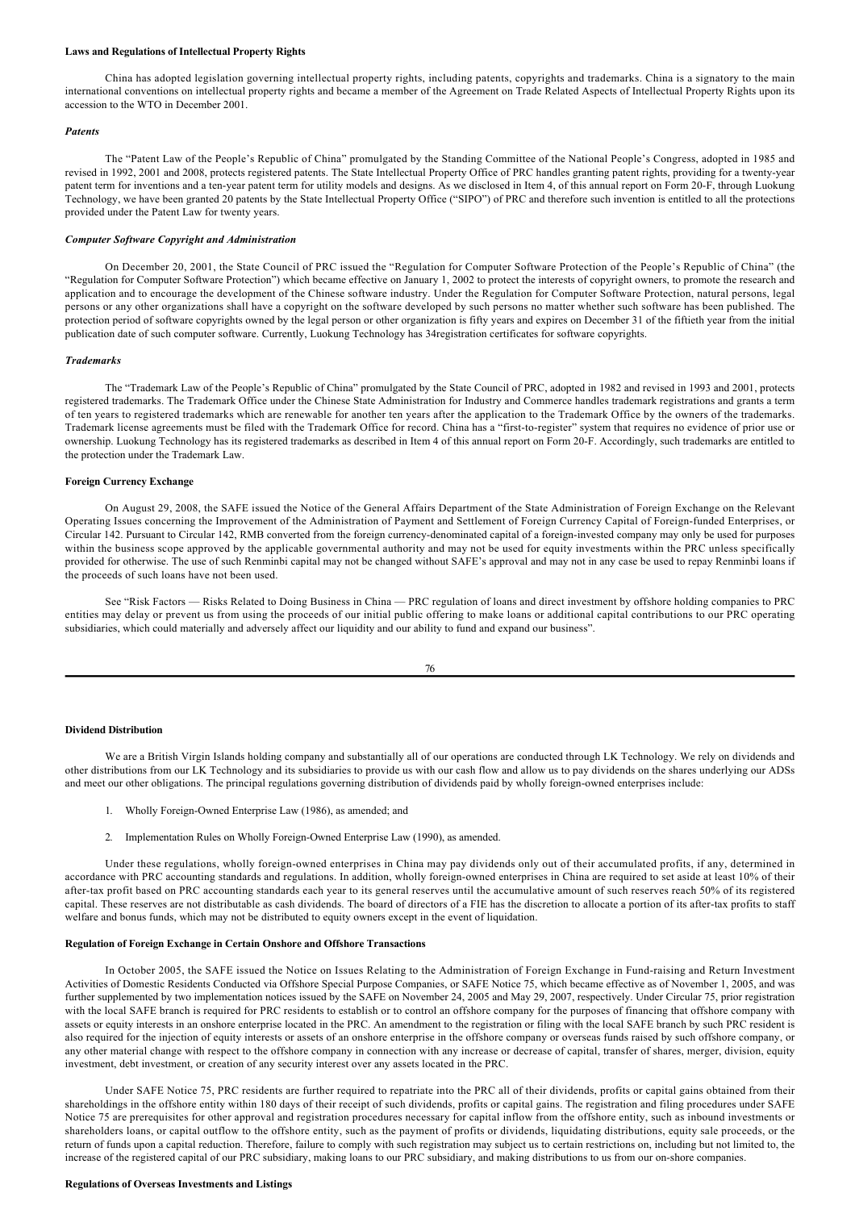**Laws and Regulations of Intellectual Property Rights**

China has adopted legislation governing intellectual property rights, including patents, copyrights and trademarks. China is a signatory to the main international conventions on intellectual property rights and became a member of the Agreement on Trade Related Aspects of Intellectual Property Rights upon its accession to the WTO in December 2001.

***Patents***

The "Patent Law of the People's Republic of China" promulgated by the Standing Committee of the National People's Congress, adopted in 1985 and revised in 1992, 2001 and 2008, protects registered patents. The State Intellectual Property Office of PRC handles granting patent rights, providing for a twenty-year patent term for inventions and a ten-year patent term for utility models and designs. As we disclosed in Item 4, of this annual report on Form 20-F, through Luokung Technology, we have been granted 20 patents by the State Intellectual Property Office ("SIPO") of PRC and therefore such invention is entitled to all the protections provided under the Patent Law for twenty years.

***Computer Software Copyright and Administration***

On December 20, 2001, the State Council of PRC issued the "Regulation for Computer Software Protection of the People's Republic of China" (the "Regulation for Computer Software Protection") which became effective on January 1, 2002 to protect the interests of copyright owners, to promote the research and application and to encourage the development of the Chinese software industry. Under the Regulation for Computer Software Protection, natural persons, legal persons or any other organizations shall have a copyright on the software developed by such persons no matter whether such software has been published. The protection period of software copyrights owned by the legal person or other organization is fifty years and expires on December 31 of the fiftieth year from the initial publication date of such computer software. Currently, Luokung Technology has 34registration certificates for software copyrights.

***Trademarks***

The "Trademark Law of the People's Republic of China" promulgated by the State Council of PRC, adopted in 1982 and revised in 1993 and 2001, protects registered trademarks. The Trademark Office under the Chinese State Administration for Industry and Commerce handles trademark registrations and grants a term of ten years to registered trademarks which are renewable for another ten years after the application to the Trademark Office by the owners of the trademarks. Trademark license agreements must be filed with the Trademark Office for record. China has a "first-to-register" system that requires no evidence of prior use or ownership. Luokung Technology has its registered trademarks as described in Item 4 of this annual report on Form 20-F. Accordingly, such trademarks are entitled to the protection under the Trademark Law.

**Foreign Currency Exchange**

On August 29, 2008, the SAFE issued the Notice of the General Affairs Department of the State Administration of Foreign Exchange on the Relevant Operating Issues concerning the Improvement of the Administration of Payment and Settlement of Foreign Currency Capital of Foreign-funded Enterprises, or Circular 142. Pursuant to Circular 142, RMB converted from the foreign currency-denominated capital of a foreign-invested company may only be used for purposes within the business scope approved by the applicable governmental authority and may not be used for equity investments within the PRC unless specifically provided for otherwise. The use of such Renminbi capital may not be changed without SAFE's approval and may not in any case be used to repay Renminbi loans if the proceeds of such loans have not been used.

See "Risk Factors — Risks Related to Doing Business in China — PRC regulation of loans and direct investment by offshore holding companies to PRC entities may delay or prevent us from using the proceeds of our initial public offering to make loans or additional capital contributions to our PRC operating subsidiaries, which could materially and adversely affect our liquidity and our ability to fund and expand our business".

**Dividend Distribution**

We are a British Virgin Islands holding company and substantially all of our operations are conducted through LK Technology. We rely on dividends and other distributions from our LK Technology and its subsidiaries to provide us with our cash flow and allow us to pay dividends on the shares underlying our ADSs and meet our other obligations. The principal regulations governing distribution of dividends paid by wholly foreign-owned enterprises include:

1. Wholly Foreign-Owned Enterprise Law (1986), as amended; and
2. Implementation Rules on Wholly Foreign-Owned Enterprise Law (1990), as amended.

Under these regulations, wholly foreign-owned enterprises in China may pay dividends only out of their accumulated profits, if any, determined in accordance with PRC accounting standards and regulations. In addition, wholly foreign-owned enterprises in China are required to set aside at least 10% of their after-tax profit based on PRC accounting standards each year to its general reserves until the accumulative amount of such reserves reach 50% of its registered capital. These reserves are not distributable as cash dividends. The board of directors of a FIE has the discretion to allocate a portion of its after-tax profits to staff welfare and bonus funds, which may not be distributed to equity owners except in the event of liquidation.

**Regulation of Foreign Exchange in Certain Onshore and Offshore Transactions**

In October 2005, the SAFE issued the Notice on Issues Relating to the Administration of Foreign Exchange in Fund-raising and Return Investment Activities of Domestic Residents Conducted via Offshore Special Purpose Companies, or SAFE Notice 75, which became effective as of November 1, 2005, and was further supplemented by two implementation notices issued by the SAFE on November 24, 2005 and May 29, 2007, respectively. Under Circular 75, prior registration with the local SAFE branch is required for PRC residents to establish or to control an offshore company for the purposes of financing that offshore company with assets or equity interests in an onshore enterprise located in the PRC. An amendment to the registration or filing with the local SAFE branch by such PRC resident is also required for the injection of equity interests or assets of an onshore enterprise in the offshore company or overseas funds raised by such offshore company, or any other material change with respect to the offshore company in connection with any increase or decrease of capital, transfer of shares, merger, division, equity investment, debt investment, or creation of any security interest over any assets located in the PRC.

Under SAFE Notice 75, PRC residents are further required to repatriate into the PRC all of their dividends, profits or capital gains obtained from their shareholdings in the offshore entity within 180 days of their receipt of such dividends, profits or capital gains. The registration and filing procedures under SAFE Notice 75 are prerequisites for other approval and registration procedures necessary for capital inflow from the offshore entity, such as inbound investments or shareholders loans, or capital outflow to the offshore entity, such as the payment of profits or dividends, liquidating distributions, equity sale proceeds, or the return of funds upon a capital reduction. Therefore, failure to comply with such registration may subject us to certain restrictions on, including but not limited to, the increase of the registered capital of our PRC subsidiary, making loans to our PRC subsidiary, and making distributions to us from our on-shore companies.

**Regulations of Overseas Investments and Listings**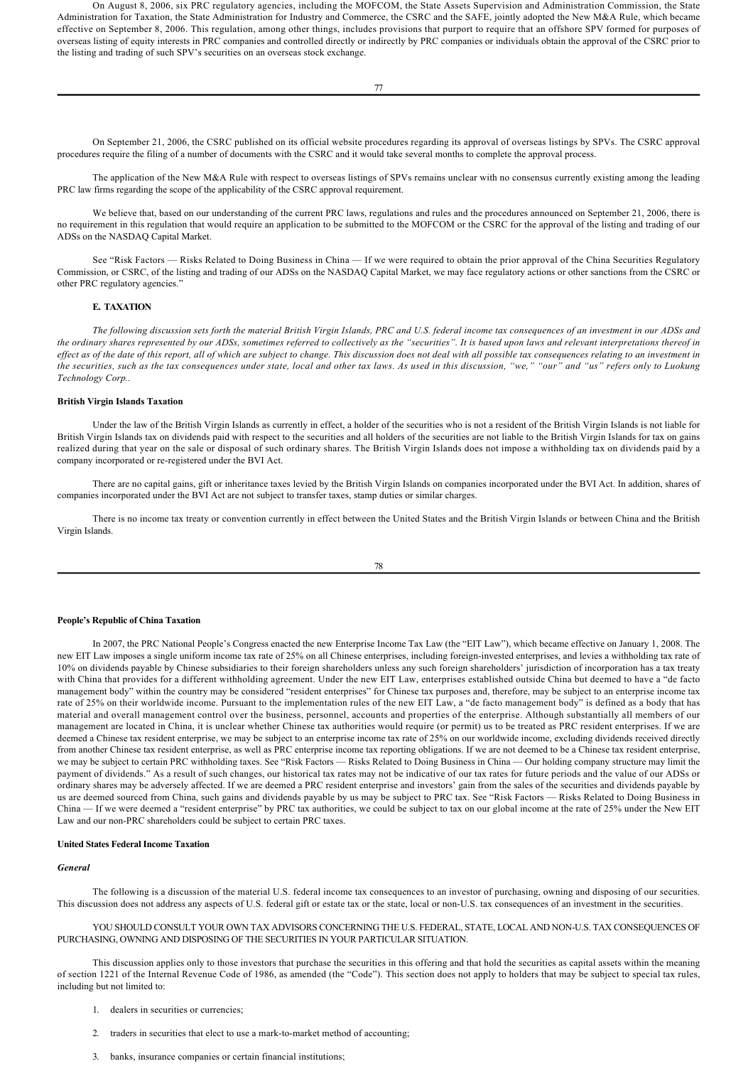On August 8, 2006, six PRC regulatory agencies, including the MOFCOM, the State Assets Supervision and Administration Commission, the State Administration for Taxation, the State Administration for Industry and Commerce, the CSRC and the SAFE, jointly adopted the New M&A Rule, which became effective on September 8, 2006. This regulation, among other things, includes provisions that purport to require that an offshore SPV formed for purposes of overseas listing of equity interests in PRC companies and controlled directly or indirectly by PRC companies or individuals obtain the approval of the CSRC prior to the listing and trading of such SPV's securities on an overseas stock exchange.

On September 21, 2006, the CSRC published on its official website procedures regarding its approval of overseas listings by SPVs. The CSRC approval procedures require the filing of a number of documents with the CSRC and it would take several months to complete the approval process.

The application of the New M&A Rule with respect to overseas listings of SPVs remains unclear with no consensus currently existing among the leading PRC law firms regarding the scope of the applicability of the CSRC approval requirement.

We believe that, based on our understanding of the current PRC laws, regulations and rules and the procedures announced on September 21, 2006, there is no requirement in this regulation that would require an application to be submitted to the MOFCOM or the CSRC for the approval of the listing and trading of our ADSs on the NASDAQ Capital Market.

See "Risk Factors — Risks Related to Doing Business in China — If we were required to obtain the prior approval of the China Securities Regulatory Commission, or CSRC, of the listing and trading of our ADSs on the NASDAQ Capital Market, we may face regulatory actions or other sanctions from the CSRC or other PRC regulatory agencies."

## E. TAXATION

*The following discussion sets forth the material British Virgin Islands, PRC and U.S. federal income tax consequences of an investment in our ADSs and the ordinary shares represented by our ADSs, sometimes referred to collectively as the "securities". It is based upon laws and relevant interpretations thereof in effect as of the date of this report, all of which are subject to change. This discussion does not deal with all possible tax consequences relating to an investment in the securities, such as the tax consequences under state, local and other tax laws. As used in this discussion, "we," "our" and "us" refers only to Luokung Technology Corp..*

### British Virgin Islands Taxation

Under the law of the British Virgin Islands as currently in effect, a holder of the securities who is not a resident of the British Virgin Islands is not liable for British Virgin Islands tax on dividends paid with respect to the securities and all holders of the securities are not liable to the British Virgin Islands for tax on gains realized during that year on the sale or disposal of such ordinary shares. The British Virgin Islands does not impose a withholding tax on dividends paid by a company incorporated or re-registered under the BVI Act.

There are no capital gains, gift or inheritance taxes levied by the British Virgin Islands on companies incorporated under the BVI Act. In addition, shares of companies incorporated under the BVI Act are not subject to transfer taxes, stamp duties or similar charges.

There is no income tax treaty or convention currently in effect between the United States and the British Virgin Islands or between China and the British Virgin Islands.

### People's Republic of China Taxation

In 2007, the PRC National People's Congress enacted the new Enterprise Income Tax Law (the "EIT Law"), which became effective on January 1, 2008. The new EIT Law imposes a single uniform income tax rate of 25% on all Chinese enterprises, including foreign-invested enterprises, and levies a withholding tax rate of 10% on dividends payable by Chinese subsidiaries to their foreign shareholders unless any such foreign shareholders' jurisdiction of incorporation has a tax treaty with China that provides for a different withholding agreement. Under the new EIT Law, enterprises established outside China but deemed to have a "de facto management body" within the country may be considered "resident enterprises" for Chinese tax purposes and, therefore, may be subject to an enterprise income tax rate of 25% on their worldwide income. Pursuant to the implementation rules of the new EIT Law, a "de facto management body" is defined as a body that has material and overall management control over the business, personnel, accounts and properties of the enterprise. Although substantially all members of our management are located in China, it is unclear whether Chinese tax authorities would require (or permit) us to be treated as PRC resident enterprises. If we are deemed a Chinese tax resident enterprise, we may be subject to an enterprise income tax rate of 25% on our worldwide income, excluding dividends received directly from another Chinese tax resident enterprise, as well as PRC enterprise income tax reporting obligations. If we are not deemed to be a Chinese tax resident enterprise, we may be subject to certain PRC withholding taxes. See "Risk Factors — Risks Related to Doing Business in China — Our holding company structure may limit the payment of dividends." As a result of such changes, our historical tax rates may not be indicative of our tax rates for future periods and the value of our ADSs or ordinary shares may be adversely affected. If we are deemed a PRC resident enterprise and investors' gain from the sales of the securities and dividends payable by us are deemed sourced from China, such gains and dividends payable by us may be subject to PRC tax. See "Risk Factors — Risks Related to Doing Business in China — If we were deemed a "resident enterprise" by PRC tax authorities, we could be subject to tax on our global income at the rate of 25% under the New EIT Law and our non-PRC shareholders could be subject to certain PRC taxes.

### United States Federal Income Taxation

#### *General*

The following is a discussion of the material U.S. federal income tax consequences to an investor of purchasing, owning and disposing of our securities. This discussion does not address any aspects of U.S. federal gift or estate tax or the state, local or non-U.S. tax consequences of an investment in the securities.

YOU SHOULD CONSULT YOUR OWN TAX ADVISORS CONCERNING THE U.S. FEDERAL, STATE, LOCAL AND NON-U.S. TAX CONSEQUENCES OF PURCHASING, OWNING AND DISPOSING OF THE SECURITIES IN YOUR PARTICULAR SITUATION.

This discussion applies only to those investors that purchase the securities in this offering and that hold the securities as capital assets within the meaning of section 1221 of the Internal Revenue Code of 1986, as amended (the "Code"). This section does not apply to holders that may be subject to special tax rules, including but not limited to:

1. dealers in securities or currencies;
2. traders in securities that elect to use a mark-to-market method of accounting;
3. banks, insurance companies or certain financial institutions;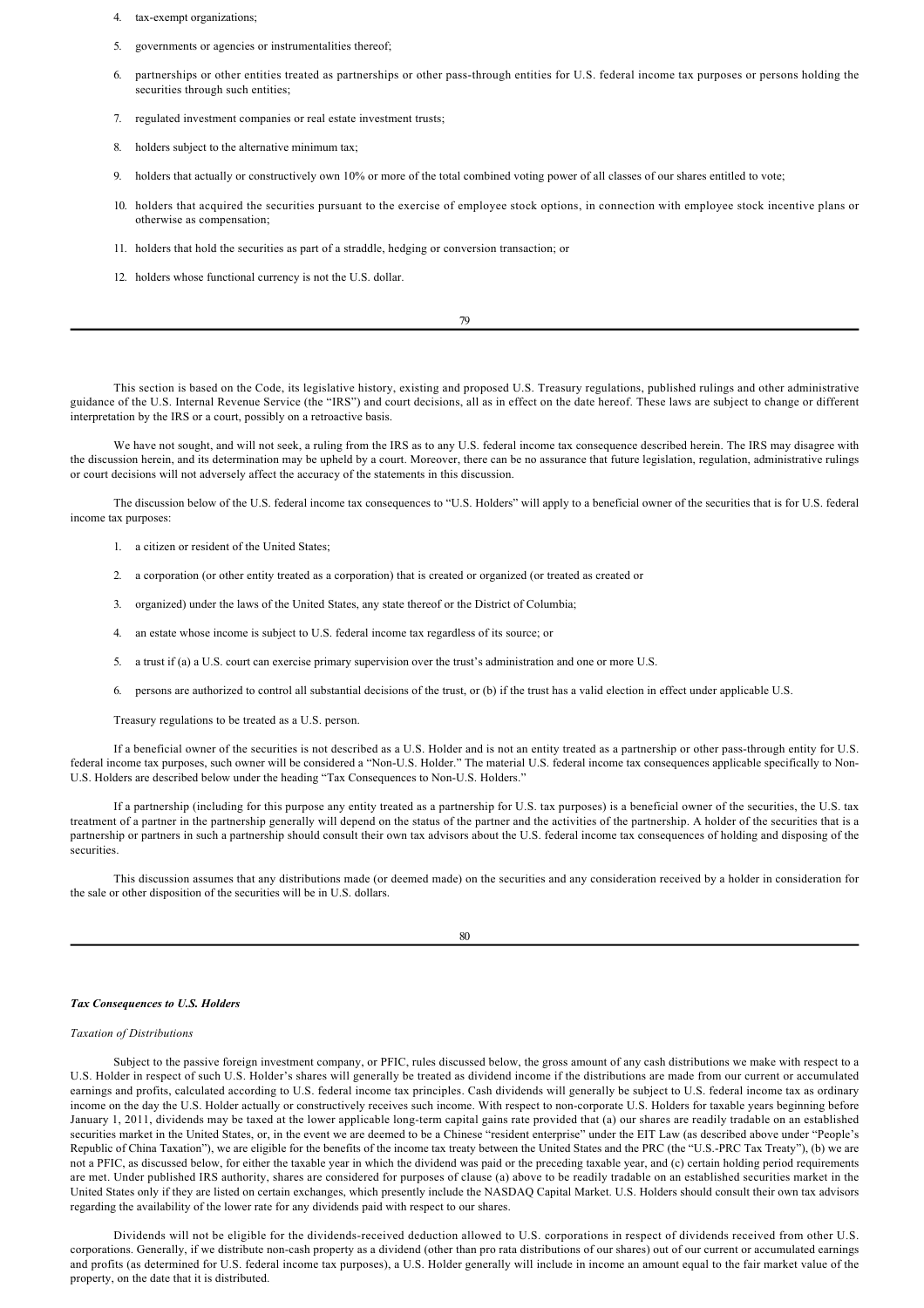4. tax-exempt organizations;

5. governments or agencies or instrumentalities thereof;

6. partnerships or other entities treated as partnerships or other pass-through entities for U.S. federal income tax purposes or persons holding the securities through such entities;

7. regulated investment companies or real estate investment trusts;

8. holders subject to the alternative minimum tax;

9. holders that actually or constructively own 10% or more of the total combined voting power of all classes of our shares entitled to vote;

10. holders that acquired the securities pursuant to the exercise of employee stock options, in connection with employee stock incentive plans or otherwise as compensation;

11. holders that hold the securities as part of a straddle, hedging or conversion transaction; or

12. holders whose functional currency is not the U.S. dollar.

This section is based on the Code, its legislative history, existing and proposed U.S. Treasury regulations, published rulings and other administrative guidance of the U.S. Internal Revenue Service (the "IRS") and court decisions, all as in effect on the date hereof. These laws are subject to change or different interpretation by the IRS or a court, possibly on a retroactive basis.

We have not sought, and will not seek, a ruling from the IRS as to any U.S. federal income tax consequence described herein. The IRS may disagree with the discussion herein, and its determination may be upheld by a court. Moreover, there can be no assurance that future legislation, regulation, administrative rulings or court decisions will not adversely affect the accuracy of the statements in this discussion.

The discussion below of the U.S. federal income tax consequences to "U.S. Holders" will apply to a beneficial owner of the securities that is for U.S. federal income tax purposes:

1. a citizen or resident of the United States;

2. a corporation (or other entity treated as a corporation) that is created or organized (or treated as created or

3. organized) under the laws of the United States, any state thereof or the District of Columbia;

4. an estate whose income is subject to U.S. federal income tax regardless of its source; or

5. a trust if (a) a U.S. court can exercise primary supervision over the trust's administration and one or more U.S.

6. persons are authorized to control all substantial decisions of the trust, or (b) if the trust has a valid election in effect under applicable U.S.

Treasury regulations to be treated as a U.S. person.

If a beneficial owner of the securities is not described as a U.S. Holder and is not an entity treated as a partnership or other pass-through entity for U.S. federal income tax purposes, such owner will be considered a "Non-U.S. Holder." The material U.S. federal income tax consequences applicable specifically to Non-U.S. Holders are described below under the heading "Tax Consequences to Non-U.S. Holders."

If a partnership (including for this purpose any entity treated as a partnership for U.S. tax purposes) is a beneficial owner of the securities, the U.S. tax treatment of a partner in the partnership generally will depend on the status of the partner and the activities of the partnership. A holder of the securities that is a partnership or partners in such a partnership should consult their own tax advisors about the U.S. federal income tax consequences of holding and disposing of the securities.

This discussion assumes that any distributions made (or deemed made) on the securities and any consideration received by a holder in consideration for the sale or other disposition of the securities will be in U.S. dollars.

***Tax Consequences to U.S. Holders***

*Taxation of Distributions*

Subject to the passive foreign investment company, or PFIC, rules discussed below, the gross amount of any cash distributions we make with respect to a U.S. Holder in respect of such U.S. Holder's shares will generally be treated as dividend income if the distributions are made from our current or accumulated earnings and profits, calculated according to U.S. federal income tax principles. Cash dividends will generally be subject to U.S. federal income tax as ordinary income on the day the U.S. Holder actually or constructively receives such income. With respect to non-corporate U.S. Holders for taxable years beginning before January 1, 2011, dividends may be taxed at the lower applicable long-term capital gains rate provided that (a) our shares are readily tradable on an established securities market in the United States, or, in the event we are deemed to be a Chinese "resident enterprise" under the EIT Law (as described above under "People's Republic of China Taxation"), we are eligible for the benefits of the income tax treaty between the United States and the PRC (the "U.S.-PRC Tax Treaty"), (b) we are not a PFIC, as discussed below, for either the taxable year in which the dividend was paid or the preceding taxable year, and (c) certain holding period requirements are met. Under published IRS authority, shares are considered for purposes of clause (a) above to be readily tradable on an established securities market in the United States only if they are listed on certain exchanges, which presently include the NASDAQ Capital Market. U.S. Holders should consult their own tax advisors regarding the availability of the lower rate for any dividends paid with respect to our shares.

Dividends will not be eligible for the dividends-received deduction allowed to U.S. corporations in respect of dividends received from other U.S. corporations. Generally, if we distribute non-cash property as a dividend (other than pro rata distributions of our shares) out of our current or accumulated earnings and profits (as determined for U.S. federal income tax purposes), a U.S. Holder generally will include in income an amount equal to the fair market value of the property, on the date that it is distributed.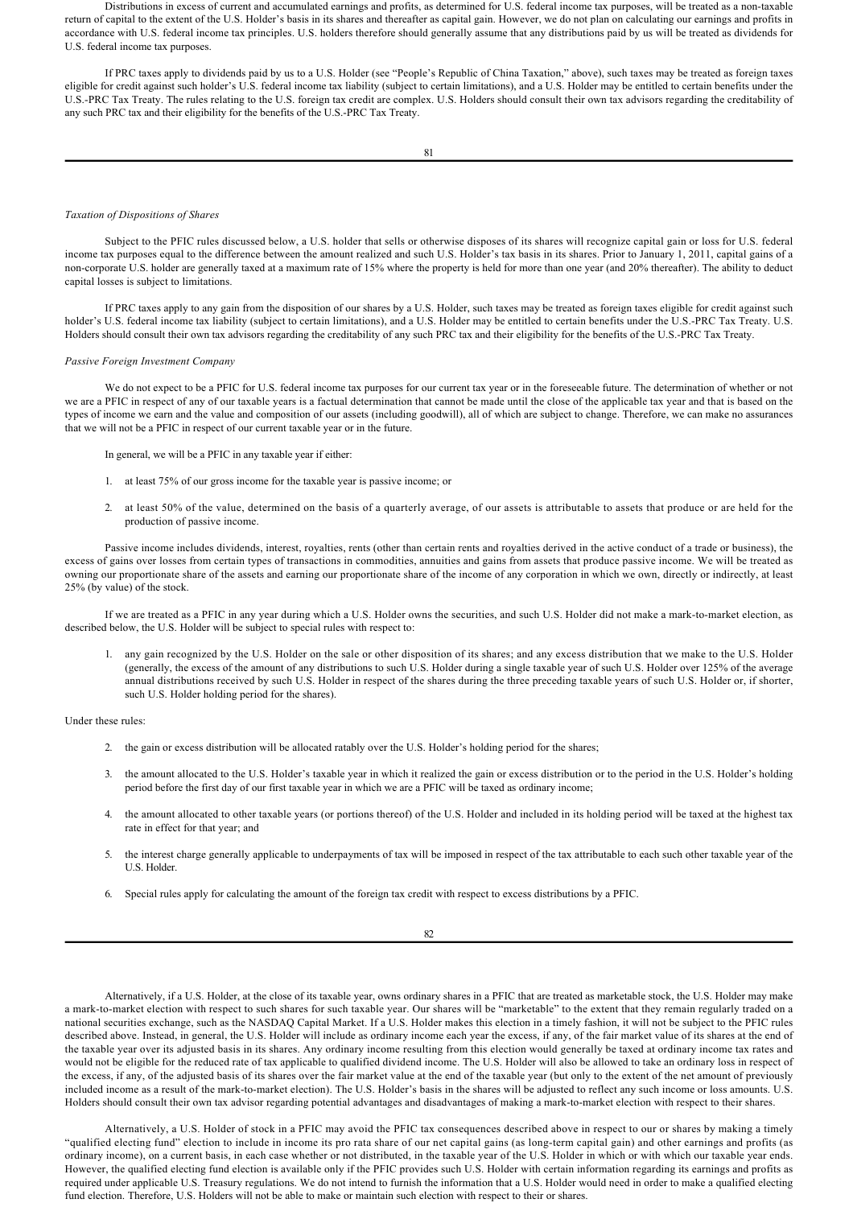Distributions in excess of current and accumulated earnings and profits, as determined for U.S. federal income tax purposes, will be treated as a non-taxable return of capital to the extent of the U.S. Holder's basis in its shares and thereafter as capital gain. However, we do not plan on calculating our earnings and profits in accordance with U.S. federal income tax principles. U.S. holders therefore should generally assume that any distributions paid by us will be treated as dividends for U.S. federal income tax purposes.

If PRC taxes apply to dividends paid by us to a U.S. Holder (see "People's Republic of China Taxation," above), such taxes may be treated as foreign taxes eligible for credit against such holder's U.S. federal income tax liability (subject to certain limitations), and a U.S. Holder may be entitled to certain benefits under the U.S.-PRC Tax Treaty. The rules relating to the U.S. foreign tax credit are complex. U.S. Holders should consult their own tax advisors regarding the creditability of any such PRC tax and their eligibility for the benefits of the U.S.-PRC Tax Treaty.

*Taxation of Dispositions of Shares*

Subject to the PFIC rules discussed below, a U.S. holder that sells or otherwise disposes of its shares will recognize capital gain or loss for U.S. federal income tax purposes equal to the difference between the amount realized and such U.S. Holder's tax basis in its shares. Prior to January 1, 2011, capital gains of a non-corporate U.S. holder are generally taxed at a maximum rate of 15% where the property is held for more than one year (and 20% thereafter). The ability to deduct capital losses is subject to limitations.

If PRC taxes apply to any gain from the disposition of our shares by a U.S. Holder, such taxes may be treated as foreign taxes eligible for credit against such holder's U.S. federal income tax liability (subject to certain limitations), and a U.S. Holder may be entitled to certain benefits under the U.S.-PRC Tax Treaty. U.S. Holders should consult their own tax advisors regarding the creditability of any such PRC tax and their eligibility for the benefits of the U.S.-PRC Tax Treaty.

*Passive Foreign Investment Company*

We do not expect to be a PFIC for U.S. federal income tax purposes for our current tax year or in the foreseeable future. The determination of whether or not we are a PFIC in respect of any of our taxable years is a factual determination that cannot be made until the close of the applicable tax year and that is based on the types of income we earn and the value and composition of our assets (including goodwill), all of which are subject to change. Therefore, we can make no assurances that we will not be a PFIC in respect of our current taxable year or in the future.

In general, we will be a PFIC in any taxable year if either:

1. at least 75% of our gross income for the taxable year is passive income; or
2. at least 50% of the value, determined on the basis of a quarterly average, of our assets is attributable to assets that produce or are held for the production of passive income.

Passive income includes dividends, interest, royalties, rents (other than certain rents and royalties derived in the active conduct of a trade or business), the excess of gains over losses from certain types of transactions in commodities, annuities and gains from assets that produce passive income. We will be treated as owning our proportionate share of the assets and earning our proportionate share of the income of any corporation in which we own, directly or indirectly, at least 25% (by value) of the stock.

If we are treated as a PFIC in any year during which a U.S. Holder owns the securities, and such U.S. Holder did not make a mark-to-market election, as described below, the U.S. Holder will be subject to special rules with respect to:

1. any gain recognized by the U.S. Holder on the sale or other disposition of its shares; and any excess distribution that we make to the U.S. Holder (generally, the excess of the amount of any distributions to such U.S. Holder during a single taxable year of such U.S. Holder over 125% of the average annual distributions received by such U.S. Holder in respect of the shares during the three preceding taxable years of such U.S. Holder or, if shorter, such U.S. Holder holding period for the shares).

Under these rules:

2. the gain or excess distribution will be allocated ratably over the U.S. Holder's holding period for the shares;
3. the amount allocated to the U.S. Holder's taxable year in which it realized the gain or excess distribution or to the period in the U.S. Holder's holding period before the first day of our first taxable year in which we are a PFIC will be taxed as ordinary income;
4. the amount allocated to other taxable years (or portions thereof) of the U.S. Holder and included in its holding period will be taxed at the highest tax rate in effect for that year; and
5. the interest charge generally applicable to underpayments of tax will be imposed in respect of the tax attributable to each such other taxable year of the U.S. Holder.
6. Special rules apply for calculating the amount of the foreign tax credit with respect to excess distributions by a PFIC.

Alternatively, if a U.S. Holder, at the close of its taxable year, owns ordinary shares in a PFIC that are treated as marketable stock, the U.S. Holder may make a mark-to-market election with respect to such shares for such taxable year. Our shares will be "marketable" to the extent that they remain regularly traded on a national securities exchange, such as the NASDAQ Capital Market. If a U.S. Holder makes this election in a timely fashion, it will not be subject to the PFIC rules described above. Instead, in general, the U.S. Holder will include as ordinary income each year the excess, if any, of the fair market value of its shares at the end of the taxable year over its adjusted basis in its shares. Any ordinary income resulting from this election would generally be taxed at ordinary income tax rates and would not be eligible for the reduced rate of tax applicable to qualified dividend income. The U.S. Holder will also be allowed to take an ordinary loss in respect of the excess, if any, of the adjusted basis of its shares over the fair market value at the end of the taxable year (but only to the extent of the net amount of previously included income as a result of the mark-to-market election). The U.S. Holder's basis in the shares will be adjusted to reflect any such income or loss amounts. U.S. Holders should consult their own tax advisor regarding potential advantages and disadvantages of making a mark-to-market election with respect to their shares.

Alternatively, a U.S. Holder of stock in a PFIC may avoid the PFIC tax consequences described above in respect to our or shares by making a timely "qualified electing fund" election to include in income its pro rata share of our net capital gains (as long-term capital gain) and other earnings and profits (as ordinary income), on a current basis, in each case whether or not distributed, in the taxable year of the U.S. Holder in which or with which our taxable year ends. However, the qualified electing fund election is available only if the PFIC provides such U.S. Holder with certain information regarding its earnings and profits as required under applicable U.S. Treasury regulations. We do not intend to furnish the information that a U.S. Holder would need in order to make a qualified electing fund election. Therefore, U.S. Holders will not be able to make or maintain such election with respect to their or shares.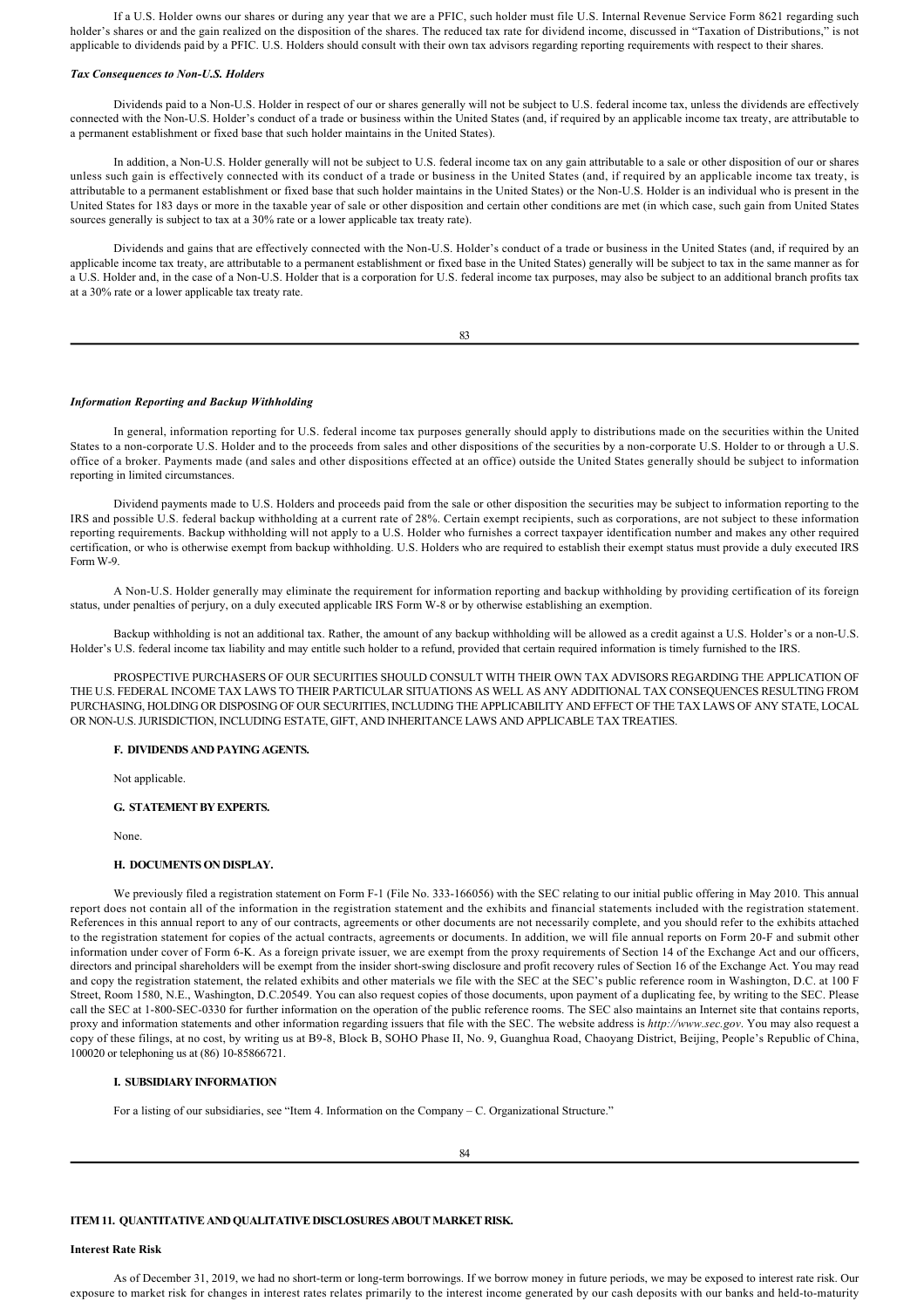If a U.S. Holder owns our shares or during any year that we are a PFIC, such holder must file U.S. Internal Revenue Service Form 8621 regarding such holder's shares or and the gain realized on the disposition of the shares. The reduced tax rate for dividend income, discussed in "Taxation of Distributions," is not applicable to dividends paid by a PFIC. U.S. Holders should consult with their own tax advisors regarding reporting requirements with respect to their shares.

***Tax Consequences to Non-U.S. Holders***

Dividends paid to a Non-U.S. Holder in respect of our or shares generally will not be subject to U.S. federal income tax, unless the dividends are effectively connected with the Non-U.S. Holder's conduct of a trade or business within the United States (and, if required by an applicable income tax treaty, are attributable to a permanent establishment or fixed base that such holder maintains in the United States).

In addition, a Non-U.S. Holder generally will not be subject to U.S. federal income tax on any gain attributable to a sale or other disposition of our or shares unless such gain is effectively connected with its conduct of a trade or business in the United States (and, if required by an applicable income tax treaty, is attributable to a permanent establishment or fixed base that such holder maintains in the United States) or the Non-U.S. Holder is an individual who is present in the United States for 183 days or more in the taxable year of sale or other disposition and certain other conditions are met (in which case, such gain from United States sources generally is subject to tax at a 30% rate or a lower applicable tax treaty rate).

Dividends and gains that are effectively connected with the Non-U.S. Holder's conduct of a trade or business in the United States (and, if required by an applicable income tax treaty, are attributable to a permanent establishment or fixed base in the United States) generally will be subject to tax in the same manner as for a U.S. Holder and, in the case of a Non-U.S. Holder that is a corporation for U.S. federal income tax purposes, may also be subject to an additional branch profits tax at a 30% rate or a lower applicable tax treaty rate.

***Information Reporting and Backup Withholding***

In general, information reporting for U.S. federal income tax purposes generally should apply to distributions made on the securities within the United States to a non-corporate U.S. Holder and to the proceeds from sales and other dispositions of the securities by a non-corporate U.S. Holder to or through a U.S. office of a broker. Payments made (and sales and other dispositions effected at an office) outside the United States generally should be subject to information reporting in limited circumstances.

Dividend payments made to U.S. Holders and proceeds paid from the sale or other disposition the securities may be subject to information reporting to the IRS and possible U.S. federal backup withholding at a current rate of 28%. Certain exempt recipients, such as corporations, are not subject to these information reporting requirements. Backup withholding will not apply to a U.S. Holder who furnishes a correct taxpayer identification number and makes any other required certification, or who is otherwise exempt from backup withholding. U.S. Holders who are required to establish their exempt status must provide a duly executed IRS Form W-9.

A Non-U.S. Holder generally may eliminate the requirement for information reporting and backup withholding by providing certification of its foreign status, under penalties of perjury, on a duly executed applicable IRS Form W-8 or by otherwise establishing an exemption.

Backup withholding is not an additional tax. Rather, the amount of any backup withholding will be allowed as a credit against a U.S. Holder's or a non-U.S. Holder's U.S. federal income tax liability and may entitle such holder to a refund, provided that certain required information is timely furnished to the IRS.

PROSPECTIVE PURCHASERS OF OUR SECURITIES SHOULD CONSULT WITH THEIR OWN TAX ADVISORS REGARDING THE APPLICATION OF THE U.S. FEDERAL INCOME TAX LAWS TO THEIR PARTICULAR SITUATIONS AS WELL AS ANY ADDITIONAL TAX CONSEQUENCES RESULTING FROM PURCHASING, HOLDING OR DISPOSING OF OUR SECURITIES, INCLUDING THE APPLICABILITY AND EFFECT OF THE TAX LAWS OF ANY STATE, LOCAL OR NON-U.S. JURISDICTION, INCLUDING ESTATE, GIFT, AND INHERITANCE LAWS AND APPLICABLE TAX TREATIES.

### F. DIVIDENDS AND PAYING AGENTS.

Not applicable.

### G. STATEMENT BY EXPERTS.

None.

### H. DOCUMENTS ON DISPLAY.

We previously filed a registration statement on Form F-1 (File No. 333-166056) with the SEC relating to our initial public offering in May 2010. This annual report does not contain all of the information in the registration statement and the exhibits and financial statements included with the registration statement. References in this annual report to any of our contracts, agreements or other documents are not necessarily complete, and you should refer to the exhibits attached to the registration statement for copies of the actual contracts, agreements or documents. In addition, we will file annual reports on Form 20-F and submit other information under cover of Form 6-K. As a foreign private issuer, we are exempt from the proxy requirements of Section 14 of the Exchange Act and our officers, directors and principal shareholders will be exempt from the insider short-swing disclosure and profit recovery rules of Section 16 of the Exchange Act. You may read and copy the registration statement, the related exhibits and other materials we file with the SEC at the SEC's public reference room in Washington, D.C. at 100 F Street, Room 1580, N.E., Washington, D.C.20549. You can also request copies of those documents, upon payment of a duplicating fee, by writing to the SEC. Please call the SEC at 1-800-SEC-0330 for further information on the operation of the public reference rooms. The SEC also maintains an Internet site that contains reports, proxy and information statements and other information regarding issuers that file with the SEC. The website address is *http://www.sec.gov*. You may also request a copy of these filings, at no cost, by writing us at B9-8, Block B, SOHO Phase II, No. 9, Guanghua Road, Chaoyang District, Beijing, People's Republic of China, 100020 or telephoning us at (86) 10-85866721.

### I. SUBSIDIARY INFORMATION

For a listing of our subsidiaries, see "Item 4. Information on the Company – C. Organizational Structure."

## ITEM 11. QUANTITATIVE AND QUALITATIVE DISCLOSURES ABOUT MARKET RISK.

**Interest Rate Risk**

As of December 31, 2019, we had no short-term or long-term borrowings. If we borrow money in future periods, we may be exposed to interest rate risk. Our exposure to market risk for changes in interest rates relates primarily to the interest income generated by our cash deposits with our banks and held-to-maturity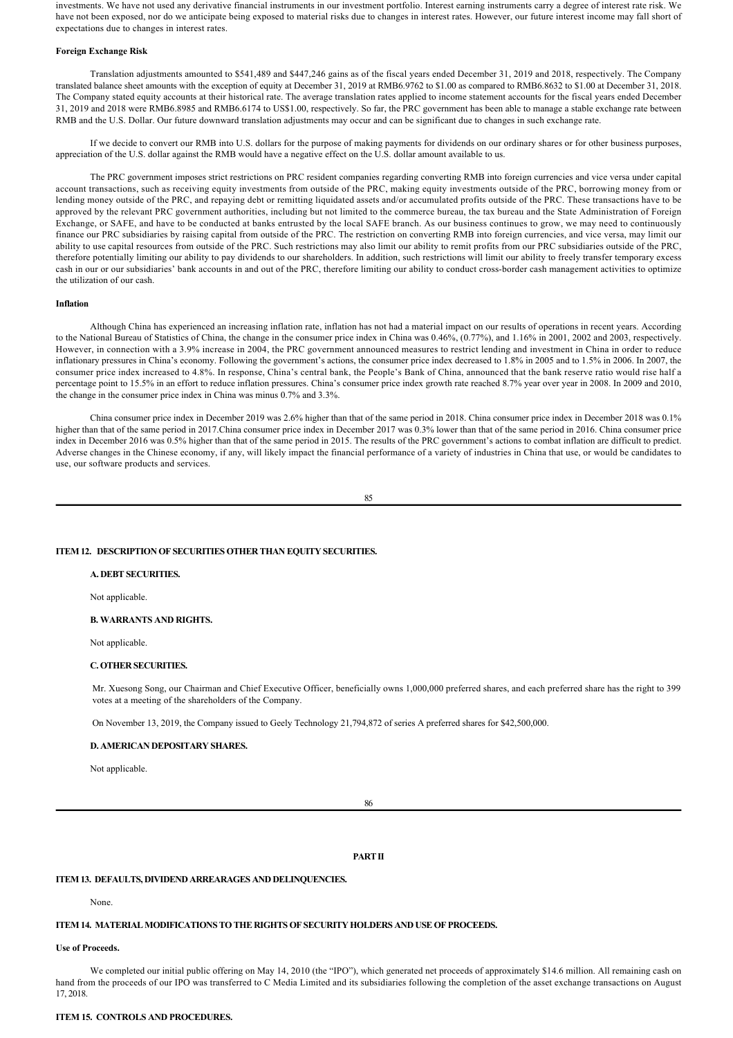investments. We have not used any derivative financial instruments in our investment portfolio. Interest earning instruments carry a degree of interest rate risk. We have not been exposed, nor do we anticipate being exposed to material risks due to changes in interest rates. However, our future interest income may fall short of expectations due to changes in interest rates.

**Foreign Exchange Risk**

Translation adjustments amounted to $541,489 and $447,246 gains as of the fiscal years ended December 31, 2019 and 2018, respectively. The Company translated balance sheet amounts with the exception of equity at December 31, 2019 at RMB6.9762 to $1.00 as compared to RMB6.8632 to $1.00 at December 31, 2018. The Company stated equity accounts at their historical rate. The average translation rates applied to income statement accounts for the fiscal years ended December 31, 2019 and 2018 were RMB6.8985 and RMB6.6174 to US$1.00, respectively. So far, the PRC government has been able to manage a stable exchange rate between RMB and the U.S. Dollar. Our future downward translation adjustments may occur and can be significant due to changes in such exchange rate.

If we decide to convert our RMB into U.S. dollars for the purpose of making payments for dividends on our ordinary shares or for other business purposes, appreciation of the U.S. dollar against the RMB would have a negative effect on the U.S. dollar amount available to us.

The PRC government imposes strict restrictions on PRC resident companies regarding converting RMB into foreign currencies and vice versa under capital account transactions, such as receiving equity investments from outside of the PRC, making equity investments outside of the PRC, borrowing money from or lending money outside of the PRC, and repaying debt or remitting liquidated assets and/or accumulated profits outside of the PRC. These transactions have to be approved by the relevant PRC government authorities, including but not limited to the commerce bureau, the tax bureau and the State Administration of Foreign Exchange, or SAFE, and have to be conducted at banks entrusted by the local SAFE branch. As our business continues to grow, we may need to continuously finance our PRC subsidiaries by raising capital from outside of the PRC. The restriction on converting RMB into foreign currencies, and vice versa, may limit our ability to use capital resources from outside of the PRC. Such restrictions may also limit our ability to remit profits from our PRC subsidiaries outside of the PRC, therefore potentially limiting our ability to pay dividends to our shareholders. In addition, such restrictions will limit our ability to freely transfer temporary excess cash in our or our subsidiaries' bank accounts in and out of the PRC, therefore limiting our ability to conduct cross-border cash management activities to optimize the utilization of our cash.

**Inflation**

Although China has experienced an increasing inflation rate, inflation has not had a material impact on our results of operations in recent years. According to the National Bureau of Statistics of China, the change in the consumer price index in China was 0.46%, (0.77%), and 1.16% in 2001, 2002 and 2003, respectively. However, in connection with a 3.9% increase in 2004, the PRC government announced measures to restrict lending and investment in China in order to reduce inflationary pressures in China's economy. Following the government's actions, the consumer price index decreased to 1.8% in 2005 and to 1.5% in 2006. In 2007, the consumer price index increased to 4.8%. In response, China's central bank, the People's Bank of China, announced that the bank reserve ratio would rise half a percentage point to 15.5% in an effort to reduce inflation pressures. China's consumer price index growth rate reached 8.7% year over year in 2008. In 2009 and 2010, the change in the consumer price index in China was minus 0.7% and 3.3%.

China consumer price index in December 2019 was 2.6% higher than that of the same period in 2018. China consumer price index in December 2018 was 0.1% higher than that of the same period in 2017.China consumer price index in December 2017 was 0.3% lower than that of the same period in 2016. China consumer price index in December 2016 was 0.5% higher than that of the same period in 2015. The results of the PRC government's actions to combat inflation are difficult to predict. Adverse changes in the Chinese economy, if any, will likely impact the financial performance of a variety of industries in China that use, or would be candidates to use, our software products and services.

## ITEM 12. DESCRIPTION OF SECURITIES OTHER THAN EQUITY SECURITIES.

### A. DEBT SECURITIES.

Not applicable.

### B. WARRANTS AND RIGHTS.

Not applicable.

### C. OTHER SECURITIES.

Mr. Xuesong Song, our Chairman and Chief Executive Officer, beneficially owns 1,000,000 preferred shares, and each preferred share has the right to 399 votes at a meeting of the shareholders of the Company.

On November 13, 2019, the Company issued to Geely Technology 21,794,872 of series A preferred shares for $42,500,000.

### D. AMERICAN DEPOSITARY SHARES.

Not applicable.

# PART II

## ITEM 13. DEFAULTS, DIVIDEND ARREARAGES AND DELINQUENCIES.

None.

## ITEM 14. MATERIAL MODIFICATIONS TO THE RIGHTS OF SECURITY HOLDERS AND USE OF PROCEEDS.

**Use of Proceeds.**

We completed our initial public offering on May 14, 2010 (the "IPO"), which generated net proceeds of approximately $14.6 million. All remaining cash on hand from the proceeds of our IPO was transferred to C Media Limited and its subsidiaries following the completion of the asset exchange transactions on August 17, 2018.

## ITEM 15. CONTROLS AND PROCEDURES.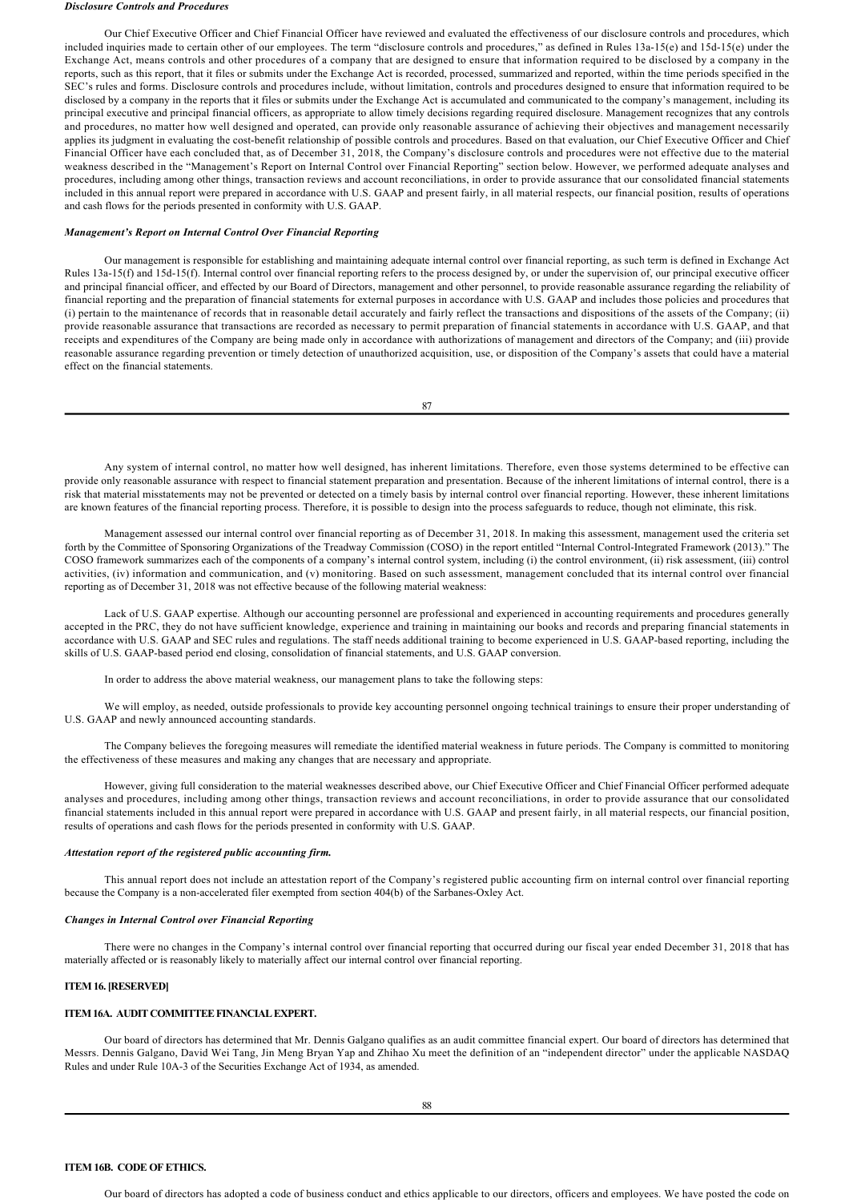***Disclosure Controls and Procedures***

Our Chief Executive Officer and Chief Financial Officer have reviewed and evaluated the effectiveness of our disclosure controls and procedures, which included inquiries made to certain other of our employees. The term "disclosure controls and procedures," as defined in Rules 13a-15(e) and 15d-15(e) under the Exchange Act, means controls and other procedures of a company that are designed to ensure that information required to be disclosed by a company in the reports, such as this report, that it files or submits under the Exchange Act is recorded, processed, summarized and reported, within the time periods specified in the SEC's rules and forms. Disclosure controls and procedures include, without limitation, controls and procedures designed to ensure that information required to be disclosed by a company in the reports that it files or submits under the Exchange Act is accumulated and communicated to the company's management, including its principal executive and principal financial officers, as appropriate to allow timely decisions regarding required disclosure. Management recognizes that any controls and procedures, no matter how well designed and operated, can provide only reasonable assurance of achieving their objectives and management necessarily applies its judgment in evaluating the cost-benefit relationship of possible controls and procedures. Based on that evaluation, our Chief Executive Officer and Chief Financial Officer have each concluded that, as of December 31, 2018, the Company's disclosure controls and procedures were not effective due to the material weakness described in the "Management's Report on Internal Control over Financial Reporting" section below. However, we performed adequate analyses and procedures, including among other things, transaction reviews and account reconciliations, in order to provide assurance that our consolidated financial statements included in this annual report were prepared in accordance with U.S. GAAP and present fairly, in all material respects, our financial position, results of operations and cash flows for the periods presented in conformity with U.S. GAAP.

***Management's Report on Internal Control Over Financial Reporting***

Our management is responsible for establishing and maintaining adequate internal control over financial reporting, as such term is defined in Exchange Act Rules 13a-15(f) and 15d-15(f). Internal control over financial reporting refers to the process designed by, or under the supervision of, our principal executive officer and principal financial officer, and effected by our Board of Directors, management and other personnel, to provide reasonable assurance regarding the reliability of financial reporting and the preparation of financial statements for external purposes in accordance with U.S. GAAP and includes those policies and procedures that (i) pertain to the maintenance of records that in reasonable detail accurately and fairly reflect the transactions and dispositions of the assets of the Company; (ii) provide reasonable assurance that transactions are recorded as necessary to permit preparation of financial statements in accordance with U.S. GAAP, and that receipts and expenditures of the Company are being made only in accordance with authorizations of management and directors of the Company; and (iii) provide reasonable assurance regarding prevention or timely detection of unauthorized acquisition, use, or disposition of the Company's assets that could have a material effect on the financial statements.

Any system of internal control, no matter how well designed, has inherent limitations. Therefore, even those systems determined to be effective can provide only reasonable assurance with respect to financial statement preparation and presentation. Because of the inherent limitations of internal control, there is a risk that material misstatements may not be prevented or detected on a timely basis by internal control over financial reporting. However, these inherent limitations are known features of the financial reporting process. Therefore, it is possible to design into the process safeguards to reduce, though not eliminate, this risk.

Management assessed our internal control over financial reporting as of December 31, 2018. In making this assessment, management used the criteria set forth by the Committee of Sponsoring Organizations of the Treadway Commission (COSO) in the report entitled "Internal Control-Integrated Framework (2013)." The COSO framework summarizes each of the components of a company's internal control system, including (i) the control environment, (ii) risk assessment, (iii) control activities, (iv) information and communication, and (v) monitoring. Based on such assessment, management concluded that its internal control over financial reporting as of December 31, 2018 was not effective because of the following material weakness:

Lack of U.S. GAAP expertise. Although our accounting personnel are professional and experienced in accounting requirements and procedures generally accepted in the PRC, they do not have sufficient knowledge, experience and training in maintaining our books and records and preparing financial statements in accordance with U.S. GAAP and SEC rules and regulations. The staff needs additional training to become experienced in U.S. GAAP-based reporting, including the skills of U.S. GAAP-based period end closing, consolidation of financial statements, and U.S. GAAP conversion.

In order to address the above material weakness, our management plans to take the following steps:

We will employ, as needed, outside professionals to provide key accounting personnel ongoing technical trainings to ensure their proper understanding of U.S. GAAP and newly announced accounting standards.

The Company believes the foregoing measures will remediate the identified material weakness in future periods. The Company is committed to monitoring the effectiveness of these measures and making any changes that are necessary and appropriate.

However, giving full consideration to the material weaknesses described above, our Chief Executive Officer and Chief Financial Officer performed adequate analyses and procedures, including among other things, transaction reviews and account reconciliations, in order to provide assurance that our consolidated financial statements included in this annual report were prepared in accordance with U.S. GAAP and present fairly, in all material respects, our financial position, results of operations and cash flows for the periods presented in conformity with U.S. GAAP.

***Attestation report of the registered public accounting firm.***

This annual report does not include an attestation report of the Company's registered public accounting firm on internal control over financial reporting because the Company is a non-accelerated filer exempted from section 404(b) of the Sarbanes-Oxley Act.

***Changes in Internal Control over Financial Reporting***

There were no changes in the Company's internal control over financial reporting that occurred during our fiscal year ended December 31, 2018 that has materially affected or is reasonably likely to materially affect our internal control over financial reporting.

**ITEM 16. [RESERVED]**

**ITEM 16A. AUDIT COMMITTEE FINANCIAL EXPERT.**

Our board of directors has determined that Mr. Dennis Galgano qualifies as an audit committee financial expert. Our board of directors has determined that Messrs. Dennis Galgano, David Wei Tang, Jin Meng Bryan Yap and Zhihao Xu meet the definition of an "independent director" under the applicable NASDAQ Rules and under Rule 10A-3 of the Securities Exchange Act of 1934, as amended.

**ITEM 16B. CODE OF ETHICS.**

Our board of directors has adopted a code of business conduct and ethics applicable to our directors, officers and employees. We have posted the code on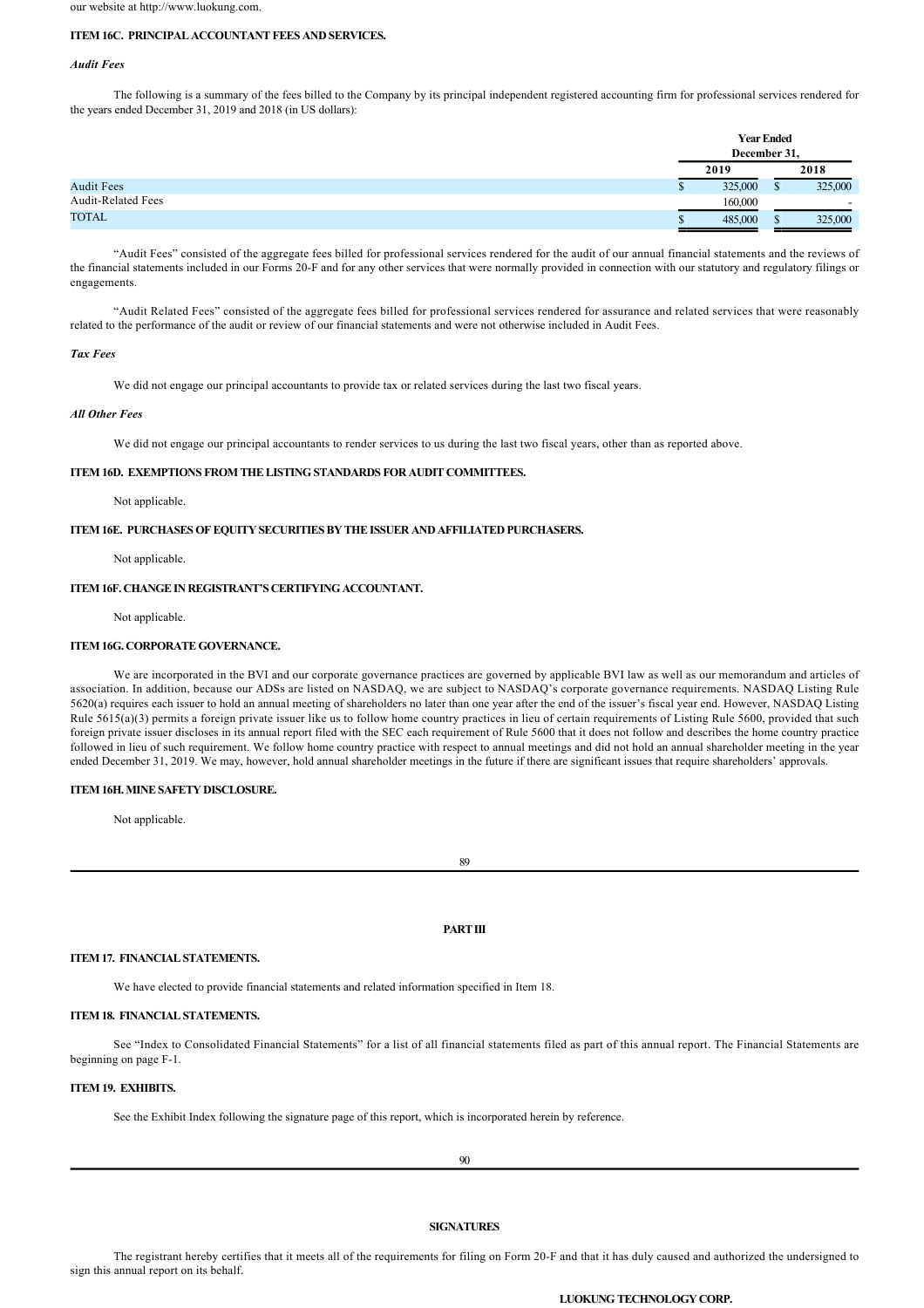our website at http://www.luokung.com.

### ITEM 16C. PRINCIPAL ACCOUNTANT FEES AND SERVICES.

*Audit Fees*

The following is a summary of the fees billed to the Company by its principal independent registered accounting firm for professional services rendered for the years ended December 31, 2019 and 2018 (in US dollars):

| | Year Ended December 31, | |
|---|---|---|
| | 2019 | 2018 |
| Audit Fees | $ 325,000 | $ 325,000 |
| Audit-Related Fees | 160,000 | - |
| TOTAL | $ 485,000 | $ 325,000 |

"Audit Fees" consisted of the aggregate fees billed for professional services rendered for the audit of our annual financial statements and the reviews of the financial statements included in our Forms 20-F and for any other services that were normally provided in connection with our statutory and regulatory filings or engagements.

"Audit Related Fees" consisted of the aggregate fees billed for professional services rendered for assurance and related services that were reasonably related to the performance of the audit or review of our financial statements and were not otherwise included in Audit Fees.

*Tax Fees*

We did not engage our principal accountants to provide tax or related services during the last two fiscal years.

*All Other Fees*

We did not engage our principal accountants to render services to us during the last two fiscal years, other than as reported above.

### ITEM 16D. EXEMPTIONS FROM THE LISTING STANDARDS FOR AUDIT COMMITTEES.

Not applicable.

### ITEM 16E. PURCHASES OF EQUITY SECURITIES BY THE ISSUER AND AFFILIATED PURCHASERS.

Not applicable.

### ITEM 16F. CHANGE IN REGISTRANT'S CERTIFYING ACCOUNTANT.

Not applicable.

### ITEM 16G. CORPORATE GOVERNANCE.

We are incorporated in the BVI and our corporate governance practices are governed by applicable BVI law as well as our memorandum and articles of association. In addition, because our ADSs are listed on NASDAQ, we are subject to NASDAQ's corporate governance requirements. NASDAQ Listing Rule 5620(a) requires each issuer to hold an annual meeting of shareholders no later than one year after the end of the issuer's fiscal year end. However, NASDAQ Listing Rule 5615(a)(3) permits a foreign private issuer like us to follow home country practices in lieu of certain requirements of Listing Rule 5600, provided that such foreign private issuer discloses in its annual report filed with the SEC each requirement of Rule 5600 that it does not follow and describes the home country practice followed in lieu of such requirement. We follow home country practice with respect to annual meetings and did not hold an annual shareholder meeting in the year ended December 31, 2019. We may, however, hold annual shareholder meetings in the future if there are significant issues that require shareholders' approvals.

### ITEM 16H. MINE SAFETY DISCLOSURE.

Not applicable.

## PART III

### ITEM 17. FINANCIAL STATEMENTS.

We have elected to provide financial statements and related information specified in Item 18.

### ITEM 18. FINANCIAL STATEMENTS.

See "Index to Consolidated Financial Statements" for a list of all financial statements filed as part of this annual report. The Financial Statements are beginning on page F-1.

### ITEM 19. EXHIBITS.

See the Exhibit Index following the signature page of this report, which is incorporated herein by reference.

## SIGNATURES

The registrant hereby certifies that it meets all of the requirements for filing on Form 20-F and that it has duly caused and authorized the undersigned to sign this annual report on its behalf.

**LUOKUNG TECHNOLOGY CORP.**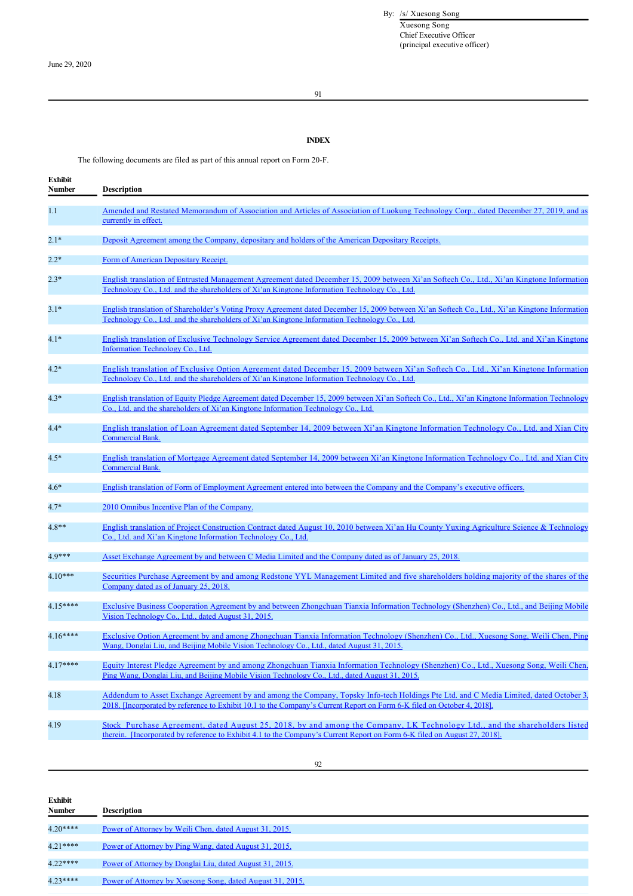By: /s/ Xuesong Song

Xuesong Song
Chief Executive Officer
(principal executive officer)

June 29, 2020

## INDEX

The following documents are filed as part of this annual report on Form 20-F.

| Exhibit Number | Description |
|---|---|
| 1.1 | Amended and Restated Memorandum of Association and Articles of Association of Luokung Technology Corp., dated December 27, 2019, and as currently in effect. |
| 2.1* | Deposit Agreement among the Company, depositary and holders of the American Depositary Receipts. |
| 2.2* | Form of American Depositary Receipt. |
| 2.3* | English translation of Entrusted Management Agreement dated December 15, 2009 between Xi'an Softech Co., Ltd., Xi'an Kingtone Information Technology Co., Ltd. and the shareholders of Xi'an Kingtone Information Technology Co., Ltd. |
| 3.1* | English translation of Shareholder's Voting Proxy Agreement dated December 15, 2009 between Xi'an Softech Co., Ltd., Xi'an Kingtone Information Technology Co., Ltd. and the shareholders of Xi'an Kingtone Information Technology Co., Ltd. |
| 4.1* | English translation of Exclusive Technology Service Agreement dated December 15, 2009 between Xi'an Softech Co., Ltd. and Xi'an Kingtone Information Technology Co., Ltd. |
| 4.2* | English translation of Exclusive Option Agreement dated December 15, 2009 between Xi'an Softech Co., Ltd., Xi'an Kingtone Information Technology Co., Ltd. and the shareholders of Xi'an Kingtone Information Technology Co., Ltd. |
| 4.3* | English translation of Equity Pledge Agreement dated December 15, 2009 between Xi'an Softech Co., Ltd., Xi'an Kingtone Information Technology Co., Ltd. and the shareholders of Xi'an Kingtone Information Technology Co., Ltd. |
| 4.4* | English translation of Loan Agreement dated September 14, 2009 between Xi'an Kingtone Information Technology Co., Ltd. and Xian City Commercial Bank. |
| 4.5* | English translation of Mortgage Agreement dated September 14, 2009 between Xi'an Kingtone Information Technology Co., Ltd. and Xian City Commercial Bank. |
| 4.6* | English translation of Form of Employment Agreement entered into between the Company and the Company's executive officers. |
| 4.7* | 2010 Omnibus Incentive Plan of the Company. |
| 4.8** | English translation of Project Construction Contract dated August 10, 2010 between Xi'an Hu County Yuxing Agriculture Science & Technology Co., Ltd. and Xi'an Kingtone Information Technology Co., Ltd. |
| 4.9*** | Asset Exchange Agreement by and between C Media Limited and the Company dated as of January 25, 2018. |
| 4.10*** | Securities Purchase Agreement by and among Redstone YYL Management Limited and five shareholders holding majority of the shares of the Company dated as of January 25, 2018. |
| 4.15**** | Exclusive Business Cooperation Agreement by and between Zhongchuan Tianxia Information Technology (Shenzhen) Co., Ltd., and Beijing Mobile Vision Technology Co., Ltd., dated August 31, 2015. |
| 4.16**** | Exclusive Option Agreement by and among Zhongchuan Tianxia Information Technology (Shenzhen) Co., Ltd., Xuesong Song, Weili Chen, Ping Wang, Donglai Liu, and Beijing Mobile Vision Technology Co., Ltd., dated August 31, 2015. |
| 4.17**** | Equity Interest Pledge Agreement by and among Zhongchuan Tianxia Information Technology (Shenzhen) Co., Ltd., Xuesong Song, Weili Chen, Ping Wang, Donglai Liu, and Beijing Mobile Vision Technology Co., Ltd., dated August 31, 2015. |
| 4.18 | Addendum to Asset Exchange Agreement by and among the Company, Topsky Info-tech Holdings Pte Ltd. and C Media Limited, dated October 3, 2018. [Incorporated by reference to Exhibit 10.1 to the Company's Current Report on Form 6-K filed on October 4, 2018]. |
| 4.19 | Stock Purchase Agreement, dated August 25, 2018, by and among the Company, LK Technology Ltd., and the shareholders listed therein. [Incorporated by reference to Exhibit 4.1 to the Company's Current Report on Form 6-K filed on August 27, 2018]. |

| Exhibit Number | Description |
|---|---|
| 4.20**** | Power of Attorney by Weili Chen, dated August 31, 2015. |
| 4.21**** | Power of Attorney by Ping Wang, dated August 31, 2015. |
| 4.22**** | Power of Attorney by Donglai Liu, dated August 31, 2015. |
| 4.23**** | Power of Attorney by Xuesong Song, dated August 31, 2015. |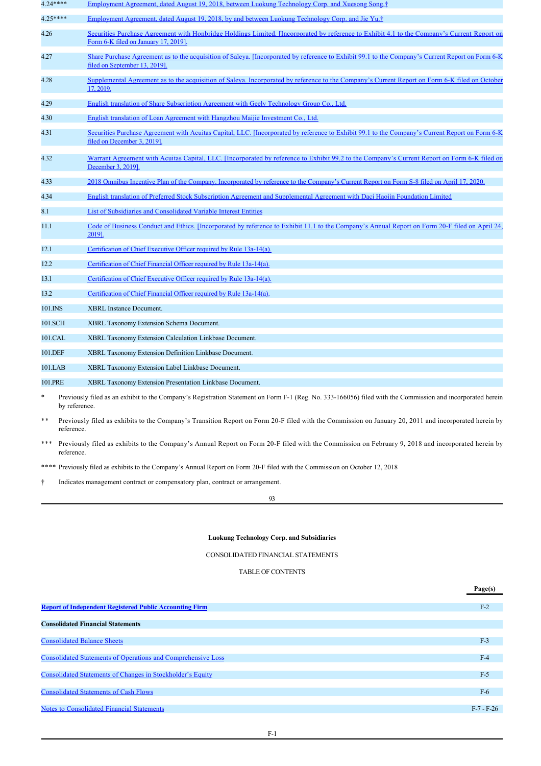| | |
|---|---|
| 4.24**** | Employment Agreement, dated August 19, 2018, between Luokung Technology Corp. and Xuesong Song.† |
| 4.25**** | Employment Agreement, dated August 19, 2018, by and between Luokung Technology Corp. and Jie Yu.† |
| 4.26 | Securities Purchase Agreement with Honbridge Holdings Limited. [Incorporated by reference to Exhibit 4.1 to the Company's Current Report on Form 6-K filed on January 17, 2019]. |
| 4.27 | Share Purchase Agreement as to the acquisition of Saleya. [Incorporated by reference to Exhibit 99.1 to the Company's Current Report on Form 6-K filed on September 13, 2019]. |
| 4.28 | Supplemental Agreement as to the acquisition of Saleya. Incorporated by reference to the Company's Current Report on Form 6-K filed on October 17, 2019. |
| 4.29 | English translation of Share Subscription Agreement with Geely Technology Group Co., Ltd. |
| 4.30 | English translation of Loan Agreement with Hangzhou Maijie Investment Co., Ltd. |
| 4.31 | Securities Purchase Agreement with Acuitas Capital, LLC. [Incorporated by reference to Exhibit 99.1 to the Company's Current Report on Form 6-K filed on December 3, 2019]. |
| 4.32 | Warrant Agreement with Acuitas Capital, LLC. [Incorporated by reference to Exhibit 99.2 to the Company's Current Report on Form 6-K filed on December 3, 2019]. |
| 4.33 | 2018 Omnibus Incentive Plan of the Company. Incorporated by reference to the Company's Current Report on Form S-8 filed on April 17, 2020. |
| 4.34 | English translation of Preferred Stock Subscription Agreement and Supplemental Agreement with Daci Haojin Foundation Limited |
| 8.1 | List of Subsidiaries and Consolidated Variable Interest Entities |
| 11.1 | Code of Business Conduct and Ethics. [Incorporated by reference to Exhibit 11.1 to the Company's Annual Report on Form 20-F filed on April 24, 2019]. |
| 12.1 | Certification of Chief Executive Officer required by Rule 13a-14(a). |
| 12.2 | Certification of Chief Financial Officer required by Rule 13a-14(a). |
| 13.1 | Certification of Chief Executive Officer required by Rule 13a-14(a). |
| 13.2 | Certification of Chief Financial Officer required by Rule 13a-14(a). |
| 101.INS | XBRL Instance Document. |
| 101.SCH | XBRL Taxonomy Extension Schema Document. |
| 101.CAL | XBRL Taxonomy Extension Calculation Linkbase Document. |
| 101.DEF | XBRL Taxonomy Extension Definition Linkbase Document. |
| 101.LAB | XBRL Taxonomy Extension Label Linkbase Document. |
| 101.PRE | XBRL Taxonomy Extension Presentation Linkbase Document. |

\* Previously filed as an exhibit to the Company's Registration Statement on Form F-1 (Reg. No. 333-166056) filed with the Commission and incorporated herein by reference.

** Previously filed as exhibits to the Company's Transition Report on Form 20-F filed with the Commission on January 20, 2011 and incorporated herein by reference.

*** Previously filed as exhibits to the Company's Annual Report on Form 20-F filed with the Commission on February 9, 2018 and incorporated herein by reference.

**** Previously filed as exhibits to the Company's Annual Report on Form 20-F filed with the Commission on October 12, 2018

† Indicates management contract or compensatory plan, contract or arrangement.

**Luokung Technology Corp. and Subsidiaries**

CONSOLIDATED FINANCIAL STATEMENTS

TABLE OF CONTENTS

| | Page(s) |
|---|---|
| **Report of Independent Registered Public Accounting Firm** | F-2 |
| **Consolidated Financial Statements** | |
| Consolidated Balance Sheets | F-3 |
| Consolidated Statements of Operations and Comprehensive Loss | F-4 |
| Consolidated Statements of Changes in Stockholder's Equity | F-5 |
| Consolidated Statements of Cash Flows | F-6 |
| Notes to Consolidated Financial Statements | F-7 - F-26 |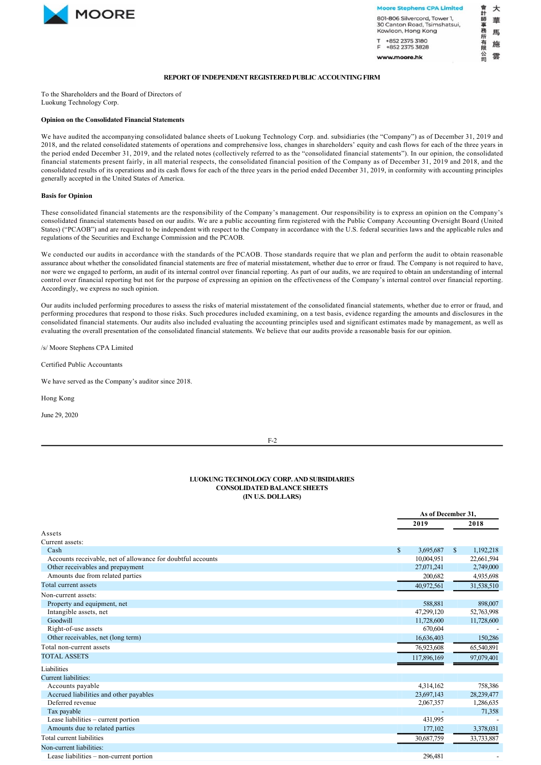MOORE

Moore Stephens CPA Limited

801-806 Silvercord, Tower 1,
30 Canton Road, Tsimshatsui,
Kowloon, Hong Kong

T +852 2375 3180
F +852 2375 3828

www.moore.hk

大華馬施雲會計師事務所有限公司

## REPORT OF INDEPENDENT REGISTERED PUBLIC ACCOUNTING FIRM

To the Shareholders and the Board of Directors of
Luokung Technology Corp.

**Opinion on the Consolidated Financial Statements**

We have audited the accompanying consolidated balance sheets of Luokung Technology Corp. and. subsidiaries (the "Company") as of December 31, 2019 and 2018, and the related consolidated statements of operations and comprehensive loss, changes in shareholders' equity and cash flows for each of the three years in the period ended December 31, 2019, and the related notes (collectively referred to as the "consolidated financial statements"). In our opinion, the consolidated financial statements present fairly, in all material respects, the consolidated financial position of the Company as of December 31, 2019 and 2018, and the consolidated results of its operations and its cash flows for each of the three years in the period ended December 31, 2019, in conformity with accounting principles generally accepted in the United States of America.

**Basis for Opinion**

These consolidated financial statements are the responsibility of the Company's management. Our responsibility is to express an opinion on the Company's consolidated financial statements based on our audits. We are a public accounting firm registered with the Public Company Accounting Oversight Board (United States) ("PCAOB") and are required to be independent with respect to the Company in accordance with the U.S. federal securities laws and the applicable rules and regulations of the Securities and Exchange Commission and the PCAOB.

We conducted our audits in accordance with the standards of the PCAOB. Those standards require that we plan and perform the audit to obtain reasonable assurance about whether the consolidated financial statements are free of material misstatement, whether due to error or fraud. The Company is not required to have, nor were we engaged to perform, an audit of its internal control over financial reporting. As part of our audits, we are required to obtain an understanding of internal control over financial reporting but not for the purpose of expressing an opinion on the effectiveness of the Company's internal control over financial reporting. Accordingly, we express no such opinion.

Our audits included performing procedures to assess the risks of material misstatement of the consolidated financial statements, whether due to error or fraud, and performing procedures that respond to those risks. Such procedures included examining, on a test basis, evidence regarding the amounts and disclosures in the consolidated financial statements. Our audits also included evaluating the accounting principles used and significant estimates made by management, as well as evaluating the overall presentation of the consolidated financial statements. We believe that our audits provide a reasonable basis for our opinion.

/s/ Moore Stephens CPA Limited

Certified Public Accountants

We have served as the Company's auditor since 2018.

Hong Kong

June 29, 2020

## LUOKUNG TECHNOLOGY CORP. AND SUBSIDIARIES
## CONSOLIDATED BALANCE SHEETS
## (IN U.S. DOLLARS)

| | As of December 31, | |
|---|---|---|
| | 2019 | 2018 |
| Assets | | |
| Current assets: | | |
| Cash | $ 3,695,687 | $ 1,192,218 |
| Accounts receivable, net of allowance for doubtful accounts | 10,004,951 | 22,661,594 |
| Other receivables and prepayment | 27,071,241 | 2,749,000 |
| Amounts due from related parties | 200,682 | 4,935,698 |
| Total current assets | 40,972,561 | 31,538,510 |
| Non-current assets: | | |
| Property and equipment, net | 588,881 | 898,007 |
| Intangible assets, net | 47,299,120 | 52,763,998 |
| Goodwill | 11,728,600 | 11,728,600 |
| Right-of-use assets | 670,604 | - |
| Other receivables, net (long term) | 16,636,403 | 150,286 |
| Total non-current assets | 76,923,608 | 65,540,891 |
| TOTAL ASSETS | 117,896,169 | 97,079,401 |
| Liabilities | | |
| Current liabilities: | | |
| Accounts payable | 4,314,162 | 758,386 |
| Accrued liabilities and other payables | 23,697,143 | 28,239,477 |
| Deferred revenue | 2,067,357 | 1,286,635 |
| Tax payable | - | 71,358 |
| Lease liabilities – current portion | 431,995 | - |
| Amounts due to related parties | 177,102 | 3,378,031 |
| Total current liabilities | 30,687,759 | 33,733,887 |
| Non-current liabilities: | | |
| Lease liabilities – non-current portion | 296,481 | - |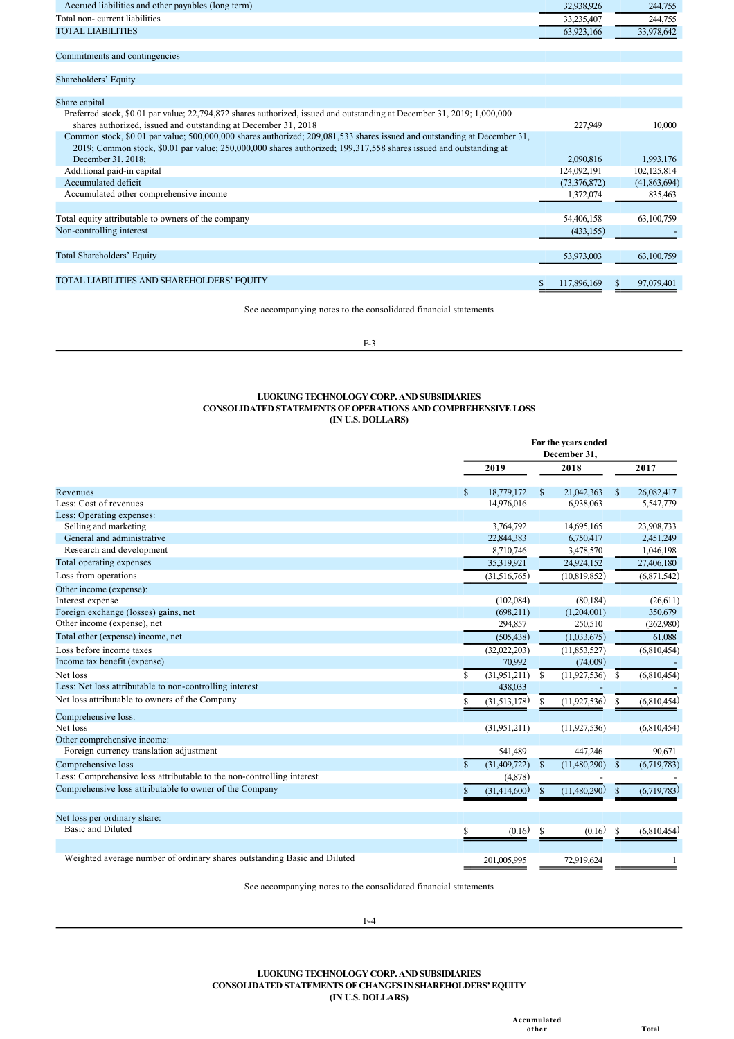| | | |
|---|---|---|
| Accrued liabilities and other payables (long term) | 32,938,926 | 244,755 |
| Total non- current liabilities | 33,235,407 | 244,755 |
| TOTAL LIABILITIES | 63,923,166 | 33,978,642 |
| | | |
| Commitments and contingencies | | |
| | | |
| Shareholders' Equity | | |
| | | |
| Share capital | | |
| Preferred stock, $0.01 par value; 22,794,872 shares authorized, issued and outstanding at December 31, 2019; 1,000,000 shares authorized, issued and outstanding at December 31, 2018 | 227,949 | 10,000 |
| Common stock, $0.01 par value; 500,000,000 shares authorized; 209,081,533 shares issued and outstanding at December 31, 2019; Common stock, $0.01 par value; 250,000,000 shares authorized; 199,317,558 shares issued and outstanding at December 31, 2018; | 2,090,816 | 1,993,176 |
| Additional paid-in capital | 124,092,191 | 102,125,814 |
| Accumulated deficit | (73,376,872) | (41,863,694) |
| Accumulated other comprehensive income | 1,372,074 | 835,463 |
| | | |
| Total equity attributable to owners of the company | 54,406,158 | 63,100,759 |
| Non-controlling interest | (433,155) | - |
| | | |
| Total Shareholders' Equity | 53,973,003 | 63,100,759 |
| | | |
| TOTAL LIABILITIES AND SHAREHOLDERS' EQUITY | $ 117,896,169 | $ 97,079,401 |

See accompanying notes to the consolidated financial statements

## LUOKUNG TECHNOLOGY CORP. AND SUBSIDIARIES
## CONSOLIDATED STATEMENTS OF OPERATIONS AND COMPREHENSIVE LOSS
## (IN U.S. DOLLARS)

| | For the years ended December 31, | | |
|---|---|---|---|
| | 2019 | 2018 | 2017 |
| Revenues | $ 18,779,172 | $ 21,042,363 | $ 26,082,417 |
| Less: Cost of revenues | 14,976,016 | 6,938,063 | 5,547,779 |
| Less: Operating expenses: | | | |
| Selling and marketing | 3,764,792 | 14,695,165 | 23,908,733 |
| General and administrative | 22,844,383 | 6,750,417 | 2,451,249 |
| Research and development | 8,710,746 | 3,478,570 | 1,046,198 |
| Total operating expenses | 35,319,921 | 24,924,152 | 27,406,180 |
| Loss from operations | (31,516,765) | (10,819,852) | (6,871,542) |
| Other income (expense): | | | |
| Interest expense | (102,084) | (80,184) | (26,611) |
| Foreign exchange (losses) gains, net | (698,211) | (1,204,001) | 350,679 |
| Other income (expense), net | 294,857 | 250,510 | (262,980) |
| Total other (expense) income, net | (505,438) | (1,033,675) | 61,088 |
| Loss before income taxes | (32,022,203) | (11,853,527) | (6,810,454) |
| Income tax benefit (expense) | 70,992 | (74,009) | - |
| Net loss | $ (31,951,211) | $ (11,927,536) | $ (6,810,454) |
| Less: Net loss attributable to non-controlling interest | 438,033 | - | - |
| Net loss attributable to owners of the Company | $ (31,513,178) | $ (11,927,536) | $ (6,810,454) |
| Comprehensive loss: | | | |
| Net loss | (31,951,211) | (11,927,536) | (6,810,454) |
| Other comprehensive income: | | | |
| Foreign currency translation adjustment | 541,489 | 447,246 | 90,671 |
| Comprehensive loss | $ (31,409,722) | $ (11,480,290) | $ (6,719,783) |
| Less: Comprehensive loss attributable to the non-controlling interest | (4,878) | - | - |
| Comprehensive loss attributable to owner of the Company | $ (31,414,600) | $ (11,480,290) | $ (6,719,783) |
| | | | |
| Net loss per ordinary share: | | | |
| Basic and Diluted | $ (0.16) | $ (0.16) | $ (6,810,454) |
| | | | |
| Weighted average number of ordinary shares outstanding Basic and Diluted | 201,005,995 | 72,919,624 | 1 |

See accompanying notes to the consolidated financial statements

## LUOKUNG TECHNOLOGY CORP. AND SUBSIDIARIES
## CONSOLIDATED STATEMENTS OF CHANGES IN SHAREHOLDERS' EQUITY
## (IN U.S. DOLLARS)

Accumulated other Total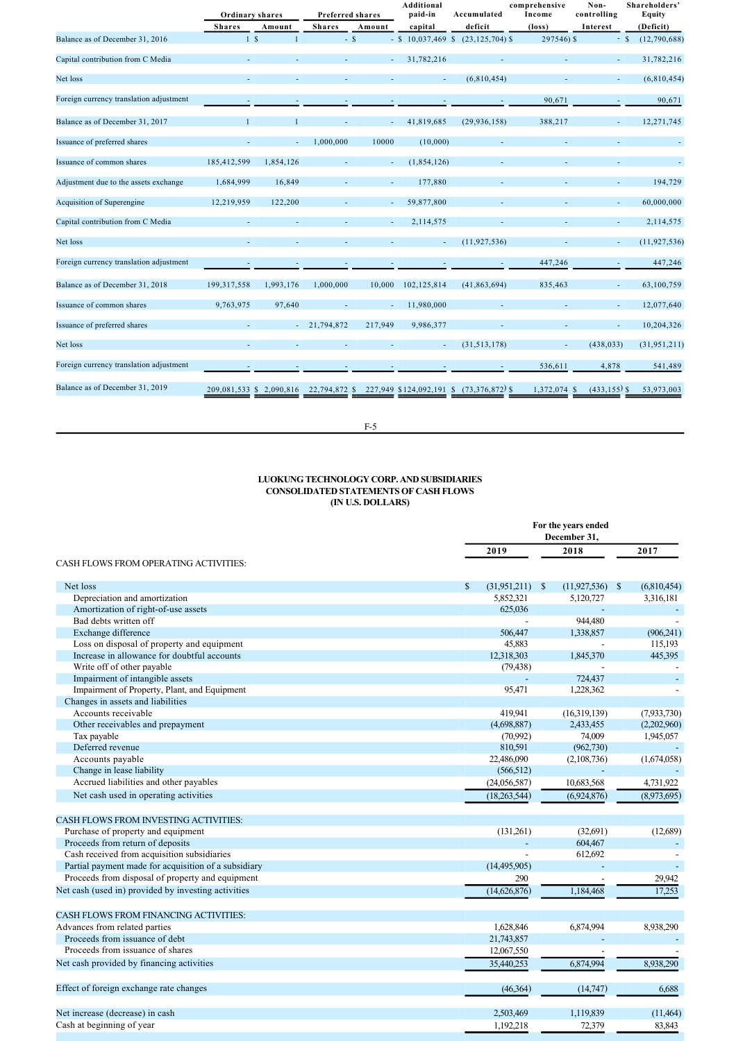| | Ordinary shares | | Preferred shares | | Additional paid-in capital | Accumulated deficit | comprehensive Income (loss) | Non-controlling Interest | Shareholders' Equity (Deficit) |
|---|---|---|---|---|---|---|---|---|---|
| | Shares | Amount | Shares | Amount | | | | | |
| Balance as of December 31, 2016 | 1 | $ 1 | - | $ - | $ 10,037,469 | $ (23,125,704) | $ 297546) | $ - | $ (12,790,688) |
| Capital contribution from C Media | - | - | - | - | 31,782,216 | | - | - | 31,782,216 |
| Net loss | - | - | - | - | - | (6,810,454) | - | - | (6,810,454) |
| Foreign currency translation adjustment | - | - | - | - | - | - | 90,671 | - | 90,671 |
| Balance as of December 31, 2017 | 1 | 1 | - | - | 41,819,685 | (29,936,158) | 388,217 | - | 12,271,745 |
| Issuance of preferred shares | - | - | 1,000,000 | 10000 | (10,000) | - | - | - | - |
| Issuance of common shares | 185,412,599 | 1,854,126 | - | - | (1,854,126) | - | - | - | - |
| Adjustment due to the assets exchange | 1,684,999 | 16,849 | - | - | 177,880 | - | - | - | 194,729 |
| Acquisition of Superengine | 12,219,959 | 122,200 | - | - | 59,877,800 | - | - | - | 60,000,000 |
| Capital contribution from C Media | - | - | - | - | 2,114,575 | - | - | - | 2,114,575 |
| Net loss | - | - | - | - | - | (11,927,536) | - | - | (11,927,536) |
| Foreign currency translation adjustment | - | - | - | - | - | - | 447,246 | - | 447,246 |
| Balance as of December 31, 2018 | 199,317,558 | 1,993,176 | 1,000,000 | 10,000 | 102,125,814 | (41,863,694) | 835,463 | - | 63,100,759 |
| Issuance of common shares | 9,763,975 | 97,640 | - | - | 11,980,000 | - | - | - | 12,077,640 |
| Issuance of preferred shares | - | - | 21,794,872 | 217,949 | 9,986,377 | - | - | - | 10,204,326 |
| Net loss | - | - | - | - | - | (31,513,178) | - | (438,033) | (31,951,211) |
| Foreign currency translation adjustment | - | - | - | - | - | - | 536,611 | 4,878 | 541,489 |
| Balance as of December 31, 2019 | 209,081,533 | $ 2,090,816 | 22,794,872 | $ 227,949 | $124,092,191 | $ (73,376,872) | $ 1,372,074 | $ (433,155) | $ 53,973,003 |

F-5

# LUOKUNG TECHNOLOGY CORP. AND SUBSIDIARIES
## CONSOLIDATED STATEMENTS OF CASH FLOWS
### (IN U.S. DOLLARS)

| | For the years ended December 31, | | |
|---|---|---|---|
| | 2019 | 2018 | 2017 |
| **CASH FLOWS FROM OPERATING ACTIVITIES:** | | | |
| Net loss | $ (31,951,211) | $ (11,927,536) | $ (6,810,454) |
| Depreciation and amortization | 5,852,321 | 5,120,727 | 3,316,181 |
| Amortization of right-of-use assets | 625,036 | | - |
| Bad debts written off | - | 944,480 | - |
| Exchange difference | 506,447 | 1,338,857 | (906,241) |
| Loss on disposal of property and equipment | 45,883 | - | 115,193 |
| Increase in allowance for doubtful accounts | 12,318,303 | 1,845,370 | 445,395 |
| Write off of other payable | (79,438) | - | - |
| Impairment of intangible assets | - | 724,437 | - |
| Impairment of Property, Plant, and Equipment | 95,471 | 1,228,362 | - |
| Changes in assets and liabilities | | | |
| Accounts receivable | 419,941 | (16,319,139) | (7,933,730) |
| Other receivables and prepayment | (4,698,887) | 2,433,455 | (2,202,960) |
| Tax payable | (70,992) | 74,009 | 1,945,057 |
| Deferred revenue | 810,591 | (962,730) | - |
| Accounts payable | 22,486,090 | (2,108,736) | (1,674,058) |
| Change in lease liability | (566,512) | - | - |
| Accrued liabilities and other payables | (24,056,587) | 10,683,568 | 4,731,922 |
| Net cash used in operating activities | (18,263,544) | (6,924,876) | (8,973,695) |
| **CASH FLOWS FROM INVESTING ACTIVITIES:** | | | |
| Purchase of property and equipment | (131,261) | (32,691) | (12,689) |
| Proceeds from return of deposits | - | 604,467 | - |
| Cash received from acquisition subsidiaries | - | 612,692 | - |
| Partial payment made for acquisition of a subsidiary | (14,495,905) | - | - |
| Proceeds from disposal of property and equipment | 290 | - | 29,942 |
| Net cash (used in) provided by investing activities | (14,626,876) | 1,184,468 | 17,253 |
| **CASH FLOWS FROM FINANCING ACTIVITIES:** | | | |
| Advances from related parties | 1,628,846 | 6,874,994 | 8,938,290 |
| Proceeds from issuance of debt | 21,743,857 | - | - |
| Proceeds from issuance of shares | 12,067,550 | - | - |
| Net cash provided by financing activities | 35,440,253 | 6,874,994 | 8,938,290 |
| Effect of foreign exchange rate changes | (46,364) | (14,747) | 6,688 |
| Net increase (decrease) in cash | 2,503,469 | 1,119,839 | (11,464) |
| Cash at beginning of year | 1,192,218 | 72,379 | 83,843 |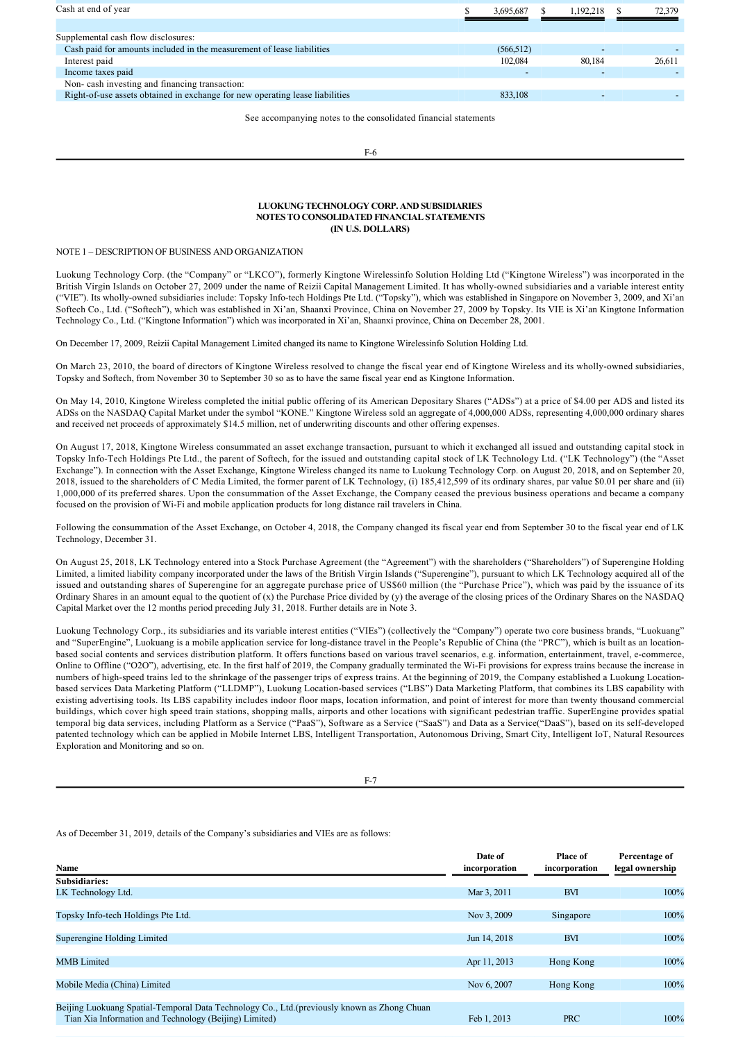| | | | |
|---|---|---|---|
| Cash at end of year | $ 3,695,687 | $ 1,192,218 | $ 72,379 |
| | | | |
| Supplemental cash flow disclosures: | | | |
| Cash paid for amounts included in the measurement of lease liabilities | (566,512) | - | - |
| Interest paid | 102,084 | 80,184 | 26,611 |
| Income taxes paid | - | - | - |
| Non- cash investing and financing transaction: | | | |
| Right-of-use assets obtained in exchange for new operating lease liabilities | 833,108 | - | - |

See accompanying notes to the consolidated financial statements

**LUOKUNG TECHNOLOGY CORP. AND SUBSIDIARIES**
**NOTES TO CONSOLIDATED FINANCIAL STATEMENTS**
**(IN U.S. DOLLARS)**

NOTE 1 – DESCRIPTION OF BUSINESS AND ORGANIZATION

Luokung Technology Corp. (the "Company" or "LKCO"), formerly Kingtone Wirelessinfo Solution Holding Ltd ("Kingtone Wireless") was incorporated in the British Virgin Islands on October 27, 2009 under the name of Reizii Capital Management Limited. It has wholly-owned subsidiaries and a variable interest entity ("VIE"). Its wholly-owned subsidiaries include: Topsky Info-tech Holdings Pte Ltd. ("Topsky"), which was established in Singapore on November 3, 2009, and Xi'an Softech Co., Ltd. ("Softech"), which was established in Xi'an, Shaanxi Province, China on November 27, 2009 by Topsky. Its VIE is Xi'an Kingtone Information Technology Co., Ltd. ("Kingtone Information") which was incorporated in Xi'an, Shaanxi province, China on December 28, 2001.

On December 17, 2009, Reizii Capital Management Limited changed its name to Kingtone Wirelessinfo Solution Holding Ltd.

On March 23, 2010, the board of directors of Kingtone Wireless resolved to change the fiscal year end of Kingtone Wireless and its wholly-owned subsidiaries, Topsky and Softech, from November 30 to September 30 so as to have the same fiscal year end as Kingtone Information.

On May 14, 2010, Kingtone Wireless completed the initial public offering of its American Depositary Shares ("ADSs") at a price of $4.00 per ADS and listed its ADSs on the NASDAQ Capital Market under the symbol "KONE." Kingtone Wireless sold an aggregate of 4,000,000 ADSs, representing 4,000,000 ordinary shares and received net proceeds of approximately $14.5 million, net of underwriting discounts and other offering expenses.

On August 17, 2018, Kingtone Wireless consummated an asset exchange transaction, pursuant to which it exchanged all issued and outstanding capital stock in Topsky Info-Tech Holdings Pte Ltd., the parent of Softech, for the issued and outstanding capital stock of LK Technology Ltd. ("LK Technology") (the "Asset Exchange"). In connection with the Asset Exchange, Kingtone Wireless changed its name to Luokung Technology Corp. on August 20, 2018, and on September 20, 2018, issued to the shareholders of C Media Limited, the former parent of LK Technology, (i) 185,412,599 of its ordinary shares, par value $0.01 per share and (ii) 1,000,000 of its preferred shares. Upon the consummation of the Asset Exchange, the Company ceased the previous business operations and became a company focused on the provision of Wi-Fi and mobile application products for long distance rail travelers in China.

Following the consummation of the Asset Exchange, on October 4, 2018, the Company changed its fiscal year end from September 30 to the fiscal year end of LK Technology, December 31.

On August 25, 2018, LK Technology entered into a Stock Purchase Agreement (the "Agreement") with the shareholders ("Shareholders") of Superengine Holding Limited, a limited liability company incorporated under the laws of the British Virgin Islands ("Superengine"), pursuant to which LK Technology acquired all of the issued and outstanding shares of Superengine for an aggregate purchase price of US$60 million (the "Purchase Price"), which was paid by the issuance of its Ordinary Shares in an amount equal to the quotient of (x) the Purchase Price divided by (y) the average of the closing prices of the Ordinary Shares on the NASDAQ Capital Market over the 12 months period preceding July 31, 2018. Further details are in Note 3.

Luokung Technology Corp., its subsidiaries and its variable interest entities ("VIEs") (collectively the "Company") operate two core business brands, "Luokuang" and "SuperEngine", Luokuang is a mobile application service for long-distance travel in the People's Republic of China (the "PRC"), which is built as an location-based social contents and services distribution platform. It offers functions based on various travel scenarios, e.g. information, entertainment, travel, e-commerce, Online to Offline ("O2O"), advertising, etc. In the first half of 2019, the Company gradually terminated the Wi-Fi provisions for express trains because the increase in numbers of high-speed trains led to the shrinkage of the passenger trips of express trains. At the beginning of 2019, the Company established a Luokung Location-based services Data Marketing Platform ("LLDMP"), Luokung Location-based services ("LBS") Data Marketing Platform, that combines its LBS capability with existing advertising tools. Its LBS capability includes indoor floor maps, location information, and point of interest for more than twenty thousand commercial buildings, which cover high speed train stations, shopping malls, airports and other locations with significant pedestrian traffic. SuperEngine provides spatial temporal big data services, including Platform as a Service ("PaaS"), Software as a Service ("SaaS") and Data as a Service("DaaS"), based on its self-developed patented technology which can be applied in Mobile Internet LBS, Intelligent Transportation, Autonomous Driving, Smart City, Intelligent IoT, Natural Resources Exploration and Monitoring and so on.

As of December 31, 2019, details of the Company's subsidiaries and VIEs are as follows:

| Name | Date of incorporation | Place of incorporation | Percentage of legal ownership |
|---|---|---|---|
| **Subsidiaries:** | | | |
| LK Technology Ltd. | Mar 3, 2011 | BVI | 100% |
| Topsky Info-tech Holdings Pte Ltd. | Nov 3, 2009 | Singapore | 100% |
| Superengine Holding Limited | Jun 14, 2018 | BVI | 100% |
| MMB Limited | Apr 11, 2013 | Hong Kong | 100% |
| Mobile Media (China) Limited | Nov 6, 2007 | Hong Kong | 100% |
| Beijing Luokuang Spatial-Temporal Data Technology Co., Ltd.(previously known as Zhong Chuan Tian Xia Information and Technology (Beijing) Limited) | Feb 1, 2013 | PRC | 100% |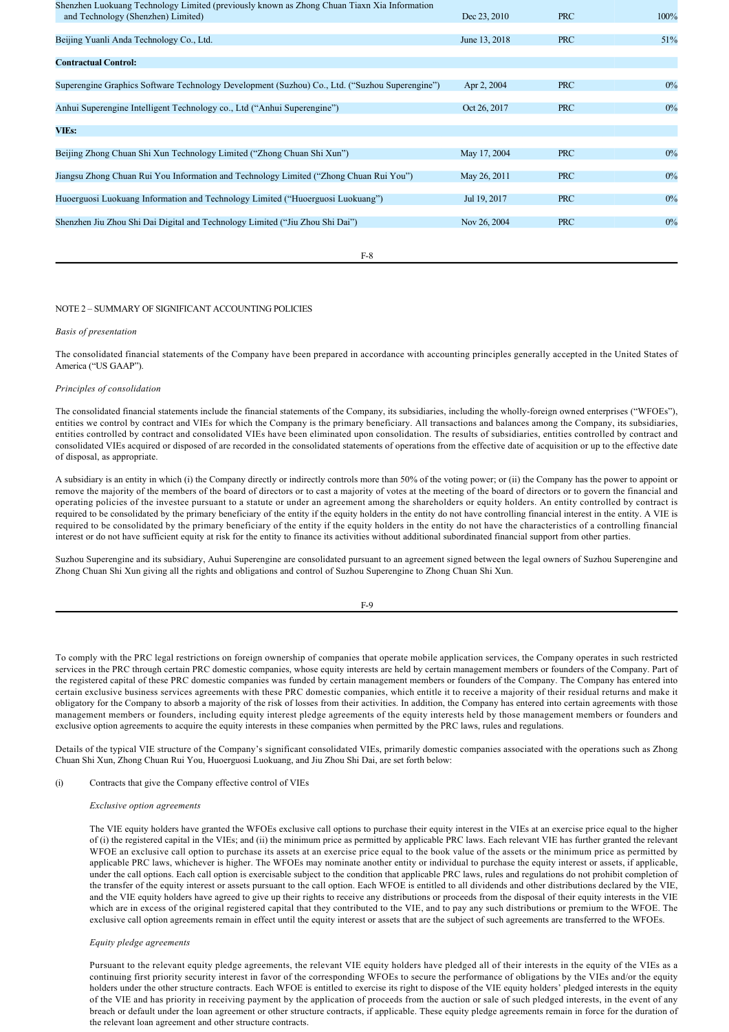| | | | |
|---|---|---|---|
| Shenzhen Luokuang Technology Limited (previously known as Zhong Chuan Tiaxn Xia Information and Technology (Shenzhen) Limited) | Dec 23, 2010 | PRC | 100% |
| Beijing Yuanli Anda Technology Co., Ltd. | June 13, 2018 | PRC | 51% |
| **Contractual Control:** | | | |
| Superengine Graphics Software Technology Development (Suzhou) Co., Ltd. ("Suzhou Superengine") | Apr 2, 2004 | PRC | 0% |
| Anhui Superengine Intelligent Technology co., Ltd ("Anhui Superengine") | Oct 26, 2017 | PRC | 0% |
| **VIEs:** | | | |
| Beijing Zhong Chuan Shi Xun Technology Limited ("Zhong Chuan Shi Xun") | May 17, 2004 | PRC | 0% |
| Jiangsu Zhong Chuan Rui You Information and Technology Limited ("Zhong Chuan Rui You") | May 26, 2011 | PRC | 0% |
| Huoerguosi Luokuang Information and Technology Limited ("Huoerguosi Luokuang") | Jul 19, 2017 | PRC | 0% |
| Shenzhen Jiu Zhou Shi Dai Digital and Technology Limited ("Jiu Zhou Shi Dai") | Nov 26, 2004 | PRC | 0% |

NOTE 2 – SUMMARY OF SIGNIFICANT ACCOUNTING POLICIES

*Basis of presentation*

The consolidated financial statements of the Company have been prepared in accordance with accounting principles generally accepted in the United States of America ("US GAAP").

*Principles of consolidation*

The consolidated financial statements include the financial statements of the Company, its subsidiaries, including the wholly-foreign owned enterprises ("WFOEs"), entities we control by contract and VIEs for which the Company is the primary beneficiary. All transactions and balances among the Company, its subsidiaries, entities controlled by contract and consolidated VIEs have been eliminated upon consolidation. The results of subsidiaries, entities controlled by contract and consolidated VIEs acquired or disposed of are recorded in the consolidated statements of operations from the effective date of acquisition or up to the effective date of disposal, as appropriate.

A subsidiary is an entity in which (i) the Company directly or indirectly controls more than 50% of the voting power; or (ii) the Company has the power to appoint or remove the majority of the members of the board of directors or to cast a majority of votes at the meeting of the board of directors or to govern the financial and operating policies of the investee pursuant to a statute or under an agreement among the shareholders or equity holders. An entity controlled by contract is required to be consolidated by the primary beneficiary of the entity if the equity holders in the entity do not have controlling financial interest in the entity. A VIE is required to be consolidated by the primary beneficiary of the entity if the equity holders in the entity do not have the characteristics of a controlling financial interest or do not have sufficient equity at risk for the entity to finance its activities without additional subordinated financial support from other parties.

Suzhou Superengine and its subsidiary, Auhui Superengine are consolidated pursuant to an agreement signed between the legal owners of Suzhou Superengine and Zhong Chuan Shi Xun giving all the rights and obligations and control of Suzhou Superengine to Zhong Chuan Shi Xun.

To comply with the PRC legal restrictions on foreign ownership of companies that operate mobile application services, the Company operates in such restricted services in the PRC through certain PRC domestic companies, whose equity interests are held by certain management members or founders of the Company. Part of the registered capital of these PRC domestic companies was funded by certain management members or founders of the Company. The Company has entered into certain exclusive business services agreements with these PRC domestic companies, which entitle it to receive a majority of their residual returns and make it obligatory for the Company to absorb a majority of the risk of losses from their activities. In addition, the Company has entered into certain agreements with those management members or founders, including equity interest pledge agreements of the equity interests held by those management members or founders and exclusive option agreements to acquire the equity interests in these companies when permitted by the PRC laws, rules and regulations.

Details of the typical VIE structure of the Company's significant consolidated VIEs, primarily domestic companies associated with the operations such as Zhong Chuan Shi Xun, Zhong Chuan Rui You, Huoerguosi Luokuang, and Jiu Zhou Shi Dai, are set forth below:

(i) Contracts that give the Company effective control of VIEs

*Exclusive option agreements*

The VIE equity holders have granted the WFOEs exclusive call options to purchase their equity interest in the VIEs at an exercise price equal to the higher of (i) the registered capital in the VIEs; and (ii) the minimum price as permitted by applicable PRC laws. Each relevant VIE has further granted the relevant WFOE an exclusive call option to purchase its assets at an exercise price equal to the book value of the assets or the minimum price as permitted by applicable PRC laws, whichever is higher. The WFOEs may nominate another entity or individual to purchase the equity interest or assets, if applicable, under the call options. Each call option is exercisable subject to the condition that applicable PRC laws, rules and regulations do not prohibit completion of the transfer of the equity interest or assets pursuant to the call option. Each WFOE is entitled to all dividends and other distributions declared by the VIE, and the VIE equity holders have agreed to give up their rights to receive any distributions or proceeds from the disposal of their equity interests in the VIE which are in excess of the original registered capital that they contributed to the VIE, and to pay any such distributions or premium to the WFOE. The exclusive call option agreements remain in effect until the equity interest or assets that are the subject of such agreements are transferred to the WFOEs.

*Equity pledge agreements*

Pursuant to the relevant equity pledge agreements, the relevant VIE equity holders have pledged all of their interests in the equity of the VIEs as a continuing first priority security interest in favor of the corresponding WFOEs to secure the performance of obligations by the VIEs and/or the equity holders under the other structure contracts. Each WFOE is entitled to exercise its right to dispose of the VIE equity holders' pledged interests in the equity of the VIE and has priority in receiving payment by the application of proceeds from the auction or sale of such pledged interests, in the event of any breach or default under the loan agreement or other structure contracts, if applicable. These equity pledge agreements remain in force for the duration of the relevant loan agreement and other structure contracts.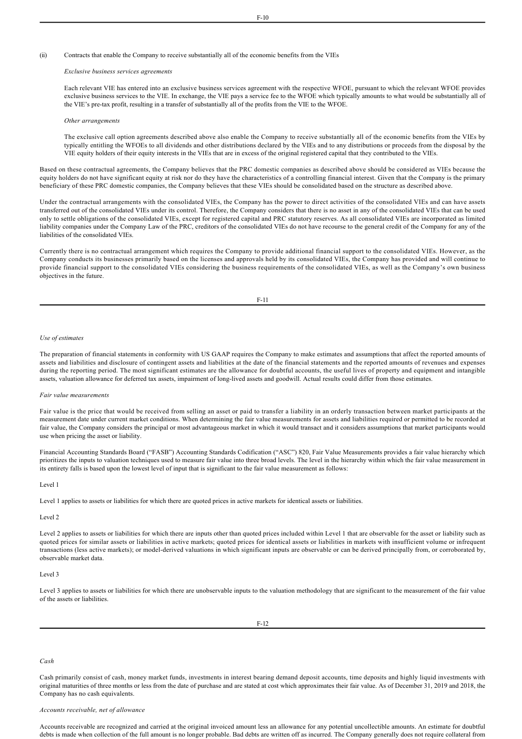(ii) Contracts that enable the Company to receive substantially all of the economic benefits from the VIEs

*Exclusive business services agreements*

Each relevant VIE has entered into an exclusive business services agreement with the respective WFOE, pursuant to which the relevant WFOE provides exclusive business services to the VIE. In exchange, the VIE pays a service fee to the WFOE which typically amounts to what would be substantially all of the VIE's pre-tax profit, resulting in a transfer of substantially all of the profits from the VIE to the WFOE.

*Other arrangements*

The exclusive call option agreements described above also enable the Company to receive substantially all of the economic benefits from the VIEs by typically entitling the WFOEs to all dividends and other distributions declared by the VIEs and to any distributions or proceeds from the disposal by the VIE equity holders of their equity interests in the VIEs that are in excess of the original registered capital that they contributed to the VIEs.

Based on these contractual agreements, the Company believes that the PRC domestic companies as described above should be considered as VIEs because the equity holders do not have significant equity at risk nor do they have the characteristics of a controlling financial interest. Given that the Company is the primary beneficiary of these PRC domestic companies, the Company believes that these VIEs should be consolidated based on the structure as described above.

Under the contractual arrangements with the consolidated VIEs, the Company has the power to direct activities of the consolidated VIEs and can have assets transferred out of the consolidated VIEs under its control. Therefore, the Company considers that there is no asset in any of the consolidated VIEs that can be used only to settle obligations of the consolidated VIEs, except for registered capital and PRC statutory reserves. As all consolidated VIEs are incorporated as limited liability companies under the Company Law of the PRC, creditors of the consolidated VIEs do not have recourse to the general credit of the Company for any of the liabilities of the consolidated VIEs.

Currently there is no contractual arrangement which requires the Company to provide additional financial support to the consolidated VIEs. However, as the Company conducts its businesses primarily based on the licenses and approvals held by its consolidated VIEs, the Company has provided and will continue to provide financial support to the consolidated VIEs considering the business requirements of the consolidated VIEs, as well as the Company's own business objectives in the future.

*Use of estimates*

The preparation of financial statements in conformity with US GAAP requires the Company to make estimates and assumptions that affect the reported amounts of assets and liabilities and disclosure of contingent assets and liabilities at the date of the financial statements and the reported amounts of revenues and expenses during the reporting period. The most significant estimates are the allowance for doubtful accounts, the useful lives of property and equipment and intangible assets, valuation allowance for deferred tax assets, impairment of long-lived assets and goodwill. Actual results could differ from those estimates.

*Fair value measurements*

Fair value is the price that would be received from selling an asset or paid to transfer a liability in an orderly transaction between market participants at the measurement date under current market conditions. When determining the fair value measurements for assets and liabilities required or permitted to be recorded at fair value, the Company considers the principal or most advantageous market in which it would transact and it considers assumptions that market participants would use when pricing the asset or liability.

Financial Accounting Standards Board ("FASB") Accounting Standards Codification ("ASC") 820, Fair Value Measurements provides a fair value hierarchy which prioritizes the inputs to valuation techniques used to measure fair value into three broad levels. The level in the hierarchy within which the fair value measurement in its entirety falls is based upon the lowest level of input that is significant to the fair value measurement as follows:

Level 1

Level 1 applies to assets or liabilities for which there are quoted prices in active markets for identical assets or liabilities.

Level 2

Level 2 applies to assets or liabilities for which there are inputs other than quoted prices included within Level 1 that are observable for the asset or liability such as quoted prices for similar assets or liabilities in active markets; quoted prices for identical assets or liabilities in markets with insufficient volume or infrequent transactions (less active markets); or model-derived valuations in which significant inputs are observable or can be derived principally from, or corroborated by, observable market data.

Level 3

Level 3 applies to assets or liabilities for which there are unobservable inputs to the valuation methodology that are significant to the measurement of the fair value of the assets or liabilities.

*Cash*

Cash primarily consist of cash, money market funds, investments in interest bearing demand deposit accounts, time deposits and highly liquid investments with original maturities of three months or less from the date of purchase and are stated at cost which approximates their fair value. As of December 31, 2019 and 2018, the Company has no cash equivalents.

*Accounts receivable, net of allowance*

Accounts receivable are recognized and carried at the original invoiced amount less an allowance for any potential uncollectible amounts. An estimate for doubtful debts is made when collection of the full amount is no longer probable. Bad debts are written off as incurred. The Company generally does not require collateral from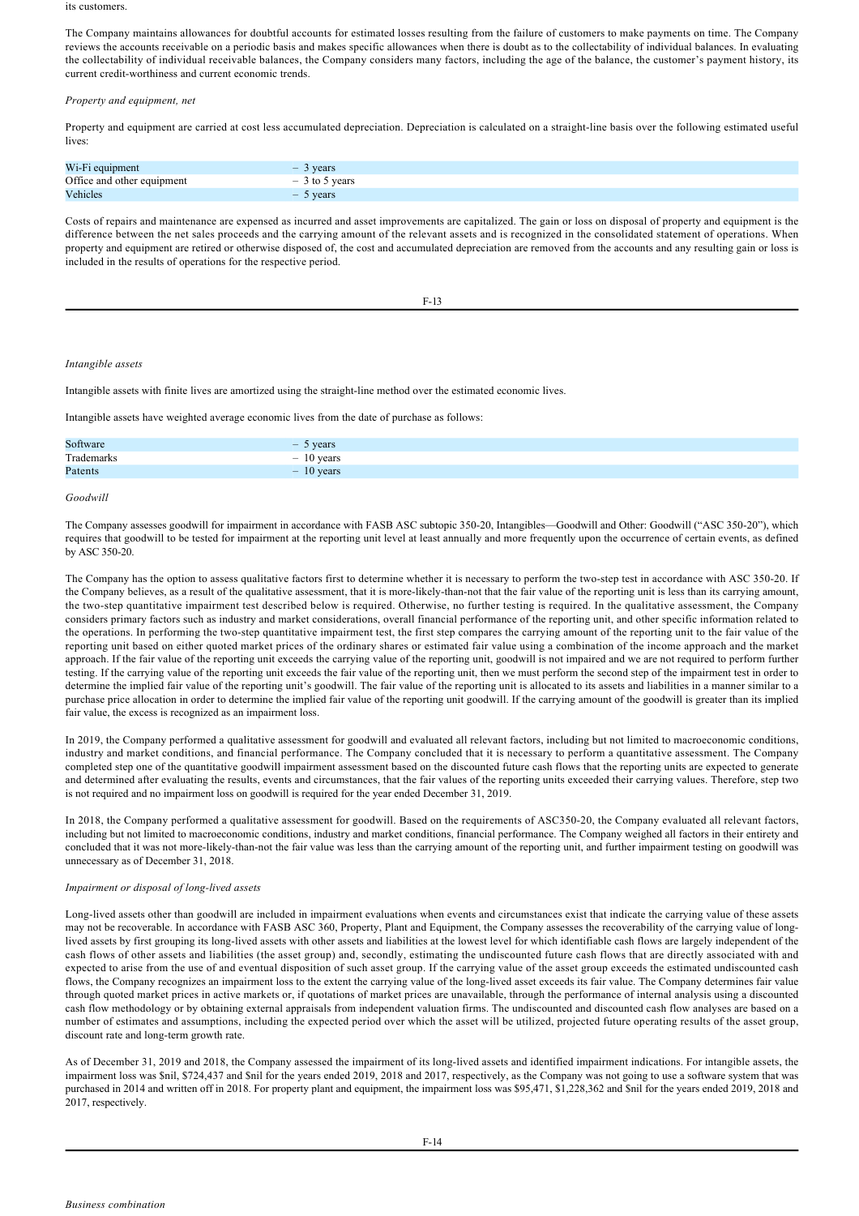its customers.

The Company maintains allowances for doubtful accounts for estimated losses resulting from the failure of customers to make payments on time. The Company reviews the accounts receivable on a periodic basis and makes specific allowances when there is doubt as to the collectability of individual balances. In evaluating the collectability of individual receivable balances, the Company considers many factors, including the age of the balance, the customer's payment history, its current credit-worthiness and current economic trends.

*Property and equipment, net*

Property and equipment are carried at cost less accumulated depreciation. Depreciation is calculated on a straight-line basis over the following estimated useful lives:

| | |
|---|---|
| Wi-Fi equipment | – 3 years |
| Office and other equipment | – 3 to 5 years |
| Vehicles | – 5 years |

Costs of repairs and maintenance are expensed as incurred and asset improvements are capitalized. The gain or loss on disposal of property and equipment is the difference between the net sales proceeds and the carrying amount of the relevant assets and is recognized in the consolidated statement of operations. When property and equipment are retired or otherwise disposed of, the cost and accumulated depreciation are removed from the accounts and any resulting gain or loss is included in the results of operations for the respective period.

*Intangible assets*

Intangible assets with finite lives are amortized using the straight-line method over the estimated economic lives.

Intangible assets have weighted average economic lives from the date of purchase as follows:

| | |
|---|---|
| Software | – 5 years |
| Trademarks | – 10 years |
| Patents | – 10 years |

*Goodwill*

The Company assesses goodwill for impairment in accordance with FASB ASC subtopic 350-20, Intangibles—Goodwill and Other: Goodwill ("ASC 350-20"), which requires that goodwill to be tested for impairment at the reporting unit level at least annually and more frequently upon the occurrence of certain events, as defined by ASC 350-20.

The Company has the option to assess qualitative factors first to determine whether it is necessary to perform the two-step test in accordance with ASC 350-20. If the Company believes, as a result of the qualitative assessment, that it is more-likely-than-not that the fair value of the reporting unit is less than its carrying amount, the two-step quantitative impairment test described below is required. Otherwise, no further testing is required. In the qualitative assessment, the Company considers primary factors such as industry and market considerations, overall financial performance of the reporting unit, and other specific information related to the operations. In performing the two-step quantitative impairment test, the first step compares the carrying amount of the reporting unit to the fair value of the reporting unit based on either quoted market prices of the ordinary shares or estimated fair value using a combination of the income approach and the market approach. If the fair value of the reporting unit exceeds the carrying value of the reporting unit, goodwill is not impaired and we are not required to perform further testing. If the carrying value of the reporting unit exceeds the fair value of the reporting unit, then we must perform the second step of the impairment test in order to determine the implied fair value of the reporting unit's goodwill. The fair value of the reporting unit is allocated to its assets and liabilities in a manner similar to a purchase price allocation in order to determine the implied fair value of the reporting unit goodwill. If the carrying amount of the goodwill is greater than its implied fair value, the excess is recognized as an impairment loss.

In 2019, the Company performed a qualitative assessment for goodwill and evaluated all relevant factors, including but not limited to macroeconomic conditions, industry and market conditions, and financial performance. The Company concluded that it is necessary to perform a quantitative assessment. The Company completed step one of the quantitative goodwill impairment assessment based on the discounted future cash flows that the reporting units are expected to generate and determined after evaluating the results, events and circumstances, that the fair values of the reporting units exceeded their carrying values. Therefore, step two is not required and no impairment loss on goodwill is required for the year ended December 31, 2019.

In 2018, the Company performed a qualitative assessment for goodwill. Based on the requirements of ASC350-20, the Company evaluated all relevant factors, including but not limited to macroeconomic conditions, industry and market conditions, financial performance. The Company weighed all factors in their entirety and concluded that it was not more-likely-than-not the fair value was less than the carrying amount of the reporting unit, and further impairment testing on goodwill was unnecessary as of December 31, 2018.

*Impairment or disposal of long-lived assets*

Long-lived assets other than goodwill are included in impairment evaluations when events and circumstances exist that indicate the carrying value of these assets may not be recoverable. In accordance with FASB ASC 360, Property, Plant and Equipment, the Company assesses the recoverability of the carrying value of long-lived assets by first grouping its long-lived assets with other assets and liabilities at the lowest level for which identifiable cash flows are largely independent of the cash flows of other assets and liabilities (the asset group) and, secondly, estimating the undiscounted future cash flows that are directly associated with and expected to arise from the use of and eventual disposition of such asset group. If the carrying value of the asset group exceeds the estimated undiscounted cash flows, the Company recognizes an impairment loss to the extent the carrying value of the long-lived asset exceeds its fair value. The Company determines fair value through quoted market prices in active markets or, if quotations of market prices are unavailable, through the performance of internal analysis using a discounted cash flow methodology or by obtaining external appraisals from independent valuation firms. The undiscounted and discounted cash flow analyses are based on a number of estimates and assumptions, including the expected period over which the asset will be utilized, projected future operating results of the asset group, discount rate and long-term growth rate.

As of December 31, 2019 and 2018, the Company assessed the impairment of its long-lived assets and identified impairment indications. For intangible assets, the impairment loss was $nil, $724,437 and $nil for the years ended 2019, 2018 and 2017, respectively, as the Company was not going to use a software system that was purchased in 2014 and written off in 2018. For property plant and equipment, the impairment loss was $95,471, $1,228,362 and $nil for the years ended 2019, 2018 and 2017, respectively.

*Business combination*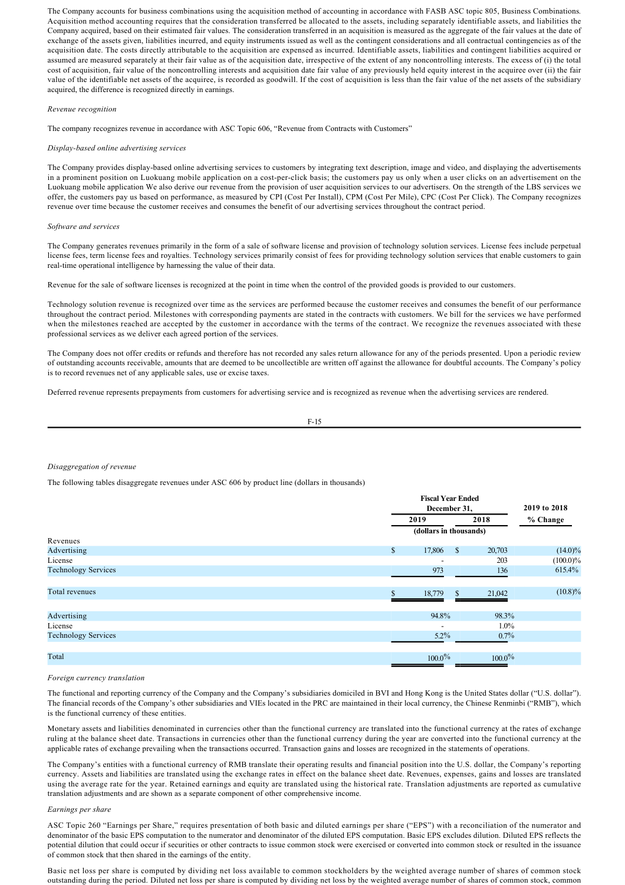The Company accounts for business combinations using the acquisition method of accounting in accordance with FASB ASC topic 805, Business Combinations. Acquisition method accounting requires that the consideration transferred be allocated to the assets, including separately identifiable assets, and liabilities the Company acquired, based on their estimated fair values. The consideration transferred in an acquisition is measured as the aggregate of the fair values at the date of exchange of the assets given, liabilities incurred, and equity instruments issued as well as the contingent considerations and all contractual contingencies as of the acquisition date. The costs directly attributable to the acquisition are expensed as incurred. Identifiable assets, liabilities and contingent liabilities acquired or assumed are measured separately at their fair value as of the acquisition date, irrespective of the extent of any noncontrolling interests. The excess of (i) the total cost of acquisition, fair value of the noncontrolling interests and acquisition date fair value of any previously held equity interest in the acquiree over (ii) the fair value of the identifiable net assets of the acquiree, is recorded as goodwill. If the cost of acquisition is less than the fair value of the net assets of the subsidiary acquired, the difference is recognized directly in earnings.

*Revenue recognition*

The company recognizes revenue in accordance with ASC Topic 606, "Revenue from Contracts with Customers"

*Display-based online advertising services*

The Company provides display-based online advertising services to customers by integrating text description, image and video, and displaying the advertisements in a prominent position on Luokuang mobile application on a cost-per-click basis; the customers pay us only when a user clicks on an advertisement on the Luokuang mobile application We also derive our revenue from the provision of user acquisition services to our advertisers. On the strength of the LBS services we offer, the customers pay us based on performance, as measured by CPI (Cost Per Install), CPM (Cost Per Mile), CPC (Cost Per Click). The Company recognizes revenue over time because the customer receives and consumes the benefit of our advertising services throughout the contract period.

*Software and services*

The Company generates revenues primarily in the form of a sale of software license and provision of technology solution services. License fees include perpetual license fees, term license fees and royalties. Technology services primarily consist of fees for providing technology solution services that enable customers to gain real-time operational intelligence by harnessing the value of their data.

Revenue for the sale of software licenses is recognized at the point in time when the control of the provided goods is provided to our customers.

Technology solution revenue is recognized over time as the services are performed because the customer receives and consumes the benefit of our performance throughout the contract period. Milestones with corresponding payments are stated in the contracts with customers. We bill for the services we have performed when the milestones reached are accepted by the customer in accordance with the terms of the contract. We recognize the revenues associated with these professional services as we deliver each agreed portion of the services.

The Company does not offer credits or refunds and therefore has not recorded any sales return allowance for any of the periods presented. Upon a periodic review of outstanding accounts receivable, amounts that are deemed to be uncollectible are written off against the allowance for doubtful accounts. The Company's policy is to record revenues net of any applicable sales, use or excise taxes.

Deferred revenue represents prepayments from customers for advertising service and is recognized as revenue when the advertising services are rendered.

*Disaggregation of revenue*

The following tables disaggregate revenues under ASC 606 by product line (dollars in thousands)

| | Fiscal Year Ended December 31, | | 2019 to 2018 |
|---|---|---|---|
| | 2019 | 2018 | % Change |
| | (dollars in thousands) | | |
| Revenues | | | |
| Advertising | $ 17,806 | $ 20,703 | (14.0)% |
| License | - | 203 | (100.0)% |
| Technology Services | 973 | 136 | 615.4% |
| Total revenues | $ 18,779 | $ 21,042 | (10.8)% |
| Advertising | 94.8% | 98.3% | |
| License | - | 1.0% | |
| Technology Services | 5.2% | 0.7% | |
| Total | 100.0% | 100.0% | |

*Foreign currency translation*

The functional and reporting currency of the Company and the Company's subsidiaries domiciled in BVI and Hong Kong is the United States dollar ("U.S. dollar"). The financial records of the Company's other subsidiaries and VIEs located in the PRC are maintained in their local currency, the Chinese Renminbi ("RMB"), which is the functional currency of these entities.

Monetary assets and liabilities denominated in currencies other than the functional currency are translated into the functional currency at the rates of exchange ruling at the balance sheet date. Transactions in currencies other than the functional currency during the year are converted into the functional currency at the applicable rates of exchange prevailing when the transactions occurred. Transaction gains and losses are recognized in the statements of operations.

The Company's entities with a functional currency of RMB translate their operating results and financial position into the U.S. dollar, the Company's reporting currency. Assets and liabilities are translated using the exchange rates in effect on the balance sheet date. Revenues, expenses, gains and losses are translated using the average rate for the year. Retained earnings and equity are translated using the historical rate. Translation adjustments are reported as cumulative translation adjustments and are shown as a separate component of other comprehensive income.

*Earnings per share*

ASC Topic 260 "Earnings per Share," requires presentation of both basic and diluted earnings per share ("EPS") with a reconciliation of the numerator and denominator of the basic EPS computation to the numerator and denominator of the diluted EPS computation. Basic EPS excludes dilution. Diluted EPS reflects the potential dilution that could occur if securities or other contracts to issue common stock were exercised or converted into common stock or resulted in the issuance of common stock that then shared in the earnings of the entity.

Basic net loss per share is computed by dividing net loss available to common stockholders by the weighted average number of shares of common stock outstanding during the period. Diluted net loss per share is computed by dividing net loss by the weighted average number of shares of common stock, common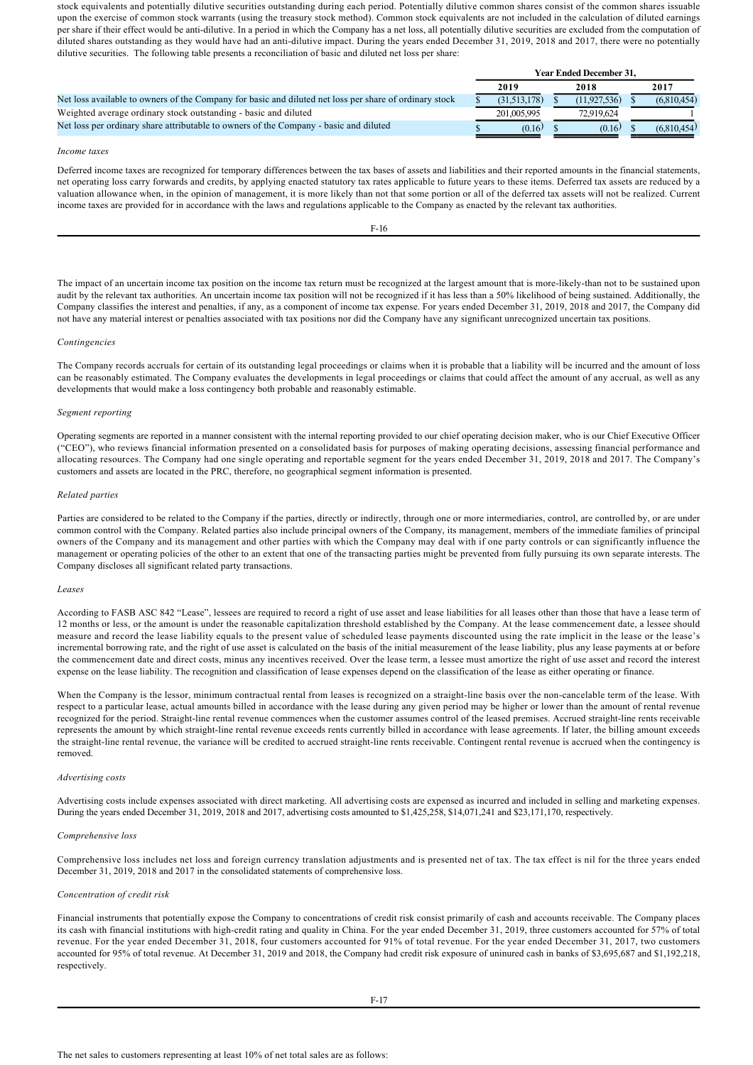stock equivalents and potentially dilutive securities outstanding during each period. Potentially dilutive common shares consist of the common shares issuable upon the exercise of common stock warrants (using the treasury stock method). Common stock equivalents are not included in the calculation of diluted earnings per share if their effect would be anti-dilutive. In a period in which the Company has a net loss, all potentially dilutive securities are excluded from the computation of diluted shares outstanding as they would have had an anti-dilutive impact. During the years ended December 31, 2019, 2018 and 2017, there were no potentially dilutive securities. The following table presents a reconciliation of basic and diluted net loss per share:

| | Year Ended December 31, | | |
|---|---|---|---|
| | 2019 | 2018 | 2017 |
| Net loss available to owners of the Company for basic and diluted net loss per share of ordinary stock | $ (31,513,178) | $ (11,927,536) | $ (6,810,454) |
| Weighted average ordinary stock outstanding - basic and diluted | 201,005,995 | 72,919,624 | 1 |
| Net loss per ordinary share attributable to owners of the Company - basic and diluted | $ (0.16) | $ (0.16) | $ (6,810,454) |

*Income taxes*

Deferred income taxes are recognized for temporary differences between the tax bases of assets and liabilities and their reported amounts in the financial statements, net operating loss carry forwards and credits, by applying enacted statutory tax rates applicable to future years to these items. Deferred tax assets are reduced by a valuation allowance when, in the opinion of management, it is more likely than not that some portion or all of the deferred tax assets will not be realized. Current income taxes are provided for in accordance with the laws and regulations applicable to the Company as enacted by the relevant tax authorities.

The impact of an uncertain income tax position on the income tax return must be recognized at the largest amount that is more-likely-than not to be sustained upon audit by the relevant tax authorities. An uncertain income tax position will not be recognized if it has less than a 50% likelihood of being sustained. Additionally, the Company classifies the interest and penalties, if any, as a component of income tax expense. For years ended December 31, 2019, 2018 and 2017, the Company did not have any material interest or penalties associated with tax positions nor did the Company have any significant unrecognized uncertain tax positions.

*Contingencies*

The Company records accruals for certain of its outstanding legal proceedings or claims when it is probable that a liability will be incurred and the amount of loss can be reasonably estimated. The Company evaluates the developments in legal proceedings or claims that could affect the amount of any accrual, as well as any developments that would make a loss contingency both probable and reasonably estimable.

*Segment reporting*

Operating segments are reported in a manner consistent with the internal reporting provided to our chief operating decision maker, who is our Chief Executive Officer ("CEO"), who reviews financial information presented on a consolidated basis for purposes of making operating decisions, assessing financial performance and allocating resources. The Company had one single operating and reportable segment for the years ended December 31, 2019, 2018 and 2017. The Company's customers and assets are located in the PRC, therefore, no geographical segment information is presented.

*Related parties*

Parties are considered to be related to the Company if the parties, directly or indirectly, through one or more intermediaries, control, are controlled by, or are under common control with the Company. Related parties also include principal owners of the Company, its management, members of the immediate families of principal owners of the Company and its management and other parties with which the Company may deal with if one party controls or can significantly influence the management or operating policies of the other to an extent that one of the transacting parties might be prevented from fully pursuing its own separate interests. The Company discloses all significant related party transactions.

*Leases*

According to FASB ASC 842 "Lease", lessees are required to record a right of use asset and lease liabilities for all leases other than those that have a lease term of 12 months or less, or the amount is under the reasonable capitalization threshold established by the Company. At the lease commencement date, a lessee should measure and record the lease liability equals to the present value of scheduled lease payments discounted using the rate implicit in the lease or the lease's incremental borrowing rate, and the right of use asset is calculated on the basis of the initial measurement of the lease liability, plus any lease payments at or before the commencement date and direct costs, minus any incentives received. Over the lease term, a lessee must amortize the right of use asset and record the interest expense on the lease liability. The recognition and classification of lease expenses depend on the classification of the lease as either operating or finance.

When the Company is the lessor, minimum contractual rental from leases is recognized on a straight-line basis over the non-cancelable term of the lease. With respect to a particular lease, actual amounts billed in accordance with the lease during any given period may be higher or lower than the amount of rental revenue recognized for the period. Straight-line rental revenue commences when the customer assumes control of the leased premises. Accrued straight-line rents receivable represents the amount by which straight-line rental revenue exceeds rents currently billed in accordance with lease agreements. If later, the billing amount exceeds the straight-line rental revenue, the variance will be credited to accrued straight-line rents receivable. Contingent rental revenue is accrued when the contingency is removed.

*Advertising costs*

Advertising costs include expenses associated with direct marketing. All advertising costs are expensed as incurred and included in selling and marketing expenses. During the years ended December 31, 2019, 2018 and 2017, advertising costs amounted to $1,425,258, $14,071,241 and $23,171,170, respectively.

*Comprehensive loss*

Comprehensive loss includes net loss and foreign currency translation adjustments and is presented net of tax. The tax effect is nil for the three years ended December 31, 2019, 2018 and 2017 in the consolidated statements of comprehensive loss.

*Concentration of credit risk*

Financial instruments that potentially expose the Company to concentrations of credit risk consist primarily of cash and accounts receivable. The Company places its cash with financial institutions with high-credit rating and quality in China. For the year ended December 31, 2019, three customers accounted for 57% of total revenue. For the year ended December 31, 2018, four customers accounted for 91% of total revenue. For the year ended December 31, 2017, two customers accounted for 95% of total revenue. At December 31, 2019 and 2018, the Company had credit risk exposure of uninured cash in banks of $3,695,687 and $1,192,218, respectively.

The net sales to customers representing at least 10% of net total sales are as follows: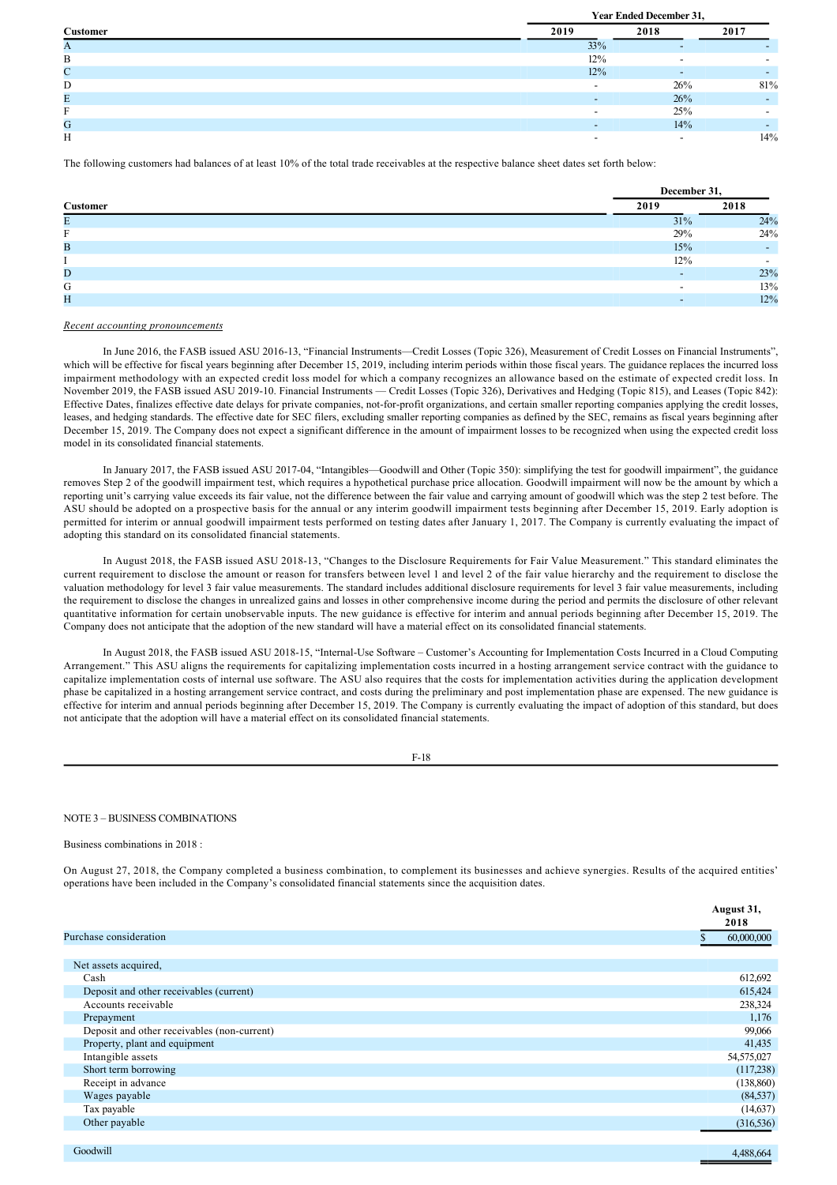| Customer | Year Ended December 31, | | |
|---|---|---|---|
| | 2019 | 2018 | 2017 |
| A | 33% | - | - |
| B | 12% | - | - |
| C | 12% | - | - |
| D | - | 26% | 81% |
| E | - | 26% | - |
| F | - | 25% | - |
| G | - | 14% | - |
| H | - | - | 14% |

The following customers had balances of at least 10% of the total trade receivables at the respective balance sheet dates set forth below:

| Customer | December 31, | |
|---|---|---|
| | 2019 | 2018 |
| E | 31% | 24% |
| F | 29% | 24% |
| B | 15% | - |
| I | 12% | - |
| D | - | 23% |
| G | - | 13% |
| H | - | 12% |

*Recent accounting pronouncements*

In June 2016, the FASB issued ASU 2016-13, "Financial Instruments—Credit Losses (Topic 326), Measurement of Credit Losses on Financial Instruments", which will be effective for fiscal years beginning after December 15, 2019, including interim periods within those fiscal years. The guidance replaces the incurred loss impairment methodology with an expected credit loss model for which a company recognizes an allowance based on the estimate of expected credit loss. In November 2019, the FASB issued ASU 2019-10. Financial Instruments — Credit Losses (Topic 326), Derivatives and Hedging (Topic 815), and Leases (Topic 842): Effective Dates, finalizes effective date delays for private companies, not-for-profit organizations, and certain smaller reporting companies applying the credit losses, leases, and hedging standards. The effective date for SEC filers, excluding smaller reporting companies as defined by the SEC, remains as fiscal years beginning after December 15, 2019. The Company does not expect a significant difference in the amount of impairment losses to be recognized when using the expected credit loss model in its consolidated financial statements.

In January 2017, the FASB issued ASU 2017-04, "Intangibles—Goodwill and Other (Topic 350): simplifying the test for goodwill impairment", the guidance removes Step 2 of the goodwill impairment test, which requires a hypothetical purchase price allocation. Goodwill impairment will now be the amount by which a reporting unit's carrying value exceeds its fair value, not the difference between the fair value and carrying amount of goodwill which was the step 2 test before. The ASU should be adopted on a prospective basis for the annual or any interim goodwill impairment tests beginning after December 15, 2019. Early adoption is permitted for interim or annual goodwill impairment tests performed on testing dates after January 1, 2017. The Company is currently evaluating the impact of adopting this standard on its consolidated financial statements.

In August 2018, the FASB issued ASU 2018-13, "Changes to the Disclosure Requirements for Fair Value Measurement." This standard eliminates the current requirement to disclose the amount or reason for transfers between level 1 and level 2 of the fair value hierarchy and the requirement to disclose the valuation methodology for level 3 fair value measurements. The standard includes additional disclosure requirements for level 3 fair value measurements, including the requirement to disclose the changes in unrealized gains and losses in other comprehensive income during the period and permits the disclosure of other relevant quantitative information for certain unobservable inputs. The new guidance is effective for interim and annual periods beginning after December 15, 2019. The Company does not anticipate that the adoption of the new standard will have a material effect on its consolidated financial statements.

In August 2018, the FASB issued ASU 2018-15, "Internal-Use Software – Customer's Accounting for Implementation Costs Incurred in a Cloud Computing Arrangement." This ASU aligns the requirements for capitalizing implementation costs incurred in a hosting arrangement service contract with the guidance to capitalize implementation costs of internal use software. The ASU also requires that the costs for implementation activities during the application development phase be capitalized in a hosting arrangement service contract, and costs during the preliminary and post implementation phase are expensed. The new guidance is effective for interim and annual periods beginning after December 15, 2019. The Company is currently evaluating the impact of adoption of this standard, but does not anticipate that the adoption will have a material effect on its consolidated financial statements.

NOTE 3 – BUSINESS COMBINATIONS

Business combinations in 2018 :

On August 27, 2018, the Company completed a business combination, to complement its businesses and achieve synergies. Results of the acquired entities' operations have been included in the Company's consolidated financial statements since the acquisition dates.

| | August 31, 2018 |
|---|---|
| Purchase consideration | $ 60,000,000 |
| | |
| Net assets acquired, | |
| Cash | 612,692 |
| Deposit and other receivables (current) | 615,424 |
| Accounts receivable | 238,324 |
| Prepayment | 1,176 |
| Deposit and other receivables (non-current) | 99,066 |
| Property, plant and equipment | 41,435 |
| Intangible assets | 54,575,027 |
| Short term borrowing | (117,238) |
| Receipt in advance | (138,860) |
| Wages payable | (84,537) |
| Tax payable | (14,637) |
| Other payable | (316,536) |
| | |
| Goodwill | 4,488,664 |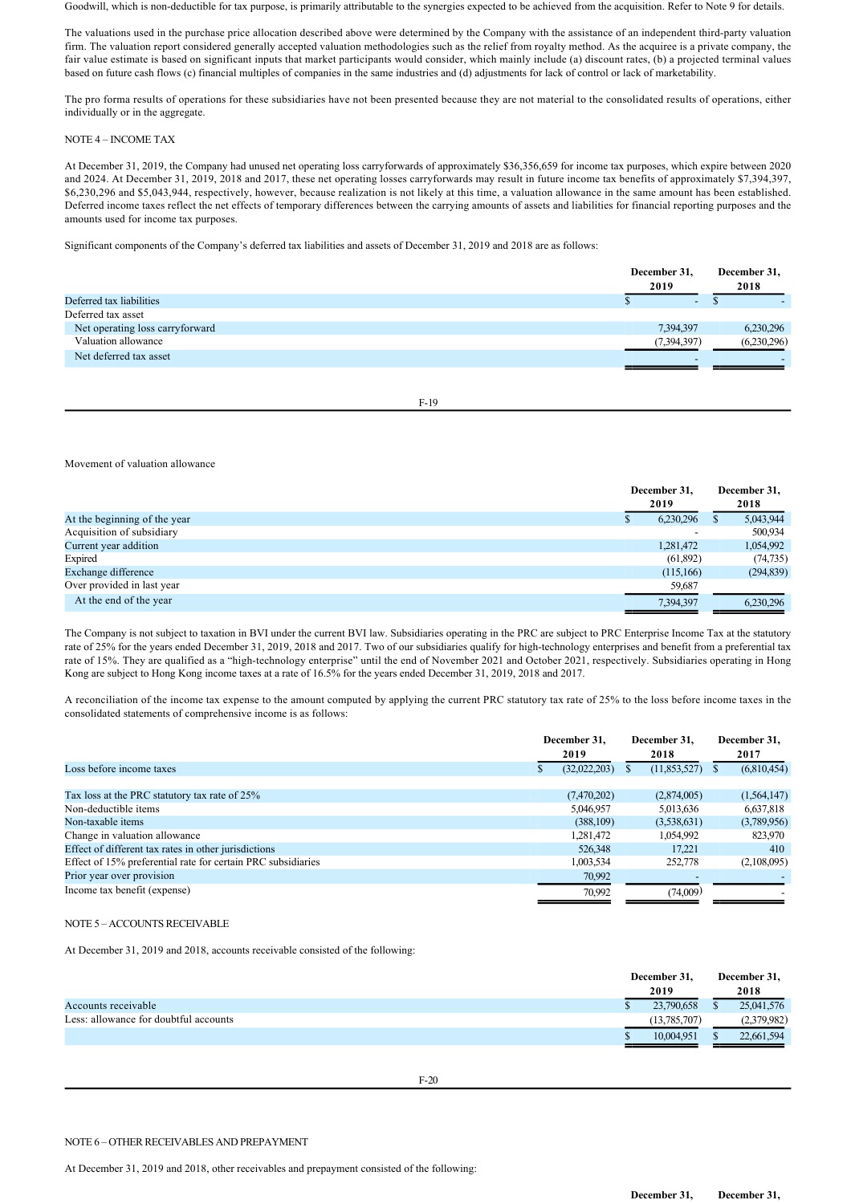Goodwill, which is non-deductible for tax purpose, is primarily attributable to the synergies expected to be achieved from the acquisition. Refer to Note 9 for details.

The valuations used in the purchase price allocation described above were determined by the Company with the assistance of an independent third-party valuation firm. The valuation report considered generally accepted valuation methodologies such as the relief from royalty method. As the acquiree is a private company, the fair value estimate is based on significant inputs that market participants would consider, which mainly include (a) discount rates, (b) a projected terminal values based on future cash flows (c) financial multiples of companies in the same industries and (d) adjustments for lack of control or lack of marketability.

The pro forma results of operations for these subsidiaries have not been presented because they are not material to the consolidated results of operations, either individually or in the aggregate.

NOTE 4 – INCOME TAX

At December 31, 2019, the Company had unused net operating loss carryforwards of approximately $36,356,659 for income tax purposes, which expire between 2020 and 2024. At December 31, 2019, 2018 and 2017, these net operating losses carryforwards may result in future income tax benefits of approximately $7,394,397, $6,230,296 and $5,043,944, respectively, however, because realization is not likely at this time, a valuation allowance in the same amount has been established. Deferred income taxes reflect the net effects of temporary differences between the carrying amounts of assets and liabilities for financial reporting purposes and the amounts used for income tax purposes.

Significant components of the Company's deferred tax liabilities and assets of December 31, 2019 and 2018 are as follows:

| | December 31, 2019 | December 31, 2018 |
|---|---|---|
| Deferred tax liabilities | $ - | $ - |
| Deferred tax asset | | |
| Net operating loss carryforward | 7,394,397 | 6,230,296 |
| Valuation allowance | (7,394,397) | (6,230,296) |
| Net deferred tax asset | - | - |

Movement of valuation allowance

| | December 31, 2019 | December 31, 2018 |
|---|---|---|
| At the beginning of the year | $ 6,230,296 | $ 5,043,944 |
| Acquisition of subsidiary | - | 500,934 |
| Current year addition | 1,281,472 | 1,054,992 |
| Expired | (61,892) | (74,735) |
| Exchange difference | (115,166) | (294,839) |
| Over provided in last year | 59,687 | |
| At the end of the year | 7,394,397 | 6,230,296 |

The Company is not subject to taxation in BVI under the current BVI law. Subsidiaries operating in the PRC are subject to PRC Enterprise Income Tax at the statutory rate of 25% for the years ended December 31, 2019, 2018 and 2017. Two of our subsidiaries qualify for high-technology enterprises and benefit from a preferential tax rate of 15%. They are qualified as a "high-technology enterprise" until the end of November 2021 and October 2021, respectively. Subsidiaries operating in Hong Kong are subject to Hong Kong income taxes at a rate of 16.5% for the years ended December 31, 2019, 2018 and 2017.

A reconciliation of the income tax expense to the amount computed by applying the current PRC statutory tax rate of 25% to the loss before income taxes in the consolidated statements of comprehensive income is as follows:

| | December 31, 2019 | December 31, 2018 | December 31, 2017 |
|---|---|---|---|
| Loss before income taxes | $ (32,022,203) | $ (11,853,527) | $ (6,810,454) |
| | | | |
| Tax loss at the PRC statutory tax rate of 25% | (7,470,202) | (2,874,005) | (1,564,147) |
| Non-deductible items | 5,046,957 | 5,013,636 | 6,637,818 |
| Non-taxable items | (388,109) | (3,538,631) | (3,789,956) |
| Change in valuation allowance | 1,281,472 | 1,054,992 | 823,970 |
| Effect of different tax rates in other jurisdictions | 526,348 | 17,221 | 410 |
| Effect of 15% preferential rate for certain PRC subsidiaries | 1,003,534 | 252,778 | (2,108,095) |
| Prior year over provision | 70,992 | - | - |
| Income tax benefit (expense) | 70,992 | (74,009) | - |

NOTE 5 – ACCOUNTS RECEIVABLE

At December 31, 2019 and 2018, accounts receivable consisted of the following:

| | December 31, 2019 | December 31, 2018 |
|---|---|---|
| Accounts receivable | $ 23,790,658 | $ 25,041,576 |
| Less: allowance for doubtful accounts | (13,785,707) | (2,379,982) |
| | $ 10,004,951 | $ 22,661,594 |

NOTE 6 – OTHER RECEIVABLES AND PREPAYMENT

At December 31, 2019 and 2018, other receivables and prepayment consisted of the following:

| | December 31, | December 31, |
|---|---|---|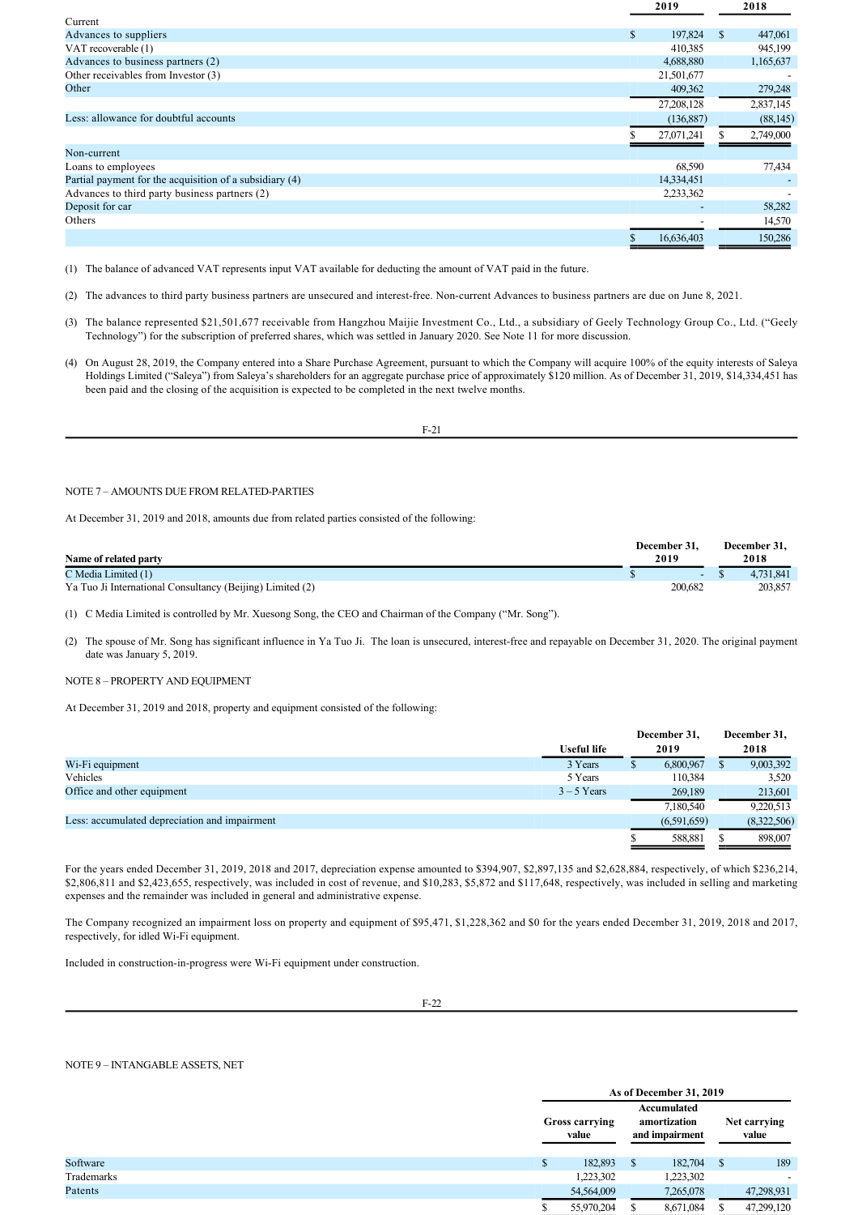| | 2019 | 2018 |
|---|---|---|
| Current | | |
| Advances to suppliers | $ 197,824 | $ 447,061 |
| VAT recoverable (1) | 410,385 | 945,199 |
| Advances to business partners (2) | 4,688,880 | 1,165,637 |
| Other receivables from Investor (3) | 21,501,677 | - |
| Other | 409,362 | 279,248 |
| | 27,208,128 | 2,837,145 |
| Less: allowance for doubtful accounts | (136,887) | (88,145) |
| | $ 27,071,241 | $ 2,749,000 |
| Non-current | | |
| Loans to employees | 68,590 | 77,434 |
| Partial payment for the acquisition of a subsidiary (4) | 14,334,451 | - |
| Advances to third party business partners (2) | 2,233,362 | - |
| Deposit for car | - | 58,282 |
| Others | - | 14,570 |
| | $ 16,636,403 | 150,286 |

(1) The balance of advanced VAT represents input VAT available for deducting the amount of VAT paid in the future.

(2) The advances to third party business partners are unsecured and interest-free. Non-current Advances to business partners are due on June 8, 2021.

(3) The balance represented $21,501,677 receivable from Hangzhou Maijie Investment Co., Ltd., a subsidiary of Geely Technology Group Co., Ltd. ("Geely Technology") for the subscription of preferred shares, which was settled in January 2020. See Note 11 for more discussion.

(4) On August 28, 2019, the Company entered into a Share Purchase Agreement, pursuant to which the Company will acquire 100% of the equity interests of Saleya Holdings Limited ("Saleya") from Saleya's shareholders for an aggregate purchase price of approximately $120 million. As of December 31, 2019, $14,334,451 has been paid and the closing of the acquisition is expected to be completed in the next twelve months.

NOTE 7 – AMOUNTS DUE FROM RELATED-PARTIES

At December 31, 2019 and 2018, amounts due from related parties consisted of the following:

| Name of related party | December 31, 2019 | December 31, 2018 |
|---|---|---|
| C Media Limited (1) | $ - | $ 4,731,841 |
| Ya Tuo Ji International Consultancy (Beijing) Limited (2) | 200,682 | 203,857 |

(1) C Media Limited is controlled by Mr. Xuesong Song, the CEO and Chairman of the Company ("Mr. Song").

(2) The spouse of Mr. Song has significant influence in Ya Tuo Ji. The loan is unsecured, interest-free and repayable on December 31, 2020. The original payment date was January 5, 2019.

NOTE 8 – PROPERTY AND EQUIPMENT

At December 31, 2019 and 2018, property and equipment consisted of the following:

| | Useful life | December 31, 2019 | December 31, 2018 |
|---|---|---|---|
| Wi-Fi equipment | 3 Years | $ 6,800,967 | $ 9,003,392 |
| Vehicles | 5 Years | 110,384 | 3,520 |
| Office and other equipment | 3 – 5 Years | 269,189 | 213,601 |
| | | 7,180,540 | 9,220,513 |
| Less: accumulated depreciation and impairment | | (6,591,659) | (8,322,506) |
| | | $ 588,881 | $ 898,007 |

For the years ended December 31, 2019, 2018 and 2017, depreciation expense amounted to $394,907, $2,897,135 and $2,628,884, respectively, of which $236,214, $2,806,811 and $2,423,655, respectively, was included in cost of revenue, and $10,283, $5,872 and $117,648, respectively, was included in selling and marketing expenses and the remainder was included in general and administrative expense.

The Company recognized an impairment loss on property and equipment of $95,471, $1,228,362 and $0 for the years ended December 31, 2019, 2018 and 2017, respectively, for idled Wi-Fi equipment.

Included in construction-in-progress were Wi-Fi equipment under construction.

NOTE 9 – INTANGABLE ASSETS, NET

| | As of December 31, 2019 | | |
|---|---|---|---|
| | Gross carrying value | Accumulated amortization and impairment | Net carrying value |
| Software | $ 182,893 | $ 182,704 | $ 189 |
| Trademarks | 1,223,302 | 1,223,302 | - |
| Patents | 54,564,009 | 7,265,078 | 47,298,931 |
| | $ 55,970,204 | $ 8,671,084 | $ 47,299,120 |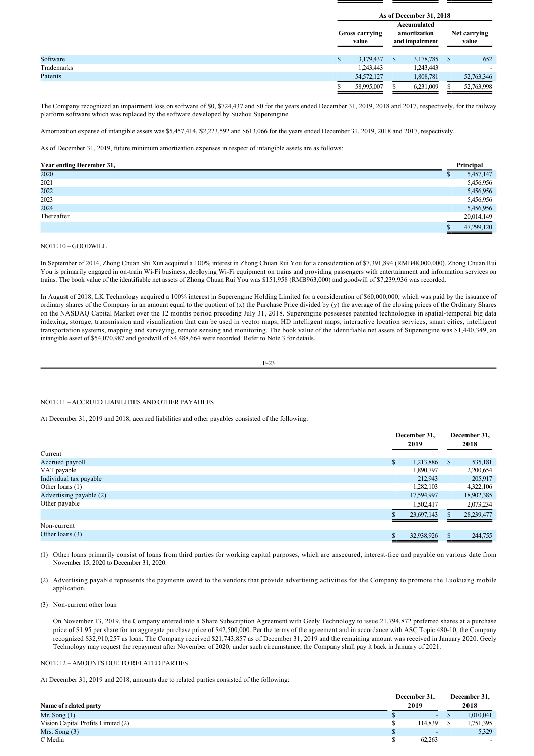| | As of December 31, 2018 | | |
|---|---|---|---|
| | Gross carrying value | Accumulated amortization and impairment | Net carrying value |
| Software | $ 3,179,437 | $ 3,178,785 | $ 652 |
| Trademarks | 1,243,443 | 1,243,443 | - |
| Patents | 54,572,127 | 1,808,781 | 52,763,346 |
| | $ 58,995,007 | $ 6,231,009 | $ 52,763,998 |

The Company recognized an impairment loss on software of $0, $724,437 and $0 for the years ended December 31, 2019, 2018 and 2017, respectively, for the railway platform software which was replaced by the software developed by Suzhou Superengine.

Amortization expense of intangible assets was $5,457,414, $2,223,592 and $613,066 for the years ended December 31, 2019, 2018 and 2017, respectively.

As of December 31, 2019, future minimum amortization expenses in respect of intangible assets are as follows:

| Year ending December 31, | Principal |
|---|---|
| 2020 | $ 5,457,147 |
| 2021 | 5,456,956 |
| 2022 | 5,456,956 |
| 2023 | 5,456,956 |
| 2024 | 5,456,956 |
| Thereafter | 20,014,149 |
| | $ 47,299,120 |

NOTE 10 – GOODWILL

In September of 2014, Zhong Chuan Shi Xun acquired a 100% interest in Zhong Chuan Rui You for a consideration of $7,391,894 (RMB48,000,000). Zhong Chuan Rui You is primarily engaged in on-train Wi-Fi business, deploying Wi-Fi equipment on trains and providing passengers with entertainment and information services on trains. The book value of the identifiable net assets of Zhong Chuan Rui You was $151,958 (RMB963,000) and goodwill of $7,239,936 was recorded.

In August of 2018, LK Technology acquired a 100% interest in Superengine Holding Limited for a consideration of $60,000,000, which was paid by the issuance of ordinary shares of the Company in an amount equal to the quotient of (x) the Purchase Price divided by (y) the average of the closing prices of the Ordinary Shares on the NASDAQ Capital Market over the 12 months period preceding July 31, 2018. Superengine possesses patented technologies in spatial-temporal big data indexing, storage, transmission and visualization that can be used in vector maps, HD intelligent maps, interactive location services, smart cities, intelligent transportation systems, mapping and surveying, remote sensing and monitoring. The book value of the identifiable net assets of Superengine was $1,440,349, an intangible asset of $54,070,987 and goodwill of $4,488,664 were recorded. Refer to Note 3 for details.

NOTE 11 – ACCRUED LIABILITIES AND OTHER PAYABLES

At December 31, 2019 and 2018, accrued liabilities and other payables consisted of the following:

| | December 31, 2019 | December 31, 2018 |
|---|---|---|
| Current | | |
| Accrued payroll | $ 1,213,886 | $ 535,181 |
| VAT payable | 1,890,797 | 2,200,654 |
| Individual tax payable | 212,943 | 205,917 |
| Other loans (1) | 1,282,103 | 4,322,106 |
| Advertising payable (2) | 17,594,997 | 18,902,385 |
| Other payable | 1,502,417 | 2,073,234 |
| | $ 23,697,143 | $ 28,239,477 |
| Non-current | | |
| Other loans (3) | $ 32,938,926 | $ 244,755 |

(1) Other loans primarily consist of loans from third parties for working capital purposes, which are unsecured, interest-free and payable on various date from November 15, 2020 to December 31, 2020.

(2) Advertising payable represents the payments owed to the vendors that provide advertising activities for the Company to promote the Luokuang mobile application.

(3) Non-current other loan

On November 13, 2019, the Company entered into a Share Subscription Agreement with Geely Technology to issue 21,794,872 preferred shares at a purchase price of $1.95 per share for an aggregate purchase price of $42,500,000. Per the terms of the agreement and in accordance with ASC Topic 480-10, the Company recognized $32,910,257 as loan. The Company received $21,743,857 as of December 31, 2019 and the remaining amount was received in January 2020. Geely Technology may request the repayment after November of 2020, under such circumstance, the Company shall pay it back in January of 2021.

NOTE 12 – AMOUNTS DUE TO RELATED PARTIES

At December 31, 2019 and 2018, amounts due to related parties consisted of the following:

| Name of related party | December 31, 2019 | December 31, 2018 |
|---|---|---|
| Mr. Song (1) | $ - | $ 1,010,041 |
| Vision Capital Profits Limited (2) | $ 114,839 | $ 1,751,395 |
| Mrs. Song (3) | $ - | 5,329 |
| C Media | $ 62,263 | - |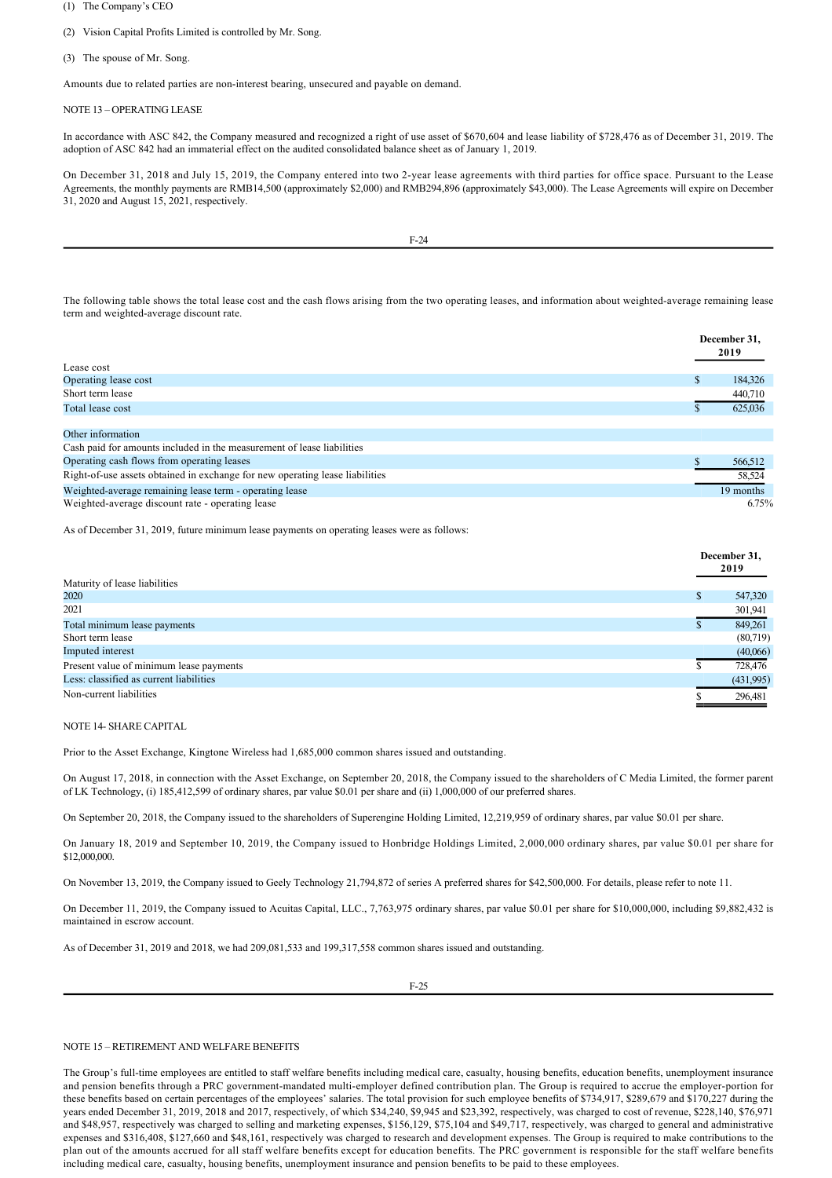(1) The Company's CEO

(2) Vision Capital Profits Limited is controlled by Mr. Song.

(3) The spouse of Mr. Song.

Amounts due to related parties are non-interest bearing, unsecured and payable on demand.

NOTE 13 – OPERATING LEASE

In accordance with ASC 842, the Company measured and recognized a right of use asset of $670,604 and lease liability of $728,476 as of December 31, 2019. The adoption of ASC 842 had an immaterial effect on the audited consolidated balance sheet as of January 1, 2019.

On December 31, 2018 and July 15, 2019, the Company entered into two 2-year lease agreements with third parties for office space. Pursuant to the Lease Agreements, the monthly payments are RMB14,500 (approximately $2,000) and RMB294,896 (approximately $43,000). The Lease Agreements will expire on December 31, 2020 and August 15, 2021, respectively.

The following table shows the total lease cost and the cash flows arising from the two operating leases, and information about weighted-average remaining lease term and weighted-average discount rate.

| | December 31, 2019 |
|---|---|
| Lease cost | |
| Operating lease cost | $ 184,326 |
| Short term lease | 440,710 |
| Total lease cost | $ 625,036 |
| | |
| Other information | |
| Cash paid for amounts included in the measurement of lease liabilities | |
| Operating cash flows from operating leases | $ 566,512 |
| Right-of-use assets obtained in exchange for new operating lease liabilities | 58,524 |
| Weighted-average remaining lease term - operating lease | 19 months |
| Weighted-average discount rate - operating lease | 6.75% |

As of December 31, 2019, future minimum lease payments on operating leases were as follows:

| | December 31, 2019 |
|---|---|
| Maturity of lease liabilities | |
| 2020 | $ 547,320 |
| 2021 | 301,941 |
| Total minimum lease payments | $ 849,261 |
| Short term lease | (80,719) |
| Imputed interest | (40,066) |
| Present value of minimum lease payments | $ 728,476 |
| Less: classified as current liabilities | (431,995) |
| Non-current liabilities | $ 296,481 |

NOTE 14- SHARE CAPITAL

Prior to the Asset Exchange, Kingtone Wireless had 1,685,000 common shares issued and outstanding.

On August 17, 2018, in connection with the Asset Exchange, on September 20, 2018, the Company issued to the shareholders of C Media Limited, the former parent of LK Technology, (i) 185,412,599 of ordinary shares, par value $0.01 per share and (ii) 1,000,000 of our preferred shares.

On September 20, 2018, the Company issued to the shareholders of Superengine Holding Limited, 12,219,959 of ordinary shares, par value $0.01 per share.

On January 18, 2019 and September 10, 2019, the Company issued to Honbridge Holdings Limited, 2,000,000 ordinary shares, par value $0.01 per share for $12,000,000.

On November 13, 2019, the Company issued to Geely Technology 21,794,872 of series A preferred shares for $42,500,000. For details, please refer to note 11.

On December 11, 2019, the Company issued to Acuitas Capital, LLC., 7,763,975 ordinary shares, par value $0.01 per share for $10,000,000, including $9,882,432 is maintained in escrow account.

As of December 31, 2019 and 2018, we had 209,081,533 and 199,317,558 common shares issued and outstanding.

NOTE 15 – RETIREMENT AND WELFARE BENEFITS

The Group's full-time employees are entitled to staff welfare benefits including medical care, casualty, housing benefits, education benefits, unemployment insurance and pension benefits through a PRC government-mandated multi-employer defined contribution plan. The Group is required to accrue the employer-portion for these benefits based on certain percentages of the employees' salaries. The total provision for such employee benefits of $734,917, $289,679 and $170,227 during the years ended December 31, 2019, 2018 and 2017, respectively, of which $34,240, $9,945 and $23,392, respectively, was charged to cost of revenue, $228,140, $76,971 and $48,957, respectively was charged to selling and marketing expenses, $156,129, $75,104 and $49,717, respectively, was charged to general and administrative expenses and $316,408, $127,660 and $48,161, respectively was charged to research and development expenses. The Group is required to make contributions to the plan out of the amounts accrued for all staff welfare benefits except for education benefits. The PRC government is responsible for the staff welfare benefits including medical care, casualty, housing benefits, unemployment insurance and pension benefits to be paid to these employees.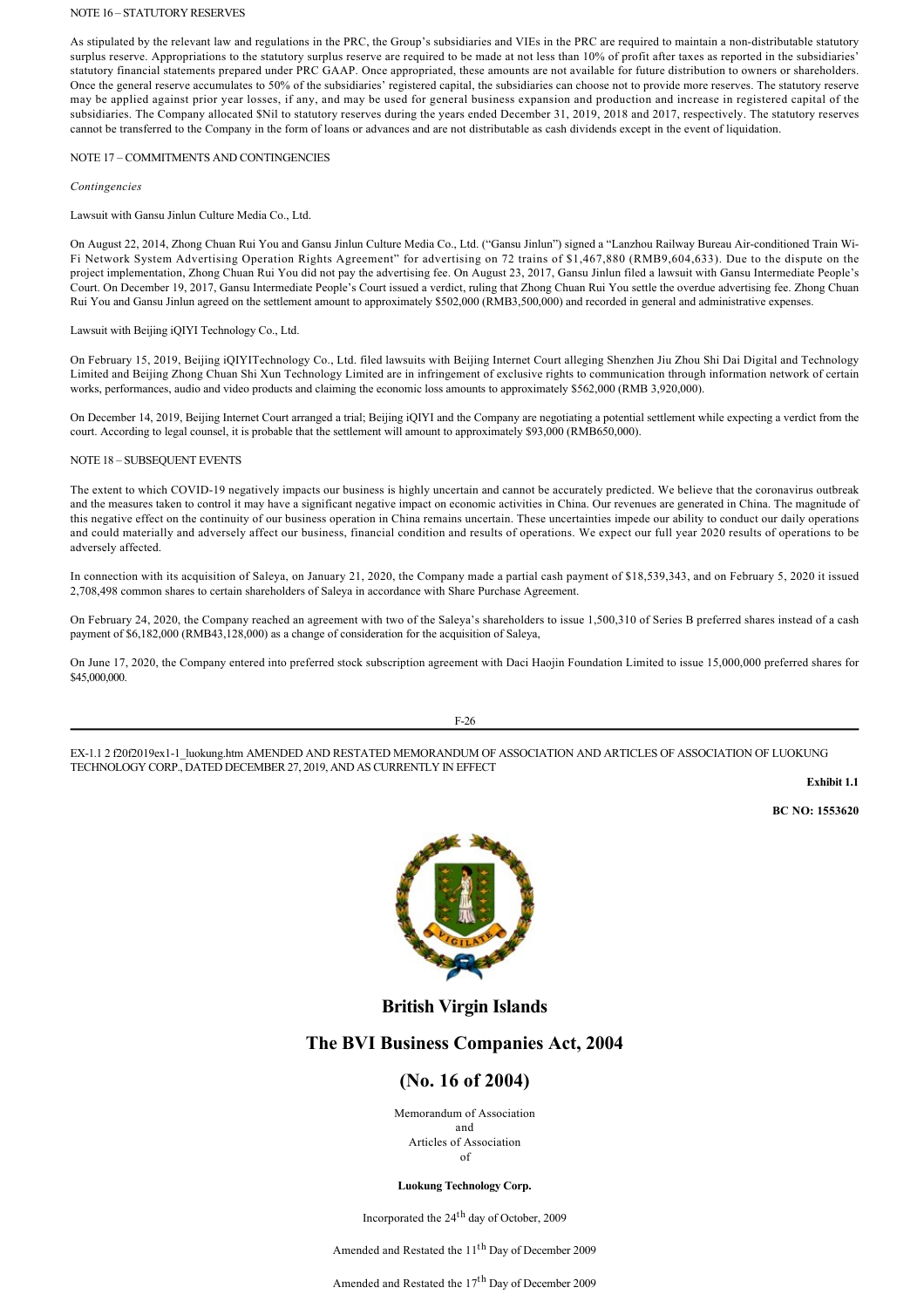NOTE 16 – STATUTORY RESERVES

As stipulated by the relevant law and regulations in the PRC, the Group's subsidiaries and VIEs in the PRC are required to maintain a non-distributable statutory surplus reserve. Appropriations to the statutory surplus reserve are required to be made at not less than 10% of profit after taxes as reported in the subsidiaries' statutory financial statements prepared under PRC GAAP. Once appropriated, these amounts are not available for future distribution to owners or shareholders. Once the general reserve accumulates to 50% of the subsidiaries' registered capital, the subsidiaries can choose not to provide more reserves. The statutory reserve may be applied against prior year losses, if any, and may be used for general business expansion and production and increase in registered capital of the subsidiaries. The Company allocated $Nil to statutory reserves during the years ended December 31, 2019, 2018 and 2017, respectively. The statutory reserves cannot be transferred to the Company in the form of loans or advances and are not distributable as cash dividends except in the event of liquidation.

NOTE 17 – COMMITMENTS AND CONTINGENCIES

*Contingencies*

Lawsuit with Gansu Jinlun Culture Media Co., Ltd.

On August 22, 2014, Zhong Chuan Rui You and Gansu Jinlun Culture Media Co., Ltd. ("Gansu Jinlun") signed a "Lanzhou Railway Bureau Air-conditioned Train Wi-Fi Network System Advertising Operation Rights Agreement" for advertising on 72 trains of $1,467,880 (RMB9,604,633). Due to the dispute on the project implementation, Zhong Chuan Rui You did not pay the advertising fee. On August 23, 2017, Gansu Jinlun filed a lawsuit with Gansu Intermediate People's Court. On December 19, 2017, Gansu Intermediate People's Court issued a verdict, ruling that Zhong Chuan Rui You settle the overdue advertising fee. Zhong Chuan Rui You and Gansu Jinlun agreed on the settlement amount to approximately $502,000 (RMB3,500,000) and recorded in general and administrative expenses.

Lawsuit with Beijing iQIYI Technology Co., Ltd.

On February 15, 2019, Beijing iQIYITechnology Co., Ltd. filed lawsuits with Beijing Internet Court alleging Shenzhen Jiu Zhou Shi Dai Digital and Technology Limited and Beijing Zhong Chuan Shi Xun Technology Limited are in infringement of exclusive rights to communication through information network of certain works, performances, audio and video products and claiming the economic loss amounts to approximately $562,000 (RMB 3,920,000).

On December 14, 2019, Beijing Internet Court arranged a trial; Beijing iQIYI and the Company are negotiating a potential settlement while expecting a verdict from the court. According to legal counsel, it is probable that the settlement will amount to approximately $93,000 (RMB650,000).

NOTE 18 – SUBSEQUENT EVENTS

The extent to which COVID-19 negatively impacts our business is highly uncertain and cannot be accurately predicted. We believe that the coronavirus outbreak and the measures taken to control it may have a significant negative impact on economic activities in China. Our revenues are generated in China. The magnitude of this negative effect on the continuity of our business operation in China remains uncertain. These uncertainties impede our ability to conduct our daily operations and could materially and adversely affect our business, financial condition and results of operations. We expect our full year 2020 results of operations to be adversely affected.

In connection with its acquisition of Saleya, on January 21, 2020, the Company made a partial cash payment of $18,539,343, and on February 5, 2020 it issued 2,708,498 common shares to certain shareholders of Saleya in accordance with Share Purchase Agreement.

On February 24, 2020, the Company reached an agreement with two of the Saleya's shareholders to issue 1,500,310 of Series B preferred shares instead of a cash payment of $6,182,000 (RMB43,128,000) as a change of consideration for the acquisition of Saleya,

On June 17, 2020, the Company entered into preferred stock subscription agreement with Daci Haojin Foundation Limited to issue 15,000,000 preferred shares for $45,000,000.

---

EX-1.1 2 f20f2019ex1-1_luokung.htm AMENDED AND RESTATED MEMORANDUM OF ASSOCIATION AND ARTICLES OF ASSOCIATION OF LUOKUNG TECHNOLOGY CORP., DATED DECEMBER 27, 2019, AND AS CURRENTLY IN EFFECT

**Exhibit 1.1**

**BC NO: 1553620**

# British Virgin Islands

# The BVI Business Companies Act, 2004

# (No. 16 of 2004)

Memorandum of Association
and
Articles of Association
of

**Luokung Technology Corp.**

Incorporated the 24th day of October, 2009

Amended and Restated the 11th Day of December 2009

Amended and Restated the 17th Day of December 2009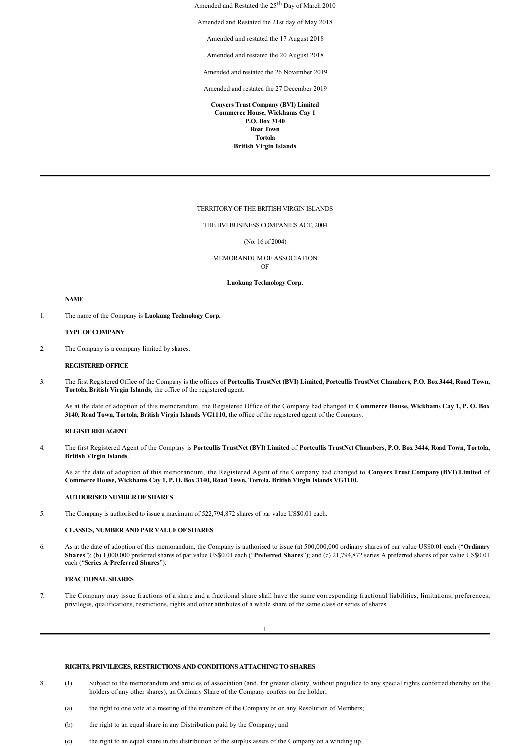Amended and Restated the 25th Day of March 2010

Amended and Restated the 21st day of May 2018

Amended and restated the 17 August 2018

Amended and restated the 20 August 2018

Amended and restated the 26 November 2019

Amended and restated the 27 December 2019

**Conyers Trust Company (BVI) Limited**
**Commerce House, Wickhams Cay 1**
**P.O. Box 3140**
**Road Town**
**Tortola**
**British Virgin Islands**

---

TERRITORY OF THE BRITISH VIRGIN ISLANDS

THE BVI BUSINESS COMPANIES ACT, 2004

(No. 16 of 2004)

MEMORANDUM OF ASSOCIATION
OF

**Luokung Technology Corp.**

**NAME**

1. The name of the Company is **Luokung Technology Corp.**

**TYPE OF COMPANY**

2. The Company is a company limited by shares.

**REGISTERED OFFICE**

3. The first Registered Office of the Company is the offices of **Portcullis TrustNet (BVI) Limited, Portcullis TrustNet Chambers, P.O. Box 3444, Road Town, Tortola, British Virgin Islands**, the office of the registered agent.

   As at the date of adoption of this memorandum, the Registered Office of the Company had changed to **Commerce House, Wickhams Cay 1, P. O. Box 3140, Road Town, Tortola, British Virgin Islands VG1110,** the office of the registered agent of the Company.

**REGISTERED AGENT**

4. The first Registered Agent of the Company is **Portcullis TrustNet (BVI) Limited** of **Portcullis TrustNet Chambers, P.O. Box 3444, Road Town, Tortola, British Virgin Islands**.

   As at the date of adoption of this memorandum, the Registered Agent of the Company had changed to **Conyers Trust Company (BVI) Limited** of **Commerce House, Wickhams Cay 1, P. O. Box 3140, Road Town, Tortola, British Virgin Islands VG1110.**

**AUTHORISED NUMBER OF SHARES**

5. The Company is authorised to issue a maximum of 522,794,872 shares of par value US$0.01 each.

**CLASSES, NUMBER AND PAR VALUE OF SHARES**

6. As at the date of adoption of this memorandum, the Company is authorised to issue (a) 500,000,000 ordinary shares of par value US$0.01 each ("**Ordinary Shares**"); (b) 1,000,000 preferred shares of par value US$0.01 each ("**Preferred Shares**"); and (c) 21,794,872 series A preferred shares of par value US$0.01 each ("**Series A Preferred Shares**").

**FRACTIONAL SHARES**

7. The Company may issue fractions of a share and a fractional share shall have the same corresponding fractional liabilities, limitations, preferences, privileges, qualifications, restrictions, rights and other attributes of a whole share of the same class or series of shares.

---

**RIGHTS, PRIVILEGES, RESTRICTIONS AND CONDITIONS ATTACHING TO SHARES**

8. (1) Subject to the memorandum and articles of association (and, for greater clarity, without prejudice to any special rights conferred thereby on the holders of any other shares), an Ordinary Share of the Company confers on the holder;

   (a) the right to one vote at a meeting of the members of the Company or on any Resolution of Members;

   (b) the right to an equal share in any Distribution paid by the Company; and

   (c) the right to an equal share in the distribution of the surplus assets of the Company on a winding up.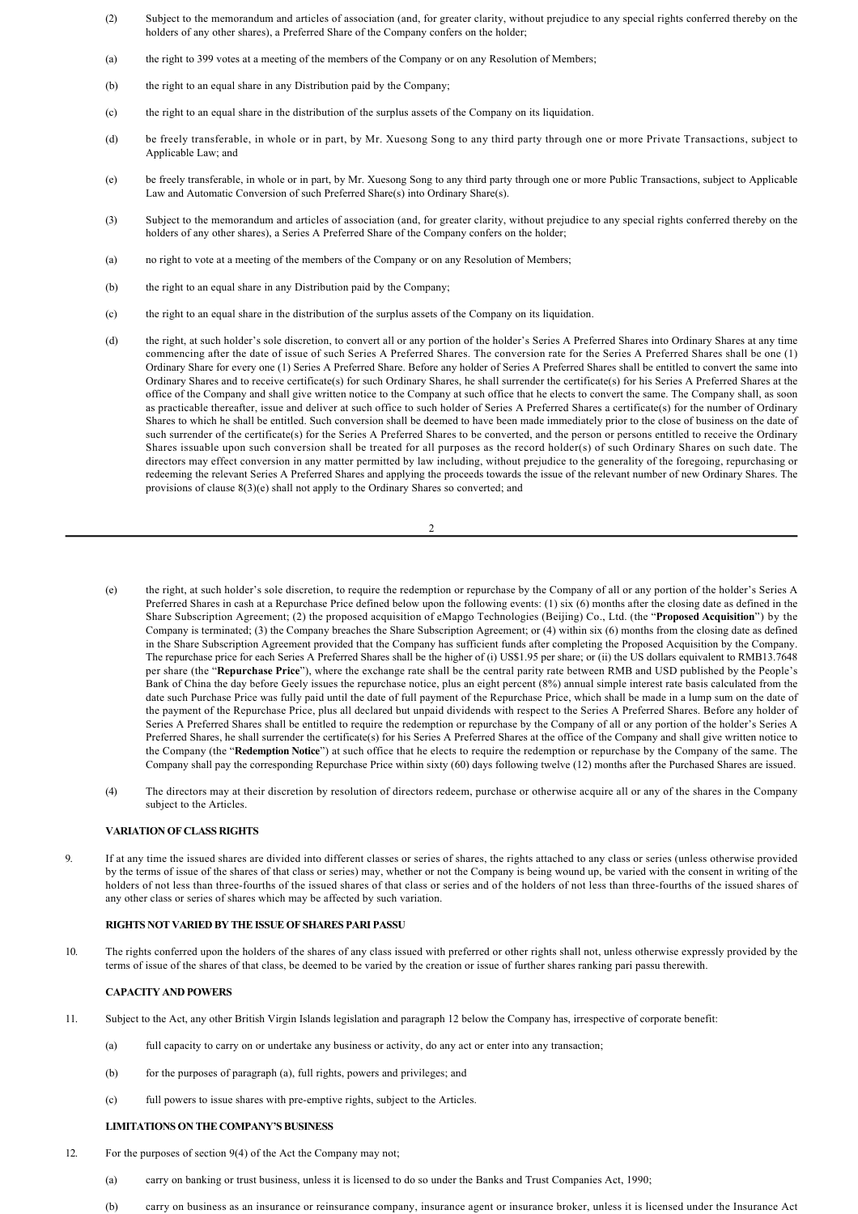(2) Subject to the memorandum and articles of association (and, for greater clarity, without prejudice to any special rights conferred thereby on the holders of any other shares), a Preferred Share of the Company confers on the holder;

(a) the right to 399 votes at a meeting of the members of the Company or on any Resolution of Members;

(b) the right to an equal share in any Distribution paid by the Company;

(c) the right to an equal share in the distribution of the surplus assets of the Company on its liquidation.

(d) be freely transferable, in whole or in part, by Mr. Xuesong Song to any third party through one or more Private Transactions, subject to Applicable Law; and

(e) be freely transferable, in whole or in part, by Mr. Xuesong Song to any third party through one or more Public Transactions, subject to Applicable Law and Automatic Conversion of such Preferred Share(s) into Ordinary Share(s).

(3) Subject to the memorandum and articles of association (and, for greater clarity, without prejudice to any special rights conferred thereby on the holders of any other shares), a Series A Preferred Share of the Company confers on the holder;

(a) no right to vote at a meeting of the members of the Company or on any Resolution of Members;

(b) the right to an equal share in any Distribution paid by the Company;

(c) the right to an equal share in the distribution of the surplus assets of the Company on its liquidation.

(d) the right, at such holder's sole discretion, to convert all or any portion of the holder's Series A Preferred Shares into Ordinary Shares at any time commencing after the date of issue of such Series A Preferred Shares. The conversion rate for the Series A Preferred Shares shall be one (1) Ordinary Share for every one (1) Series A Preferred Share. Before any holder of Series A Preferred Shares shall be entitled to convert the same into Ordinary Shares and to receive certificate(s) for such Ordinary Shares, he shall surrender the certificate(s) for his Series A Preferred Shares at the office of the Company and shall give written notice to the Company at such office that he elects to convert the same. The Company shall, as soon as practicable thereafter, issue and deliver at such office to such holder of Series A Preferred Shares a certificate(s) for the number of Ordinary Shares to which he shall be entitled. Such conversion shall be deemed to have been made immediately prior to the close of business on the date of such surrender of the certificate(s) for the Series A Preferred Shares to be converted, and the person or persons entitled to receive the Ordinary Shares issuable upon such conversion shall be treated for all purposes as the record holder(s) of such Ordinary Shares on such date. The directors may effect conversion in any matter permitted by law including, without prejudice to the generality of the foregoing, repurchasing or redeeming the relevant Series A Preferred Shares and applying the proceeds towards the issue of the relevant number of new Ordinary Shares. The provisions of clause 8(3)(e) shall not apply to the Ordinary Shares so converted; and

(e) the right, at such holder's sole discretion, to require the redemption or repurchase by the Company of all or any portion of the holder's Series A Preferred Shares in cash at a Repurchase Price defined below upon the following events: (1) six (6) months after the closing date as defined in the Share Subscription Agreement; (2) the proposed acquisition of eMapgo Technologies (Beijing) Co., Ltd. (the "**Proposed Acquisition**") by the Company is terminated; (3) the Company breaches the Share Subscription Agreement; or (4) within six (6) months from the closing date as defined in the Share Subscription Agreement provided that the Company has sufficient funds after completing the Proposed Acquisition by the Company. The repurchase price for each Series A Preferred Shares shall be the higher of (i) US$1.95 per share; or (ii) the US dollars equivalent to RMB13.7648 per share (the "**Repurchase Price**"), where the exchange rate shall be the central parity rate between RMB and USD published by the People's Bank of China the day before Geely issues the repurchase notice, plus an eight percent (8%) annual simple interest rate basis calculated from the date such Purchase Price was fully paid until the date of full payment of the Repurchase Price, which shall be made in a lump sum on the date of the payment of the Repurchase Price, plus all declared but unpaid dividends with respect to the Series A Preferred Shares. Before any holder of Series A Preferred Shares shall be entitled to require the redemption or repurchase by the Company of all or any portion of the holder's Series A Preferred Shares, he shall surrender the certificate(s) for his Series A Preferred Shares at the office of the Company and shall give written notice to the Company (the "**Redemption Notice**") at such office that he elects to require the redemption or repurchase by the Company of the same. The Company shall pay the corresponding Repurchase Price within sixty (60) days following twelve (12) months after the Purchased Shares are issued.

(4) The directors may at their discretion by resolution of directors redeem, purchase or otherwise acquire all or any of the shares in the Company subject to the Articles.

**VARIATION OF CLASS RIGHTS**

9. If at any time the issued shares are divided into different classes or series of shares, the rights attached to any class or series (unless otherwise provided by the terms of issue of the shares of that class or series) may, whether or not the Company is being wound up, be varied with the consent in writing of the holders of not less than three-fourths of the issued shares of that class or series and of the holders of not less than three-fourths of the issued shares of any other class or series of shares which may be affected by such variation.

**RIGHTS NOT VARIED BY THE ISSUE OF SHARES PARI PASSU**

10. The rights conferred upon the holders of the shares of any class issued with preferred or other rights shall not, unless otherwise expressly provided by the terms of issue of the shares of that class, be deemed to be varied by the creation or issue of further shares ranking pari passu therewith.

**CAPACITY AND POWERS**

11. Subject to the Act, any other British Virgin Islands legislation and paragraph 12 below the Company has, irrespective of corporate benefit:

(a) full capacity to carry on or undertake any business or activity, do any act or enter into any transaction;

(b) for the purposes of paragraph (a), full rights, powers and privileges; and

(c) full powers to issue shares with pre-emptive rights, subject to the Articles.

**LIMITATIONS ON THE COMPANY'S BUSINESS**

12. For the purposes of section 9(4) of the Act the Company may not;

(a) carry on banking or trust business, unless it is licensed to do so under the Banks and Trust Companies Act, 1990;

(b) carry on business as an insurance or reinsurance company, insurance agent or insurance broker, unless it is licensed under the Insurance Act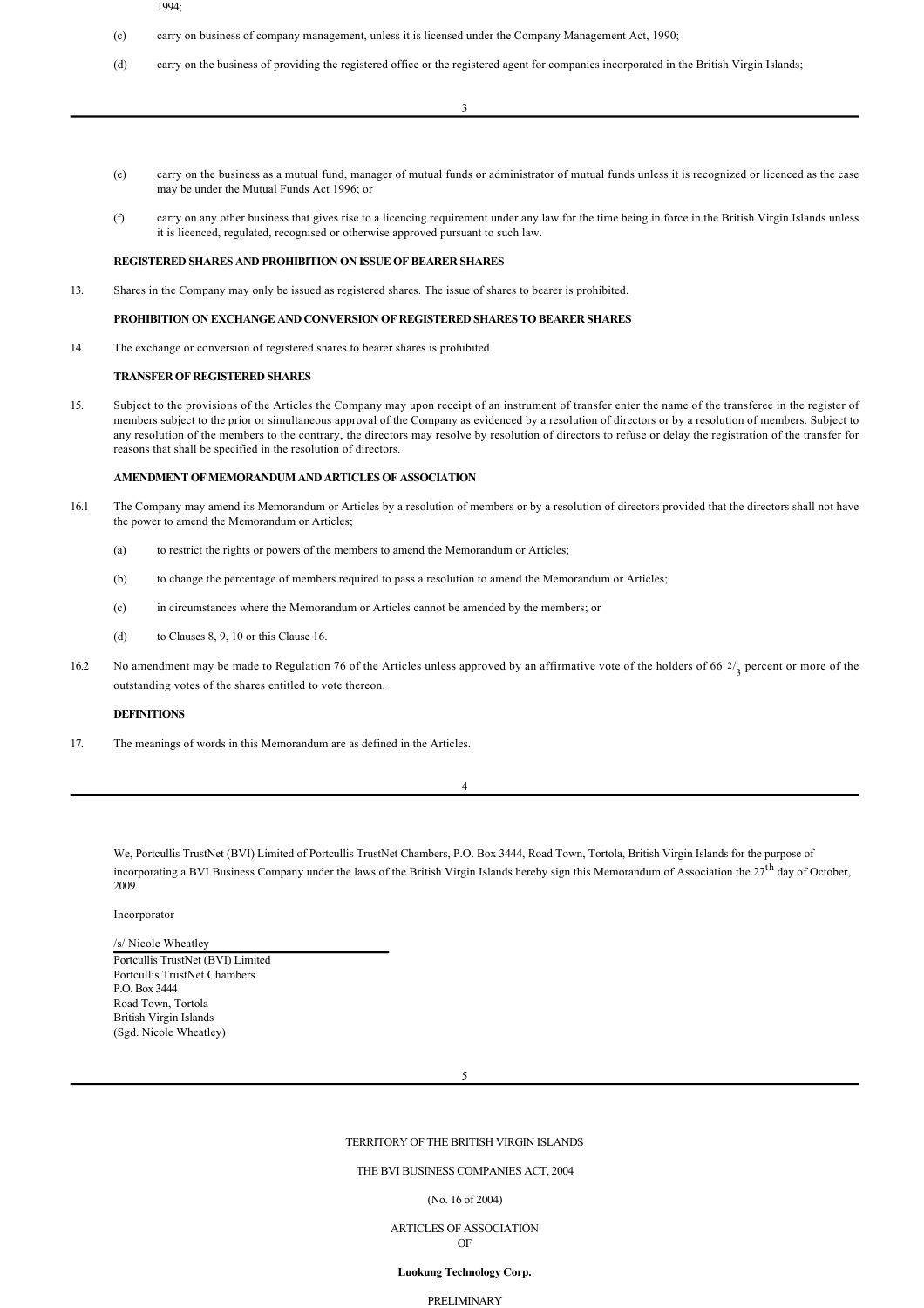1994;

(c) carry on business of company management, unless it is licensed under the Company Management Act, 1990;

(d) carry on the business of providing the registered office or the registered agent for companies incorporated in the British Virgin Islands;

(e) carry on the business as a mutual fund, manager of mutual funds or administrator of mutual funds unless it is recognized or licenced as the case may be under the Mutual Funds Act 1996; or

(f) carry on any other business that gives rise to a licencing requirement under any law for the time being in force in the British Virgin Islands unless it is licenced, regulated, recognised or otherwise approved pursuant to such law.

**REGISTERED SHARES AND PROHIBITION ON ISSUE OF BEARER SHARES**

13. Shares in the Company may only be issued as registered shares. The issue of shares to bearer is prohibited.

**PROHIBITION ON EXCHANGE AND CONVERSION OF REGISTERED SHARES TO BEARER SHARES**

14. The exchange or conversion of registered shares to bearer shares is prohibited.

**TRANSFER OF REGISTERED SHARES**

15. Subject to the provisions of the Articles the Company may upon receipt of an instrument of transfer enter the name of the transferee in the register of members subject to the prior or simultaneous approval of the Company as evidenced by a resolution of directors or by a resolution of members. Subject to any resolution of the members to the contrary, the directors may resolve by resolution of directors to refuse or delay the registration of the transfer for reasons that shall be specified in the resolution of directors.

**AMENDMENT OF MEMORANDUM AND ARTICLES OF ASSOCIATION**

16.1 The Company may amend its Memorandum or Articles by a resolution of members or by a resolution of directors provided that the directors shall not have the power to amend the Memorandum or Articles;

(a) to restrict the rights or powers of the members to amend the Memorandum or Articles;

(b) to change the percentage of members required to pass a resolution to amend the Memorandum or Articles;

(c) in circumstances where the Memorandum or Articles cannot be amended by the members; or

(d) to Clauses 8, 9, 10 or this Clause 16.

16.2 No amendment may be made to Regulation 76 of the Articles unless approved by an affirmative vote of the holders of 66 $^{2}/_{3}$ percent or more of the outstanding votes of the shares entitled to vote thereon.

**DEFINITIONS**

17. The meanings of words in this Memorandum are as defined in the Articles.

We, Portcullis TrustNet (BVI) Limited of Portcullis TrustNet Chambers, P.O. Box 3444, Road Town, Tortola, British Virgin Islands for the purpose of incorporating a BVI Business Company under the laws of the British Virgin Islands hereby sign this Memorandum of Association the 27th day of October, 2009.

Incorporator

/s/ Nicole Wheatley
Portcullis TrustNet (BVI) Limited
Portcullis TrustNet Chambers
P.O. Box 3444
Road Town, Tortola
British Virgin Islands
(Sgd. Nicole Wheatley)

TERRITORY OF THE BRITISH VIRGIN ISLANDS

THE BVI BUSINESS COMPANIES ACT, 2004

(No. 16 of 2004)

ARTICLES OF ASSOCIATION
OF

**Luokung Technology Corp.**

PRELIMINARY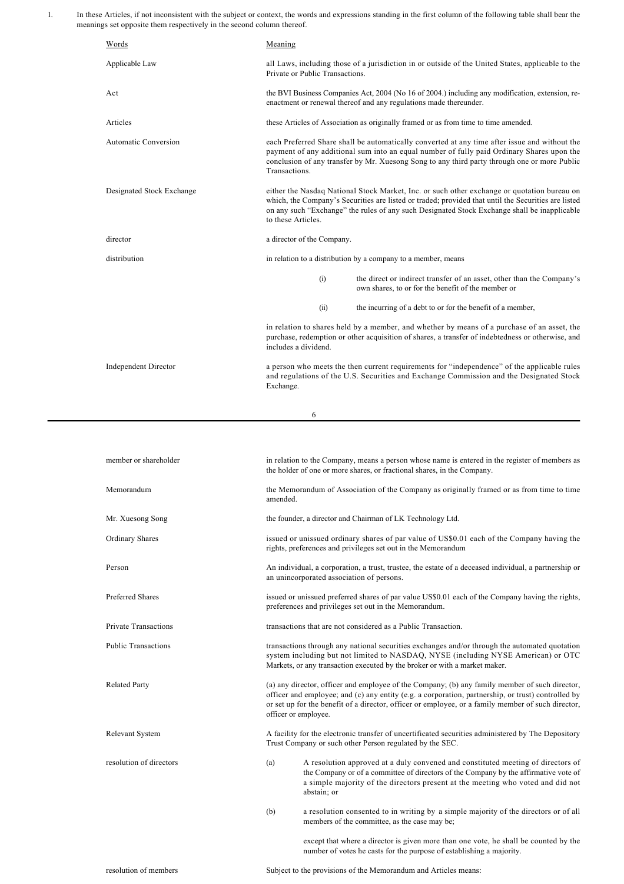1. In these Articles, if not inconsistent with the subject or context, the words and expressions standing in the first column of the following table shall bear the meanings set opposite them respectively in the second column thereof.

| Words | Meaning |
|---|---|
| Applicable Law | all Laws, including those of a jurisdiction in or outside of the United States, applicable to the Private or Public Transactions. |
| Act | the BVI Business Companies Act, 2004 (No 16 of 2004.) including any modification, extension, re-enactment or renewal thereof and any regulations made thereunder. |
| Articles | these Articles of Association as originally framed or as from time to time amended. |
| Automatic Conversion | each Preferred Share shall be automatically converted at any time after issue and without the payment of any additional sum into an equal number of fully paid Ordinary Shares upon the conclusion of any transfer by Mr. Xuesong Song to any third party through one or more Public Transactions. |
| Designated Stock Exchange | either the Nasdaq National Stock Market, Inc. or such other exchange or quotation bureau on which, the Company's Securities are listed or traded; provided that until the Securities are listed on any such "Exchange" the rules of any such Designated Stock Exchange shall be inapplicable to these Articles. |
| director | a director of the Company. |
| distribution | in relation to a distribution by a company to a member, means<br>(i) the direct or indirect transfer of an asset, other than the Company's own shares, to or for the benefit of the member or<br>(ii) the incurring of a debt to or for the benefit of a member,<br>in relation to shares held by a member, and whether by means of a purchase of an asset, the purchase, redemption or other acquisition of shares, a transfer of indebtedness or otherwise, and includes a dividend. |
| Independent Director | a person who meets the then current requirements for "independence" of the applicable rules and regulations of the U.S. Securities and Exchange Commission and the Designated Stock Exchange. |
| member or shareholder | in relation to the Company, means a person whose name is entered in the register of members as the holder of one or more shares, or fractional shares, in the Company. |
| Memorandum | the Memorandum of Association of the Company as originally framed or as from time to time amended. |
| Mr. Xuesong Song | the founder, a director and Chairman of LK Technology Ltd. |
| Ordinary Shares | issued or unissued ordinary shares of par value of US$0.01 each of the Company having the rights, preferences and privileges set out in the Memorandum |
| Person | An individual, a corporation, a trust, trustee, the estate of a deceased individual, a partnership or an unincorporated association of persons. |
| Preferred Shares | issued or unissued preferred shares of par value US$0.01 each of the Company having the rights, preferences and privileges set out in the Memorandum. |
| Private Transactions | transactions that are not considered as a Public Transaction. |
| Public Transactions | transactions through any national securities exchanges and/or through the automated quotation system including but not limited to NASDAQ, NYSE (including NYSE American) or OTC Markets, or any transaction executed by the broker or with a market maker. |
| Related Party | (a) any director, officer and employee of the Company; (b) any family member of such director, officer and employee; and (c) any entity (e.g. a corporation, partnership, or trust) controlled by or set up for the benefit of a director, officer or employee, or a family member of such director, officer or employee. |
| Relevant System | A facility for the electronic transfer of uncertificated securities administered by The Depository Trust Company or such other Person regulated by the SEC. |
| resolution of directors | (a) A resolution approved at a duly convened and constituted meeting of directors of the Company or of a committee of directors of the Company by the affirmative vote of a simple majority of the directors present at the meeting who voted and did not abstain; or<br>(b) a resolution consented to in writing by a simple majority of the directors or of all members of the committee, as the case may be;<br>except that where a director is given more than one vote, he shall be counted by the number of votes he casts for the purpose of establishing a majority. |
| resolution of members | Subject to the provisions of the Memorandum and Articles means: |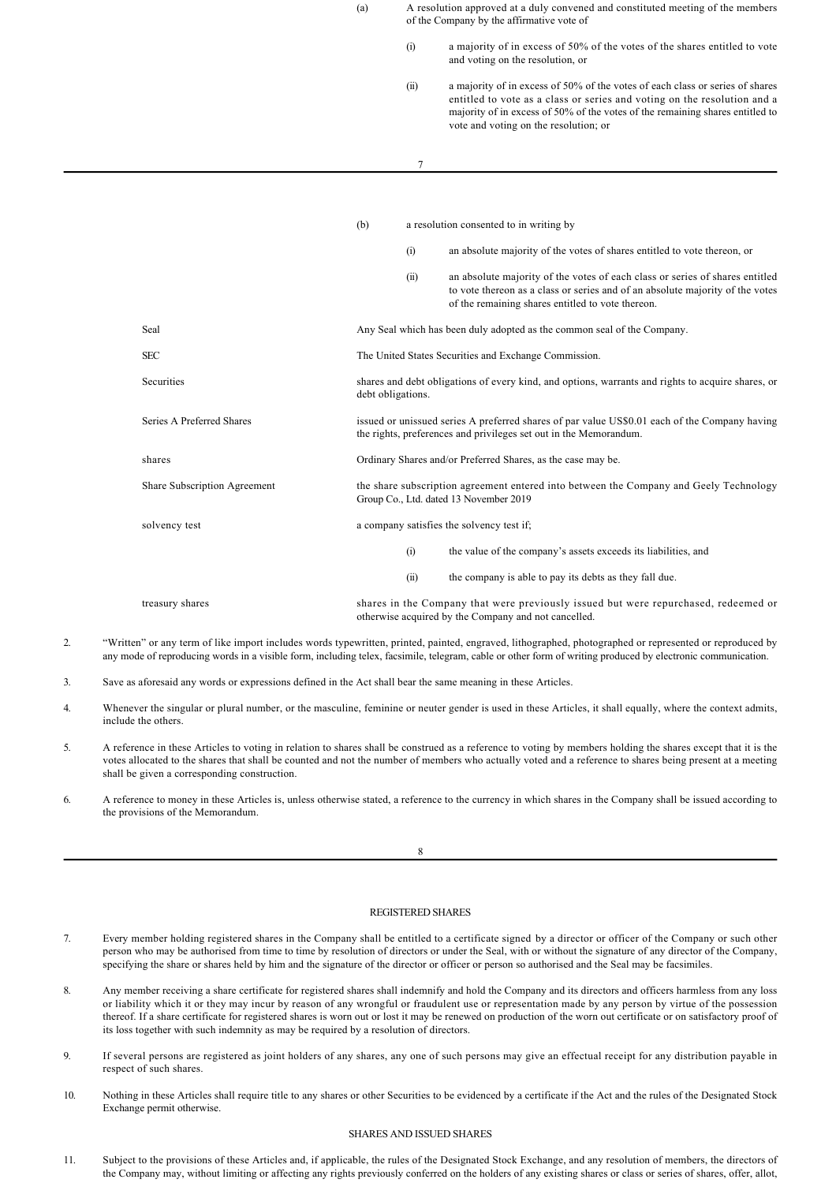(a) A resolution approved at a duly convened and constituted meeting of the members of the Company by the affirmative vote of

(i) a majority of in excess of 50% of the votes of the shares entitled to vote and voting on the resolution, or

(ii) a majority of in excess of 50% of the votes of each class or series of shares entitled to vote as a class or series and voting on the resolution and a majority of in excess of 50% of the votes of the remaining shares entitled to vote and voting on the resolution; or

(b) a resolution consented to in writing by

(i) an absolute majority of the votes of shares entitled to vote thereon, or

(ii) an absolute majority of the votes of each class or series of shares entitled to vote thereon as a class or series and of an absolute majority of the votes of the remaining shares entitled to vote thereon.

| | |
|---|---|
| Seal | Any Seal which has been duly adopted as the common seal of the Company. |
| SEC | The United States Securities and Exchange Commission. |
| Securities | shares and debt obligations of every kind, and options, warrants and rights to acquire shares, or debt obligations. |
| Series A Preferred Shares | issued or unissued series A preferred shares of par value US$0.01 each of the Company having the rights, preferences and privileges set out in the Memorandum. |
| shares | Ordinary Shares and/or Preferred Shares, as the case may be. |
| Share Subscription Agreement | the share subscription agreement entered into between the Company and Geely Technology Group Co., Ltd. dated 13 November 2019 |
| solvency test | a company satisfies the solvency test if; (i) the value of the company's assets exceeds its liabilities, and (ii) the company is able to pay its debts as they fall due. |
| treasury shares | shares in the Company that were previously issued but were repurchased, redeemed or otherwise acquired by the Company and not cancelled. |

2. "Written" or any term of like import includes words typewritten, printed, painted, engraved, lithographed, photographed or represented or reproduced by any mode of reproducing words in a visible form, including telex, facsimile, telegram, cable or other form of writing produced by electronic communication.

3. Save as aforesaid any words or expressions defined in the Act shall bear the same meaning in these Articles.

4. Whenever the singular or plural number, or the masculine, feminine or neuter gender is used in these Articles, it shall equally, where the context admits, include the others.

5. A reference in these Articles to voting in relation to shares shall be construed as a reference to voting by members holding the shares except that it is the votes allocated to the shares that shall be counted and not the number of members who actually voted and a reference to shares being present at a meeting shall be given a corresponding construction.

6. A reference to money in these Articles is, unless otherwise stated, a reference to the currency in which shares in the Company shall be issued according to the provisions of the Memorandum.

## REGISTERED SHARES

7. Every member holding registered shares in the Company shall be entitled to a certificate signed by a director or officer of the Company or such other person who may be authorised from time to time by resolution of directors or under the Seal, with or without the signature of any director of the Company, specifying the share or shares held by him and the signature of the director or officer or person so authorised and the Seal may be facsimiles.

8. Any member receiving a share certificate for registered shares shall indemnify and hold the Company and its directors and officers harmless from any loss or liability which it or they may incur by reason of any wrongful or fraudulent use or representation made by any person by virtue of the possession thereof. If a share certificate for registered shares is worn out or lost it may be renewed on production of the worn out certificate or on satisfactory proof of its loss together with such indemnity as may be required by a resolution of directors.

9. If several persons are registered as joint holders of any shares, any one of such persons may give an effectual receipt for any distribution payable in respect of such shares.

10. Nothing in these Articles shall require title to any shares or other Securities to be evidenced by a certificate if the Act and the rules of the Designated Stock Exchange permit otherwise.

## SHARES AND ISSUED SHARES

11. Subject to the provisions of these Articles and, if applicable, the rules of the Designated Stock Exchange, and any resolution of members, the directors of the Company may, without limiting or affecting any rights previously conferred on the holders of any existing shares or class or series of shares, offer, allot,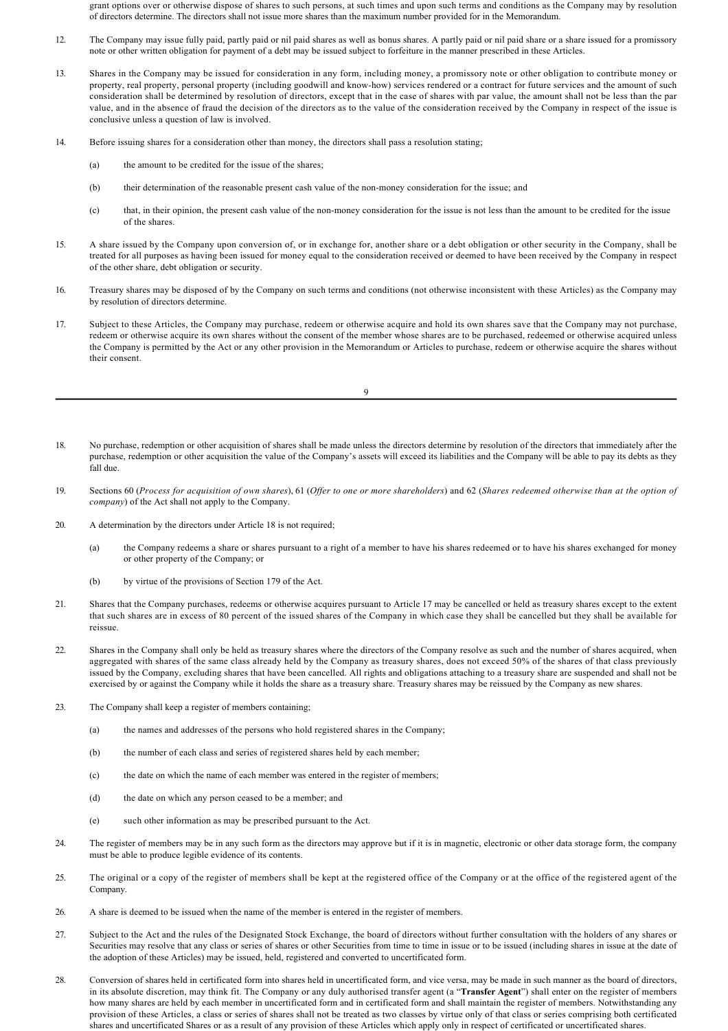grant options over or otherwise dispose of shares to such persons, at such times and upon such terms and conditions as the Company may by resolution of directors determine. The directors shall not issue more shares than the maximum number provided for in the Memorandum.

12. The Company may issue fully paid, partly paid or nil paid shares as well as bonus shares. A partly paid or nil paid share or a share issued for a promissory note or other written obligation for payment of a debt may be issued subject to forfeiture in the manner prescribed in these Articles.

13. Shares in the Company may be issued for consideration in any form, including money, a promissory note or other obligation to contribute money or property, real property, personal property (including goodwill and know-how) services rendered or a contract for future services and the amount of such consideration shall be determined by resolution of directors, except that in the case of shares with par value, the amount shall not be less than the par value, and in the absence of fraud the decision of the directors as to the value of the consideration received by the Company in respect of the issue is conclusive unless a question of law is involved.

14. Before issuing shares for a consideration other than money, the directors shall pass a resolution stating;

    (a) the amount to be credited for the issue of the shares;

    (b) their determination of the reasonable present cash value of the non-money consideration for the issue; and

    (c) that, in their opinion, the present cash value of the non-money consideration for the issue is not less than the amount to be credited for the issue of the shares.

15. A share issued by the Company upon conversion of, or in exchange for, another share or a debt obligation or other security in the Company, shall be treated for all purposes as having been issued for money equal to the consideration received or deemed to have been received by the Company in respect of the other share, debt obligation or security.

16. Treasury shares may be disposed of by the Company on such terms and conditions (not otherwise inconsistent with these Articles) as the Company may by resolution of directors determine.

17. Subject to these Articles, the Company may purchase, redeem or otherwise acquire and hold its own shares save that the Company may not purchase, redeem or otherwise acquire its own shares without the consent of the member whose shares are to be purchased, redeemed or otherwise acquired unless the Company is permitted by the Act or any other provision in the Memorandum or Articles to purchase, redeem or otherwise acquire the shares without their consent.

18. No purchase, redemption or other acquisition of shares shall be made unless the directors determine by resolution of the directors that immediately after the purchase, redemption or other acquisition the value of the Company's assets will exceed its liabilities and the Company will be able to pay its debts as they fall due.

19. Sections 60 (*Process for acquisition of own shares*), 61 (*Offer to one or more shareholders*) and 62 (*Shares redeemed otherwise than at the option of company*) of the Act shall not apply to the Company.

20. A determination by the directors under Article 18 is not required;

    (a) the Company redeems a share or shares pursuant to a right of a member to have his shares redeemed or to have his shares exchanged for money or other property of the Company; or

    (b) by virtue of the provisions of Section 179 of the Act.

21. Shares that the Company purchases, redeems or otherwise acquires pursuant to Article 17 may be cancelled or held as treasury shares except to the extent that such shares are in excess of 80 percent of the issued shares of the Company in which case they shall be cancelled but they shall be available for reissue.

22. Shares in the Company shall only be held as treasury shares where the directors of the Company resolve as such and the number of shares acquired, when aggregated with shares of the same class already held by the Company as treasury shares, does not exceed 50% of the shares of that class previously issued by the Company, excluding shares that have been cancelled. All rights and obligations attaching to a treasury share are suspended and shall not be exercised by or against the Company while it holds the share as a treasury share. Treasury shares may be reissued by the Company as new shares.

23. The Company shall keep a register of members containing;

    (a) the names and addresses of the persons who hold registered shares in the Company;

    (b) the number of each class and series of registered shares held by each member;

    (c) the date on which the name of each member was entered in the register of members;

    (d) the date on which any person ceased to be a member; and

    (e) such other information as may be prescribed pursuant to the Act.

24. The register of members may be in any such form as the directors may approve but if it is in magnetic, electronic or other data storage form, the company must be able to produce legible evidence of its contents.

25. The original or a copy of the register of members shall be kept at the registered office of the Company or at the office of the registered agent of the Company.

26. A share is deemed to be issued when the name of the member is entered in the register of members.

27. Subject to the Act and the rules of the Designated Stock Exchange, the board of directors without further consultation with the holders of any shares or Securities may resolve that any class or series of shares or other Securities from time to time in issue or to be issued (including shares in issue at the date of the adoption of these Articles) may be issued, held, registered and converted to uncertificated form.

28. Conversion of shares held in certificated form into shares held in uncertificated form, and vice versa, may be made in such manner as the board of directors, in its absolute discretion, may think fit. The Company or any duly authorised transfer agent (a "**Transfer Agent**") shall enter on the register of members how many shares are held by each member in uncertificated form and in certificated form and shall maintain the register of members. Notwithstanding any provision of these Articles, a class or series of shares shall not be treated as two classes by virtue only of that class or series comprising both certificated shares and uncertificated Shares or as a result of any provision of these Articles which apply only in respect of certificated or uncertificated shares.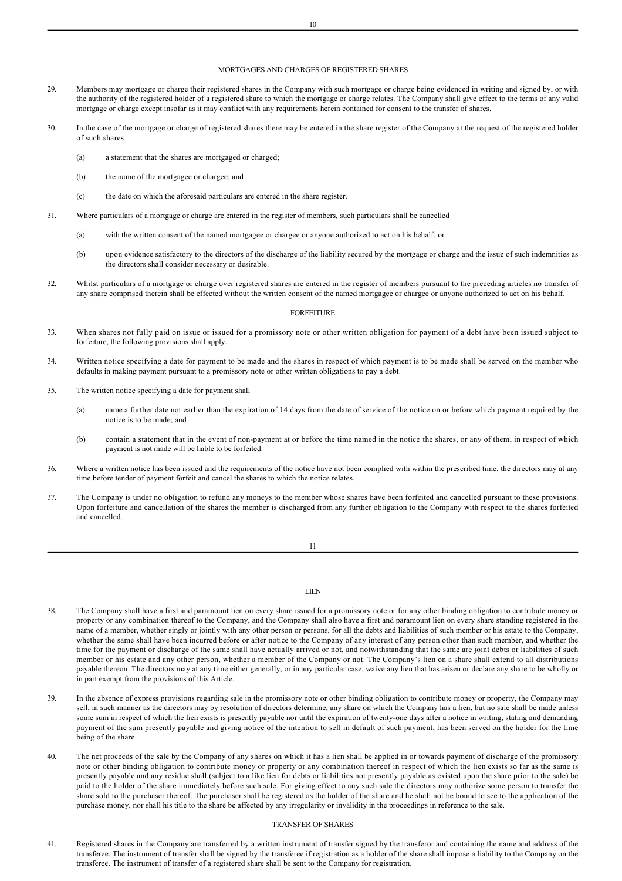## MORTGAGES AND CHARGES OF REGISTERED SHARES

29. Members may mortgage or charge their registered shares in the Company with such mortgage or charge being evidenced in writing and signed by, or with the authority of the registered holder of a registered share to which the mortgage or charge relates. The Company shall give effect to the terms of any valid mortgage or charge except insofar as it may conflict with any requirements herein contained for consent to the transfer of shares.

30. In the case of the mortgage or charge of registered shares there may be entered in the share register of the Company at the request of the registered holder of such shares

    (a) a statement that the shares are mortgaged or charged;

    (b) the name of the mortgagee or chargee; and

    (c) the date on which the aforesaid particulars are entered in the share register.

31. Where particulars of a mortgage or charge are entered in the register of members, such particulars shall be cancelled

    (a) with the written consent of the named mortgagee or chargee or anyone authorized to act on his behalf; or

    (b) upon evidence satisfactory to the directors of the discharge of the liability secured by the mortgage or charge and the issue of such indemnities as the directors shall consider necessary or desirable.

32. Whilst particulars of a mortgage or charge over registered shares are entered in the register of members pursuant to the preceding articles no transfer of any share comprised therein shall be effected without the written consent of the named mortgagee or chargee or anyone authorized to act on his behalf.

## FORFEITURE

33. When shares not fully paid on issue or issued for a promissory note or other written obligation for payment of a debt have been issued subject to forfeiture, the following provisions shall apply.

34. Written notice specifying a date for payment to be made and the shares in respect of which payment is to be made shall be served on the member who defaults in making payment pursuant to a promissory note or other written obligations to pay a debt.

35. The written notice specifying a date for payment shall

    (a) name a further date not earlier than the expiration of 14 days from the date of service of the notice on or before which payment required by the notice is to be made; and

    (b) contain a statement that in the event of non-payment at or before the time named in the notice the shares, or any of them, in respect of which payment is not made will be liable to be forfeited.

36. Where a written notice has been issued and the requirements of the notice have not been complied with within the prescribed time, the directors may at any time before tender of payment forfeit and cancel the shares to which the notice relates.

37. The Company is under no obligation to refund any moneys to the member whose shares have been forfeited and cancelled pursuant to these provisions. Upon forfeiture and cancellation of the shares the member is discharged from any further obligation to the Company with respect to the shares forfeited and cancelled.

## LIEN

38. The Company shall have a first and paramount lien on every share issued for a promissory note or for any other binding obligation to contribute money or property or any combination thereof to the Company, and the Company shall also have a first and paramount lien on every share standing registered in the name of a member, whether singly or jointly with any other person or persons, for all the debts and liabilities of such member or his estate to the Company, whether the same shall have been incurred before or after notice to the Company of any interest of any person other than such member, and whether the time for the payment or discharge of the same shall have actually arrived or not, and notwithstanding that the same are joint debts or liabilities of such member or his estate and any other person, whether a member of the Company or not. The Company's lien on a share shall extend to all distributions payable thereon. The directors may at any time either generally, or in any particular case, waive any lien that has arisen or declare any share to be wholly or in part exempt from the provisions of this Article.

39. In the absence of express provisions regarding sale in the promissory note or other binding obligation to contribute money or property, the Company may sell, in such manner as the directors may by resolution of directors determine, any share on which the Company has a lien, but no sale shall be made unless some sum in respect of which the lien exists is presently payable nor until the expiration of twenty-one days after a notice in writing, stating and demanding payment of the sum presently payable and giving notice of the intention to sell in default of such payment, has been served on the holder for the time being of the share.

40. The net proceeds of the sale by the Company of any shares on which it has a lien shall be applied in or towards payment of discharge of the promissory note or other binding obligation to contribute money or property or any combination thereof in respect of which the lien exists so far as the same is presently payable and any residue shall (subject to a like lien for debts or liabilities not presently payable as existed upon the share prior to the sale) be paid to the holder of the share immediately before such sale. For giving effect to any such sale the directors may authorize some person to transfer the share sold to the purchaser thereof. The purchaser shall be registered as the holder of the share and he shall not be bound to see to the application of the purchase money, nor shall his title to the share be affected by any irregularity or invalidity in the proceedings in reference to the sale.

## TRANSFER OF SHARES

41. Registered shares in the Company are transferred by a written instrument of transfer signed by the transferor and containing the name and address of the transferee. The instrument of transfer shall be signed by the transferee if registration as a holder of the share shall impose a liability to the Company on the transferee. The instrument of transfer of a registered share shall be sent to the Company for registration.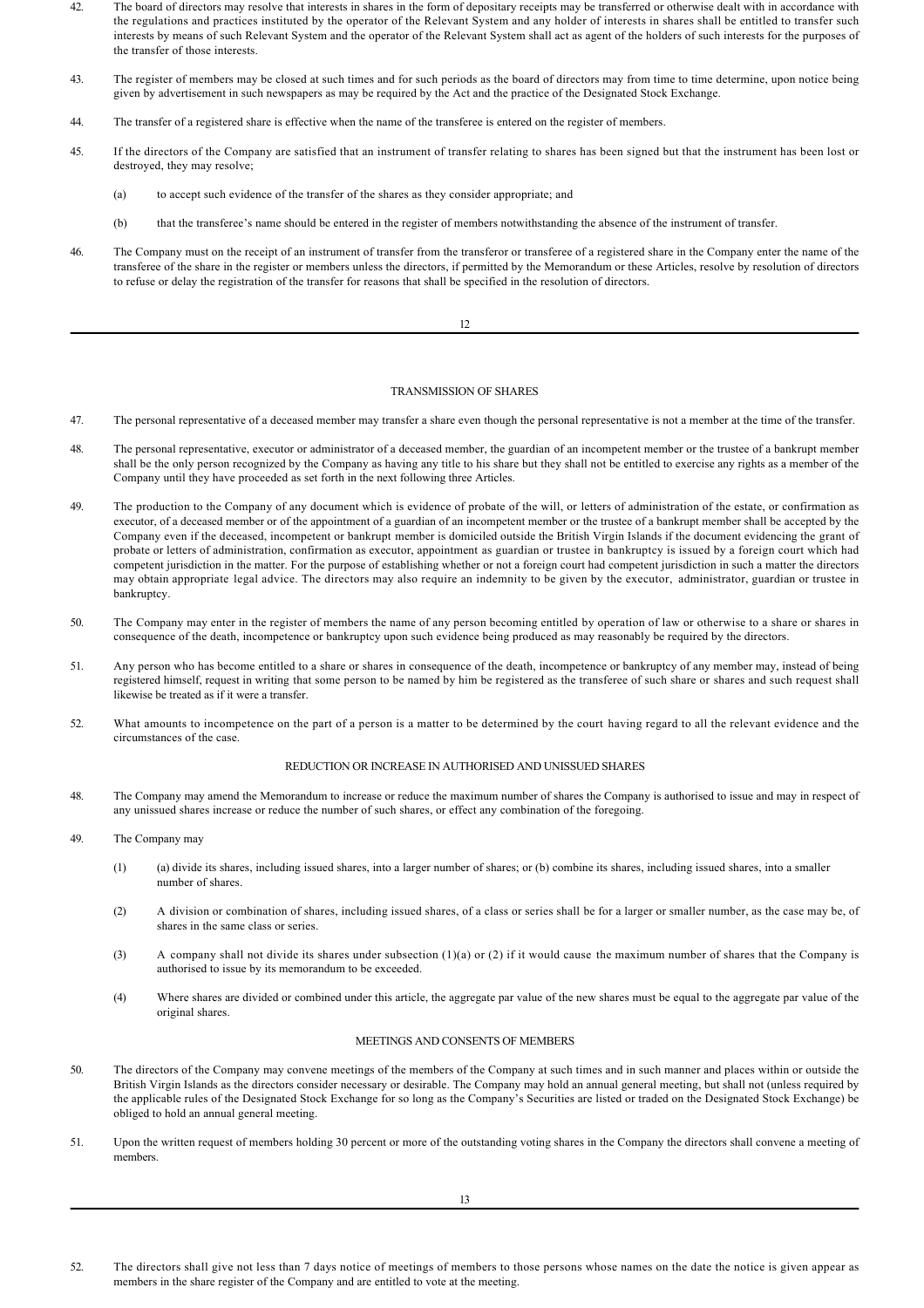42. The board of directors may resolve that interests in shares in the form of depositary receipts may be transferred or otherwise dealt with in accordance with the regulations and practices instituted by the operator of the Relevant System and any holder of interests in shares shall be entitled to transfer such interests by means of such Relevant System and the operator of the Relevant System shall act as agent of the holders of such interests for the purposes of the transfer of those interests.

43. The register of members may be closed at such times and for such periods as the board of directors may from time to time determine, upon notice being given by advertisement in such newspapers as may be required by the Act and the practice of the Designated Stock Exchange.

44. The transfer of a registered share is effective when the name of the transferee is entered on the register of members.

45. If the directors of the Company are satisfied that an instrument of transfer relating to shares has been signed but that the instrument has been lost or destroyed, they may resolve;

    (a) to accept such evidence of the transfer of the shares as they consider appropriate; and

    (b) that the transferee's name should be entered in the register of members notwithstanding the absence of the instrument of transfer.

46. The Company must on the receipt of an instrument of transfer from the transferor or transferee of a registered share in the Company enter the name of the transferee of the share in the register or members unless the directors, if permitted by the Memorandum or these Articles, resolve by resolution of directors to refuse or delay the registration of the transfer for reasons that shall be specified in the resolution of directors.

## TRANSMISSION OF SHARES

47. The personal representative of a deceased member may transfer a share even though the personal representative is not a member at the time of the transfer.

48. The personal representative, executor or administrator of a deceased member, the guardian of an incompetent member or the trustee of a bankrupt member shall be the only person recognized by the Company as having any title to his share but they shall not be entitled to exercise any rights as a member of the Company until they have proceeded as set forth in the next following three Articles.

49. The production to the Company of any document which is evidence of probate of the will, or letters of administration of the estate, or confirmation as executor, of a deceased member or of the appointment of a guardian of an incompetent member or the trustee of a bankrupt member shall be accepted by the Company even if the deceased, incompetent or bankrupt member is domiciled outside the British Virgin Islands if the document evidencing the grant of probate or letters of administration, confirmation as executor, appointment as guardian or trustee in bankruptcy is issued by a foreign court which had competent jurisdiction in the matter. For the purpose of establishing whether or not a foreign court had competent jurisdiction in such a matter the directors may obtain appropriate legal advice. The directors may also require an indemnity to be given by the executor, administrator, guardian or trustee in bankruptcy.

50. The Company may enter in the register of members the name of any person becoming entitled by operation of law or otherwise to a share or shares in consequence of the death, incompetence or bankruptcy upon such evidence being produced as may reasonably be required by the directors.

51. Any person who has become entitled to a share or shares in consequence of the death, incompetence or bankruptcy of any member may, instead of being registered himself, request in writing that some person to be named by him be registered as the transferee of such share or shares and such request shall likewise be treated as if it were a transfer.

52. What amounts to incompetence on the part of a person is a matter to be determined by the court having regard to all the relevant evidence and the circumstances of the case.

## REDUCTION OR INCREASE IN AUTHORISED AND UNISSUED SHARES

48. The Company may amend the Memorandum to increase or reduce the maximum number of shares the Company is authorised to issue and may in respect of any unissued shares increase or reduce the number of such shares, or effect any combination of the foregoing.

49. The Company may

    (1) (a) divide its shares, including issued shares, into a larger number of shares; or (b) combine its shares, including issued shares, into a smaller number of shares.

    (2) A division or combination of shares, including issued shares, of a class or series shall be for a larger or smaller number, as the case may be, of shares in the same class or series.

    (3) A company shall not divide its shares under subsection (1)(a) or (2) if it would cause the maximum number of shares that the Company is authorised to issue by its memorandum to be exceeded.

    (4) Where shares are divided or combined under this article, the aggregate par value of the new shares must be equal to the aggregate par value of the original shares.

## MEETINGS AND CONSENTS OF MEMBERS

50. The directors of the Company may convene meetings of the members of the Company at such times and in such manner and places within or outside the British Virgin Islands as the directors consider necessary or desirable. The Company may hold an annual general meeting, but shall not (unless required by the applicable rules of the Designated Stock Exchange for so long as the Company's Securities are listed or traded on the Designated Stock Exchange) be obliged to hold an annual general meeting.

51. Upon the written request of members holding 30 percent or more of the outstanding voting shares in the Company the directors shall convene a meeting of members.

52. The directors shall give not less than 7 days notice of meetings of members to those persons whose names on the date the notice is given appear as members in the share register of the Company and are entitled to vote at the meeting.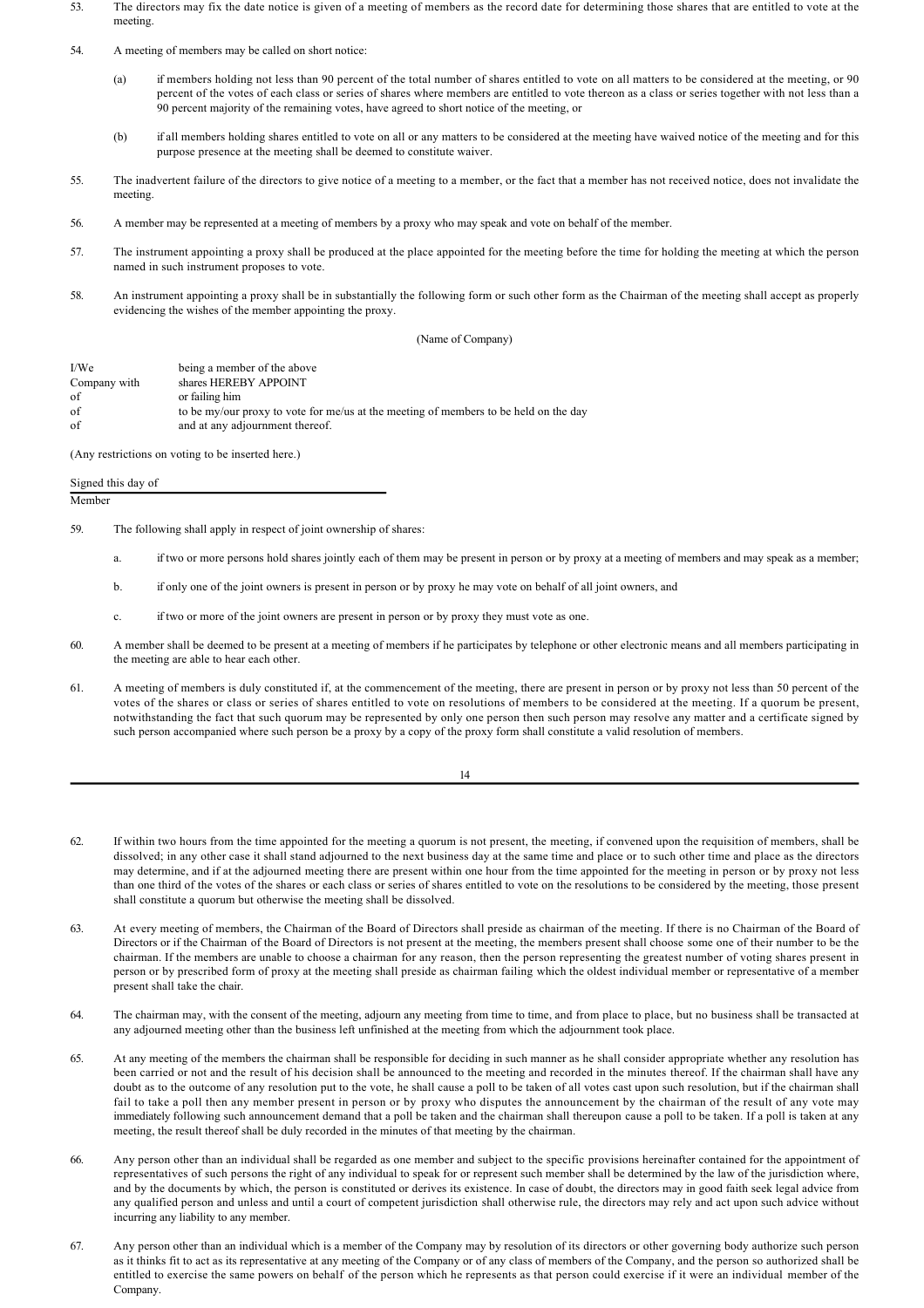53. The directors may fix the date notice is given of a meeting of members as the record date for determining those shares that are entitled to vote at the meeting.

54. A meeting of members may be called on short notice:

    (a) if members holding not less than 90 percent of the total number of shares entitled to vote on all matters to be considered at the meeting, or 90 percent of the votes of each class or series of shares where members are entitled to vote thereon as a class or series together with not less than a 90 percent majority of the remaining votes, have agreed to short notice of the meeting, or

    (b) if all members holding shares entitled to vote on all or any matters to be considered at the meeting have waived notice of the meeting and for this purpose presence at the meeting shall be deemed to constitute waiver.

55. The inadvertent failure of the directors to give notice of a meeting to a member, or the fact that a member has not received notice, does not invalidate the meeting.

56. A member may be represented at a meeting of members by a proxy who may speak and vote on behalf of the member.

57. The instrument appointing a proxy shall be produced at the place appointed for the meeting before the time for holding the meeting at which the person named in such instrument proposes to vote.

58. An instrument appointing a proxy shall be in substantially the following form or such other form as the Chairman of the meeting shall accept as properly evidencing the wishes of the member appointing the proxy.

(Name of Company)

| | |
|---|---|
| I/We | being a member of the above |
| Company with | shares HEREBY APPOINT |
| of | or failing him |
| of | to be my/our proxy to vote for me/us at the meeting of members to be held on the day |
| of | and at any adjournment thereof. |

(Any restrictions on voting to be inserted here.)

Signed this day of

Member

59. The following shall apply in respect of joint ownership of shares:

    a. if two or more persons hold shares jointly each of them may be present in person or by proxy at a meeting of members and may speak as a member;

    b. if only one of the joint owners is present in person or by proxy he may vote on behalf of all joint owners, and

    c. if two or more of the joint owners are present in person or by proxy they must vote as one.

60. A member shall be deemed to be present at a meeting of members if he participates by telephone or other electronic means and all members participating in the meeting are able to hear each other.

61. A meeting of members is duly constituted if, at the commencement of the meeting, there are present in person or by proxy not less than 50 percent of the votes of the shares or class or series of shares entitled to vote on resolutions of members to be considered at the meeting. If a quorum be present, notwithstanding the fact that such quorum may be represented by only one person then such person may resolve any matter and a certificate signed by such person accompanied where such person be a proxy by a copy of the proxy form shall constitute a valid resolution of members.

62. If within two hours from the time appointed for the meeting a quorum is not present, the meeting, if convened upon the requisition of members, shall be dissolved; in any other case it shall stand adjourned to the next business day at the same time and place or to such other time and place as the directors may determine, and if at the adjourned meeting there are present within one hour from the time appointed for the meeting in person or by proxy not less than one third of the votes of the shares or each class or series of shares entitled to vote on the resolutions to be considered by the meeting, those present shall constitute a quorum but otherwise the meeting shall be dissolved.

63. At every meeting of members, the Chairman of the Board of Directors shall preside as chairman of the meeting. If there is no Chairman of the Board of Directors or if the Chairman of the Board of Directors is not present at the meeting, the members present shall choose some one of their number to be the chairman. If the members are unable to choose a chairman for any reason, then the person representing the greatest number of voting shares present in person or by prescribed form of proxy at the meeting shall preside as chairman failing which the oldest individual member or representative of a member present shall take the chair.

64. The chairman may, with the consent of the meeting, adjourn any meeting from time to time, and from place to place, but no business shall be transacted at any adjourned meeting other than the business left unfinished at the meeting from which the adjournment took place.

65. At any meeting of the members the chairman shall be responsible for deciding in such manner as he shall consider appropriate whether any resolution has been carried or not and the result of his decision shall be announced to the meeting and recorded in the minutes thereof. If the chairman shall have any doubt as to the outcome of any resolution put to the vote, he shall cause a poll to be taken of all votes cast upon such resolution, but if the chairman shall fail to take a poll then any member present in person or by proxy who disputes the announcement by the chairman of the result of any vote may immediately following such announcement demand that a poll be taken and the chairman shall thereupon cause a poll to be taken. If a poll is taken at any meeting, the result thereof shall be duly recorded in the minutes of that meeting by the chairman.

66. Any person other than an individual shall be regarded as one member and subject to the specific provisions hereinafter contained for the appointment of representatives of such persons the right of any individual to speak for or represent such member shall be determined by the law of the jurisdiction where, and by the documents by which, the person is constituted or derives its existence. In case of doubt, the directors may in good faith seek legal advice from any qualified person and unless and until a court of competent jurisdiction shall otherwise rule, the directors may rely and act upon such advice without incurring any liability to any member.

67. Any person other than an individual which is a member of the Company may by resolution of its directors or other governing body authorize such person as it thinks fit to act as its representative at any meeting of the Company or of any class of members of the Company, and the person so authorized shall be entitled to exercise the same powers on behalf of the person which he represents as that person could exercise if it were an individual member of the Company.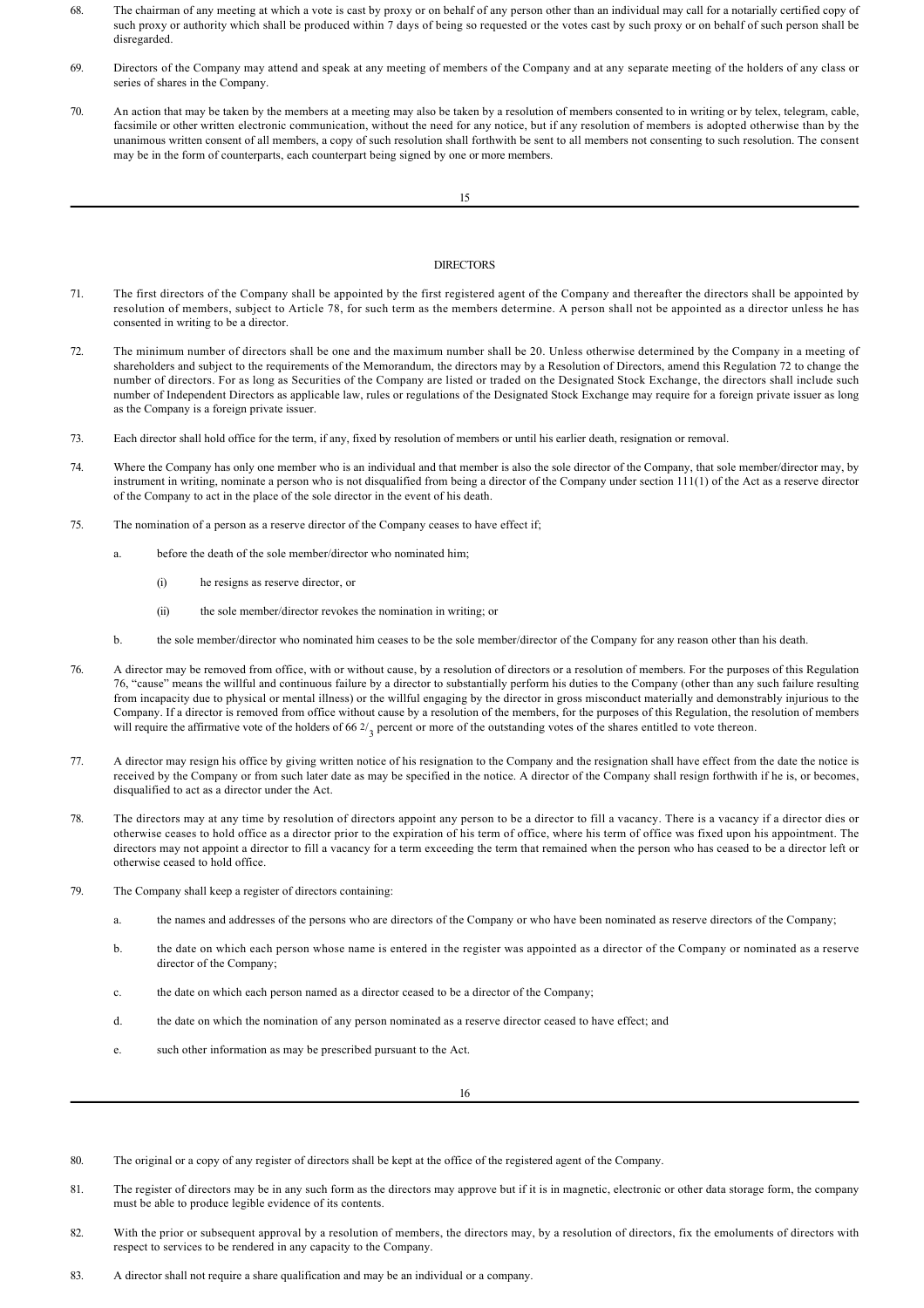68. The chairman of any meeting at which a vote is cast by proxy or on behalf of any person other than an individual may call for a notarially certified copy of such proxy or authority which shall be produced within 7 days of being so requested or the votes cast by such proxy or on behalf of such person shall be disregarded.

69. Directors of the Company may attend and speak at any meeting of members of the Company and at any separate meeting of the holders of any class or series of shares in the Company.

70. An action that may be taken by the members at a meeting may also be taken by a resolution of members consented to in writing or by telex, telegram, cable, facsimile or other written electronic communication, without the need for any notice, but if any resolution of members is adopted otherwise than by the unanimous written consent of all members, a copy of such resolution shall forthwith be sent to all members not consenting to such resolution. The consent may be in the form of counterparts, each counterpart being signed by one or more members.

## DIRECTORS

71. The first directors of the Company shall be appointed by the first registered agent of the Company and thereafter the directors shall be appointed by resolution of members, subject to Article 78, for such term as the members determine. A person shall not be appointed as a director unless he has consented in writing to be a director.

72. The minimum number of directors shall be one and the maximum number shall be 20. Unless otherwise determined by the Company in a meeting of shareholders and subject to the requirements of the Memorandum, the directors may by a Resolution of Directors, amend this Regulation 72 to change the number of directors. For as long as Securities of the Company are listed or traded on the Designated Stock Exchange, the directors shall include such number of Independent Directors as applicable law, rules or regulations of the Designated Stock Exchange may require for a foreign private issuer as long as the Company is a foreign private issuer.

73. Each director shall hold office for the term, if any, fixed by resolution of members or until his earlier death, resignation or removal.

74. Where the Company has only one member who is an individual and that member is also the sole director of the Company, that sole member/director may, by instrument in writing, nominate a person who is not disqualified from being a director of the Company under section 111(1) of the Act as a reserve director of the Company to act in the place of the sole director in the event of his death.

75. The nomination of a person as a reserve director of the Company ceases to have effect if;

   a. before the death of the sole member/director who nominated him;

      (i) he resigns as reserve director, or

      (ii) the sole member/director revokes the nomination in writing; or

   b. the sole member/director who nominated him ceases to be the sole member/director of the Company for any reason other than his death.

76. A director may be removed from office, with or without cause, by a resolution of directors or a resolution of members. For the purposes of this Regulation 76, "cause" means the willful and continuous failure by a director to substantially perform his duties to the Company (other than any such failure resulting from incapacity due to physical or mental illness) or the willful engaging by the director in gross misconduct materially and demonstrably injurious to the Company. If a director is removed from office without cause by a resolution of the members, for the purposes of this Regulation, the resolution of members will require the affirmative vote of the holders of 66 $^{2}/_{3}$ percent or more of the outstanding votes of the shares entitled to vote thereon.

77. A director may resign his office by giving written notice of his resignation to the Company and the resignation shall have effect from the date the notice is received by the Company or from such later date as may be specified in the notice. A director of the Company shall resign forthwith if he is, or becomes, disqualified to act as a director under the Act.

78. The directors may at any time by resolution of directors appoint any person to be a director to fill a vacancy. There is a vacancy if a director dies or otherwise ceases to hold office as a director prior to the expiration of his term of office, where his term of office was fixed upon his appointment. The directors may not appoint a director to fill a vacancy for a term exceeding the term that remained when the person who has ceased to be a director left or otherwise ceased to hold office.

79. The Company shall keep a register of directors containing:

   a. the names and addresses of the persons who are directors of the Company or who have been nominated as reserve directors of the Company;

   b. the date on which each person whose name is entered in the register was appointed as a director of the Company or nominated as a reserve director of the Company;

   c. the date on which each person named as a director ceased to be a director of the Company;

   d. the date on which the nomination of any person nominated as a reserve director ceased to have effect; and

   e. such other information as may be prescribed pursuant to the Act.

80. The original or a copy of any register of directors shall be kept at the office of the registered agent of the Company.

81. The register of directors may be in any such form as the directors may approve but if it is in magnetic, electronic or other data storage form, the company must be able to produce legible evidence of its contents.

82. With the prior or subsequent approval by a resolution of members, the directors may, by a resolution of directors, fix the emoluments of directors with respect to services to be rendered in any capacity to the Company.

83. A director shall not require a share qualification and may be an individual or a company.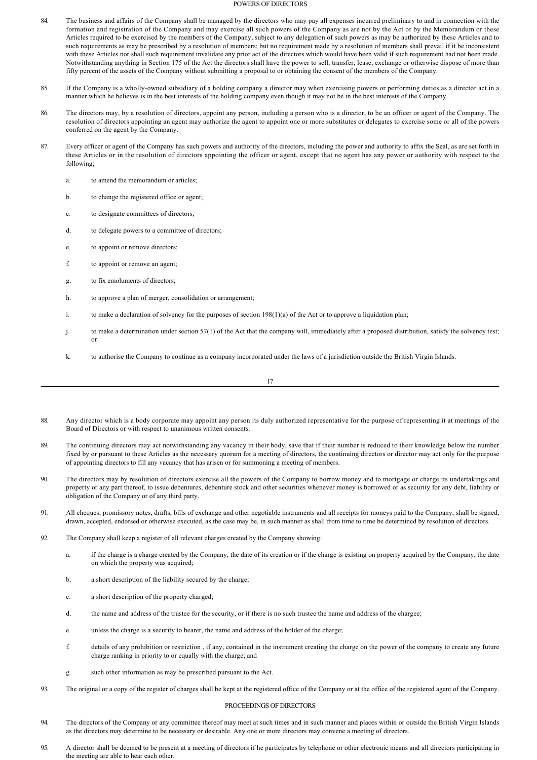## POWERS OF DIRECTORS

84. The business and affairs of the Company shall be managed by the directors who may pay all expenses incurred preliminary to and in connection with the formation and registration of the Company and may exercise all such powers of the Company as are not by the Act or by the Memorandum or these Articles required to be exercised by the members of the Company, subject to any delegation of such powers as may be authorized by these Articles and to such requirements as may be prescribed by a resolution of members; but no requirement made by a resolution of members shall prevail if it be inconsistent with these Articles nor shall such requirement invalidate any prior act of the directors which would have been valid if such requirement had not been made. Notwithstanding anything in Section 175 of the Act the directors shall have the power to sell, transfer, lease, exchange or otherwise dispose of more than fifty percent of the assets of the Company without submitting a proposal to or obtaining the consent of the members of the Company.

85. If the Company is a wholly-owned subsidiary of a holding company a director may when exercising powers or performing duties as a director act in a manner which he believes is in the best interests of the holding company even though it may not be in the best interests of the Company.

86. The directors may, by a resolution of directors, appoint any person, including a person who is a director, to be an officer or agent of the Company. The resolution of directors appointing an agent may authorize the agent to appoint one or more substitutes or delegates to exercise some or all of the powers conferred on the agent by the Company.

87. Every officer or agent of the Company has such powers and authority of the directors, including the power and authority to affix the Seal, as are set forth in these Articles or in the resolution of directors appointing the officer or agent, except that no agent has any power or authority with respect to the following;

    a. to amend the memorandum or articles;

    b. to change the registered office or agent;

    c. to designate committees of directors;

    d. to delegate powers to a committee of directors;

    e. to appoint or remove directors;

    f. to appoint or remove an agent;

    g. to fix emoluments of directors;

    h. to approve a plan of merger, consolidation or arrangement;

    i. to make a declaration of solvency for the purposes of section 198(1)(a) of the Act or to approve a liquidation plan;

    j. to make a determination under section 57(1) of the Act that the company will, immediately after a proposed distribution, satisfy the solvency test; or

    k. to authorise the Company to continue as a company incorporated under the laws of a jurisdiction outside the British Virgin Islands.

88. Any director which is a body corporate may appoint any person its duly authorized representative for the purpose of representing it at meetings of the Board of Directors or with respect to unanimous written consents.

89. The continuing directors may act notwithstanding any vacancy in their body, save that if their number is reduced to their knowledge below the number fixed by or pursuant to these Articles as the necessary quorum for a meeting of directors, the continuing directors or director may act only for the purpose of appointing directors to fill any vacancy that has arisen or for summoning a meeting of members.

90. The directors may by resolution of directors exercise all the powers of the Company to borrow money and to mortgage or charge its undertakings and property or any part thereof, to issue debentures, debenture stock and other securities whenever money is borrowed or as security for any debt, liability or obligation of the Company or of any third party.

91. All cheques, promissory notes, drafts, bills of exchange and other negotiable instruments and all receipts for moneys paid to the Company, shall be signed, drawn, accepted, endorsed or otherwise executed, as the case may be, in such manner as shall from time to time be determined by resolution of directors.

92. The Company shall keep a register of all relevant charges created by the Company showing:

    a. if the charge is a charge created by the Company, the date of its creation or if the charge is existing on property acquired by the Company, the date on which the property was acquired;

    b. a short description of the liability secured by the charge;

    c. a short description of the property charged;

    d. the name and address of the trustee for the security, or if there is no such trustee the name and address of the chargee;

    e. unless the charge is a security to bearer, the name and address of the holder of the charge;

    f. details of any prohibition or restriction , if any, contained in the instrument creating the charge on the power of the company to create any future charge ranking in priority to or equally with the charge; and

    g. such other information as may be prescribed pursuant to the Act.

93. The original or a copy of the register of charges shall be kept at the registered office of the Company or at the office of the registered agent of the Company.

## PROCEEDINGS OF DIRECTORS

94. The directors of the Company or any committee thereof may meet at such times and in such manner and places within or outside the British Virgin Islands as the directors may determine to be necessary or desirable. Any one or more directors may convene a meeting of directors.

95. A director shall be deemed to be present at a meeting of directors if he participates by telephone or other electronic means and all directors participating in the meeting are able to hear each other.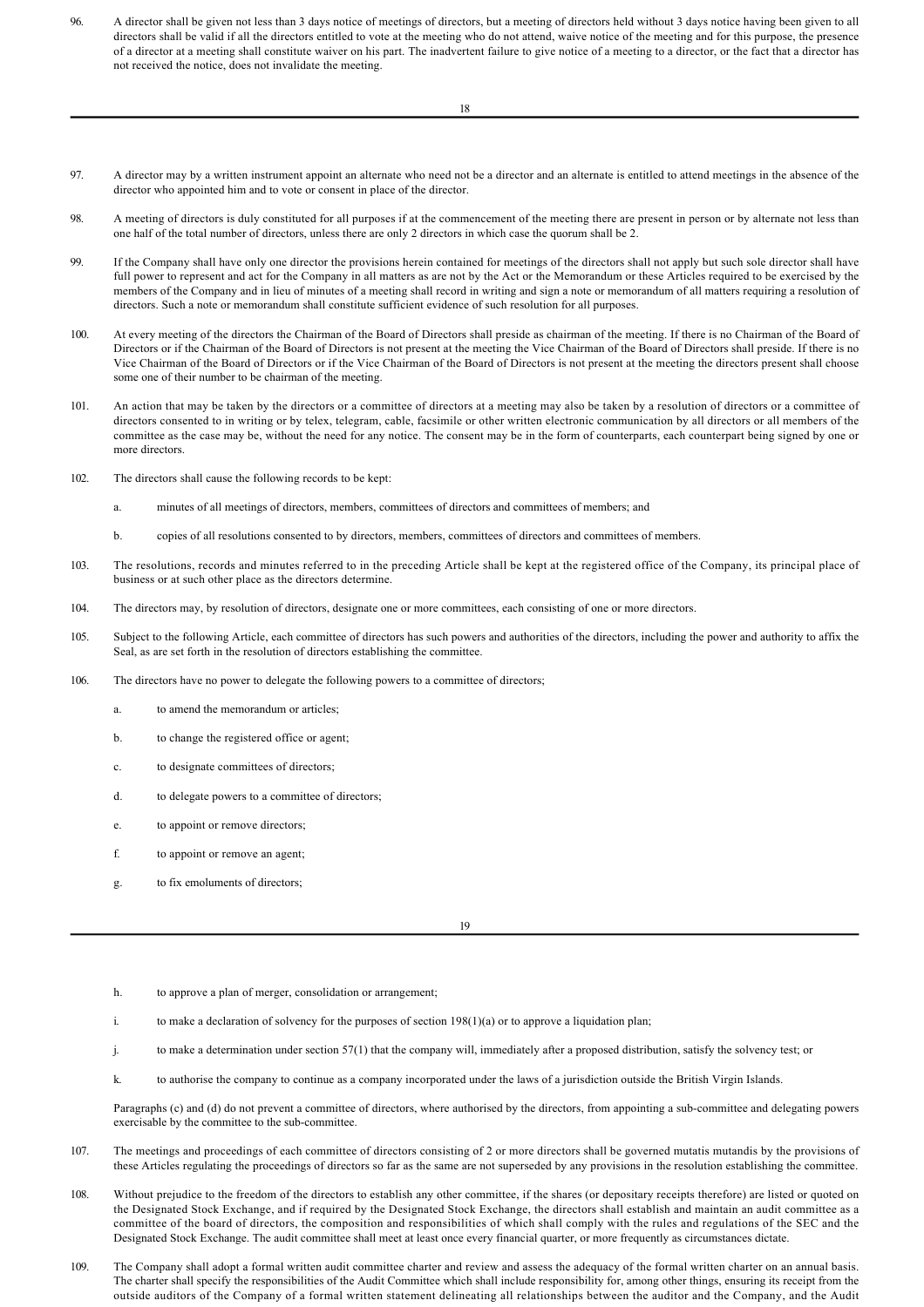96. A director shall be given not less than 3 days notice of meetings of directors, but a meeting of directors held without 3 days notice having been given to all directors shall be valid if all the directors entitled to vote at the meeting who do not attend, waive notice of the meeting and for this purpose, the presence of a director at a meeting shall constitute waiver on his part. The inadvertent failure to give notice of a meeting to a director, or the fact that a director has not received the notice, does not invalidate the meeting.

97. A director may by a written instrument appoint an alternate who need not be a director and an alternate is entitled to attend meetings in the absence of the director who appointed him and to vote or consent in place of the director.

98. A meeting of directors is duly constituted for all purposes if at the commencement of the meeting there are present in person or by alternate not less than one half of the total number of directors, unless there are only 2 directors in which case the quorum shall be 2.

99. If the Company shall have only one director the provisions herein contained for meetings of the directors shall not apply but such sole director shall have full power to represent and act for the Company in all matters as are not by the Act or the Memorandum or these Articles required to be exercised by the members of the Company and in lieu of minutes of a meeting shall record in writing and sign a note or memorandum of all matters requiring a resolution of directors. Such a note or memorandum shall constitute sufficient evidence of such resolution for all purposes.

100. At every meeting of the directors the Chairman of the Board of Directors shall preside as chairman of the meeting. If there is no Chairman of the Board of Directors or if the Chairman of the Board of Directors is not present at the meeting the Vice Chairman of the Board of Directors shall preside. If there is no Vice Chairman of the Board of Directors or if the Vice Chairman of the Board of Directors is not present at the meeting the directors present shall choose some one of their number to be chairman of the meeting.

101. An action that may be taken by the directors or a committee of directors at a meeting may also be taken by a resolution of directors or a committee of directors consented to in writing or by telex, telegram, cable, facsimile or other written electronic communication by all directors or all members of the committee as the case may be, without the need for any notice. The consent may be in the form of counterparts, each counterpart being signed by one or more directors.

102. The directors shall cause the following records to be kept:

  a. minutes of all meetings of directors, members, committees of directors and committees of members; and

  b. copies of all resolutions consented to by directors, members, committees of directors and committees of members.

103. The resolutions, records and minutes referred to in the preceding Article shall be kept at the registered office of the Company, its principal place of business or at such other place as the directors determine.

104. The directors may, by resolution of directors, designate one or more committees, each consisting of one or more directors.

105. Subject to the following Article, each committee of directors has such powers and authorities of the directors, including the power and authority to affix the Seal, as are set forth in the resolution of directors establishing the committee.

106. The directors have no power to delegate the following powers to a committee of directors;

  a. to amend the memorandum or articles;

  b. to change the registered office or agent;

  c. to designate committees of directors;

  d. to delegate powers to a committee of directors;

  e. to appoint or remove directors;

  f. to appoint or remove an agent;

  g. to fix emoluments of directors;

  h. to approve a plan of merger, consolidation or arrangement;

  i. to make a declaration of solvency for the purposes of section 198(1)(a) or to approve a liquidation plan;

  j. to make a determination under section 57(1) that the company will, immediately after a proposed distribution, satisfy the solvency test; or

  k. to authorise the company to continue as a company incorporated under the laws of a jurisdiction outside the British Virgin Islands.

  Paragraphs (c) and (d) do not prevent a committee of directors, where authorised by the directors, from appointing a sub-committee and delegating powers exercisable by the committee to the sub-committee.

107. The meetings and proceedings of each committee of directors consisting of 2 or more directors shall be governed mutatis mutandis by the provisions of these Articles regulating the proceedings of directors so far as the same are not superseded by any provisions in the resolution establishing the committee.

108. Without prejudice to the freedom of the directors to establish any other committee, if the shares (or depositary receipts therefore) are listed or quoted on the Designated Stock Exchange, and if required by the Designated Stock Exchange, the directors shall establish and maintain an audit committee as a committee of the board of directors, the composition and responsibilities of which shall comply with the rules and regulations of the SEC and the Designated Stock Exchange. The audit committee shall meet at least once every financial quarter, or more frequently as circumstances dictate.

109. The Company shall adopt a formal written audit committee charter and review and assess the adequacy of the formal written charter on an annual basis. The charter shall specify the responsibilities of the Audit Committee which shall include responsibility for, among other things, ensuring its receipt from the outside auditors of the Company of a formal written statement delineating all relationships between the auditor and the Company, and the Audit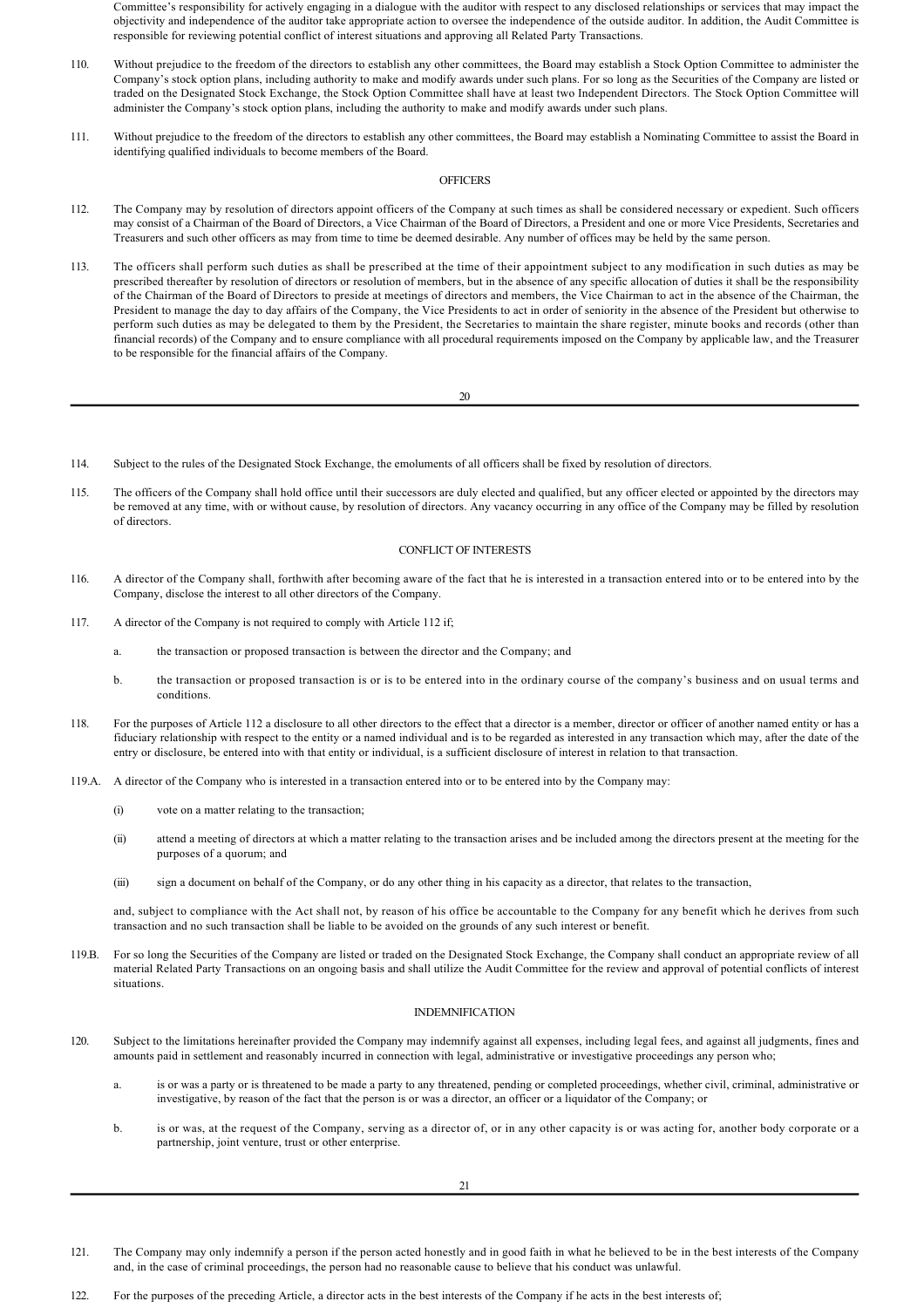Committee's responsibility for actively engaging in a dialogue with the auditor with respect to any disclosed relationships or services that may impact the objectivity and independence of the auditor take appropriate action to oversee the independence of the outside auditor. In addition, the Audit Committee is responsible for reviewing potential conflict of interest situations and approving all Related Party Transactions.

110. Without prejudice to the freedom of the directors to establish any other committees, the Board may establish a Stock Option Committee to administer the Company's stock option plans, including authority to make and modify awards under such plans. For so long as the Securities of the Company are listed or traded on the Designated Stock Exchange, the Stock Option Committee shall have at least two Independent Directors. The Stock Option Committee will administer the Company's stock option plans, including the authority to make and modify awards under such plans.

111. Without prejudice to the freedom of the directors to establish any other committees, the Board may establish a Nominating Committee to assist the Board in identifying qualified individuals to become members of the Board.

## OFFICERS

112. The Company may by resolution of directors appoint officers of the Company at such times as shall be considered necessary or expedient. Such officers may consist of a Chairman of the Board of Directors, a Vice Chairman of the Board of Directors, a President and one or more Vice Presidents, Secretaries and Treasurers and such other officers as may from time to time be deemed desirable. Any number of offices may be held by the same person.

113. The officers shall perform such duties as shall be prescribed at the time of their appointment subject to any modification in such duties as may be prescribed thereafter by resolution of directors or resolution of members, but in the absence of any specific allocation of duties it shall be the responsibility of the Chairman of the Board of Directors to preside at meetings of directors and members, the Vice Chairman to act in the absence of the Chairman, the President to manage the day to day affairs of the Company, the Vice Presidents to act in order of seniority in the absence of the President but otherwise to perform such duties as may be delegated to them by the President, the Secretaries to maintain the share register, minute books and records (other than financial records) of the Company and to ensure compliance with all procedural requirements imposed on the Company by applicable law, and the Treasurer to be responsible for the financial affairs of the Company.

114. Subject to the rules of the Designated Stock Exchange, the emoluments of all officers shall be fixed by resolution of directors.

115. The officers of the Company shall hold office until their successors are duly elected and qualified, but any officer elected or appointed by the directors may be removed at any time, with or without cause, by resolution of directors. Any vacancy occurring in any office of the Company may be filled by resolution of directors.

## CONFLICT OF INTERESTS

116. A director of the Company shall, forthwith after becoming aware of the fact that he is interested in a transaction entered into or to be entered into by the Company, disclose the interest to all other directors of the Company.

117. A director of the Company is not required to comply with Article 112 if;

    a. the transaction or proposed transaction is between the director and the Company; and

    b. the transaction or proposed transaction is or is to be entered into in the ordinary course of the company's business and on usual terms and conditions.

118. For the purposes of Article 112 a disclosure to all other directors to the effect that a director is a member, director or officer of another named entity or has a fiduciary relationship with respect to the entity or a named individual and is to be regarded as interested in any transaction which may, after the date of the entry or disclosure, be entered into with that entity or individual, is a sufficient disclosure of interest in relation to that transaction.

119.A. A director of the Company who is interested in a transaction entered into or to be entered into by the Company may:

    (i) vote on a matter relating to the transaction;

    (ii) attend a meeting of directors at which a matter relating to the transaction arises and be included among the directors present at the meeting for the purposes of a quorum; and

    (iii) sign a document on behalf of the Company, or do any other thing in his capacity as a director, that relates to the transaction,

    and, subject to compliance with the Act shall not, by reason of his office be accountable to the Company for any benefit which he derives from such transaction and no such transaction shall be liable to be avoided on the grounds of any such interest or benefit.

119.B. For so long the Securities of the Company are listed or traded on the Designated Stock Exchange, the Company shall conduct an appropriate review of all material Related Party Transactions on an ongoing basis and shall utilize the Audit Committee for the review and approval of potential conflicts of interest situations.

## INDEMNIFICATION

120. Subject to the limitations hereinafter provided the Company may indemnify against all expenses, including legal fees, and against all judgments, fines and amounts paid in settlement and reasonably incurred in connection with legal, administrative or investigative proceedings any person who;

    a. is or was a party or is threatened to be made a party to any threatened, pending or completed proceedings, whether civil, criminal, administrative or investigative, by reason of the fact that the person is or was a director, an officer or a liquidator of the Company; or

    b. is or was, at the request of the Company, serving as a director of, or in any other capacity is or was acting for, another body corporate or a partnership, joint venture, trust or other enterprise.

121. The Company may only indemnify a person if the person acted honestly and in good faith in what he believed to be in the best interests of the Company and, in the case of criminal proceedings, the person had no reasonable cause to believe that his conduct was unlawful.

122. For the purposes of the preceding Article, a director acts in the best interests of the Company if he acts in the best interests of;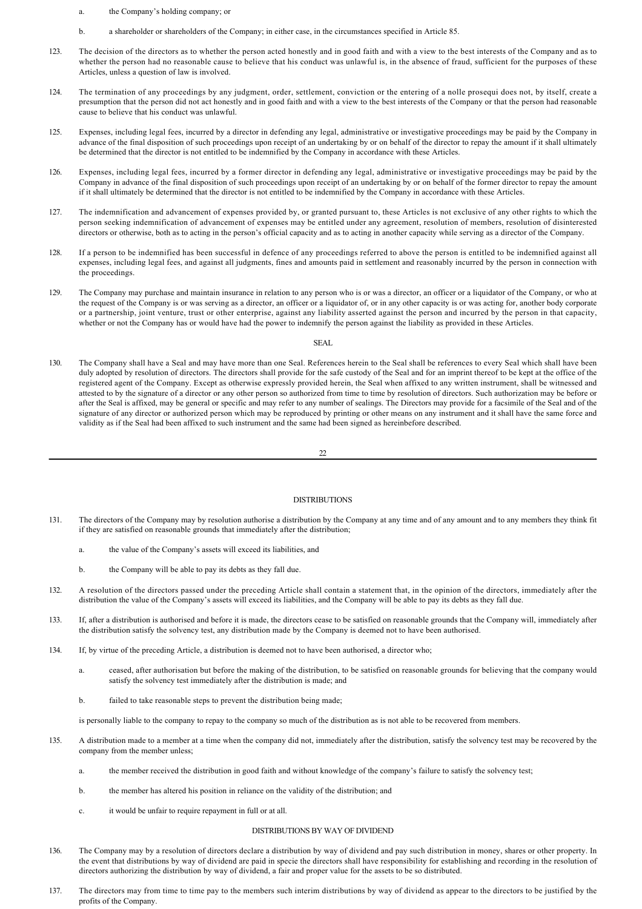a. the Company's holding company; or

b. a shareholder or shareholders of the Company; in either case, in the circumstances specified in Article 85.

123. The decision of the directors as to whether the person acted honestly and in good faith and with a view to the best interests of the Company and as to whether the person had no reasonable cause to believe that his conduct was unlawful is, in the absence of fraud, sufficient for the purposes of these Articles, unless a question of law is involved.

124. The termination of any proceedings by any judgment, order, settlement, conviction or the entering of a nolle prosequi does not, by itself, create a presumption that the person did not act honestly and in good faith and with a view to the best interests of the Company or that the person had reasonable cause to believe that his conduct was unlawful.

125. Expenses, including legal fees, incurred by a director in defending any legal, administrative or investigative proceedings may be paid by the Company in advance of the final disposition of such proceedings upon receipt of an undertaking by or on behalf of the director to repay the amount if it shall ultimately be determined that the director is not entitled to be indemnified by the Company in accordance with these Articles.

126. Expenses, including legal fees, incurred by a former director in defending any legal, administrative or investigative proceedings may be paid by the Company in advance of the final disposition of such proceedings upon receipt of an undertaking by or on behalf of the former director to repay the amount if it shall ultimately be determined that the director is not entitled to be indemnified by the Company in accordance with these Articles.

127. The indemnification and advancement of expenses provided by, or granted pursuant to, these Articles is not exclusive of any other rights to which the person seeking indemnification of advancement of expenses may be entitled under any agreement, resolution of members, resolution of disinterested directors or otherwise, both as to acting in the person's official capacity and as to acting in another capacity while serving as a director of the Company.

128. If a person to be indemnified has been successful in defence of any proceedings referred to above the person is entitled to be indemnified against all expenses, including legal fees, and against all judgments, fines and amounts paid in settlement and reasonably incurred by the person in connection with the proceedings.

129. The Company may purchase and maintain insurance in relation to any person who is or was a director, an officer or a liquidator of the Company, or who at the request of the Company is or was serving as a director, an officer or a liquidator of, or in any other capacity is or was acting for, another body corporate or a partnership, joint venture, trust or other enterprise, against any liability asserted against the person and incurred by the person in that capacity, whether or not the Company has or would have had the power to indemnify the person against the liability as provided in these Articles.

## SEAL

130. The Company shall have a Seal and may have more than one Seal. References herein to the Seal shall be references to every Seal which shall have been duly adopted by resolution of directors. The directors shall provide for the safe custody of the Seal and for an imprint thereof to be kept at the office of the registered agent of the Company. Except as otherwise expressly provided herein, the Seal when affixed to any written instrument, shall be witnessed and attested to by the signature of a director or any other person so authorized from time to time by resolution of directors. Such authorization may be before or after the Seal is affixed, may be general or specific and may refer to any number of sealings. The Directors may provide for a facsimile of the Seal and of the signature of any director or authorized person which may be reproduced by printing or other means on any instrument and it shall have the same force and validity as if the Seal had been affixed to such instrument and the same had been signed as hereinbefore described.

## DISTRIBUTIONS

131. The directors of the Company may by resolution authorise a distribution by the Company at any time and of any amount and to any members they think fit if they are satisfied on reasonable grounds that immediately after the distribution;

a. the value of the Company's assets will exceed its liabilities, and

b. the Company will be able to pay its debts as they fall due.

132. A resolution of the directors passed under the preceding Article shall contain a statement that, in the opinion of the directors, immediately after the distribution the value of the Company's assets will exceed its liabilities, and the Company will be able to pay its debts as they fall due.

133. If, after a distribution is authorised and before it is made, the directors cease to be satisfied on reasonable grounds that the Company will, immediately after the distribution satisfy the solvency test, any distribution made by the Company is deemed not to have been authorised.

134. If, by virtue of the preceding Article, a distribution is deemed not to have been authorised, a director who;

a. ceased, after authorisation but before the making of the distribution, to be satisfied on reasonable grounds for believing that the company would satisfy the solvency test immediately after the distribution is made; and

b. failed to take reasonable steps to prevent the distribution being made;

is personally liable to the company to repay to the company so much of the distribution as is not able to be recovered from members.

135. A distribution made to a member at a time when the company did not, immediately after the distribution, satisfy the solvency test may be recovered by the company from the member unless;

a. the member received the distribution in good faith and without knowledge of the company's failure to satisfy the solvency test;

b. the member has altered his position in reliance on the validity of the distribution; and

c. it would be unfair to require repayment in full or at all.

## DISTRIBUTIONS BY WAY OF DIVIDEND

136. The Company may by a resolution of directors declare a distribution by way of dividend and pay such distribution in money, shares or other property. In the event that distributions by way of dividend are paid in specie the directors shall have responsibility for establishing and recording in the resolution of directors authorizing the distribution by way of dividend, a fair and proper value for the assets to be so distributed.

137. The directors may from time to time pay to the members such interim distributions by way of dividend as appear to the directors to be justified by the profits of the Company.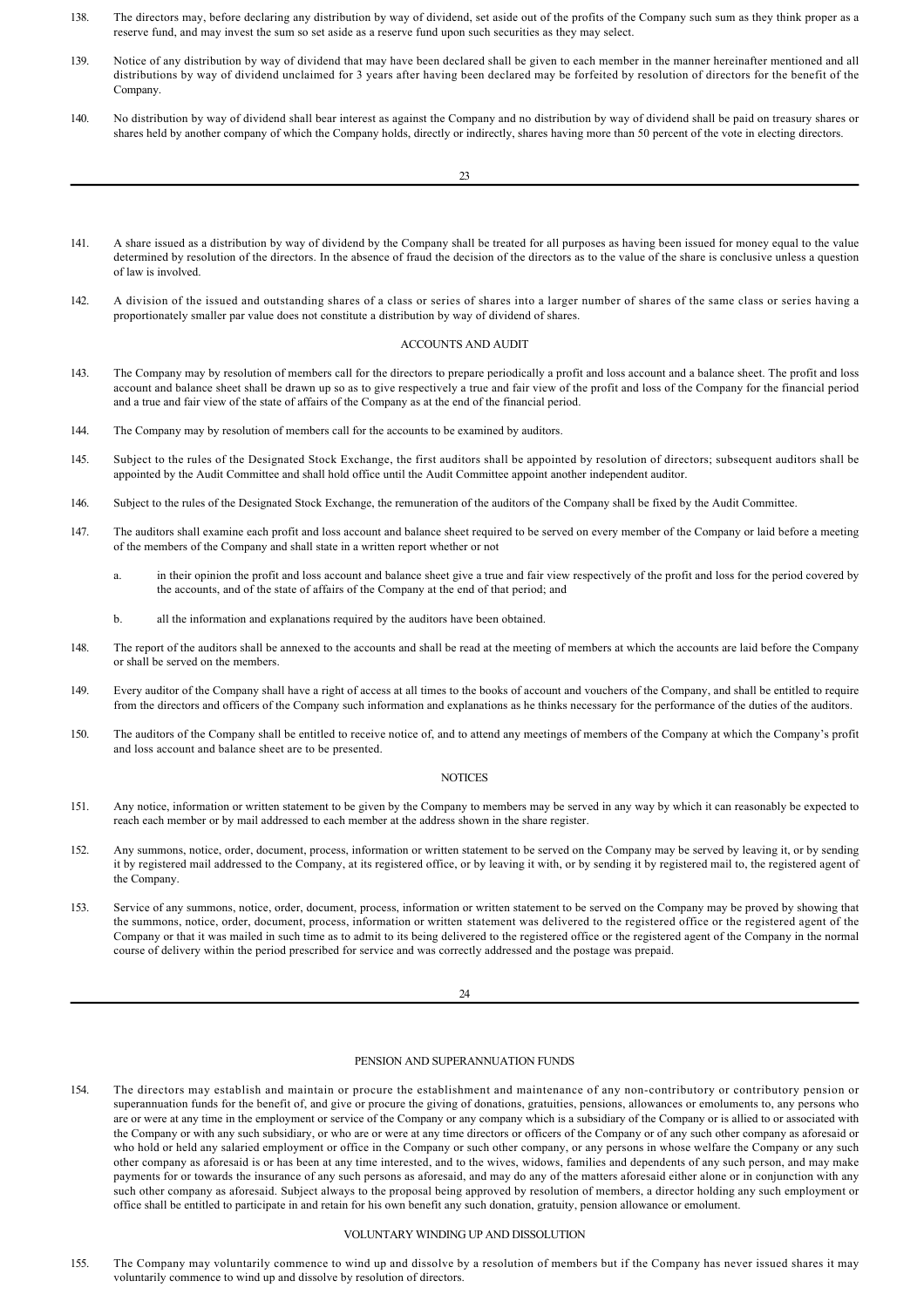138. The directors may, before declaring any distribution by way of dividend, set aside out of the profits of the Company such sum as they think proper as a reserve fund, and may invest the sum so set aside as a reserve fund upon such securities as they may select.

139. Notice of any distribution by way of dividend that may have been declared shall be given to each member in the manner hereinafter mentioned and all distributions by way of dividend unclaimed for 3 years after having been declared may be forfeited by resolution of directors for the benefit of the Company.

140. No distribution by way of dividend shall bear interest as against the Company and no distribution by way of dividend shall be paid on treasury shares or shares held by another company of which the Company holds, directly or indirectly, shares having more than 50 percent of the vote in electing directors.

141. A share issued as a distribution by way of dividend by the Company shall be treated for all purposes as having been issued for money equal to the value determined by resolution of the directors. In the absence of fraud the decision of the directors as to the value of the share is conclusive unless a question of law is involved.

142. A division of the issued and outstanding shares of a class or series of shares into a larger number of shares of the same class or series having a proportionately smaller par value does not constitute a distribution by way of dividend of shares.

## ACCOUNTS AND AUDIT

143. The Company may by resolution of members call for the directors to prepare periodically a profit and loss account and a balance sheet. The profit and loss account and balance sheet shall be drawn up so as to give respectively a true and fair view of the profit and loss of the Company for the financial period and a true and fair view of the state of affairs of the Company as at the end of the financial period.

144. The Company may by resolution of members call for the accounts to be examined by auditors.

145. Subject to the rules of the Designated Stock Exchange, the first auditors shall be appointed by resolution of directors; subsequent auditors shall be appointed by the Audit Committee and shall hold office until the Audit Committee appoint another independent auditor.

146. Subject to the rules of the Designated Stock Exchange, the remuneration of the auditors of the Company shall be fixed by the Audit Committee.

147. The auditors shall examine each profit and loss account and balance sheet required to be served on every member of the Company or laid before a meeting of the members of the Company and shall state in a written report whether or not

    a. in their opinion the profit and loss account and balance sheet give a true and fair view respectively of the profit and loss for the period covered by the accounts, and of the state of affairs of the Company at the end of that period; and

    b. all the information and explanations required by the auditors have been obtained.

148. The report of the auditors shall be annexed to the accounts and shall be read at the meeting of members at which the accounts are laid before the Company or shall be served on the members.

149. Every auditor of the Company shall have a right of access at all times to the books of account and vouchers of the Company, and shall be entitled to require from the directors and officers of the Company such information and explanations as he thinks necessary for the performance of the duties of the auditors.

150. The auditors of the Company shall be entitled to receive notice of, and to attend any meetings of members of the Company at which the Company's profit and loss account and balance sheet are to be presented.

## NOTICES

151. Any notice, information or written statement to be given by the Company to members may be served in any way by which it can reasonably be expected to reach each member or by mail addressed to each member at the address shown in the share register.

152. Any summons, notice, order, document, process, information or written statement to be served on the Company may be served by leaving it, or by sending it by registered mail addressed to the Company, at its registered office, or by leaving it with, or by sending it by registered mail to, the registered agent of the Company.

153. Service of any summons, notice, order, document, process, information or written statement to be served on the Company may be proved by showing that the summons, notice, order, document, process, information or written statement was delivered to the registered office or the registered agent of the Company or that it was mailed in such time as to admit to its being delivered to the registered office or the registered agent of the Company in the normal course of delivery within the period prescribed for service and was correctly addressed and the postage was prepaid.

## PENSION AND SUPERANNUATION FUNDS

154. The directors may establish and maintain or procure the establishment and maintenance of any non-contributory or contributory pension or superannuation funds for the benefit of, and give or procure the giving of donations, gratuities, pensions, allowances or emoluments to, any persons who are or were at any time in the employment or service of the Company or any company which is a subsidiary of the Company or is allied to or associated with the Company or with any such subsidiary, or who are or were at any time directors or officers of the Company or of any such other company as aforesaid or who hold or held any salaried employment or office in the Company or such other company, or any persons in whose welfare the Company or any such other company as aforesaid is or has been at any time interested, and to the wives, widows, families and dependents of any such person, and may make payments for or towards the insurance of any such persons as aforesaid, and may do any of the matters aforesaid either alone or in conjunction with any such other company as aforesaid. Subject always to the proposal being approved by resolution of members, a director holding any such employment or office shall be entitled to participate in and retain for his own benefit any such donation, gratuity, pension allowance or emolument.

## VOLUNTARY WINDING UP AND DISSOLUTION

155. The Company may voluntarily commence to wind up and dissolve by a resolution of members but if the Company has never issued shares it may voluntarily commence to wind up and dissolve by resolution of directors.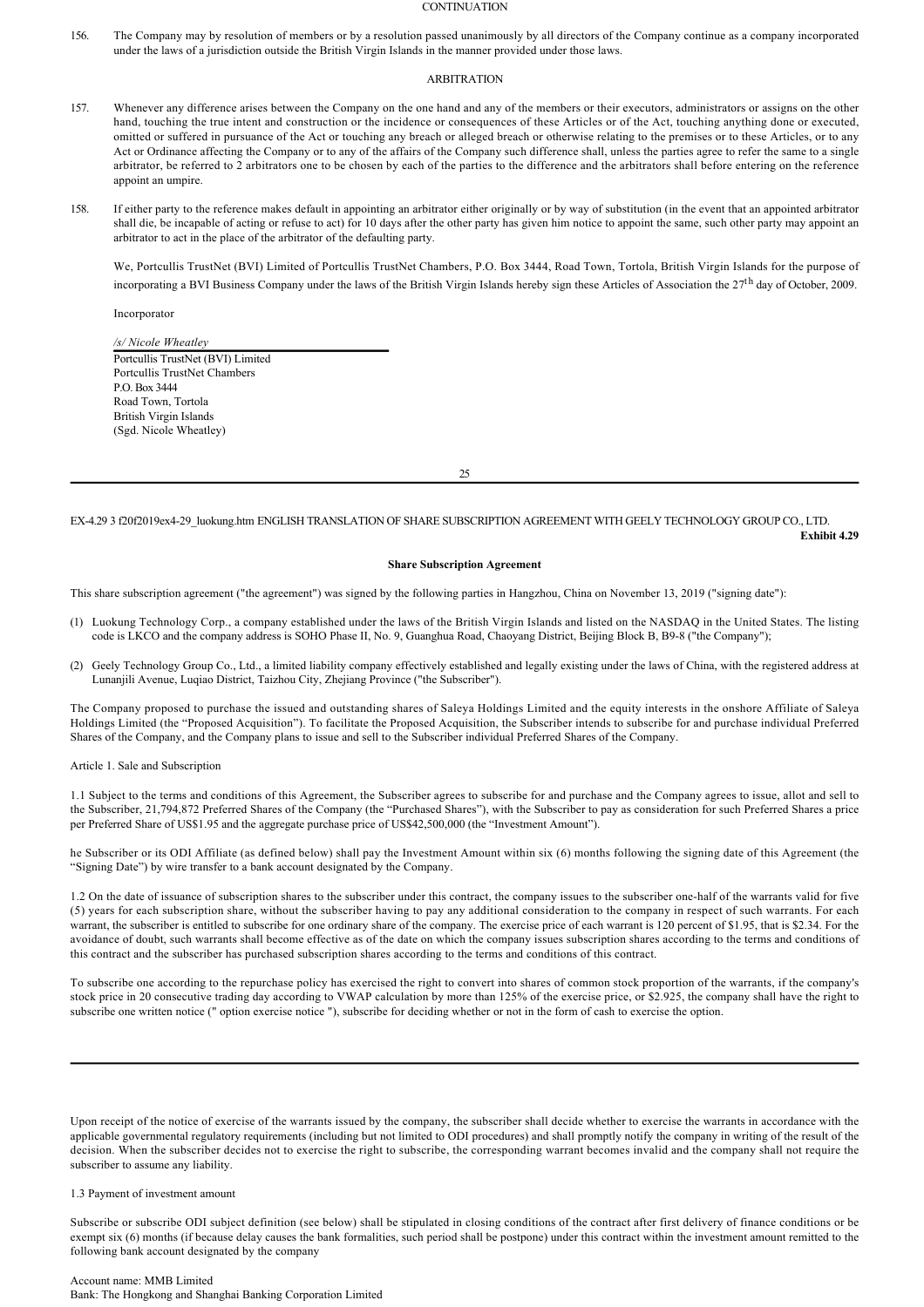CONTINUATION

156. The Company may by resolution of members or by a resolution passed unanimously by all directors of the Company continue as a company incorporated under the laws of a jurisdiction outside the British Virgin Islands in the manner provided under those laws.

ARBITRATION

157. Whenever any difference arises between the Company on the one hand and any of the members or their executors, administrators or assigns on the other hand, touching the true intent and construction or the incidence or consequences of these Articles or of the Act, touching anything done or executed, omitted or suffered in pursuance of the Act or touching any breach or alleged breach or otherwise relating to the premises or to these Articles, or to any Act or Ordinance affecting the Company or to any of the affairs of the Company such difference shall, unless the parties agree to refer the same to a single arbitrator, be referred to 2 arbitrators one to be chosen by each of the parties to the difference and the arbitrators shall before entering on the reference appoint an umpire.

158. If either party to the reference makes default in appointing an arbitrator either originally or by way of substitution (in the event that an appointed arbitrator shall die, be incapable of acting or refuse to act) for 10 days after the other party has given him notice to appoint the same, such other party may appoint an arbitrator to act in the place of the arbitrator of the defaulting party.

We, Portcullis TrustNet (BVI) Limited of Portcullis TrustNet Chambers, P.O. Box 3444, Road Town, Tortola, British Virgin Islands for the purpose of incorporating a BVI Business Company under the laws of the British Virgin Islands hereby sign these Articles of Association the 27th day of October, 2009.

Incorporator

*/s/ Nicole Wheatley*

Portcullis TrustNet (BVI) Limited
Portcullis TrustNet Chambers
P.O. Box 3444
Road Town, Tortola
British Virgin Islands
(Sgd. Nicole Wheatley)

EX-4.29 3 f20f2019ex4-29_luokung.htm ENGLISH TRANSLATION OF SHARE SUBSCRIPTION AGREEMENT WITH GEELY TECHNOLOGY GROUP CO., LTD.

**Exhibit 4.29**

**Share Subscription Agreement**

This share subscription agreement ("the agreement") was signed by the following parties in Hangzhou, China on November 13, 2019 ("signing date"):

(1) Luokung Technology Corp., a company established under the laws of the British Virgin Islands and listed on the NASDAQ in the United States. The listing code is LKCO and the company address is SOHO Phase II, No. 9, Guanghua Road, Chaoyang District, Beijing Block B, B9-8 ("the Company");

(2) Geely Technology Group Co., Ltd., a limited liability company effectively established and legally existing under the laws of China, with the registered address at Lunanjili Avenue, Luqiao District, Taizhou City, Zhejiang Province ("the Subscriber").

The Company proposed to purchase the issued and outstanding shares of Saleya Holdings Limited and the equity interests in the onshore Affiliate of Saleya Holdings Limited (the "Proposed Acquisition"). To facilitate the Proposed Acquisition, the Subscriber intends to subscribe for and purchase individual Preferred Shares of the Company, and the Company plans to issue and sell to the Subscriber individual Preferred Shares of the Company.

Article 1. Sale and Subscription

1.1 Subject to the terms and conditions of this Agreement, the Subscriber agrees to subscribe for and purchase and the Company agrees to issue, allot and sell to the Subscriber, 21,794,872 Preferred Shares of the Company (the "Purchased Shares"), with the Subscriber to pay as consideration for such Preferred Shares a price per Preferred Share of US$1.95 and the aggregate purchase price of US$42,500,000 (the "Investment Amount").

he Subscriber or its ODI Affiliate (as defined below) shall pay the Investment Amount within six (6) months following the signing date of this Agreement (the "Signing Date") by wire transfer to a bank account designated by the Company.

1.2 On the date of issuance of subscription shares to the subscriber under this contract, the company issues to the subscriber one-half of the warrants valid for five (5) years for each subscription share, without the subscriber having to pay any additional consideration to the company in respect of such warrants. For each warrant, the subscriber is entitled to subscribe for one ordinary share of the company. The exercise price of each warrant is 120 percent of $1.95, that is $2.34. For the avoidance of doubt, such warrants shall become effective as of the date on which the company issues subscription shares according to the terms and conditions of this contract and the subscriber has purchased subscription shares according to the terms and conditions of this contract.

To subscribe one according to the repurchase policy has exercised the right to convert into shares of common stock proportion of the warrants, if the company's stock price in 20 consecutive trading day according to VWAP calculation by more than 125% of the exercise price, or $2.925, the company shall have the right to subscribe one written notice (" option exercise notice "), subscribe for deciding whether or not in the form of cash to exercise the option.

Upon receipt of the notice of exercise of the warrants issued by the company, the subscriber shall decide whether to exercise the warrants in accordance with the applicable governmental regulatory requirements (including but not limited to ODI procedures) and shall promptly notify the company in writing of the result of the decision. When the subscriber decides not to exercise the right to subscribe, the corresponding warrant becomes invalid and the company shall not require the subscriber to assume any liability.

1.3 Payment of investment amount

Subscribe or subscribe ODI subject definition (see below) shall be stipulated in closing conditions of the contract after first delivery of finance conditions or be exempt six (6) months (if because delay causes the bank formalities, such period shall be postpone) under this contract within the investment amount remitted to the following bank account designated by the company

Account name: MMB Limited
Bank: The Hongkong and Shanghai Banking Corporation Limited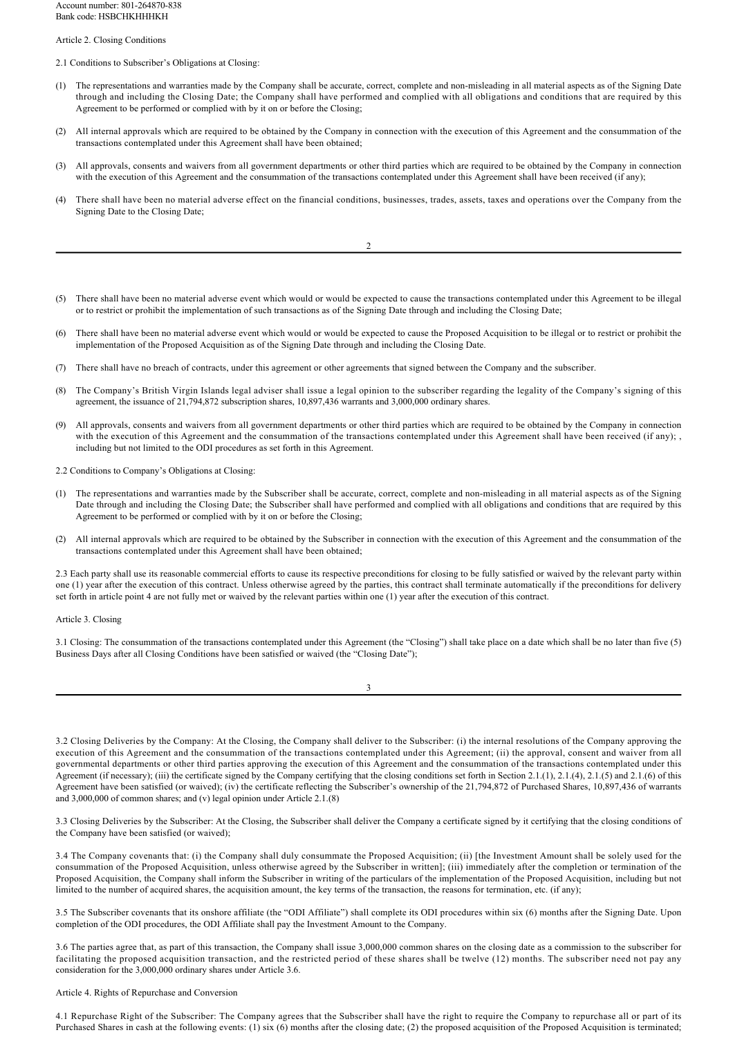Account number: 801-264870-838
Bank code: HSBCHKHHHKH

Article 2. Closing Conditions

2.1 Conditions to Subscriber's Obligations at Closing:

(1) The representations and warranties made by the Company shall be accurate, correct, complete and non-misleading in all material aspects as of the Signing Date through and including the Closing Date; the Company shall have performed and complied with all obligations and conditions that are required by this Agreement to be performed or complied with by it on or before the Closing;

(2) All internal approvals which are required to be obtained by the Company in connection with the execution of this Agreement and the consummation of the transactions contemplated under this Agreement shall have been obtained;

(3) All approvals, consents and waivers from all government departments or other third parties which are required to be obtained by the Company in connection with the execution of this Agreement and the consummation of the transactions contemplated under this Agreement shall have been received (if any);

(4) There shall have been no material adverse effect on the financial conditions, businesses, trades, assets, taxes and operations over the Company from the Signing Date to the Closing Date;

(5) There shall have been no material adverse event which would or would be expected to cause the transactions contemplated under this Agreement to be illegal or to restrict or prohibit the implementation of such transactions as of the Signing Date through and including the Closing Date;

(6) There shall have been no material adverse event which would or would be expected to cause the Proposed Acquisition to be illegal or to restrict or prohibit the implementation of the Proposed Acquisition as of the Signing Date through and including the Closing Date.

(7) There shall have no breach of contracts, under this agreement or other agreements that signed between the Company and the subscriber.

(8) The Company's British Virgin Islands legal adviser shall issue a legal opinion to the subscriber regarding the legality of the Company's signing of this agreement, the issuance of 21,794,872 subscription shares, 10,897,436 warrants and 3,000,000 ordinary shares.

(9) All approvals, consents and waivers from all government departments or other third parties which are required to be obtained by the Company in connection with the execution of this Agreement and the consummation of the transactions contemplated under this Agreement shall have been received (if any); , including but not limited to the ODI procedures as set forth in this Agreement.

2.2 Conditions to Company's Obligations at Closing:

(1) The representations and warranties made by the Subscriber shall be accurate, correct, complete and non-misleading in all material aspects as of the Signing Date through and including the Closing Date; the Subscriber shall have performed and complied with all obligations and conditions that are required by this Agreement to be performed or complied with by it on or before the Closing;

(2) All internal approvals which are required to be obtained by the Subscriber in connection with the execution of this Agreement and the consummation of the transactions contemplated under this Agreement shall have been obtained;

2.3 Each party shall use its reasonable commercial efforts to cause its respective preconditions for closing to be fully satisfied or waived by the relevant party within one (1) year after the execution of this contract. Unless otherwise agreed by the parties, this contract shall terminate automatically if the preconditions for delivery set forth in article point 4 are not fully met or waived by the relevant parties within one (1) year after the execution of this contract.

Article 3. Closing

3.1 Closing: The consummation of the transactions contemplated under this Agreement (the "Closing") shall take place on a date which shall be no later than five (5) Business Days after all Closing Conditions have been satisfied or waived (the "Closing Date");

3.2 Closing Deliveries by the Company: At the Closing, the Company shall deliver to the Subscriber: (i) the internal resolutions of the Company approving the execution of this Agreement and the consummation of the transactions contemplated under this Agreement; (ii) the approval, consent and waiver from all governmental departments or other third parties approving the execution of this Agreement and the consummation of the transactions contemplated under this Agreement (if necessary); (iii) the certificate signed by the Company certifying that the closing conditions set forth in Section 2.1.(1), 2.1.(4), 2.1.(5) and 2.1.(6) of this Agreement have been satisfied (or waived); (iv) the certificate reflecting the Subscriber's ownership of the 21,794,872 of Purchased Shares, 10,897,436 of warrants and 3,000,000 of common shares; and (v) legal opinion under Article 2.1.(8)

3.3 Closing Deliveries by the Subscriber: At the Closing, the Subscriber shall deliver the Company a certificate signed by it certifying that the closing conditions of the Company have been satisfied (or waived);

3.4 The Company covenants that: (i) the Company shall duly consummate the Proposed Acquisition; (ii) [the Investment Amount shall be solely used for the consummation of the Proposed Acquisition, unless otherwise agreed by the Subscriber in written]; (iii) immediately after the completion or termination of the Proposed Acquisition, the Company shall inform the Subscriber in writing of the particulars of the implementation of the Proposed Acquisition, including but not limited to the number of acquired shares, the acquisition amount, the key terms of the transaction, the reasons for termination, etc. (if any);

3.5 The Subscriber covenants that its onshore affiliate (the "ODI Affiliate") shall complete its ODI procedures within six (6) months after the Signing Date. Upon completion of the ODI procedures, the ODI Affiliate shall pay the Investment Amount to the Company.

3.6 The parties agree that, as part of this transaction, the Company shall issue 3,000,000 common shares on the closing date as a commission to the subscriber for facilitating the proposed acquisition transaction, and the restricted period of these shares shall be twelve (12) months. The subscriber need not pay any consideration for the 3,000,000 ordinary shares under Article 3.6.

Article 4. Rights of Repurchase and Conversion

4.1 Repurchase Right of the Subscriber: The Company agrees that the Subscriber shall have the right to require the Company to repurchase all or part of its Purchased Shares in cash at the following events: (1) six (6) months after the closing date; (2) the proposed acquisition of the Proposed Acquisition is terminated;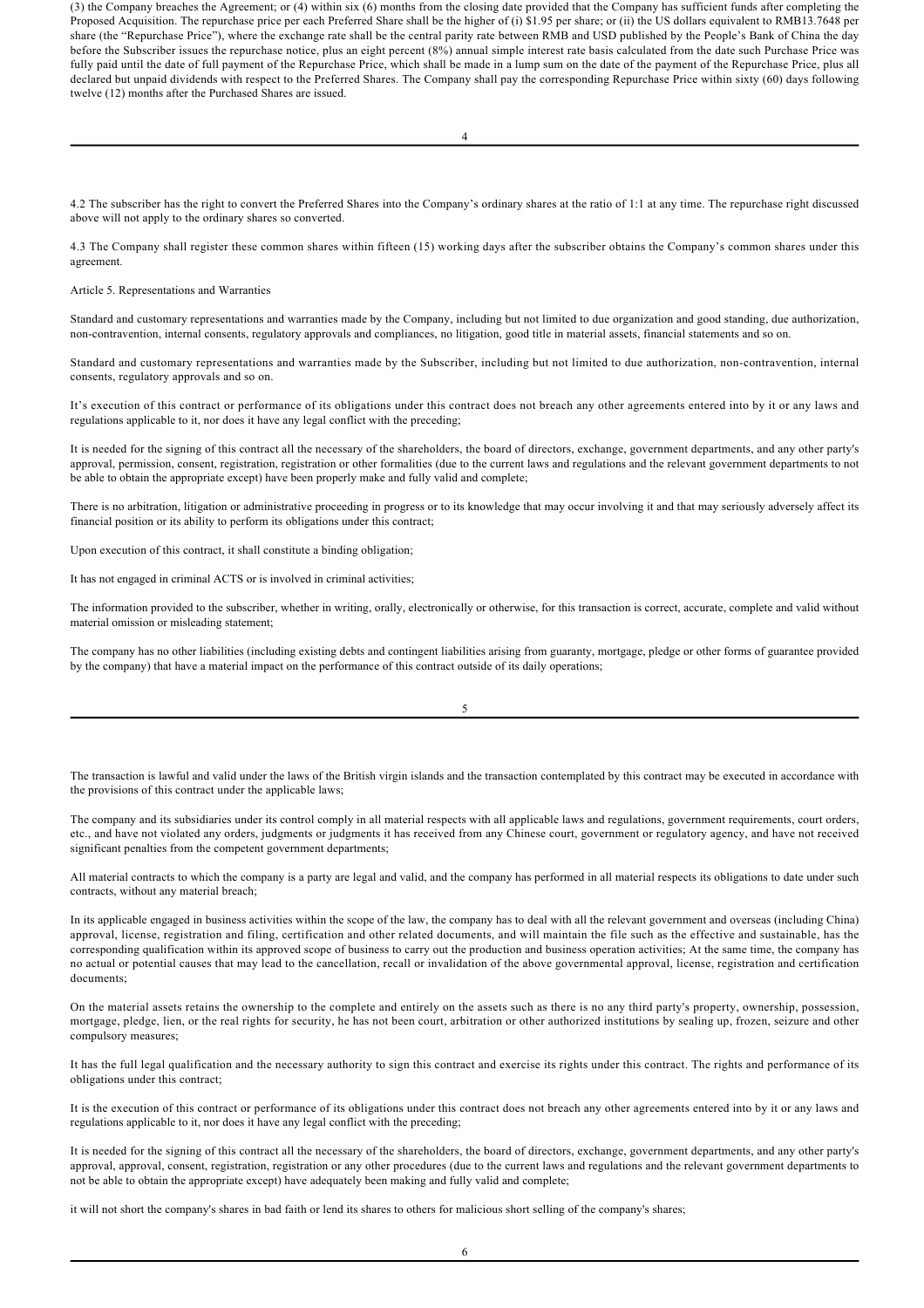(3) the Company breaches the Agreement; or (4) within six (6) months from the closing date provided that the Company has sufficient funds after completing the Proposed Acquisition. The repurchase price per each Preferred Share shall be the higher of (i) $1.95 per share; or (ii) the US dollars equivalent to RMB13.7648 per share (the "Repurchase Price"), where the exchange rate shall be the central parity rate between RMB and USD published by the People's Bank of China the day before the Subscriber issues the repurchase notice, plus an eight percent (8%) annual simple interest rate basis calculated from the date such Purchase Price was fully paid until the date of full payment of the Repurchase Price, which shall be made in a lump sum on the date of the payment of the Repurchase Price, plus all declared but unpaid dividends with respect to the Preferred Shares. The Company shall pay the corresponding Repurchase Price within sixty (60) days following twelve (12) months after the Purchased Shares are issued.

4.2 The subscriber has the right to convert the Preferred Shares into the Company's ordinary shares at the ratio of 1:1 at any time. The repurchase right discussed above will not apply to the ordinary shares so converted.

4.3 The Company shall register these common shares within fifteen (15) working days after the subscriber obtains the Company's common shares under this agreement.

Article 5. Representations and Warranties

Standard and customary representations and warranties made by the Company, including but not limited to due organization and good standing, due authorization, non-contravention, internal consents, regulatory approvals and compliances, no litigation, good title in material assets, financial statements and so on.

Standard and customary representations and warranties made by the Subscriber, including but not limited to due authorization, non-contravention, internal consents, regulatory approvals and so on.

It's execution of this contract or performance of its obligations under this contract does not breach any other agreements entered into by it or any laws and regulations applicable to it, nor does it have any legal conflict with the preceding;

It is needed for the signing of this contract all the necessary of the shareholders, the board of directors, exchange, government departments, and any other party's approval, permission, consent, registration, registration or other formalities (due to the current laws and regulations and the relevant government departments to not be able to obtain the appropriate except) have been properly make and fully valid and complete;

There is no arbitration, litigation or administrative proceeding in progress or to its knowledge that may occur involving it and that may seriously adversely affect its financial position or its ability to perform its obligations under this contract;

Upon execution of this contract, it shall constitute a binding obligation;

It has not engaged in criminal ACTS or is involved in criminal activities;

The information provided to the subscriber, whether in writing, orally, electronically or otherwise, for this transaction is correct, accurate, complete and valid without material omission or misleading statement;

The company has no other liabilities (including existing debts and contingent liabilities arising from guaranty, mortgage, pledge or other forms of guarantee provided by the company) that have a material impact on the performance of this contract outside of its daily operations;

The transaction is lawful and valid under the laws of the British virgin islands and the transaction contemplated by this contract may be executed in accordance with the provisions of this contract under the applicable laws;

The company and its subsidiaries under its control comply in all material respects with all applicable laws and regulations, government requirements, court orders, etc., and have not violated any orders, judgments or judgments it has received from any Chinese court, government or regulatory agency, and have not received significant penalties from the competent government departments;

All material contracts to which the company is a party are legal and valid, and the company has performed in all material respects its obligations to date under such contracts, without any material breach;

In its applicable engaged in business activities within the scope of the law, the company has to deal with all the relevant government and overseas (including China) approval, license, registration and filing, certification and other related documents, and will maintain the file such as the effective and sustainable, has the corresponding qualification within its approved scope of business to carry out the production and business operation activities; At the same time, the company has no actual or potential causes that may lead to the cancellation, recall or invalidation of the above governmental approval, license, registration and certification documents;

On the material assets retains the ownership to the complete and entirely on the assets such as there is no any third party's property, ownership, possession, mortgage, pledge, lien, or the real rights for security, he has not been court, arbitration or other authorized institutions by sealing up, frozen, seizure and other compulsory measures;

It has the full legal qualification and the necessary authority to sign this contract and exercise its rights under this contract. The rights and performance of its obligations under this contract;

It is the execution of this contract or performance of its obligations under this contract does not breach any other agreements entered into by it or any laws and regulations applicable to it, nor does it have any legal conflict with the preceding;

It is needed for the signing of this contract all the necessary of the shareholders, the board of directors, exchange, government departments, and any other party's approval, approval, consent, registration, registration or any other procedures (due to the current laws and regulations and the relevant government departments to not be able to obtain the appropriate except) have adequately been making and fully valid and complete;

it will not short the company's shares in bad faith or lend its shares to others for malicious short selling of the company's shares;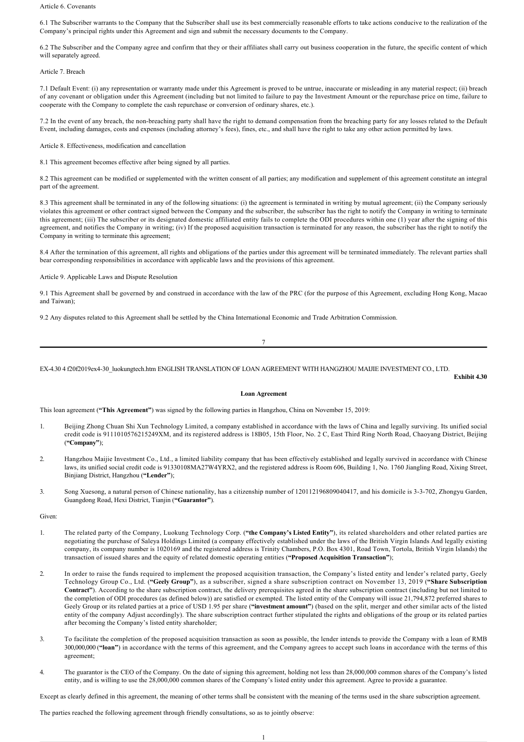Article 6. Covenants

6.1 The Subscriber warrants to the Company that the Subscriber shall use its best commercially reasonable efforts to take actions conducive to the realization of the Company's principal rights under this Agreement and sign and submit the necessary documents to the Company.

6.2 The Subscriber and the Company agree and confirm that they or their affiliates shall carry out business cooperation in the future, the specific content of which will separately agreed.

Article 7. Breach

7.1 Default Event: (i) any representation or warranty made under this Agreement is proved to be untrue, inaccurate or misleading in any material respect; (ii) breach of any covenant or obligation under this Agreement (including but not limited to failure to pay the Investment Amount or the repurchase price on time, failure to cooperate with the Company to complete the cash repurchase or conversion of ordinary shares, etc.).

7.2 In the event of any breach, the non-breaching party shall have the right to demand compensation from the breaching party for any losses related to the Default Event, including damages, costs and expenses (including attorney's fees), fines, etc., and shall have the right to take any other action permitted by laws.

Article 8. Effectiveness, modification and cancellation

8.1 This agreement becomes effective after being signed by all parties.

8.2 This agreement can be modified or supplemented with the written consent of all parties; any modification and supplement of this agreement constitute an integral part of the agreement.

8.3 This agreement shall be terminated in any of the following situations: (i) the agreement is terminated in writing by mutual agreement; (ii) the Company seriously violates this agreement or other contract signed between the Company and the subscriber, the subscriber has the right to notify the Company in writing to terminate this agreement; (iii) The subscriber or its designated domestic affiliated entity fails to complete the ODI procedures within one (1) year after the signing of this agreement, and notifies the Company in writing; (iv) If the proposed acquisition transaction is terminated for any reason, the subscriber has the right to notify the Company in writing to terminate this agreement;

8.4 After the termination of this agreement, all rights and obligations of the parties under this agreement will be terminated immediately. The relevant parties shall bear corresponding responsibilities in accordance with applicable laws and the provisions of this agreement.

Article 9. Applicable Laws and Dispute Resolution

9.1 This Agreement shall be governed by and construed in accordance with the law of the PRC (for the purpose of this Agreement, excluding Hong Kong, Macao and Taiwan);

9.2 Any disputes related to this Agreement shall be settled by the China International Economic and Trade Arbitration Commission.

---

EX-4.30 4 f20f2019ex4-30_luokungtech.htm ENGLISH TRANSLATION OF LOAN AGREEMENT WITH HANGZHOU MAIJIE INVESTMENT CO., LTD.

**Exhibit 4.30**

**Loan Agreement**

This loan agreement (**"This Agreement"**) was signed by the following parties in Hangzhou, China on November 15, 2019:

1. Beijing Zhong Chuan Shi Xun Technology Limited, a company established in accordance with the laws of China and legally surviving. Its unified social credit code is 9111010576215249XM, and its registered address is 18B05, 15th Floor, No. 2 C, East Third Ring North Road, Chaoyang District, Beijing (**"Company"**);

2. Hangzhou Maijie Investment Co., Ltd., a limited liability company that has been effectively established and legally survived in accordance with Chinese laws, its unified social credit code is 91330108MA27W4YRX2, and the registered address is Room 606, Building 1, No. 1760 Jiangling Road, Xixing Street, Binjiang District, Hangzhou (**"Lender"**);

3. Song Xuesong, a natural person of Chinese nationality, has a citizenship number of 120112196809040417, and his domicile is 3-3-702, Zhongyu Garden, Guangdong Road, Hexi District, Tianjin (**"Guarantor"**).

Given:

1. The related party of the Company, Luokung Technology Corp. (**"the Company's Listed Entity"**), its related shareholders and other related parties are negotiating the purchase of Saleya Holdings Limited (a company effectively established under the laws of the British Virgin Islands And legally existing company, its company number is 1020169 and the registered address is Trinity Chambers, P.O. Box 4301, Road Town, Tortola, British Virgin Islands) the transaction of issued shares and the equity of related domestic operating entities (**"Proposed Acquisition Transaction"**);

2. In order to raise the funds required to implement the proposed acquisition transaction, the Company's listed entity and lender's related party, Geely Technology Group Co., Ltd. (**"Geely Group"**), as a subscriber, signed a share subscription contract on November 13, 2019 (**"Share Subscription Contract"**). According to the share subscription contract, the delivery prerequisites agreed in the share subscription contract (including but not limited to the completion of ODI procedures (as defined below)) are satisfied or exempted. The listed entity of the Company will issue 21,794,872 preferred shares to Geely Group or its related parties at a price of USD 1.95 per share (**"investment amount"**) (based on the split, merger and other similar acts of the listed entity of the company Adjust accordingly). The share subscription contract further stipulated the rights and obligations of the group or its related parties after becoming the Company's listed entity shareholder;

3. To facilitate the completion of the proposed acquisition transaction as soon as possible, the lender intends to provide the Company with a loan of RMB 300,000,000 (**"loan"**) in accordance with the terms of this agreement, and the Company agrees to accept such loans in accordance with the terms of this agreement;

4. The guarantor is the CEO of the Company. On the date of signing this agreement, holding not less than 28,000,000 common shares of the Company's listed entity, and is willing to use the 28,000,000 common shares of the Company's listed entity under this agreement. Agree to provide a guarantee.

Except as clearly defined in this agreement, the meaning of other terms shall be consistent with the meaning of the terms used in the share subscription agreement.

The parties reached the following agreement through friendly consultations, so as to jointly observe: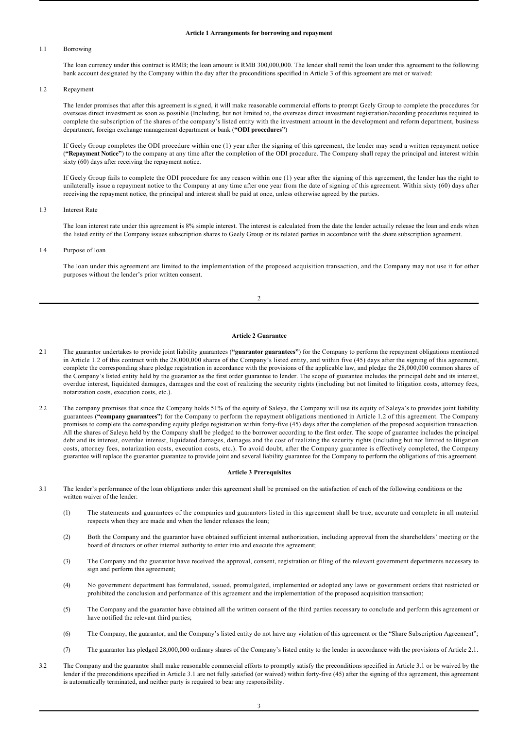**Article 1 Arrangements for borrowing and repayment**

1.1 Borrowing

The loan currency under this contract is RMB; the loan amount is RMB 300,000,000. The lender shall remit the loan under this agreement to the following bank account designated by the Company within the day after the preconditions specified in Article 3 of this agreement are met or waived:

1.2 Repayment

The lender promises that after this agreement is signed, it will make reasonable commercial efforts to prompt Geely Group to complete the procedures for overseas direct investment as soon as possible (Including, but not limited to, the overseas direct investment registration/recording procedures required to complete the subscription of the shares of the company's listed entity with the investment amount in the development and reform department, business department, foreign exchange management department or bank (**"ODI procedures"**)

If Geely Group completes the ODI procedure within one (1) year after the signing of this agreement, the lender may send a written repayment notice (**"Repayment Notice"**) to the company at any time after the completion of the ODI procedure. The Company shall repay the principal and interest within sixty (60) days after receiving the repayment notice.

If Geely Group fails to complete the ODI procedure for any reason within one (1) year after the signing of this agreement, the lender has the right to unilaterally issue a repayment notice to the Company at any time after one year from the date of signing of this agreement. Within sixty (60) days after receiving the repayment notice, the principal and interest shall be paid at once, unless otherwise agreed by the parties.

1.3 Interest Rate

The loan interest rate under this agreement is 8% simple interest. The interest is calculated from the date the lender actually release the loan and ends when the listed entity of the Company issues subscription shares to Geely Group or its related parties in accordance with the share subscription agreement.

1.4 Purpose of loan

The loan under this agreement are limited to the implementation of the proposed acquisition transaction, and the Company may not use it for other purposes without the lender's prior written consent.

**Article 2 Guarantee**

2.1 The guarantor undertakes to provide joint liability guarantees (**"guarantor guarantees"**) for the Company to perform the repayment obligations mentioned in Article 1.2 of this contract with the 28,000,000 shares of the Company's listed entity, and within five (45) days after the signing of this agreement, complete the corresponding share pledge registration in accordance with the provisions of the applicable law, and pledge the 28,000,000 common shares of the Company's listed entity held by the guarantor as the first order guarantee to lender. The scope of guarantee includes the principal debt and its interest, overdue interest, liquidated damages, damages and the cost of realizing the security rights (including but not limited to litigation costs, attorney fees, notarization costs, execution costs, etc.).

2.2 The company promises that since the Company holds 51% of the equity of Saleya, the Company will use its equity of Saleya's to provides joint liability guarantees (**"company guarantees"**) for the Company to perform the repayment obligations mentioned in Article 1.2 of this agreement. The Company promises to complete the corresponding equity pledge registration within forty-five (45) days after the completion of the proposed acquisition transaction. All the shares of Saleya held by the Company shall be pledged to the borrower according to the first order. The scope of guarantee includes the principal debt and its interest, overdue interest, liquidated damages, damages and the cost of realizing the security rights (including but not limited to litigation costs, attorney fees, notarization costs, execution costs, etc.). To avoid doubt, after the Company guarantee is effectively completed, the Company guarantee will replace the guarantor guarantee to provide joint and several liability guarantee for the Company to perform the obligations of this agreement.

**Article 3 Prerequisites**

3.1 The lender's performance of the loan obligations under this agreement shall be premised on the satisfaction of each of the following conditions or the written waiver of the lender:

(1) The statements and guarantees of the companies and guarantors listed in this agreement shall be true, accurate and complete in all material respects when they are made and when the lender releases the loan;

(2) Both the Company and the guarantor have obtained sufficient internal authorization, including approval from the shareholders' meeting or the board of directors or other internal authority to enter into and execute this agreement;

(3) The Company and the guarantor have received the approval, consent, registration or filing of the relevant government departments necessary to sign and perform this agreement;

(4) No government department has formulated, issued, promulgated, implemented or adopted any laws or government orders that restricted or prohibited the conclusion and performance of this agreement and the implementation of the proposed acquisition transaction;

(5) The Company and the guarantor have obtained all the written consent of the third parties necessary to conclude and perform this agreement or have notified the relevant third parties;

(6) The Company, the guarantor, and the Company's listed entity do not have any violation of this agreement or the "Share Subscription Agreement";

(7) The guarantor has pledged 28,000,000 ordinary shares of the Company's listed entity to the lender in accordance with the provisions of Article 2.1.

3.2 The Company and the guarantor shall make reasonable commercial efforts to promptly satisfy the preconditions specified in Article 3.1 or be waived by the lender if the preconditions specified in Article 3.1 are not fully satisfied (or waived) within forty-five (45) after the signing of this agreement, this agreement is automatically terminated, and neither party is required to bear any responsibility.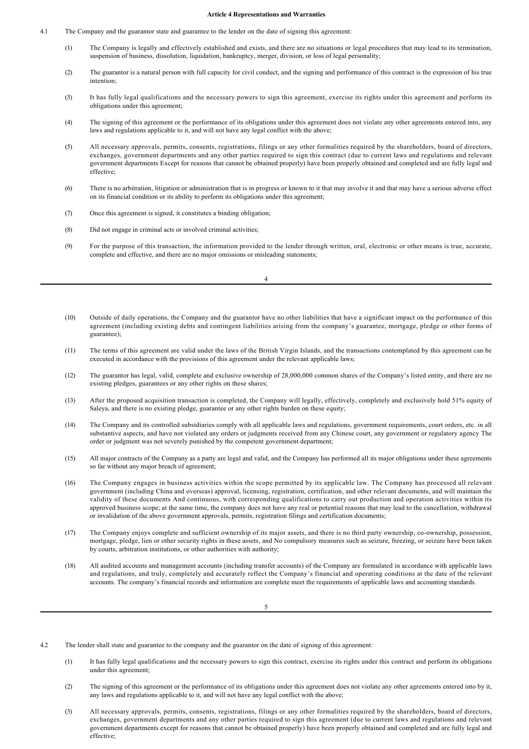**Article 4 Representations and Warranties**

4.1 The Company and the guarantor state and guarantee to the lender on the date of signing this agreement:

(1) The Company is legally and effectively established and exists, and there are no situations or legal procedures that may lead to its termination, suspension of business, dissolution, liquidation, bankruptcy, merger, division, or loss of legal personality;

(2) The guarantor is a natural person with full capacity for civil conduct, and the signing and performance of this contract is the expression of his true intention;

(3) It has fully legal qualifications and the necessary powers to sign this agreement, exercise its rights under this agreement and perform its obligations under this agreement;

(4) The signing of this agreement or the performance of its obligations under this agreement does not violate any other agreements entered into, any laws and regulations applicable to it, and will not have any legal conflict with the above;

(5) All necessary approvals, permits, consents, registrations, filings or any other formalities required by the shareholders, board of directors, exchanges, government departments and any other parties required to sign this contract (due to current laws and regulations and relevant government departments Except for reasons that cannot be obtained properly) have been properly obtained and completed and are fully legal and effective;

(6) There is no arbitration, litigation or administration that is in progress or known to it that may involve it and that may have a serious adverse effect on its financial condition or its ability to perform its obligations under this agreement;

(7) Once this agreement is signed, it constitutes a binding obligation;

(8) Did not engage in criminal acts or involved criminal activities;

(9) For the purpose of this transaction, the information provided to the lender through written, oral, electronic or other means is true, accurate, complete and effective, and there are no major omissions or misleading statements;

(10) Outside of daily operations, the Company and the guarantor have no other liabilities that have a significant impact on the performance of this agreement (including existing debts and contingent liabilities arising from the company's guarantee, mortgage, pledge or other forms of guarantee);

(11) The terms of this agreement are valid under the laws of the British Virgin Islands, and the transactions contemplated by this agreement can be executed in accordance with the provisions of this agreement under the relevant applicable laws;

(12) The guarantor has legal, valid, complete and exclusive ownership of 28,000,000 common shares of the Company's listed entity, and there are no existing pledges, guarantees or any other rights on these shares;

(13) After the proposed acquisition transaction is completed, the Company will legally, effectively, completely and exclusively hold 51% equity of Saleya, and there is no existing pledge, guarantee or any other rights burden on these equity;

(14) The Company and its controlled subsidiaries comply with all applicable laws and regulations, government requirements, court orders, etc. in all substantive aspects, and have not violated any orders or judgments received from any Chinese court, any government or regulatory agency The order or judgment was not severely punished by the competent government department;

(15) All major contracts of the Company as a party are legal and valid, and the Company has performed all its major obligations under these agreements so far without any major breach of agreement;

(16) The Company engages in business activities within the scope permitted by its applicable law. The Company has processed all relevant government (including China and overseas) approval, licensing, registration, certification, and other relevant documents, and will maintain the validity of these documents And continuous, with corresponding qualifications to carry out production and operation activities within its approved business scope; at the same time, the company does not have any real or potential reasons that may lead to the cancellation, withdrawal or invalidation of the above government approvals, permits, registration filings and certification documents;

(17) The Company enjoys complete and sufficient ownership of its major assets, and there is no third party ownership, co-ownership, possession, mortgage, pledge, lien or other security rights in these assets, and No compulsory measures such as seizure, freezing, or seizure have been taken by courts, arbitration institutions, or other authorities with authority;

(18) All audited accounts and management accounts (including transfer accounts) of the Company are formulated in accordance with applicable laws and regulations, and truly, completely and accurately reflect the Company's financial and operating conditions at the date of the relevant accounts. The company's financial records and information are complete meet the requirements of applicable laws and accounting standards.

4.2 The lender shall state and guarantee to the company and the guarantor on the date of signing of this agreement:

(1) It has fully legal qualifications and the necessary powers to sign this contract, exercise its rights under this contract and perform its obligations under this agreement;

(2) The signing of this agreement or the performance of its obligations under this agreement does not violate any other agreements entered into by it, any laws and regulations applicable to it, and will not have any legal conflict with the above;

(3) All necessary approvals, permits, consents, registrations, filings or any other formalities required by the shareholders, board of directors, exchanges, government departments and any other parties required to sign this agreement (due to current laws and regulations and relevant government departments except for reasons that cannot be obtained properly) have been properly obtained and completed and are fully legal and effective;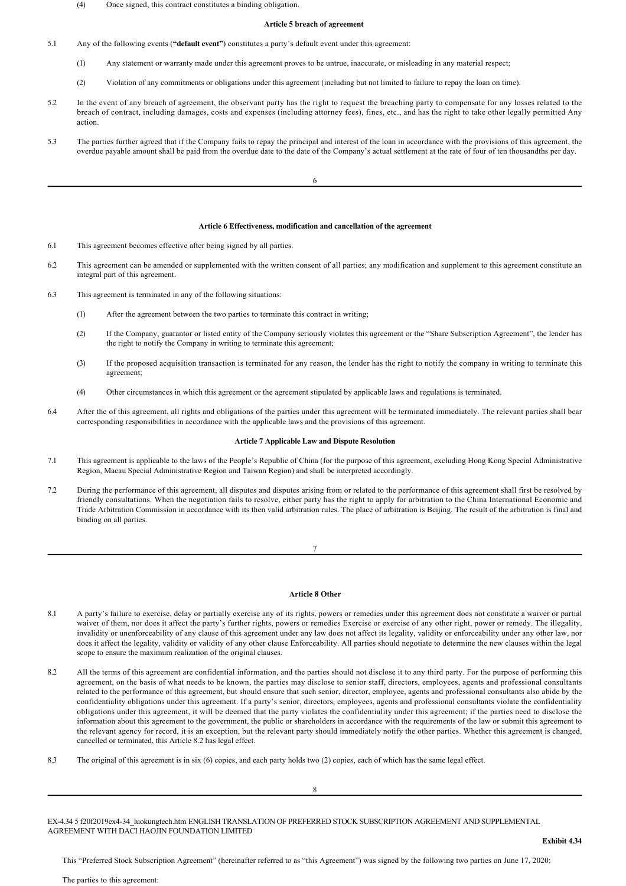(4) Once signed, this contract constitutes a binding obligation.

**Article 5 breach of agreement**

5.1 Any of the following events (**"default event"**) constitutes a party's default event under this agreement:

(1) Any statement or warranty made under this agreement proves to be untrue, inaccurate, or misleading in any material respect;

(2) Violation of any commitments or obligations under this agreement (including but not limited to failure to repay the loan on time).

5.2 In the event of any breach of agreement, the observant party has the right to request the breaching party to compensate for any losses related to the breach of contract, including damages, costs and expenses (including attorney fees), fines, etc., and has the right to take other legally permitted Any action.

5.3 The parties further agreed that if the Company fails to repay the principal and interest of the loan in accordance with the provisions of this agreement, the overdue payable amount shall be paid from the overdue date to the date of the Company's actual settlement at the rate of four of ten thousandths per day.

**Article 6 Effectiveness, modification and cancellation of the agreement**

6.1 This agreement becomes effective after being signed by all parties.

6.2 This agreement can be amended or supplemented with the written consent of all parties; any modification and supplement to this agreement constitute an integral part of this agreement.

6.3 This agreement is terminated in any of the following situations:

(1) After the agreement between the two parties to terminate this contract in writing;

(2) If the Company, guarantor or listed entity of the Company seriously violates this agreement or the "Share Subscription Agreement", the lender has the right to notify the Company in writing to terminate this agreement;

(3) If the proposed acquisition transaction is terminated for any reason, the lender has the right to notify the company in writing to terminate this agreement;

(4) Other circumstances in which this agreement or the agreement stipulated by applicable laws and regulations is terminated.

6.4 After the of this agreement, all rights and obligations of the parties under this agreement will be terminated immediately. The relevant parties shall bear corresponding responsibilities in accordance with the applicable laws and the provisions of this agreement.

**Article 7 Applicable Law and Dispute Resolution**

7.1 This agreement is applicable to the laws of the People's Republic of China (for the purpose of this agreement, excluding Hong Kong Special Administrative Region, Macau Special Administrative Region and Taiwan Region) and shall be interpreted accordingly.

7.2 During the performance of this agreement, all disputes and disputes arising from or related to the performance of this agreement shall first be resolved by friendly consultations. When the negotiation fails to resolve, either party has the right to apply for arbitration to the China International Economic and Trade Arbitration Commission in accordance with its then valid arbitration rules. The place of arbitration is Beijing. The result of the arbitration is final and binding on all parties.

**Article 8 Other**

8.1 A party's failure to exercise, delay or partially exercise any of its rights, powers or remedies under this agreement does not constitute a waiver or partial waiver of them, nor does it affect the party's further rights, powers or remedies Exercise or exercise of any other right, power or remedy. The illegality, invalidity or unenforceability of any clause of this agreement under any law does not affect its legality, validity or enforceability under any other law, nor does it affect the legality, validity or validity of any other clause Enforceability. All parties should negotiate to determine the new clauses within the legal scope to ensure the maximum realization of the original clauses.

8.2 All the terms of this agreement are confidential information, and the parties should not disclose it to any third party. For the purpose of performing this agreement, on the basis of what needs to be known, the parties may disclose to senior staff, directors, employees, agents and professional consultants related to the performance of this agreement, but should ensure that such senior, director, employee, agents and professional consultants also abide by the confidentiality obligations under this agreement. If a party's senior, directors, employees, agents and professional consultants violate the confidentiality obligations under this agreement, it will be deemed that the party violates the confidentiality under this agreement; if the parties need to disclose the information about this agreement to the government, the public or shareholders in accordance with the requirements of the law or submit this agreement to the relevant agency for record, it is an exception, but the relevant party should immediately notify the other parties. Whether this agreement is changed, cancelled or terminated, this Article 8.2 has legal effect.

8.3 The original of this agreement is in six (6) copies, and each party holds two (2) copies, each of which has the same legal effect.

EX-4.34 5 f20f2019ex4-34_luokungtech.htm ENGLISH TRANSLATION OF PREFERRED STOCK SUBSCRIPTION AGREEMENT AND SUPPLEMENTAL AGREEMENT WITH DACI HAOJIN FOUNDATION LIMITED

**Exhibit 4.34**

This "Preferred Stock Subscription Agreement" (hereinafter referred to as "this Agreement") was signed by the following two parties on June 17, 2020:

The parties to this agreement: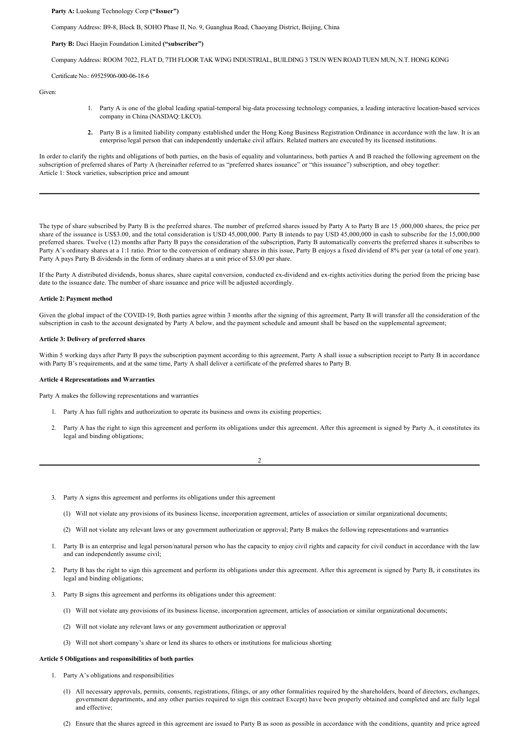**Party A:** Luokung Technology Corp **("Issuer")**

Company Address: B9-8, Block B, SOHO Phase II, No. 9, Guanghua Road, Chaoyang District, Beijing, China

**Party B:** Daci Haojin Foundation Limited **("subscriber")**

Company Address: ROOM 7022, FLAT D, 7TH FLOOR TAK WING INDUSTRIAL, BUILDING 3 TSUN WEN ROAD TUEN MUN, N.T. HONG KONG

Certificate No.: 69525906-000-06-18-6

Given:

1. Party A is one of the global leading spatial-temporal big-data processing technology companies, a leading interactive location-based services company in China (NASDAQ: LKCO).
2. Party B is a limited liability company established under the Hong Kong Business Registration Ordinance in accordance with the law. It is an enterprise/legal person that can independently undertake civil affairs. Related matters are executed by its licensed institutions.

In order to clarify the rights and obligations of both parties, on the basis of equality and voluntariness, both parties A and B reached the following agreement on the subscription of preferred shares of Party A (hereinafter referred to as "preferred shares issuance" or "this issuance") subscription, and obey together:
Article 1: Stock varieties, subscription price and amount

The type of share subscribed by Party B is the preferred shares. The number of preferred shares issued by Party A to Party B are 15 ,000,000 shares, the price per share of the issuance is US$3.00, and the total consideration is USD 45,000,000. Party B intends to pay USD 45,000,000 in cash to subscribe for the 15,000,000 preferred shares. Twelve (12) months after Party B pays the consideration of the subscription, Party B automatically converts the preferred shares it subscribes to Party A's ordinary shares at a 1:1 ratio. Prior to the conversion of ordinary shares in this issue, Party B enjoys a fixed dividend of 8% per year (a total of one year). Party A pays Party B dividends in the form of ordinary shares at a unit price of $3.00 per share.

If the Party A distributed dividends, bonus shares, share capital conversion, conducted ex-dividend and ex-rights activities during the period from the pricing base date to the issuance date. The number of share issuance and price will be adjusted accordingly.

**Article 2: Payment method**

Given the global impact of the COVID-19, Both parties agree within 3 months after the signing of this agreement, Party B will transfer all the consideration of the subscription in cash to the account designated by Party A below, and the payment schedule and amount shall be based on the supplemental agreement;

**Article 3: Delivery of preferred shares**

Within 5 working days after Party B pays the subscription payment according to this agreement, Party A shall issue a subscription receipt to Party B in accordance with Party B's requirements, and at the same time, Party A shall deliver a certificate of the preferred shares to Party B.

**Article 4 Representations and Warranties**

Party A makes the following representations and warranties

1. Party A has full rights and authorization to operate its business and owns its existing properties;
2. Party A has the right to sign this agreement and perform its obligations under this agreement. After this agreement is signed by Party A, it constitutes its legal and binding obligations;
3. Party A signs this agreement and performs its obligations under this agreement
   (1) Will not violate any provisions of its business license, incorporation agreement, articles of association or similar organizational documents;
   (2) Will not violate any relevant laws or any government authorization or approval; Party B makes the following representations and warranties

1. Party B is an enterprise and legal person/natural person who has the capacity to enjoy civil rights and capacity for civil conduct in accordance with the law and can independently assume civil;
2. Party B has the right to sign this agreement and perform its obligations under this agreement. After this agreement is signed by Party B, it constitutes its legal and binding obligations;
3. Party B signs this agreement and performs its obligations under this agreement:
   (1) Will not violate any provisions of its business license, incorporation agreement, articles of association or similar organizational documents;
   (2) Will not violate any relevant laws or any government authorization or approval
   (3) Will not short company's share or lend its shares to others or institutions for malicious shorting

**Article 5 Obligations and responsibilities of both parties**

1. Party A's obligations and responsibilities
   (1) All necessary approvals, permits, consents, registrations, filings, or any other formalities required by the shareholders, board of directors, exchanges, government departments, and any other parties required to sign this contract Except) have been properly obtained and completed and are fully legal and effective;
   (2) Ensure that the shares agreed in this agreement are issued to Party B as soon as possible in accordance with the conditions, quantity and price agreed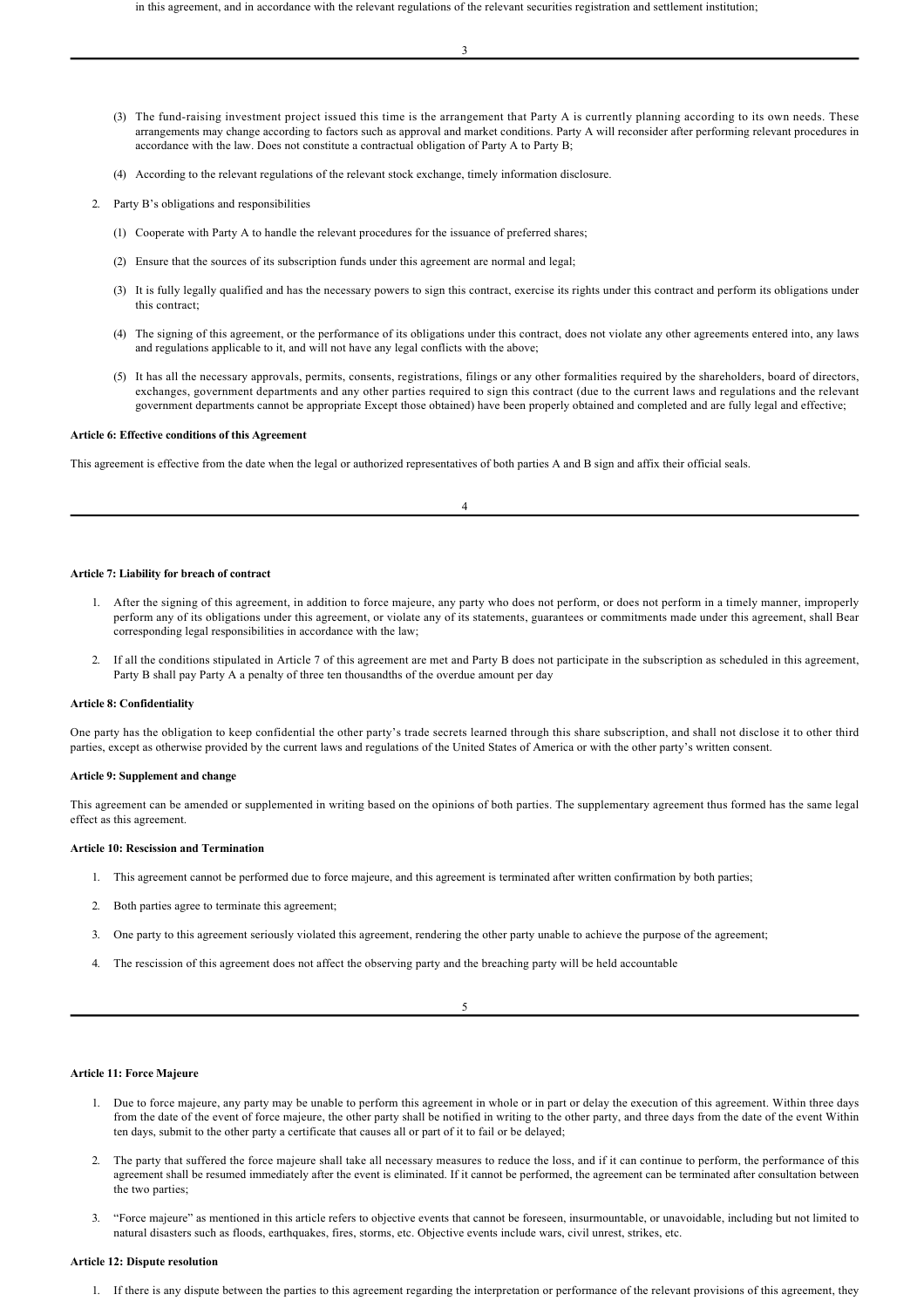in this agreement, and in accordance with the relevant regulations of the relevant securities registration and settlement institution;

(3) The fund-raising investment project issued this time is the arrangement that Party A is currently planning according to its own needs. These arrangements may change according to factors such as approval and market conditions. Party A will reconsider after performing relevant procedures in accordance with the law. Does not constitute a contractual obligation of Party A to Party B;

(4) According to the relevant regulations of the relevant stock exchange, timely information disclosure.

2. Party B's obligations and responsibilities

(1) Cooperate with Party A to handle the relevant procedures for the issuance of preferred shares;

(2) Ensure that the sources of its subscription funds under this agreement are normal and legal;

(3) It is fully legally qualified and has the necessary powers to sign this contract, exercise its rights under this contract and perform its obligations under this contract;

(4) The signing of this agreement, or the performance of its obligations under this contract, does not violate any other agreements entered into, any laws and regulations applicable to it, and will not have any legal conflicts with the above;

(5) It has all the necessary approvals, permits, consents, registrations, filings or any other formalities required by the shareholders, board of directors, exchanges, government departments and any other parties required to sign this contract (due to the current laws and regulations and the relevant government departments cannot be appropriate Except those obtained) have been properly obtained and completed and are fully legal and effective;

**Article 6: Effective conditions of this Agreement**

This agreement is effective from the date when the legal or authorized representatives of both parties A and B sign and affix their official seals.

**Article 7: Liability for breach of contract**

1. After the signing of this agreement, in addition to force majeure, any party who does not perform, or does not perform in a timely manner, improperly perform any of its obligations under this agreement, or violate any of its statements, guarantees or commitments made under this agreement, shall Bear corresponding legal responsibilities in accordance with the law;

2. If all the conditions stipulated in Article 7 of this agreement are met and Party B does not participate in the subscription as scheduled in this agreement, Party B shall pay Party A a penalty of three ten thousandths of the overdue amount per day

**Article 8: Confidentiality**

One party has the obligation to keep confidential the other party's trade secrets learned through this share subscription, and shall not disclose it to other third parties, except as otherwise provided by the current laws and regulations of the United States of America or with the other party's written consent.

**Article 9: Supplement and change**

This agreement can be amended or supplemented in writing based on the opinions of both parties. The supplementary agreement thus formed has the same legal effect as this agreement.

**Article 10: Rescission and Termination**

1. This agreement cannot be performed due to force majeure, and this agreement is terminated after written confirmation by both parties;

2. Both parties agree to terminate this agreement;

3. One party to this agreement seriously violated this agreement, rendering the other party unable to achieve the purpose of the agreement;

4. The rescission of this agreement does not affect the observing party and the breaching party will be held accountable

**Article 11: Force Majeure**

1. Due to force majeure, any party may be unable to perform this agreement in whole or in part or delay the execution of this agreement. Within three days from the date of the event of force majeure, the other party shall be notified in writing to the other party, and three days from the date of the event Within ten days, submit to the other party a certificate that causes all or part of it to fail or be delayed;

2. The party that suffered the force majeure shall take all necessary measures to reduce the loss, and if it can continue to perform, the performance of this agreement shall be resumed immediately after the event is eliminated. If it cannot be performed, the agreement can be terminated after consultation between the two parties;

3. "Force majeure" as mentioned in this article refers to objective events that cannot be foreseen, insurmountable, or unavoidable, including but not limited to natural disasters such as floods, earthquakes, fires, storms, etc. Objective events include wars, civil unrest, strikes, etc.

**Article 12: Dispute resolution**

1. If there is any dispute between the parties to this agreement regarding the interpretation or performance of the relevant provisions of this agreement, they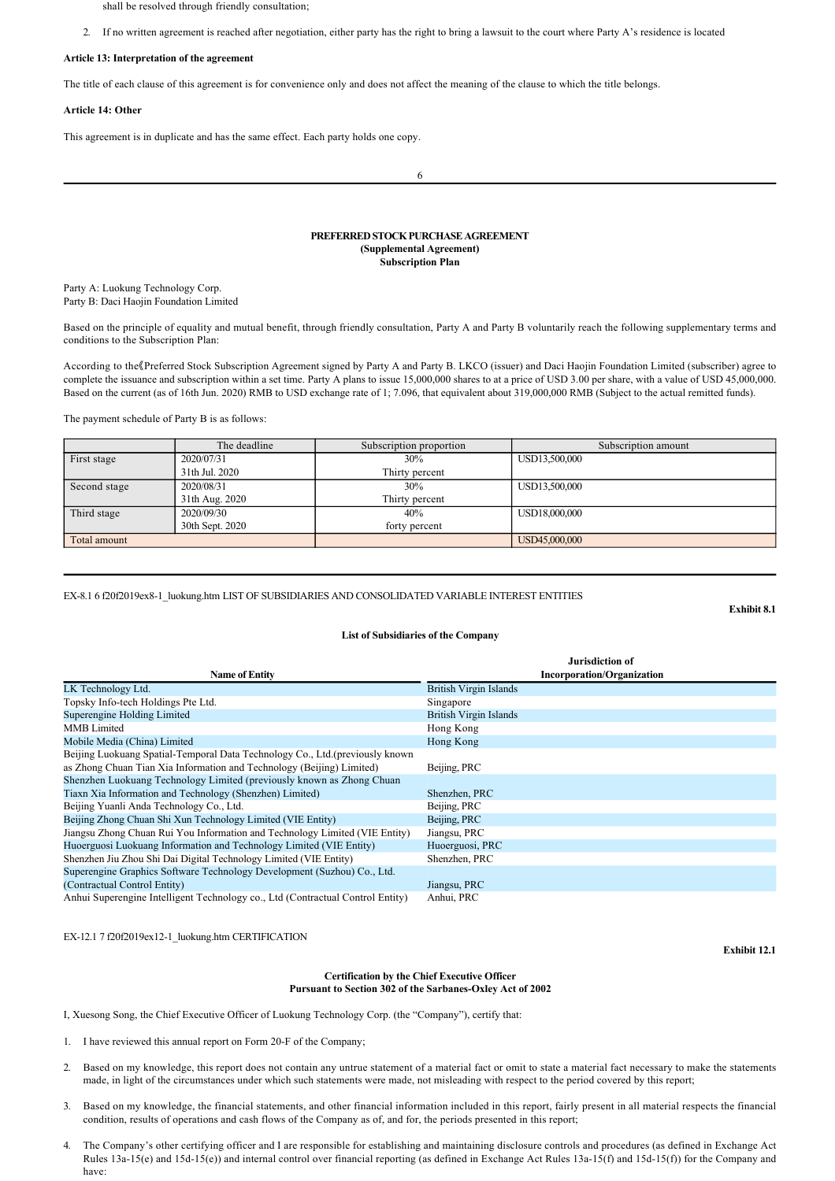shall be resolved through friendly consultation;

2. If no written agreement is reached after negotiation, either party has the right to bring a lawsuit to the court where Party A's residence is located

**Article 13: Interpretation of the agreement**

The title of each clause of this agreement is for convenience only and does not affect the meaning of the clause to which the title belongs.

**Article 14: Other**

This agreement is in duplicate and has the same effect. Each party holds one copy.

**PREFERRED STOCK PURCHASE AGREEMENT**
**(Supplemental Agreement)**
**Subscription Plan**

Party A: Luokung Technology Corp.
Party B: Daci Haojin Foundation Limited

Based on the principle of equality and mutual benefit, through friendly consultation, Party A and Party B voluntarily reach the following supplementary terms and conditions to the Subscription Plan:

According to the《Preferred Stock Subscription Agreement signed by Party A and Party B. LKCO (issuer) and Daci Haojin Foundation Limited (subscriber) agree to complete the issuance and subscription within a set time. Party A plans to issue 15,000,000 shares to at a price of USD 3.00 per share, with a value of USD 45,000,000. Based on the current (as of 16th Jun. 2020) RMB to USD exchange rate of 1; 7.096, that equivalent about 319,000,000 RMB (Subject to the actual remitted funds).

The payment schedule of Party B is as follows:

| | The deadline | Subscription proportion | Subscription amount |
|---|---|---|---|
| First stage | 2020/07/31<br>31th Jul. 2020 | 30%<br>Thirty percent | USD13,500,000 |
| Second stage | 2020/08/31<br>31th Aug. 2020 | 30%<br>Thirty percent | USD13,500,000 |
| Third stage | 2020/09/30<br>30th Sept. 2020 | 40%<br>forty percent | USD18,000,000 |
| Total amount | | | USD45,000,000 |

EX-8.1 6 f20f2019ex8-1_luokung.htm LIST OF SUBSIDIARIES AND CONSOLIDATED VARIABLE INTEREST ENTITIES

**Exhibit 8.1**

**List of Subsidiaries of the Company**

| Name of Entity | Jurisdiction of Incorporation/Organization |
|---|---|
| LK Technology Ltd. | British Virgin Islands |
| Topsky Info-tech Holdings Pte Ltd. | Singapore |
| Superengine Holding Limited | British Virgin Islands |
| MMB Limited | Hong Kong |
| Mobile Media (China) Limited | Hong Kong |
| Beijing Luokuang Spatial-Temporal Data Technology Co., Ltd.(previously known as Zhong Chuan Tian Xia Information and Technology (Beijing) Limited) | Beijing, PRC |
| Shenzhen Luokuang Technology Limited (previously known as Zhong Chuan Tiaxn Xia Information and Technology (Shenzhen) Limited) | Shenzhen, PRC |
| Beijing Yuanli Anda Technology Co., Ltd. | Beijing, PRC |
| Beijing Zhong Chuan Shi Xun Technology Limited (VIE Entity) | Beijing, PRC |
| Jiangsu Zhong Chuan Rui You Information and Technology Limited (VIE Entity) | Jiangsu, PRC |
| Huoerguosi Luokuang Information and Technology Limited (VIE Entity) | Huoerguosi, PRC |
| Shenzhen Jiu Zhou Shi Dai Digital Technology Limited (VIE Entity) | Shenzhen, PRC |
| Superengine Graphics Software Technology Development (Suzhou) Co., Ltd. (Contractual Control Entity) | Jiangsu, PRC |
| Anhui Superengine Intelligent Technology co., Ltd (Contractual Control Entity) | Anhui, PRC |

EX-12.1 7 f20f2019ex12-1_luokung.htm CERTIFICATION

**Exhibit 12.1**

**Certification by the Chief Executive Officer**
**Pursuant to Section 302 of the Sarbanes-Oxley Act of 2002**

I, Xuesong Song, the Chief Executive Officer of Luokung Technology Corp. (the "Company"), certify that:

1. I have reviewed this annual report on Form 20-F of the Company;

2. Based on my knowledge, this report does not contain any untrue statement of a material fact or omit to state a material fact necessary to make the statements made, in light of the circumstances under which such statements were made, not misleading with respect to the period covered by this report;

3. Based on my knowledge, the financial statements, and other financial information included in this report, fairly present in all material respects the financial condition, results of operations and cash flows of the Company as of, and for, the periods presented in this report;

4. The Company's other certifying officer and I are responsible for establishing and maintaining disclosure controls and procedures (as defined in Exchange Act Rules 13a-15(e) and 15d-15(e)) and internal control over financial reporting (as defined in Exchange Act Rules 13a-15(f) and 15d-15(f)) for the Company and have: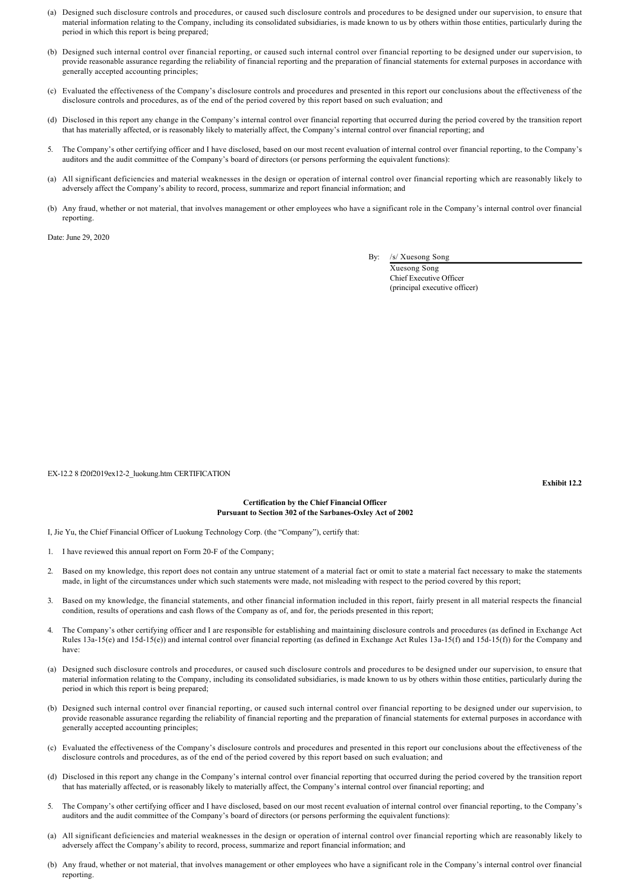(a) Designed such disclosure controls and procedures, or caused such disclosure controls and procedures to be designed under our supervision, to ensure that material information relating to the Company, including its consolidated subsidiaries, is made known to us by others within those entities, particularly during the period in which this report is being prepared;

(b) Designed such internal control over financial reporting, or caused such internal control over financial reporting to be designed under our supervision, to provide reasonable assurance regarding the reliability of financial reporting and the preparation of financial statements for external purposes in accordance with generally accepted accounting principles;

(c) Evaluated the effectiveness of the Company's disclosure controls and procedures and presented in this report our conclusions about the effectiveness of the disclosure controls and procedures, as of the end of the period covered by this report based on such evaluation; and

(d) Disclosed in this report any change in the Company's internal control over financial reporting that occurred during the period covered by the transition report that has materially affected, or is reasonably likely to materially affect, the Company's internal control over financial reporting; and

5. The Company's other certifying officer and I have disclosed, based on our most recent evaluation of internal control over financial reporting, to the Company's auditors and the audit committee of the Company's board of directors (or persons performing the equivalent functions):

(a) All significant deficiencies and material weaknesses in the design or operation of internal control over financial reporting which are reasonably likely to adversely affect the Company's ability to record, process, summarize and report financial information; and

(b) Any fraud, whether or not material, that involves management or other employees who have a significant role in the Company's internal control over financial reporting.

Date: June 29, 2020

By: /s/ Xuesong Song
Xuesong Song
Chief Executive Officer
(principal executive officer)

EX-12.2 8 f20f2019ex12-2_luokung.htm CERTIFICATION

**Exhibit 12.2**

**Certification by the Chief Financial Officer**
**Pursuant to Section 302 of the Sarbanes-Oxley Act of 2002**

I, Jie Yu, the Chief Financial Officer of Luokung Technology Corp. (the "Company"), certify that:

1. I have reviewed this annual report on Form 20-F of the Company;

2. Based on my knowledge, this report does not contain any untrue statement of a material fact or omit to state a material fact necessary to make the statements made, in light of the circumstances under which such statements were made, not misleading with respect to the period covered by this report;

3. Based on my knowledge, the financial statements, and other financial information included in this report, fairly present in all material respects the financial condition, results of operations and cash flows of the Company as of, and for, the periods presented in this report;

4. The Company's other certifying officer and I are responsible for establishing and maintaining disclosure controls and procedures (as defined in Exchange Act Rules 13a-15(e) and 15d-15(e)) and internal control over financial reporting (as defined in Exchange Act Rules 13a-15(f) and 15d-15(f)) for the Company and have:

(a) Designed such disclosure controls and procedures, or caused such disclosure controls and procedures to be designed under our supervision, to ensure that material information relating to the Company, including its consolidated subsidiaries, is made known to us by others within those entities, particularly during the period in which this report is being prepared;

(b) Designed such internal control over financial reporting, or caused such internal control over financial reporting to be designed under our supervision, to provide reasonable assurance regarding the reliability of financial reporting and the preparation of financial statements for external purposes in accordance with generally accepted accounting principles;

(c) Evaluated the effectiveness of the Company's disclosure controls and procedures and presented in this report our conclusions about the effectiveness of the disclosure controls and procedures, as of the end of the period covered by this report based on such evaluation; and

(d) Disclosed in this report any change in the Company's internal control over financial reporting that occurred during the period covered by the transition report that has materially affected, or is reasonably likely to materially affect, the Company's internal control over financial reporting; and

5. The Company's other certifying officer and I have disclosed, based on our most recent evaluation of internal control over financial reporting, to the Company's auditors and the audit committee of the Company's board of directors (or persons performing the equivalent functions):

(a) All significant deficiencies and material weaknesses in the design or operation of internal control over financial reporting which are reasonably likely to adversely affect the Company's ability to record, process, summarize and report financial information; and

(b) Any fraud, whether or not material, that involves management or other employees who have a significant role in the Company's internal control over financial reporting.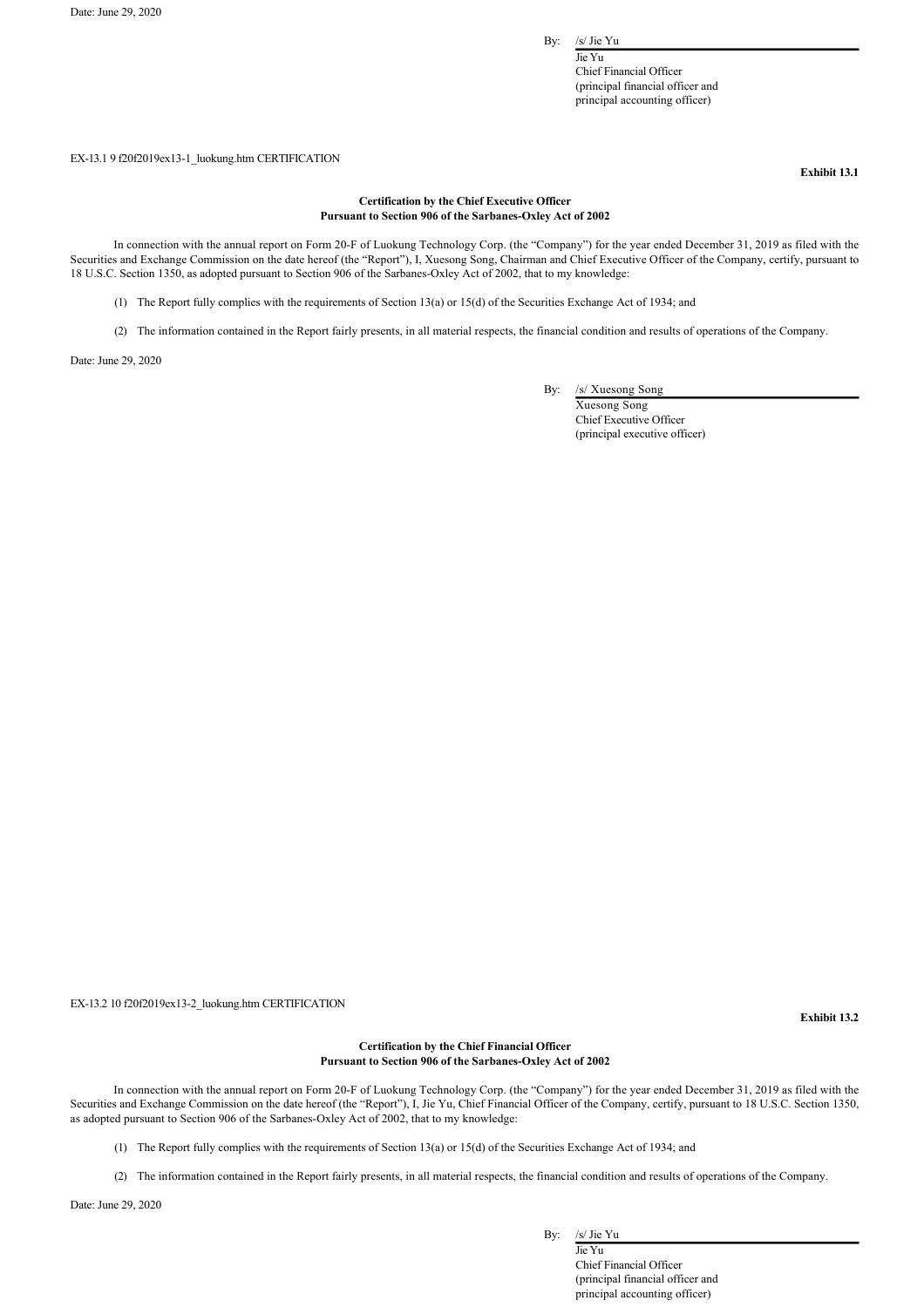Date: June 29, 2020

By: /s/ Jie Yu

Jie Yu
Chief Financial Officer
(principal financial officer and principal accounting officer)

EX-13.1 9 f20f2019ex13-1_luokung.htm CERTIFICATION

**Exhibit 13.1**

**Certification by the Chief Executive Officer
Pursuant to Section 906 of the Sarbanes-Oxley Act of 2002**

In connection with the annual report on Form 20-F of Luokung Technology Corp. (the "Company") for the year ended December 31, 2019 as filed with the Securities and Exchange Commission on the date hereof (the "Report"), I, Xuesong Song, Chairman and Chief Executive Officer of the Company, certify, pursuant to 18 U.S.C. Section 1350, as adopted pursuant to Section 906 of the Sarbanes-Oxley Act of 2002, that to my knowledge:

(1) The Report fully complies with the requirements of Section 13(a) or 15(d) of the Securities Exchange Act of 1934; and

(2) The information contained in the Report fairly presents, in all material respects, the financial condition and results of operations of the Company.

Date: June 29, 2020

By: /s/ Xuesong Song

Xuesong Song
Chief Executive Officer
(principal executive officer)

EX-13.2 10 f20f2019ex13-2_luokung.htm CERTIFICATION

**Exhibit 13.2**

**Certification by the Chief Financial Officer
Pursuant to Section 906 of the Sarbanes-Oxley Act of 2002**

In connection with the annual report on Form 20-F of Luokung Technology Corp. (the "Company") for the year ended December 31, 2019 as filed with the Securities and Exchange Commission on the date hereof (the "Report"), I, Jie Yu, Chief Financial Officer of the Company, certify, pursuant to 18 U.S.C. Section 1350, as adopted pursuant to Section 906 of the Sarbanes-Oxley Act of 2002, that to my knowledge:

(1) The Report fully complies with the requirements of Section 13(a) or 15(d) of the Securities Exchange Act of 1934; and

(2) The information contained in the Report fairly presents, in all material respects, the financial condition and results of operations of the Company.

Date: June 29, 2020

By: /s/ Jie Yu

Jie Yu
Chief Financial Officer
(principal financial officer and principal accounting officer)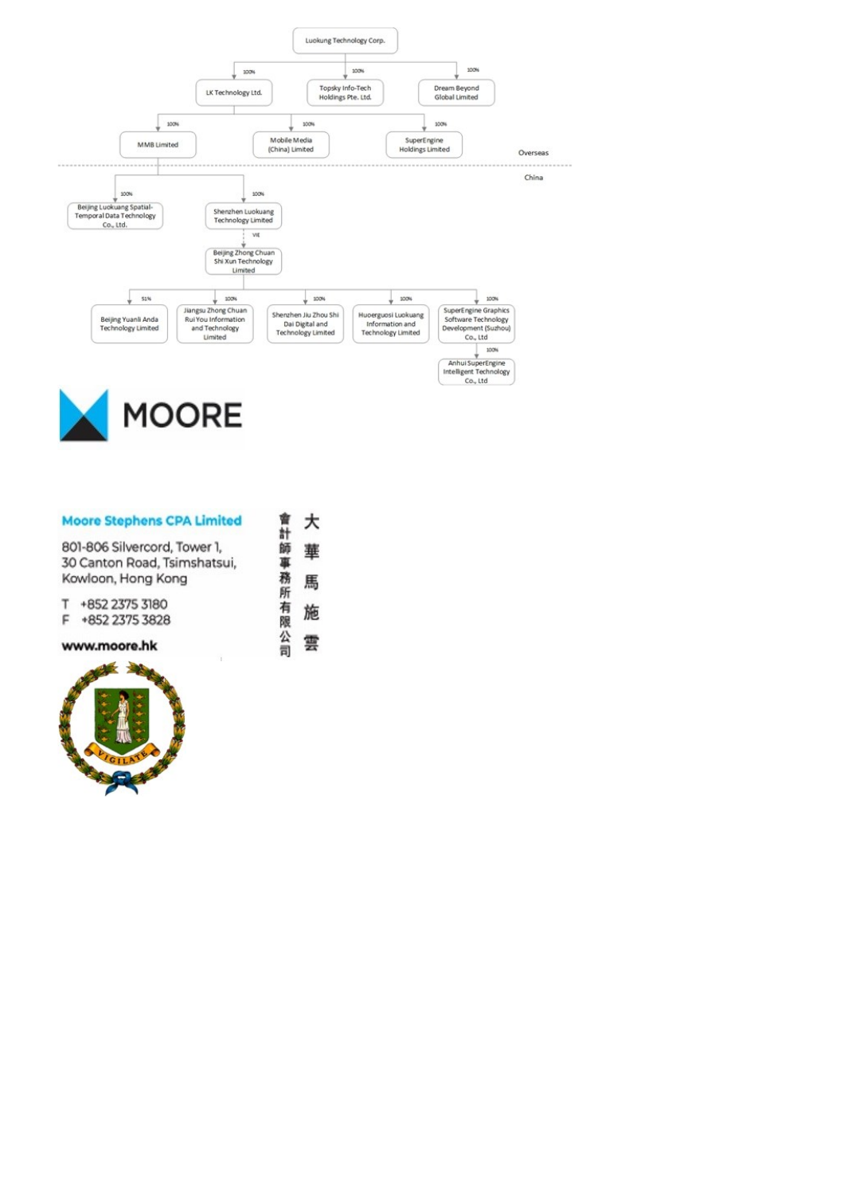Luokung Technology Corp.

100%

LK Technology Ltd.

100%

Topsky Info-Tech Holdings Pte. Ltd.

100%

Dream Beyond Global Limited

100%

MMB Limited

100%

Mobile Media (China) Limited

100%

SuperEngine Holdings Limited

Overseas

China

100%

Beijing Luokuang Spatial-Temporal Data Technology Co., Ltd.

100%

Shenzhen Luokuang Technology Limited

VIE

Beijing Zhong Chuan Shi Xun Technology Limited

51%

Beijing Yuanli Anda Technology Limited

100%

Jiangsu Zhong Chuan Rui You Information and Technology Limited

100%

Shenzhen Jiu Zhou Shi Dai Digital and Technology Limited

100%

Huoerguosi Luokuang Information and Technology Limited

100%

SuperEngine Graphics Software Technology Development (Suzhou) Co., Ltd

100%

Anhui SuperEngine Intelligent Technology Co., Ltd

MOORE

**Moore Stephens CPA Limited**

801-806 Silvercord, Tower 1,
30 Canton Road, Tsimshatsui,
Kowloon, Hong Kong

T +852 2375 3180
F +852 2375 3828

**www.moore.hk**

大華馬施雲
會計師事務所有限公司

VIGILATE